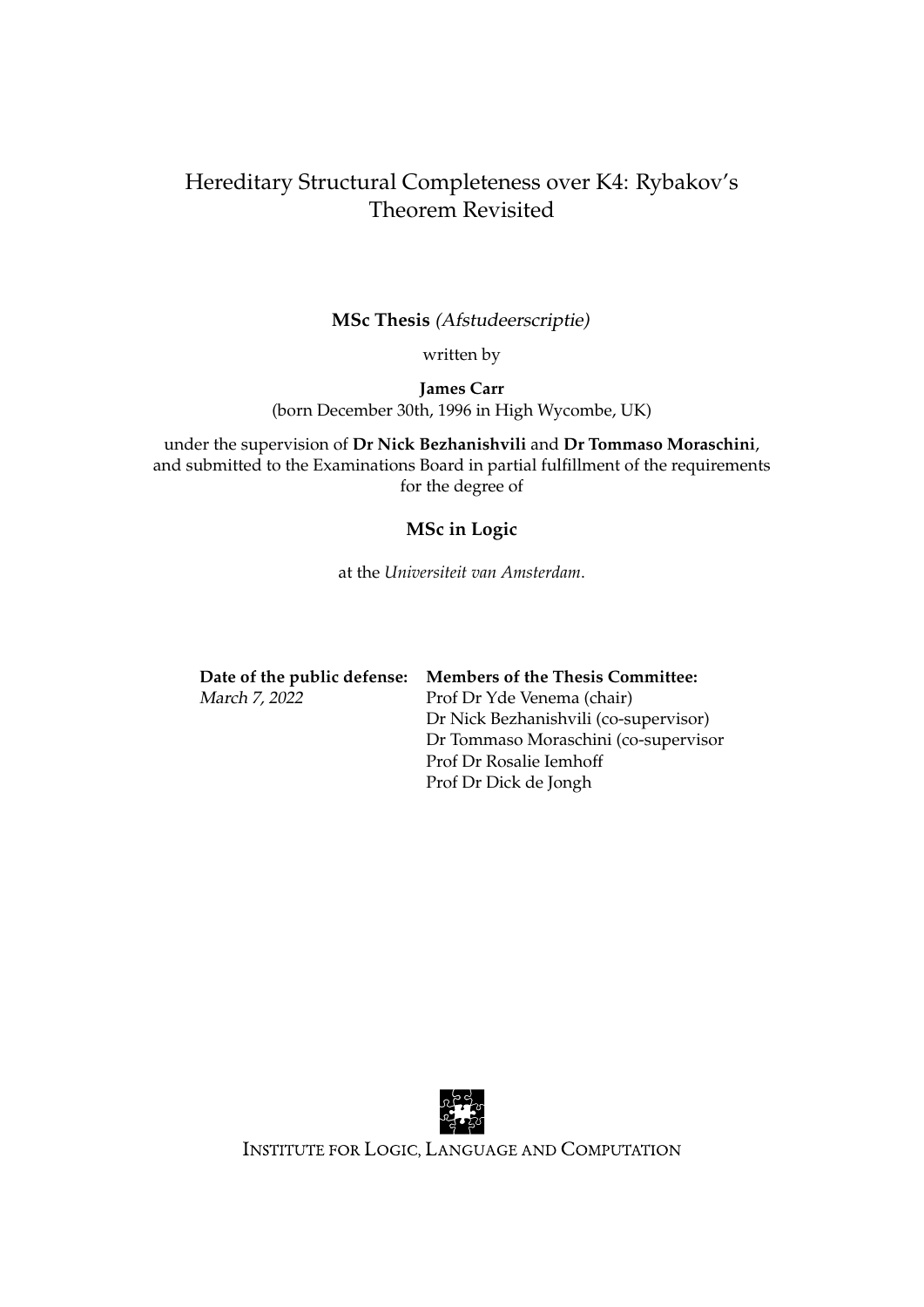# Hereditary Structural Completeness over K4: Rybakov's Theorem Revisited

**MSc Thesis** *(Afstudeerscriptie)*

written by

**James Carr**
(born December 30th, 1996 in High Wycombe, UK)

under the supervision of **Dr Nick Bezhanishvili** and **Dr Tommaso Moraschini**, and submitted to the Examinations Board in partial fulfillment of the requirements for the degree of

**MSc in Logic**

at the *Universiteit van Amsterdam*.

| **Date of the public defense:** | **Members of the Thesis Committee:** |
|---|---|
| *March 7, 2022* | Prof Dr Yde Venema (chair) |
| | Dr Nick Bezhanishvili (co-supervisor) |
| | Dr Tommaso Moraschini (co-supervisor |
| | Prof Dr Rosalie Iemhoff |
| | Prof Dr Dick de Jongh |

INSTITUTE FOR LOGIC, LANGUAGE AND COMPUTATION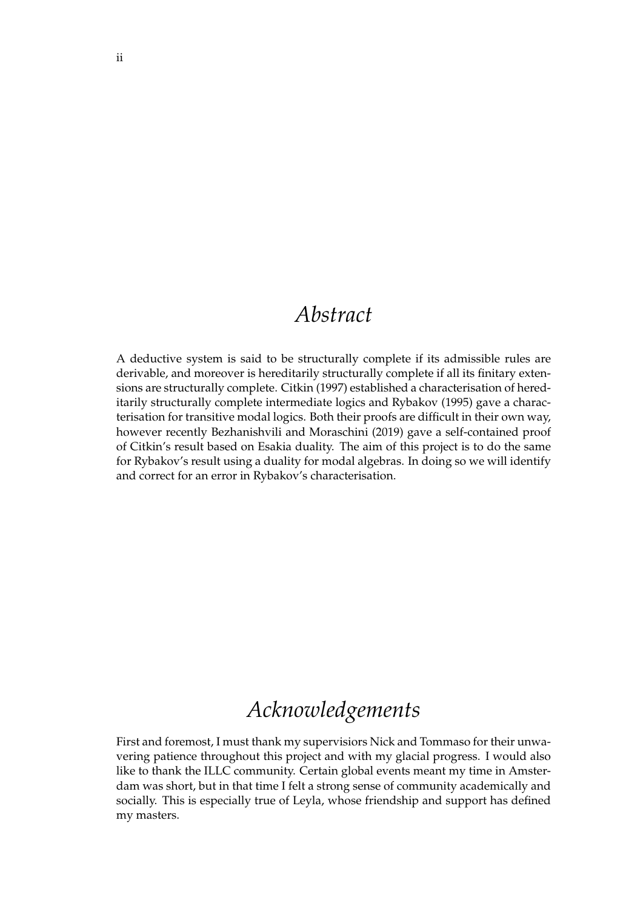# *Abstract*

A deductive system is said to be structurally complete if its admissible rules are derivable, and moreover is hereditarily structurally complete if all its finitary extensions are structurally complete. Citkin (1997) established a characterisation of hereditarily structurally complete intermediate logics and Rybakov (1995) gave a characterisation for transitive modal logics. Both their proofs are difficult in their own way, however recently Bezhanishvili and Moraschini (2019) gave a self-contained proof of Citkin's result based on Esakia duality. The aim of this project is to do the same for Rybakov's result using a duality for modal algebras. In doing so we will identify and correct for an error in Rybakov's characterisation.

# *Acknowledgements*

First and foremost, I must thank my supervisiors Nick and Tommaso for their unwavering patience throughout this project and with my glacial progress. I would also like to thank the ILLC community. Certain global events meant my time in Amsterdam was short, but in that time I felt a strong sense of community academically and socially. This is especially true of Leyla, whose friendship and support has defined my masters.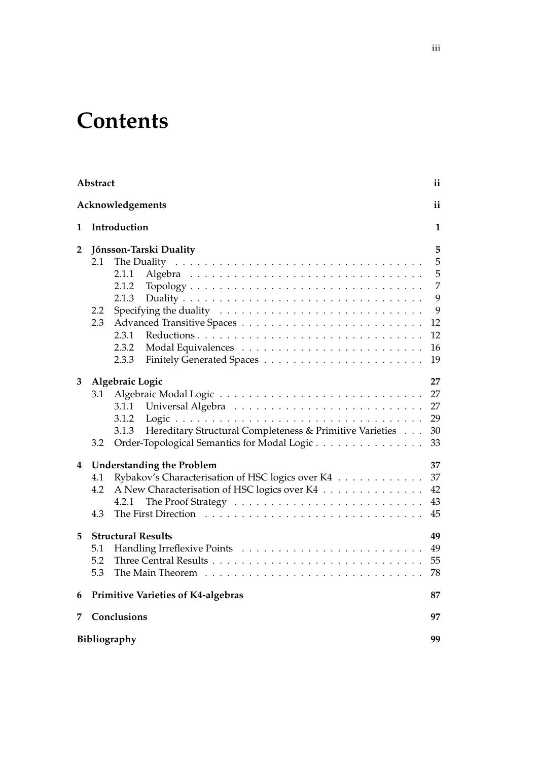# Contents

**Abstract** ii

**Acknowledgements** ii

**1 Introduction** 1

**2 Jónsson-Tarski Duality** 5
- 2.1 The Duality 5
  - 2.1.1 Algebra 5
  - 2.1.2 Topology 7
  - 2.1.3 Duality 9
- 2.2 Specifying the duality 9
- 2.3 Advanced Transitive Spaces 12
  - 2.3.1 Reductions 12
  - 2.3.2 Modal Equivalences 16
  - 2.3.3 Finitely Generated Spaces 19

**3 Algebraic Logic** 27
- 3.1 Algebraic Modal Logic 27
  - 3.1.1 Universal Algebra 27
  - 3.1.2 Logic 29
  - 3.1.3 Hereditary Structural Completeness & Primitive Varieties 30
- 3.2 Order-Topological Semantics for Modal Logic 33

**4 Understanding the Problem** 37
- 4.1 Rybakov's Characterisation of HSC logics over K4 37
- 4.2 A New Characterisation of HSC logics over K4 42
  - 4.2.1 The Proof Strategy 43
- 4.3 The First Direction 45

**5 Structural Results** 49
- 5.1 Handling Irreflexive Points 49
- 5.2 Three Central Results 55
- 5.3 The Main Theorem 78

**6 Primitive Varieties of K4-algebras** 87

**7 Conclusions** 97

**Bibliography** 99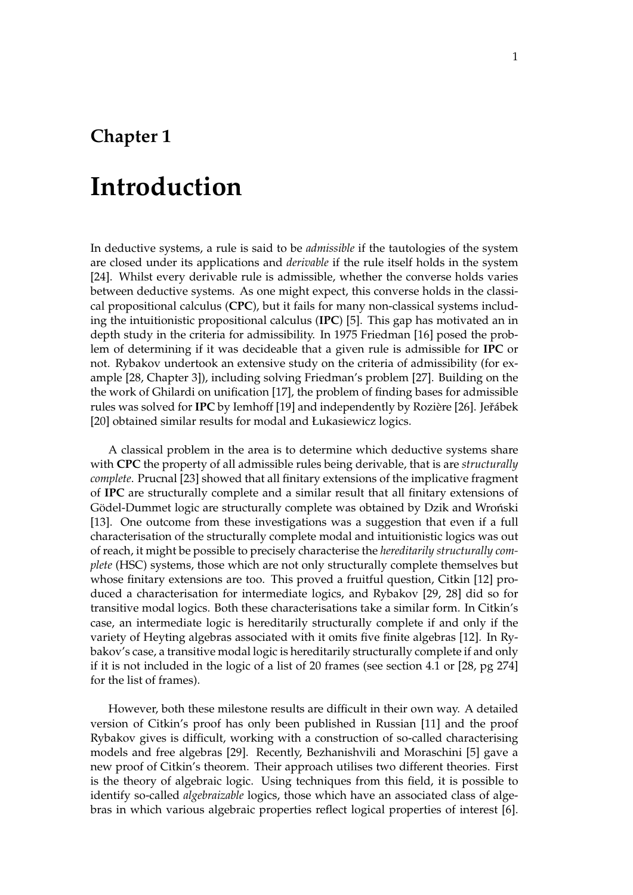# Chapter 1

# Introduction

In deductive systems, a rule is said to be *admissible* if the tautologies of the system are closed under its applications and *derivable* if the rule itself holds in the system [24]. Whilst every derivable rule is admissible, whether the converse holds varies between deductive systems. As one might expect, this converse holds in the classical propositional calculus (**CPC**), but it fails for many non-classical systems including the intuitionistic propositional calculus (**IPC**) [5]. This gap has motivated an in depth study in the criteria for admissibility. In 1975 Friedman [16] posed the problem of determining if it was decideable that a given rule is admissible for **IPC** or not. Rybakov undertook an extensive study on the criteria of admissibility (for example [28, Chapter 3]), including solving Friedman's problem [27]. Building on the the work of Ghilardi on unification [17], the problem of finding bases for admissible rules was solved for **IPC** by Iemhoff [19] and independently by Rozière [26]. Jeřábek [20] obtained similar results for modal and Łukasiewicz logics.

A classical problem in the area is to determine which deductive systems share with **CPC** the property of all admissible rules being derivable, that is are *structurally complete*. Prucnal [23] showed that all finitary extensions of the implicative fragment of **IPC** are structurally complete and a similar result that all finitary extensions of Gödel-Dummet logic are structurally complete was obtained by Dzik and Wroński [13]. One outcome from these investigations was a suggestion that even if a full characterisation of the structurally complete modal and intuitionistic logics was out of reach, it might be possible to precisely characterise the *hereditarily structurally complete* (HSC) systems, those which are not only structurally complete themselves but whose finitary extensions are too. This proved a fruitful question, Citkin [12] produced a characterisation for intermediate logics, and Rybakov [29, 28] did so for transitive modal logics. Both these characterisations take a similar form. In Citkin's case, an intermediate logic is hereditarily structurally complete if and only if the variety of Heyting algebras associated with it omits five finite algebras [12]. In Rybakov's case, a transitive modal logic is hereditarily structurally complete if and only if it is not included in the logic of a list of 20 frames (see section 4.1 or [28, pg 274] for the list of frames).

However, both these milestone results are difficult in their own way. A detailed version of Citkin's proof has only been published in Russian [11] and the proof Rybakov gives is difficult, working with a construction of so-called characterising models and free algebras [29]. Recently, Bezhanishvili and Moraschini [5] gave a new proof of Citkin's theorem. Their approach utilises two different theories. First is the theory of algebraic logic. Using techniques from this field, it is possible to identify so-called *algebraizable* logics, those which have an associated class of algebras in which various algebraic properties reflect logical properties of interest [6].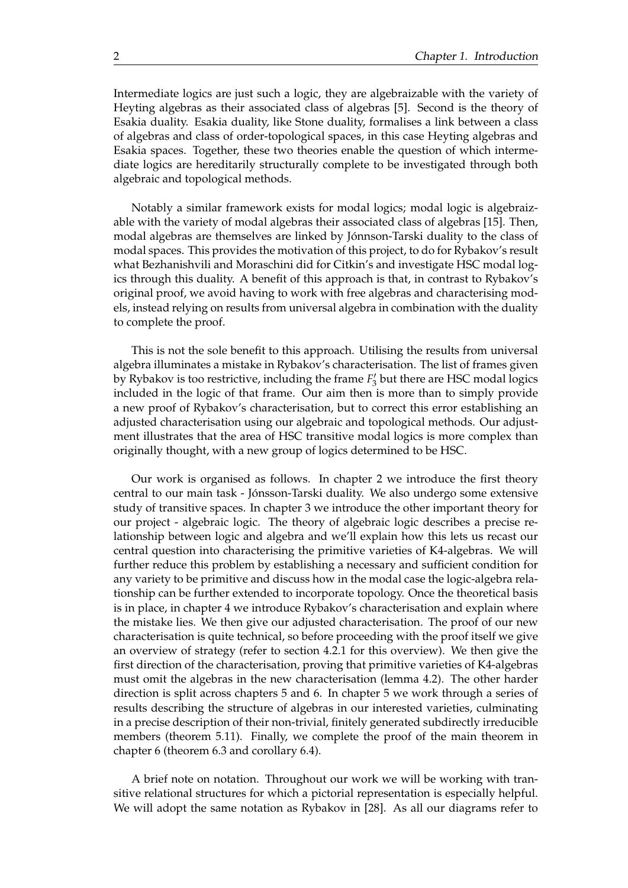Intermediate logics are just such a logic, they are algebraizable with the variety of Heyting algebras as their associated class of algebras [5]. Second is the theory of Esakia duality. Esakia duality, like Stone duality, formalises a link between a class of algebras and class of order-topological spaces, in this case Heyting algebras and Esakia spaces. Together, these two theories enable the question of which intermediate logics are hereditarily structurally complete to be investigated through both algebraic and topological methods.

Notably a similar framework exists for modal logics; modal logic is algebraizable with the variety of modal algebras their associated class of algebras [15]. Then, modal algebras are themselves are linked by Jónnson-Tarski duality to the class of modal spaces. This provides the motivation of this project, to do for Rybakov's result what Bezhanishvili and Moraschini did for Citkin's and investigate HSC modal logics through this duality. A benefit of this approach is that, in contrast to Rybakov's original proof, we avoid having to work with free algebras and characterising models, instead relying on results from universal algebra in combination with the duality to complete the proof.

This is not the sole benefit to this approach. Utilising the results from universal algebra illuminates a mistake in Rybakov's characterisation. The list of frames given by Rybakov is too restrictive, including the frame $F_3'$ but there are HSC modal logics included in the logic of that frame. Our aim then is more than to simply provide a new proof of Rybakov's characterisation, but to correct this error establishing an adjusted characterisation using our algebraic and topological methods. Our adjustment illustrates that the area of HSC transitive modal logics is more complex than originally thought, with a new group of logics determined to be HSC.

Our work is organised as follows. In chapter 2 we introduce the first theory central to our main task - Jónsson-Tarski duality. We also undergo some extensive study of transitive spaces. In chapter 3 we introduce the other important theory for our project - algebraic logic. The theory of algebraic logic describes a precise relationship between logic and algebra and we'll explain how this lets us recast our central question into characterising the primitive varieties of K4-algebras. We will further reduce this problem by establishing a necessary and sufficient condition for any variety to be primitive and discuss how in the modal case the logic-algebra relationship can be further extended to incorporate topology. Once the theoretical basis is in place, in chapter 4 we introduce Rybakov's characterisation and explain where the mistake lies. We then give our adjusted characterisation. The proof of our new characterisation is quite technical, so before proceeding with the proof itself we give an overview of strategy (refer to section 4.2.1 for this overview). We then give the first direction of the characterisation, proving that primitive varieties of K4-algebras must omit the algebras in the new characterisation (lemma 4.2). The other harder direction is split across chapters 5 and 6. In chapter 5 we work through a series of results describing the structure of algebras in our interested varieties, culminating in a precise description of their non-trivial, finitely generated subdirectly irreducible members (theorem 5.11). Finally, we complete the proof of the main theorem in chapter 6 (theorem 6.3 and corollary 6.4).

A brief note on notation. Throughout our work we will be working with transitive relational structures for which a pictorial representation is especially helpful. We will adopt the same notation as Rybakov in [28]. As all our diagrams refer to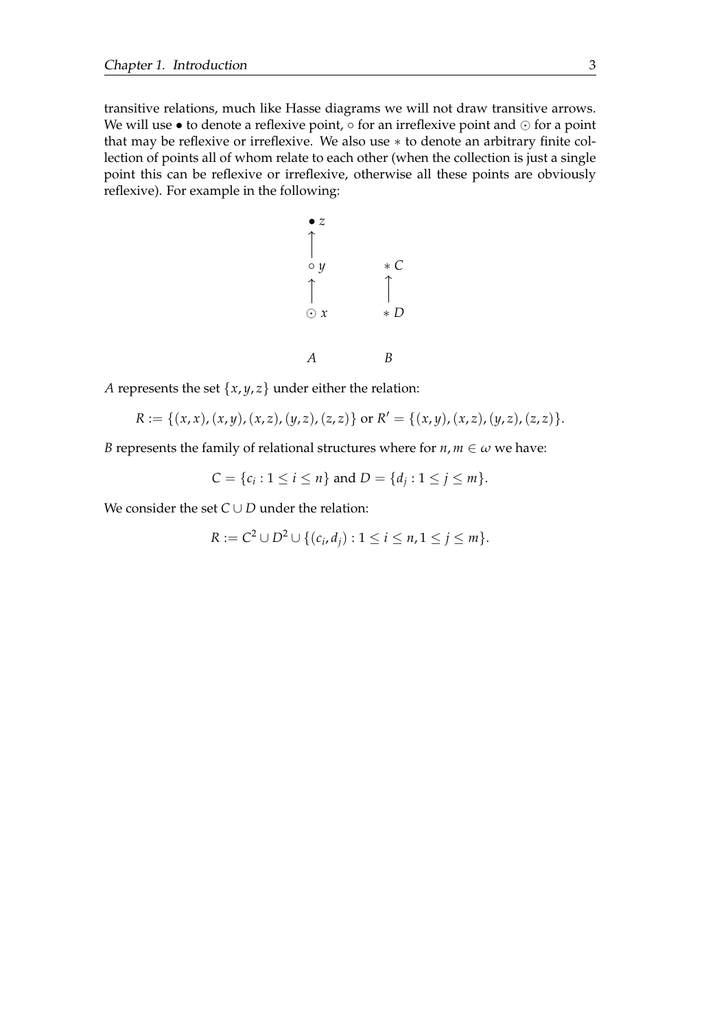transitive relations, much like Hasse diagrams we will not draw transitive arrows. We will use $\bullet$ to denote a reflexive point, $\circ$ for an irreflexive point and $\odot$ for a point that may be reflexive or irreflexive. We also use $*$ to denote an arbitrary finite collection of points all of whom relate to each other (when the collection is just a single point this can be reflexive or irreflexive, otherwise all these points are obviously reflexive). For example in the following:

$$
\begin{array}{ccc}
\bullet\, z & & \\
\uparrow & & \\
\circ\, y & & *\, C \\
\uparrow & & \uparrow \\
\odot\, x & & *\, D \\
 & & \\
A & & B
\end{array}
$$

$A$ represents the set $\{x, y, z\}$ under either the relation:

$$R := \{(x,x), (x,y), (x,z), (y,z), (z,z)\} \text{ or } R' = \{(x,y), (x,z), (y,z), (z,z)\}.$$

$B$ represents the family of relational structures where for $n, m \in \omega$ we have:

$$C = \{c_i : 1 \leq i \leq n\} \text{ and } D = \{d_j : 1 \leq j \leq m\}.$$

We consider the set $C \cup D$ under the relation:

$$R := C^2 \cup D^2 \cup \{(c_i, d_j) : 1 \leq i \leq n, 1 \leq j \leq m\}.$$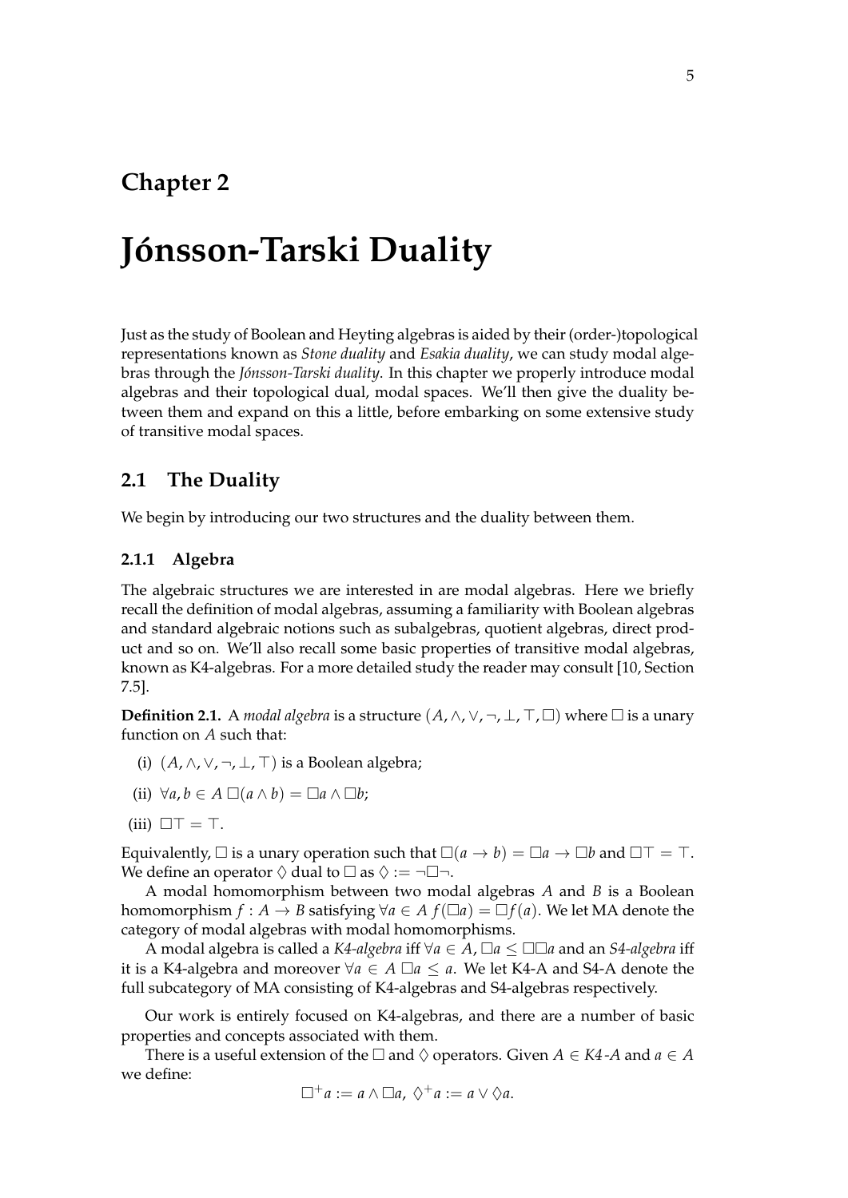# Chapter 2

# Jónsson-Tarski Duality

Just as the study of Boolean and Heyting algebras is aided by their (order-)topological representations known as *Stone duality* and *Esakia duality*, we can study modal algebras through the *Jónsson-Tarski duality*. In this chapter we properly introduce modal algebras and their topological dual, modal spaces. We'll then give the duality between them and expand on this a little, before embarking on some extensive study of transitive modal spaces.

## 2.1 The Duality

We begin by introducing our two structures and the duality between them.

### 2.1.1 Algebra

The algebraic structures we are interested in are modal algebras. Here we briefly recall the definition of modal algebras, assuming a familiarity with Boolean algebras and standard algebraic notions such as subalgebras, quotient algebras, direct product and so on. We'll also recall some basic properties of transitive modal algebras, known as K4-algebras. For a more detailed study the reader may consult [10, Section 7.5].

**Definition 2.1.** A *modal algebra* is a structure $(A, \wedge, \vee, \neg, \bot, \top, \Box)$ where $\Box$ is a unary function on $A$ such that:

(i) $(A, \wedge, \vee, \neg, \bot, \top)$ is a Boolean algebra;

(ii) $\forall a, b \in A\ \Box(a \wedge b) = \Box a \wedge \Box b$;

(iii) $\Box\top = \top$.

Equivalently, $\Box$ is a unary operation such that $\Box(a \to b) = \Box a \to \Box b$ and $\Box\top = \top$. We define an operator $\Diamond$ dual to $\Box$ as $\Diamond := \neg\Box\neg$.

A modal homomorphism between two modal algebras $A$ and $B$ is a Boolean homomorphism $f : A \to B$ satisfying $\forall a \in A\ f(\Box a) = \Box f(a)$. We let MA denote the category of modal algebras with modal homomorphisms.

A modal algebra is called a *K4-algebra* iff $\forall a \in A$, $\Box a \leq \Box\Box a$ and an *S4-algebra* iff it is a K4-algebra and moreover $\forall a \in A\ \Box a \leq a$. We let K4-A and S4-A denote the full subcategory of MA consisting of K4-algebras and S4-algebras respectively.

Our work is entirely focused on K4-algebras, and there are a number of basic properties and concepts associated with them.

There is a useful extension of the $\Box$ and $\Diamond$ operators. Given $A \in$ *K4-A* and $a \in A$ we define:

$$\Box^+ a := a \wedge \Box a,\ \Diamond^+ a := a \vee \Diamond a.$$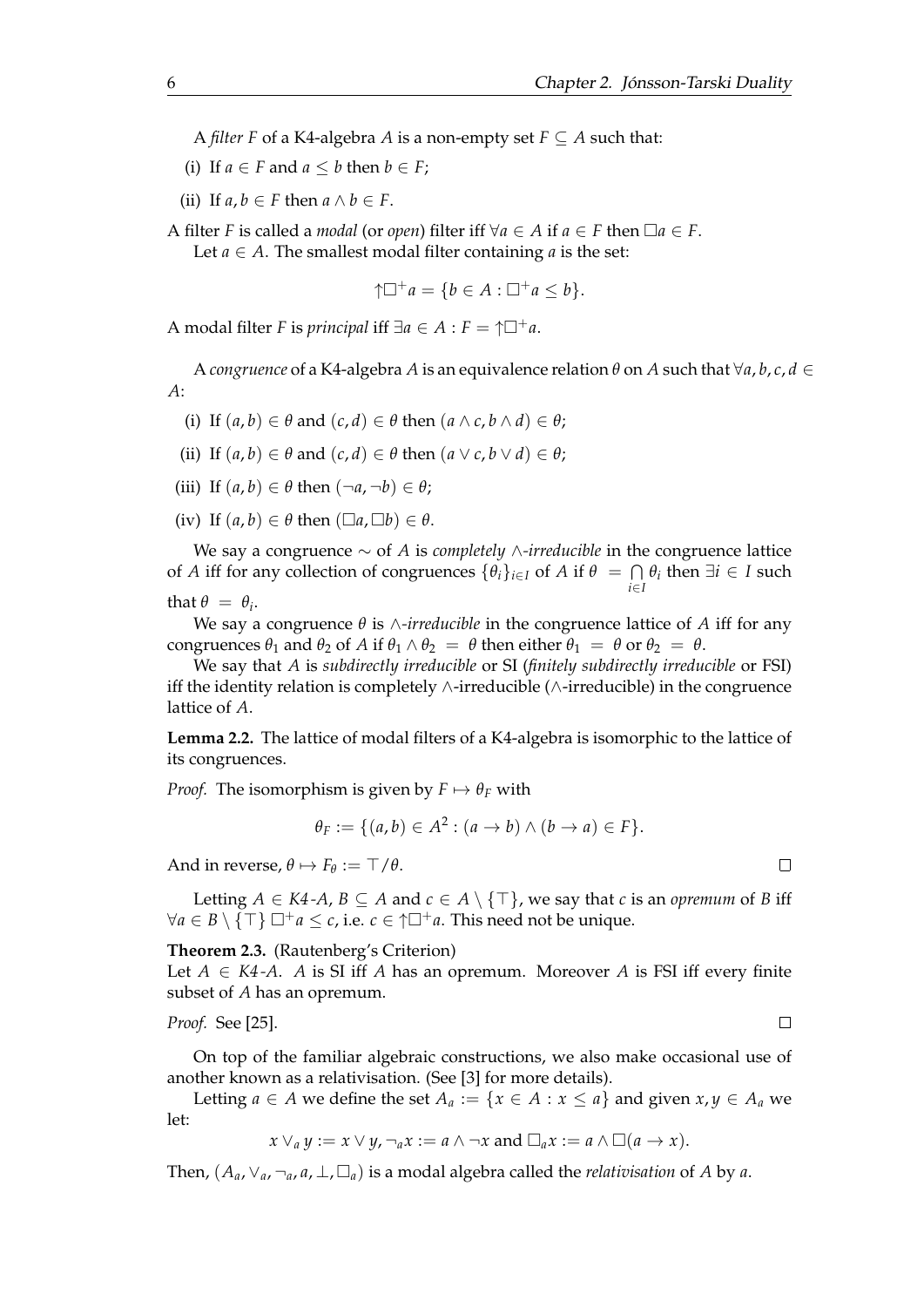A *filter* $F$ of a K4-algebra $A$ is a non-empty set $F \subseteq A$ such that:

(i) If $a \in F$ and $a \leq b$ then $b \in F$;

(ii) If $a, b \in F$ then $a \wedge b \in F$.

A filter $F$ is called a *modal* (or *open*) filter iff $\forall a \in A$ if $a \in F$ then $\Box a \in F$.

Let $a \in A$. The smallest modal filter containing $a$ is the set:

$$\uparrow\Box^+ a = \{b \in A : \Box^+ a \leq b\}.$$

A modal filter $F$ is *principal* iff $\exists a \in A : F = \uparrow\Box^+ a$.

A *congruence* of a K4-algebra $A$ is an equivalence relation $\theta$ on $A$ such that $\forall a, b, c, d \in A$:

(i) If $(a, b) \in \theta$ and $(c, d) \in \theta$ then $(a \wedge c, b \wedge d) \in \theta$;

(ii) If $(a, b) \in \theta$ and $(c, d) \in \theta$ then $(a \vee c, b \vee d) \in \theta$;

(iii) If $(a, b) \in \theta$ then $(\neg a, \neg b) \in \theta$;

(iv) If $(a, b) \in \theta$ then $(\Box a, \Box b) \in \theta$.

We say a congruence $\sim$ of $A$ is *completely $\wedge$-irreducible* in the congruence lattice of $A$ iff for any collection of congruences $\{\theta_i\}_{i \in I}$ of $A$ if $\theta = \bigcap_{i \in I} \theta_i$ then $\exists i \in I$ such that $\theta = \theta_i$.

We say a congruence $\theta$ is *$\wedge$-irreducible* in the congruence lattice of $A$ iff for any congruences $\theta_1$ and $\theta_2$ of $A$ if $\theta_1 \wedge \theta_2 = \theta$ then either $\theta_1 = \theta$ or $\theta_2 = \theta$.

We say that $A$ is *subdirectly irreducible* or SI (*finitely subdirectly irreducible* or FSI) iff the identity relation is completely $\wedge$-irreducible ($\wedge$-irreducible) in the congruence lattice of $A$.

**Lemma 2.2.** The lattice of modal filters of a K4-algebra is isomorphic to the lattice of its congruences.

*Proof.* The isomorphism is given by $F \mapsto \theta_F$ with

$$\theta_F := \{(a, b) \in A^2 : (a \to b) \wedge (b \to a) \in F\}.$$

And in reverse, $\theta \mapsto F_\theta := \top/\theta$. □

Letting $A \in K4\text{-}A$, $B \subseteq A$ and $c \in A \setminus \{\top\}$, we say that $c$ is an *opremum* of $B$ iff $\forall a \in B \setminus \{\top\}\ \Box^+ a \leq c$, i.e. $c \in \uparrow\Box^+ a$. This need not be unique.

**Theorem 2.3.** (Rautenberg's Criterion)
Let $A \in K4\text{-}A$. $A$ is SI iff $A$ has an opremum. Moreover $A$ is FSI iff every finite subset of $A$ has an opremum.

*Proof.* See [25]. □

On top of the familiar algebraic constructions, we also make occasional use of another known as a relativisation. (See [3] for more details).

Letting $a \in A$ we define the set $A_a := \{x \in A : x \leq a\}$ and given $x, y \in A_a$ we let:

$$x \vee_a y := x \vee y,\ \neg_a x := a \wedge \neg x \text{ and } \Box_a x := a \wedge \Box(a \to x).$$

Then, $(A_a, \vee_a, \neg_a, a, \bot, \Box_a)$ is a modal algebra called the *relativisation* of $A$ by $a$.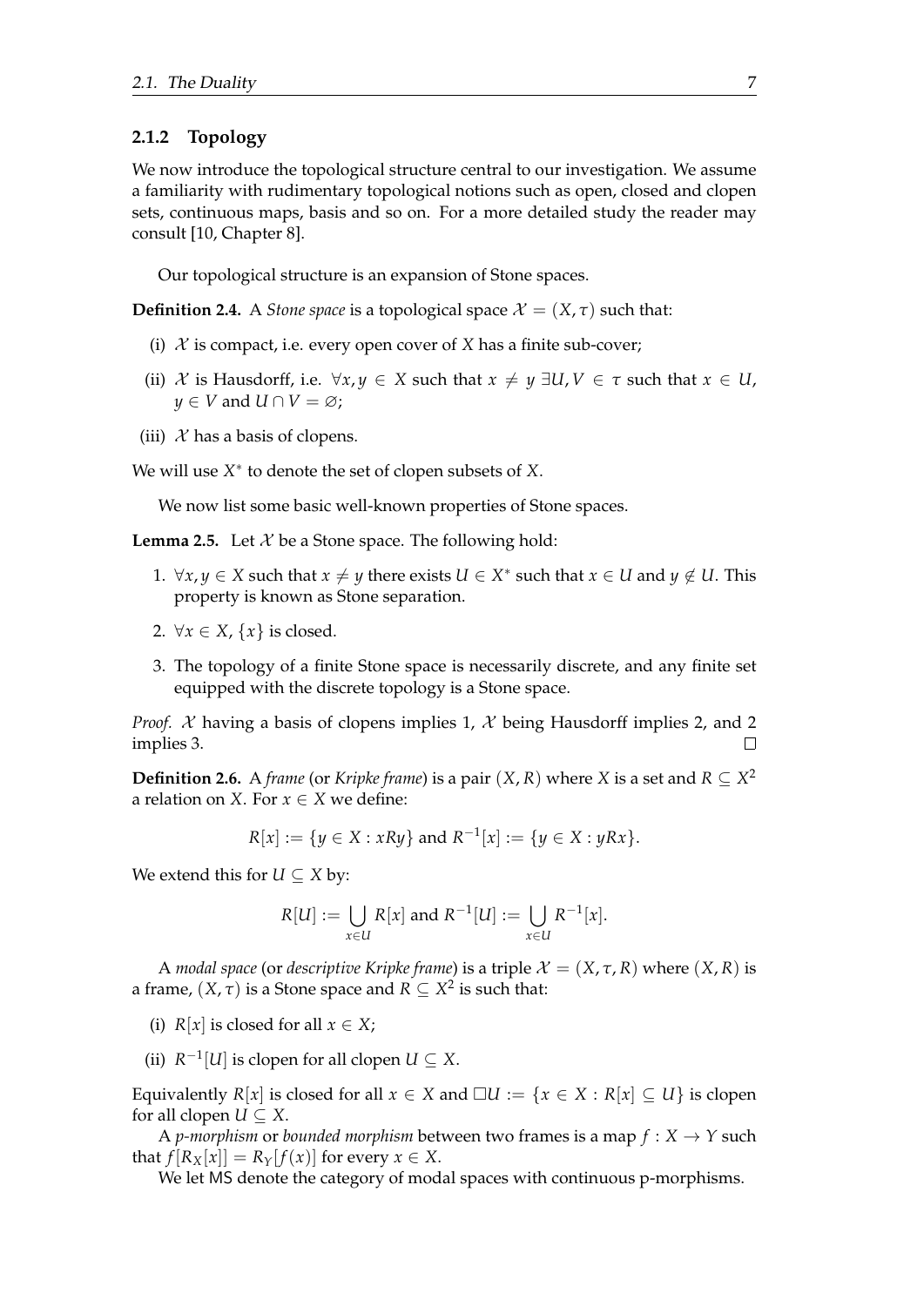### 2.1.2 Topology

We now introduce the topological structure central to our investigation. We assume a familiarity with rudimentary topological notions such as open, closed and clopen sets, continuous maps, basis and so on. For a more detailed study the reader may consult [10, Chapter 8].

Our topological structure is an expansion of Stone spaces.

**Definition 2.4.** A *Stone space* is a topological space $\mathcal{X} = (X, \tau)$ such that:

(i) $\mathcal{X}$ is compact, i.e. every open cover of $X$ has a finite sub-cover;

(ii) $\mathcal{X}$ is Hausdorff, i.e. $\forall x, y \in X$ such that $x \neq y$ $\exists U, V \in \tau$ such that $x \in U$, $y \in V$ and $U \cap V = \varnothing$;

(iii) $\mathcal{X}$ has a basis of clopens.

We will use $X^*$ to denote the set of clopen subsets of $X$.

We now list some basic well-known properties of Stone spaces.

**Lemma 2.5.** Let $\mathcal{X}$ be a Stone space. The following hold:

1. $\forall x, y \in X$ such that $x \neq y$ there exists $U \in X^*$ such that $x \in U$ and $y \notin U$. This property is known as Stone separation.
2. $\forall x \in X$, $\{x\}$ is closed.
3. The topology of a finite Stone space is necessarily discrete, and any finite set equipped with the discrete topology is a Stone space.

*Proof.* $\mathcal{X}$ having a basis of clopens implies 1, $\mathcal{X}$ being Hausdorff implies 2, and 2 implies 3. $\square$

**Definition 2.6.** A *frame* (or *Kripke frame*) is a pair $(X, R)$ where $X$ is a set and $R \subseteq X^2$ a relation on $X$. For $x \in X$ we define:

$$R[x] := \{y \in X : xRy\} \text{ and } R^{-1}[x] := \{y \in X : yRx\}.$$

We extend this for $U \subseteq X$ by:

$$R[U] := \bigcup_{x \in U} R[x] \text{ and } R^{-1}[U] := \bigcup_{x \in U} R^{-1}[x].$$

A *modal space* (or *descriptive Kripke frame*) is a triple $\mathcal{X} = (X, \tau, R)$ where $(X, R)$ is a frame, $(X, \tau)$ is a Stone space and $R \subseteq X^2$ is such that:

(i) $R[x]$ is closed for all $x \in X$;

(ii) $R^{-1}[U]$ is clopen for all clopen $U \subseteq X$.

Equivalently $R[x]$ is closed for all $x \in X$ and $\Box U := \{x \in X : R[x] \subseteq U\}$ is clopen for all clopen $U \subseteq X$.

A *p-morphism* or *bounded morphism* between two frames is a map $f : X \to Y$ such that $f[R_X[x]] = R_Y[f(x)]$ for every $x \in X$.

We let MS denote the category of modal spaces with continuous p-morphisms.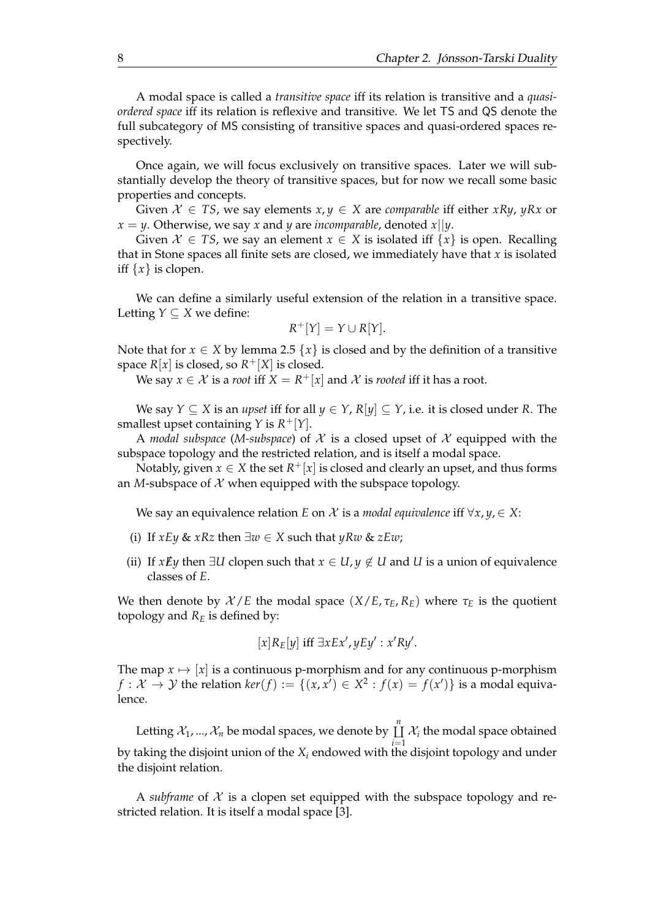A modal space is called a *transitive space* iff its relation is transitive and a *quasi-ordered space* iff its relation is reflexive and transitive. We let TS and QS denote the full subcategory of MS consisting of transitive spaces and quasi-ordered spaces respectively.

Once again, we will focus exclusively on transitive spaces. Later we will substantially develop the theory of transitive spaces, but for now we recall some basic properties and concepts.

Given $\mathcal{X} \in TS$, we say elements $x, y \in X$ are *comparable* iff either $xRy$, $yRx$ or $x = y$. Otherwise, we say $x$ and $y$ are *incomparable*, denoted $x||y$.

Given $\mathcal{X} \in TS$, we say an element $x \in X$ is isolated iff $\{x\}$ is open. Recalling that in Stone spaces all finite sets are closed, we immediately have that $x$ is isolated iff $\{x\}$ is clopen.

We can define a similarly useful extension of the relation in a transitive space. Letting $Y \subseteq X$ we define:

$$R^+[Y] = Y \cup R[Y].$$

Note that for $x \in X$ by lemma 2.5 $\{x\}$ is closed and by the definition of a transitive space $R[x]$ is closed, so $R^+[X]$ is closed.

We say $x \in \mathcal{X}$ is a *root* iff $X = R^+[x]$ and $\mathcal{X}$ is *rooted* iff it has a root.

We say $Y \subseteq X$ is an *upset* iff for all $y \in Y$, $R[y] \subseteq Y$, i.e. it is closed under $R$. The smallest upset containing $Y$ is $R^+[Y]$.

A *modal subspace* (*M-subspace*) of $\mathcal{X}$ is a closed upset of $\mathcal{X}$ equipped with the subspace topology and the restricted relation, and is itself a modal space.

Notably, given $x \in X$ the set $R^+[x]$ is closed and clearly an upset, and thus forms an $M$-subspace of $\mathcal{X}$ when equipped with the subspace topology.

We say an equivalence relation $E$ on $\mathcal{X}$ is a *modal equivalence* iff $\forall x, y, \in X$:

(i) If $xEy$ & $xRz$ then $\exists w \in X$ such that $yRw$ & $zEw$;

(ii) If $x \not{E} y$ then $\exists U$ clopen such that $x \in U, y \notin U$ and $U$ is a union of equivalence classes of $E$.

We then denote by $\mathcal{X}/E$ the modal space $(X/E, \tau_E, R_E)$ where $\tau_E$ is the quotient topology and $R_E$ is defined by:

$$[x]R_E[y] \text{ iff } \exists xEx', yEy' : x'Ry'.$$

The map $x \mapsto [x]$ is a continuous p-morphism and for any continuous p-morphism $f : \mathcal{X} \to \mathcal{Y}$ the relation $ker(f) := \{(x, x') \in X^2 : f(x) = f(x')\}$ is a modal equivalence.

Letting $\mathcal{X}_1, ..., \mathcal{X}_n$ be modal spaces, we denote by $\coprod_{i=1}^{n} \mathcal{X}_i$ the modal space obtained by taking the disjoint union of the $X_i$ endowed with the disjoint topology and under the disjoint relation.

A *subframe* of $\mathcal{X}$ is a clopen set equipped with the subspace topology and restricted relation. It is itself a modal space [3].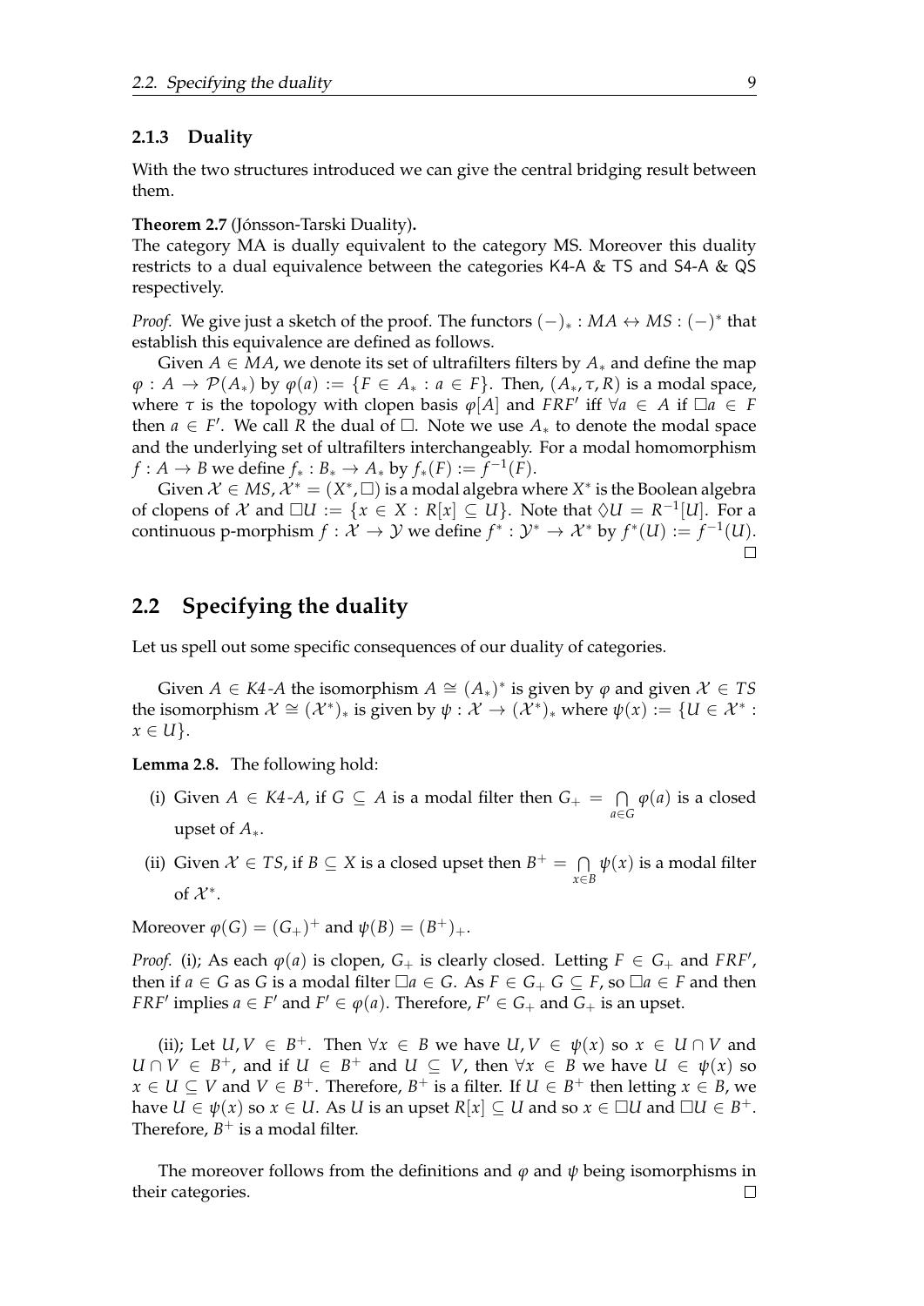### 2.1.3 Duality

With the two structures introduced we can give the central bridging result between them.

**Theorem 2.7** (Jónsson-Tarski Duality)**.**
The category MA is dually equivalent to the category MS. Moreover this duality restricts to a dual equivalence between the categories K4-A & TS and S4-A & QS respectively.

*Proof.* We give just a sketch of the proof. The functors $(-)_* : MA \leftrightarrow MS : (-)^*$ that establish this equivalence are defined as follows.

Given $A \in MA$, we denote its set of ultrafilters filters by $A_*$ and define the map $\varphi : A \to \mathcal{P}(A_*)$ by $\varphi(a) := \{F \in A_* : a \in F\}$. Then, $(A_*, \tau, R)$ is a modal space, where $\tau$ is the topology with clopen basis $\varphi[A]$ and $FRF'$ iff $\forall a \in A$ if $\Box a \in F$ then $a \in F'$. We call $R$ the dual of $\Box$. Note we use $A_*$ to denote the modal space and the underlying set of ultrafilters interchangeably. For a modal homomorphism $f : A \to B$ we define $f_* : B_* \to A_*$ by $f_*(F) := f^{-1}(F)$.

Given $\mathcal{X} \in MS$, $\mathcal{X}^* = (X^*, \Box)$ is a modal algebra where $X^*$ is the Boolean algebra of clopens of $\mathcal{X}$ and $\Box U := \{x \in X : R[x] \subseteq U\}$. Note that $\Diamond U = R^{-1}[U]$. For a continuous p-morphism $f : \mathcal{X} \to \mathcal{Y}$ we define $f^* : \mathcal{Y}^* \to \mathcal{X}^*$ by $f^*(U) := f^{-1}(U)$. $\square$

## 2.2 Specifying the duality

Let us spell out some specific consequences of our duality of categories.

Given $A \in K4\text{-}A$ the isomorphism $A \cong (A_*)^*$ is given by $\varphi$ and given $\mathcal{X} \in TS$ the isomorphism $\mathcal{X} \cong (\mathcal{X}^*)_*$ is given by $\psi : \mathcal{X} \to (\mathcal{X}^*)_*$ where $\psi(x) := \{U \in \mathcal{X}^* : x \in U\}$.

**Lemma 2.8.** The following hold:

(i) Given $A \in K4\text{-}A$, if $G \subseteq A$ is a modal filter then $G_+ = \bigcap_{a \in G} \varphi(a)$ is a closed upset of $A_*$.

(ii) Given $\mathcal{X} \in TS$, if $B \subseteq X$ is a closed upset then $B^+ = \bigcap_{x \in B} \psi(x)$ is a modal filter of $\mathcal{X}^*$.

Moreover $\varphi(G) = (G_+)^+$ and $\psi(B) = (B^+)_+$.

*Proof.* (i); As each $\varphi(a)$ is clopen, $G_+$ is clearly closed. Letting $F \in G_+$ and $FRF'$, then if $a \in G$ as $G$ is a modal filter $\Box a \in G$. As $F \in G_+$ $G \subseteq F$, so $\Box a \in F$ and then $FRF'$ implies $a \in F'$ and $F' \in \varphi(a)$. Therefore, $F' \in G_+$ and $G_+$ is an upset.

(ii); Let $U, V \in B^+$. Then $\forall x \in B$ we have $U, V \in \psi(x)$ so $x \in U \cap V$ and $U \cap V \in B^+$, and if $U \in B^+$ and $U \subseteq V$, then $\forall x \in B$ we have $U \in \psi(x)$ so $x \in U \subseteq V$ and $V \in B^+$. Therefore, $B^+$ is a filter. If $U \in B^+$ then letting $x \in B$, we have $U \in \psi(x)$ so $x \in U$. As $U$ is an upset $R[x] \subseteq U$ and so $x \in \Box U$ and $\Box U \in B^+$. Therefore, $B^+$ is a modal filter.

The moreover follows from the definitions and $\varphi$ and $\psi$ being isomorphisms in their categories. $\square$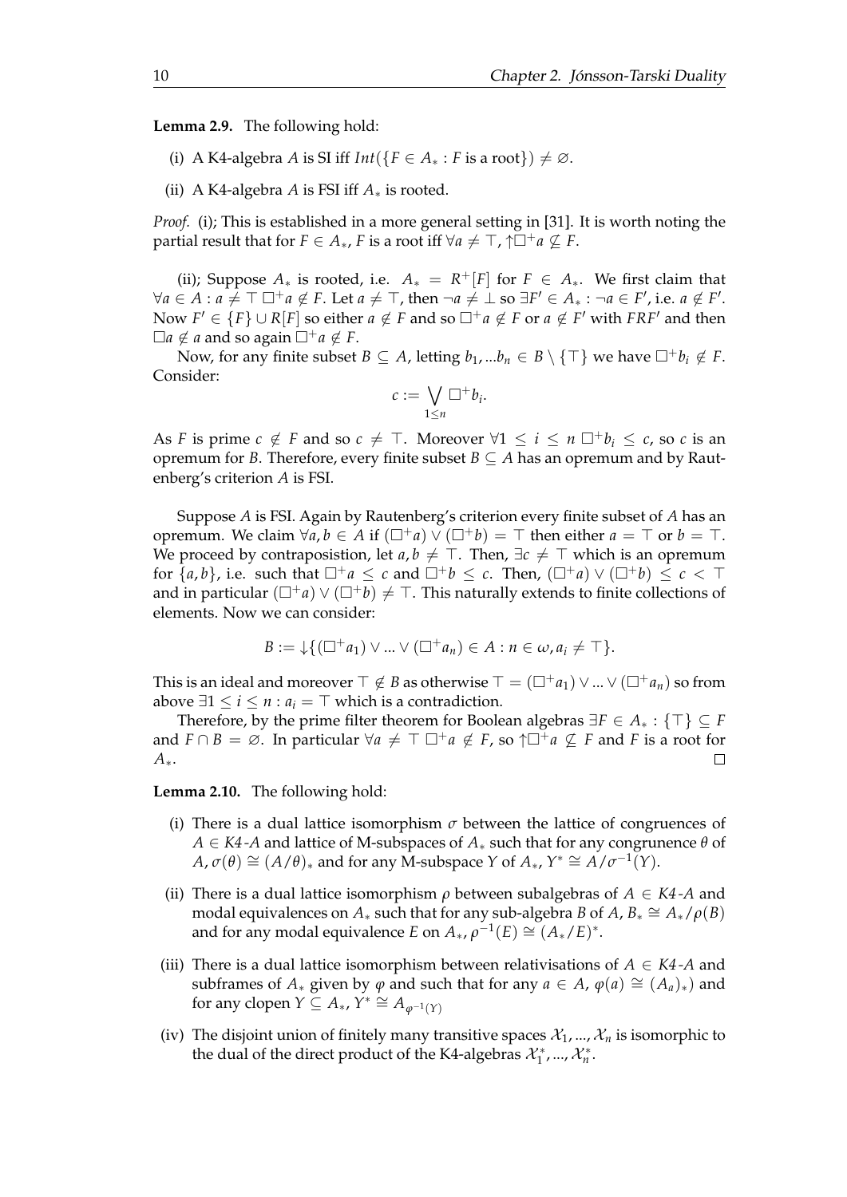**Lemma 2.9.** The following hold:

(i) A K4-algebra $A$ is SI iff $Int(\{F \in A_* : F \text{ is a root}\}) \neq \varnothing$.

(ii) A K4-algebra $A$ is FSI iff $A_*$ is rooted.

*Proof.* (i); This is established in a more general setting in [31]. It is worth noting the partial result that for $F \in A_*$, $F$ is a root iff $\forall a \neq \top, \uparrow\Box^+ a \not\subseteq F$.

(ii); Suppose $A_*$ is rooted, i.e. $A_* = R^+[F]$ for $F \in A_*$. We first claim that $\forall a \in A : a \neq \top\ \Box^+ a \notin F$. Let $a \neq \top$, then $\neg a \neq \bot$ so $\exists F' \in A_* : \neg a \in F'$, i.e. $a \notin F'$. Now $F' \in \{F\} \cup R[F]$ so either $a \notin F$ and so $\Box^+ a \notin F$ or $a \notin F'$ with $FRF'$ and then $\Box a \notin a$ and so again $\Box^+ a \notin F$.

Now, for any finite subset $B \subseteq A$, letting $b_1, ...b_n \in B \setminus \{\top\}$ we have $\Box^+ b_i \notin F$. Consider:

$$c := \bigvee_{1 \leq n} \Box^+ b_i.$$

As $F$ is prime $c \notin F$ and so $c \neq \top$. Moreover $\forall 1 \leq i \leq n\ \Box^+ b_i \leq c$, so $c$ is an opremum for $B$. Therefore, every finite subset $B \subseteq A$ has an opremum and by Rautenberg's criterion $A$ is FSI.

Suppose $A$ is FSI. Again by Rautenberg's criterion every finite subset of $A$ has an opremum. We claim $\forall a, b \in A$ if $(\Box^+ a) \vee (\Box^+ b) = \top$ then either $a = \top$ or $b = \top$. We proceed by contraposistion, let $a, b \neq \top$. Then, $\exists c \neq \top$ which is an opremum for $\{a, b\}$, i.e. such that $\Box^+ a \leq c$ and $\Box^+ b \leq c$. Then, $(\Box^+ a) \vee (\Box^+ b) \leq c < \top$ and in particular $(\Box^+ a) \vee (\Box^+ b) \neq \top$. This naturally extends to finite collections of elements. Now we can consider:

$$B := \downarrow\{(\Box^+ a_1) \vee ... \vee (\Box^+ a_n) \in A : n \in \omega, a_i \neq \top\}.$$

This is an ideal and moreover $\top \notin B$ as otherwise $\top = (\Box^+ a_1) \vee ... \vee (\Box^+ a_n)$ so from above $\exists 1 \leq i \leq n : a_i = \top$ which is a contradiction.

Therefore, by the prime filter theorem for Boolean algebras $\exists F \in A_* : \{\top\} \subseteq F$ and $F \cap B = \varnothing$. In particular $\forall a \neq \top\ \Box^+ a \notin F$, so $\uparrow\Box^+ a \not\subseteq F$ and $F$ is a root for $A_*$. $\square$

**Lemma 2.10.** The following hold:

(i) There is a dual lattice isomorphism $\sigma$ between the lattice of congruences of $A \in K4\text{-}A$ and lattice of M-subspaces of $A_*$ such that for any congrunence $\theta$ of $A$, $\sigma(\theta) \cong (A/\theta)_*$ and for any M-subspace $Y$ of $A_*$, $Y^* \cong A/\sigma^{-1}(Y)$.

(ii) There is a dual lattice isomorphism $\rho$ between subalgebras of $A \in K4\text{-}A$ and modal equivalences on $A_*$ such that for any sub-algebra $B$ of $A$, $B_* \cong A_*/\rho(B)$ and for any modal equivalence $E$ on $A_*$, $\rho^{-1}(E) \cong (A_*/E)^*$.

(iii) There is a dual lattice isomorphism between relativisations of $A \in K4\text{-}A$ and subframes of $A_*$ given by $\varphi$ and such that for any $a \in A$, $\varphi(a) \cong (A_a)_*)$ and for any clopen $Y \subseteq A_*$, $Y^* \cong A_{\varphi^{-1}(Y)}$

(iv) The disjoint union of finitely many transitive spaces $\mathcal{X}_1, ..., \mathcal{X}_n$ is isomorphic to the dual of the direct product of the K4-algebras $\mathcal{X}_1^*, ..., \mathcal{X}_n^*$.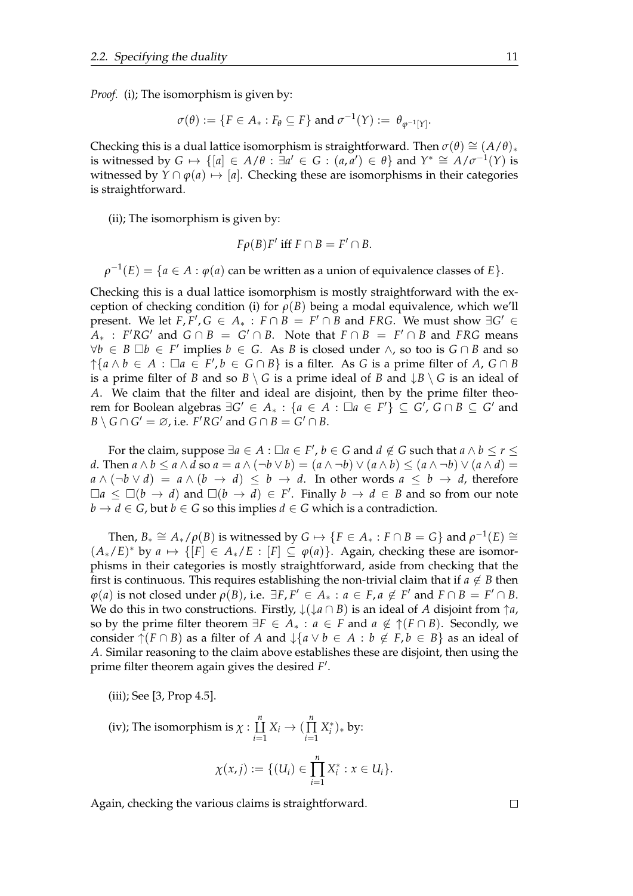*Proof.* (i); The isomorphism is given by:

$$\sigma(\theta) := \{F \in A_* : F_\theta \subseteq F\} \text{ and } \sigma^{-1}(Y) := \theta_{\varphi^{-1}[Y]}.$$

Checking this is a dual lattice isomorphism is straightforward. Then $\sigma(\theta) \cong (A/\theta)_*$ is witnessed by $G \mapsto \{[a] \in A/\theta : \exists a' \in G : (a, a') \in \theta\}$ and $Y^* \cong A/\sigma^{-1}(Y)$ is witnessed by $Y \cap \varphi(a) \mapsto [a]$. Checking these are isomorphisms in their categories is straightforward.

(ii); The isomorphism is given by:

$$F\rho(B)F' \text{ iff } F \cap B = F' \cap B.$$

$$\rho^{-1}(E) = \{a \in A : \varphi(a) \text{ can be written as a union of equivalence classes of } E\}.$$

Checking this is a dual lattice isomorphism is mostly straightforward with the exception of checking condition (i) for $\rho(B)$ being a modal equivalence, which we'll present. We let $F, F', G \in A_* : F \cap B = F' \cap B$ and $FRG$. We must show $\exists G' \in A_* : F'RG'$ and $G \cap B = G' \cap B$. Note that $F \cap B = F' \cap B$ and $FRG$ means $\forall b \in B \; \Box b \in F'$ implies $b \in G$. As $B$ is closed under $\wedge$, so too is $G \cap B$ and so $\uparrow\{a \wedge b \in A : \Box a \in F', b \in G \cap B\}$ is a filter. As $G$ is a prime filter of $A$, $G \cap B$ is a prime filter of $B$ and so $B \setminus G$ is a prime ideal of $B$ and $\downarrow B \setminus G$ is an ideal of $A$. We claim that the filter and ideal are disjoint, then by the prime filter theorem for Boolean algebras $\exists G' \in A_* : \{a \in A : \Box a \in F'\} \subseteq G'$, $G \cap B \subseteq G'$ and $B \setminus G \cap G' = \varnothing$, i.e. $F'RG'$ and $G \cap B = G' \cap B$.

For the claim, suppose $\exists a \in A : \Box a \in F', b \in G$ and $d \notin G$ such that $a \wedge b \leq r \leq d$. Then $a \wedge b \leq a \wedge d$ so $a = a \wedge (\neg b \vee b) = (a \wedge \neg b) \vee (a \wedge b) \leq (a \wedge \neg b) \vee (a \wedge d) = a \wedge (\neg b \vee d) = a \wedge (b \to d) \leq b \to d$. In other words $a \leq b \to d$, therefore $\Box a \leq \Box(b \to d)$ and $\Box(b \to d) \in F'$. Finally $b \to d \in B$ and so from our note $b \to d \in G$, but $b \in G$ so this implies $d \in G$ which is a contradiction.

Then, $B_* \cong A_*/\rho(B)$ is witnessed by $G \mapsto \{F \in A_* : F \cap B = G\}$ and $\rho^{-1}(E) \cong (A_*/E)^*$ by $a \mapsto \{[F] \in A_*/E : [F] \subseteq \varphi(a)\}$. Again, checking these are isomorphisms in their categories is mostly straightforward, aside from checking that the first is continuous. This requires establishing the non-trivial claim that if $a \notin B$ then $\varphi(a)$ is not closed under $\rho(B)$, i.e. $\exists F, F' \in A_* : a \in F, a \notin F'$ and $F \cap B = F' \cap B$. We do this in two constructions. Firstly, $\downarrow(\downarrow a \cap B)$ is an ideal of $A$ disjoint from $\uparrow a$, so by the prime filter theorem $\exists F \in A_* : a \in F$ and $a \notin \uparrow(F \cap B)$. Secondly, we consider $\uparrow(F \cap B)$ as a filter of $A$ and $\downarrow\{a \vee b \in A : b \notin F, b \in B\}$ as an ideal of $A$. Similar reasoning to the claim above establishes these are disjoint, then using the prime filter theorem again gives the desired $F'$.

(iii); See [3, Prop 4.5].

(iv); The isomorphism is $\chi : \coprod_{i=1}^{n} X_i \to (\prod_{i=1}^{n} X_i^*)_*$ by:

$$\chi(x, j) := \{(U_i) \in \prod_{i=1}^{n} X_i^* : x \in U_i\}.$$

Again, checking the various claims is straightforward. $\square$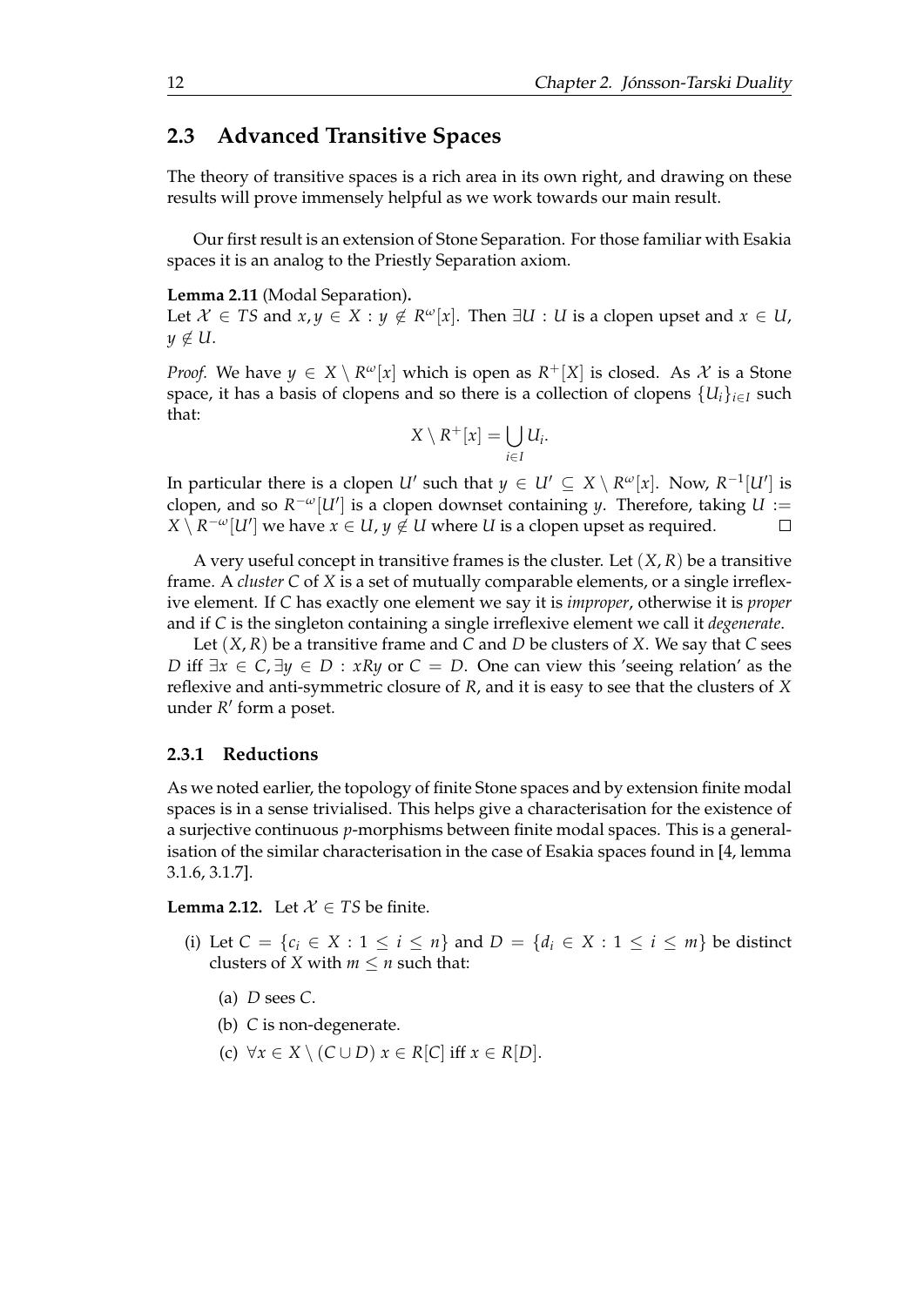## 2.3 Advanced Transitive Spaces

The theory of transitive spaces is a rich area in its own right, and drawing on these results will prove immensely helpful as we work towards our main result.

Our first result is an extension of Stone Separation. For those familiar with Esakia spaces it is an analog to the Priestly Separation axiom.

**Lemma 2.11** (Modal Separation)**.**
Let $\mathcal{X} \in TS$ and $x, y \in X : y \notin R^{\omega}[x]$. Then $\exists U : U$ is a clopen upset and $x \in U$, $y \notin U$.

*Proof.* We have $y \in X \setminus R^{\omega}[x]$ which is open as $R^{+}[X]$ is closed. As $\mathcal{X}$ is a Stone space, it has a basis of clopens and so there is a collection of clopens $\{U_i\}_{i \in I}$ such that:

$$X \setminus R^{+}[x] = \bigcup_{i \in I} U_i.$$

In particular there is a clopen $U'$ such that $y \in U' \subseteq X \setminus R^{\omega}[x]$. Now, $R^{-1}[U']$ is clopen, and so $R^{-\omega}[U']$ is a clopen downset containing $y$. Therefore, taking $U := X \setminus R^{-\omega}[U']$ we have $x \in U, y \notin U$ where $U$ is a clopen upset as required. $\square$

A very useful concept in transitive frames is the cluster. Let $(X, R)$ be a transitive frame. A *cluster* $C$ of $X$ is a set of mutually comparable elements, or a single irreflexive element. If $C$ has exactly one element we say it is *improper*, otherwise it is *proper* and if $C$ is the singleton containing a single irreflexive element we call it *degenerate*.

Let $(X, R)$ be a transitive frame and $C$ and $D$ be clusters of $X$. We say that $C$ sees $D$ iff $\exists x \in C, \exists y \in D : xRy$ or $C = D$. One can view this 'seeing relation' as the reflexive and anti-symmetric closure of $R$, and it is easy to see that the clusters of $X$ under $R'$ form a poset.

### 2.3.1 Reductions

As we noted earlier, the topology of finite Stone spaces and by extension finite modal spaces is in a sense trivialised. This helps give a characterisation for the existence of a surjective continuous $p$-morphisms between finite modal spaces. This is a generalisation of the similar characterisation in the case of Esakia spaces found in [4, lemma 3.1.6, 3.1.7].

**Lemma 2.12.** Let $\mathcal{X} \in TS$ be finite.

(i) Let $C = \{c_i \in X : 1 \leq i \leq n\}$ and $D = \{d_i \in X : 1 \leq i \leq m\}$ be distinct clusters of $X$ with $m \leq n$ such that:

 (a) $D$ sees $C$.

 (b) $C$ is non-degenerate.

 (c) $\forall x \in X \setminus (C \cup D)$ $x \in R[C]$ iff $x \in R[D]$.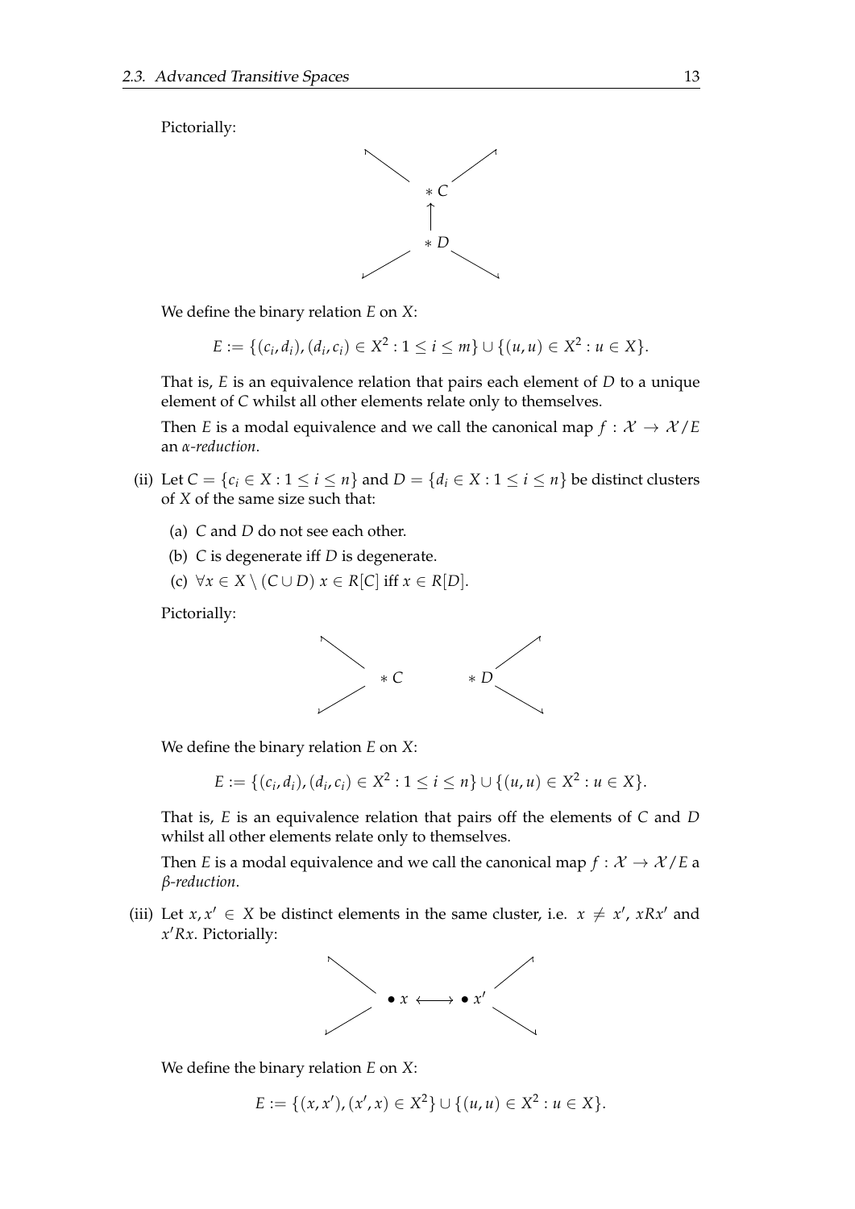Pictorially:

$$* C \uparrow * D$$

We define the binary relation $E$ on $X$:

$$E := \{(c_i, d_i), (d_i, c_i) \in X^2 : 1 \leq i \leq m\} \cup \{(u, u) \in X^2 : u \in X\}.$$

That is, $E$ is an equivalence relation that pairs each element of $D$ to a unique element of $C$ whilst all other elements relate only to themselves.

Then $E$ is a modal equivalence and we call the canonical map $f : \mathcal{X} \to \mathcal{X}/E$ an *α-reduction*.

(ii) Let $C = \{c_i \in X : 1 \leq i \leq n\}$ and $D = \{d_i \in X : 1 \leq i \leq n\}$ be distinct clusters of $X$ of the same size such that:

   (a) $C$ and $D$ do not see each other.

   (b) $C$ is degenerate iff $D$ is degenerate.

   (c) $\forall x \in X \setminus (C \cup D)$ $x \in R[C]$ iff $x \in R[D]$.

   Pictorially:

$$* C \qquad * D$$

   We define the binary relation $E$ on $X$:

$$E := \{(c_i, d_i), (d_i, c_i) \in X^2 : 1 \leq i \leq n\} \cup \{(u, u) \in X^2 : u \in X\}.$$

   That is, $E$ is an equivalence relation that pairs off the elements of $C$ and $D$ whilst all other elements relate only to themselves.

   Then $E$ is a modal equivalence and we call the canonical map $f : \mathcal{X} \to \mathcal{X}/E$ a *β-reduction*.

(iii) Let $x, x' \in X$ be distinct elements in the same cluster, i.e. $x \neq x'$, $xRx'$ and $x'Rx$. Pictorially:

$$\bullet\, x \longleftrightarrow \bullet\, x'$$

   We define the binary relation $E$ on $X$:

$$E := \{(x, x'), (x', x) \in X^2\} \cup \{(u, u) \in X^2 : u \in X\}.$$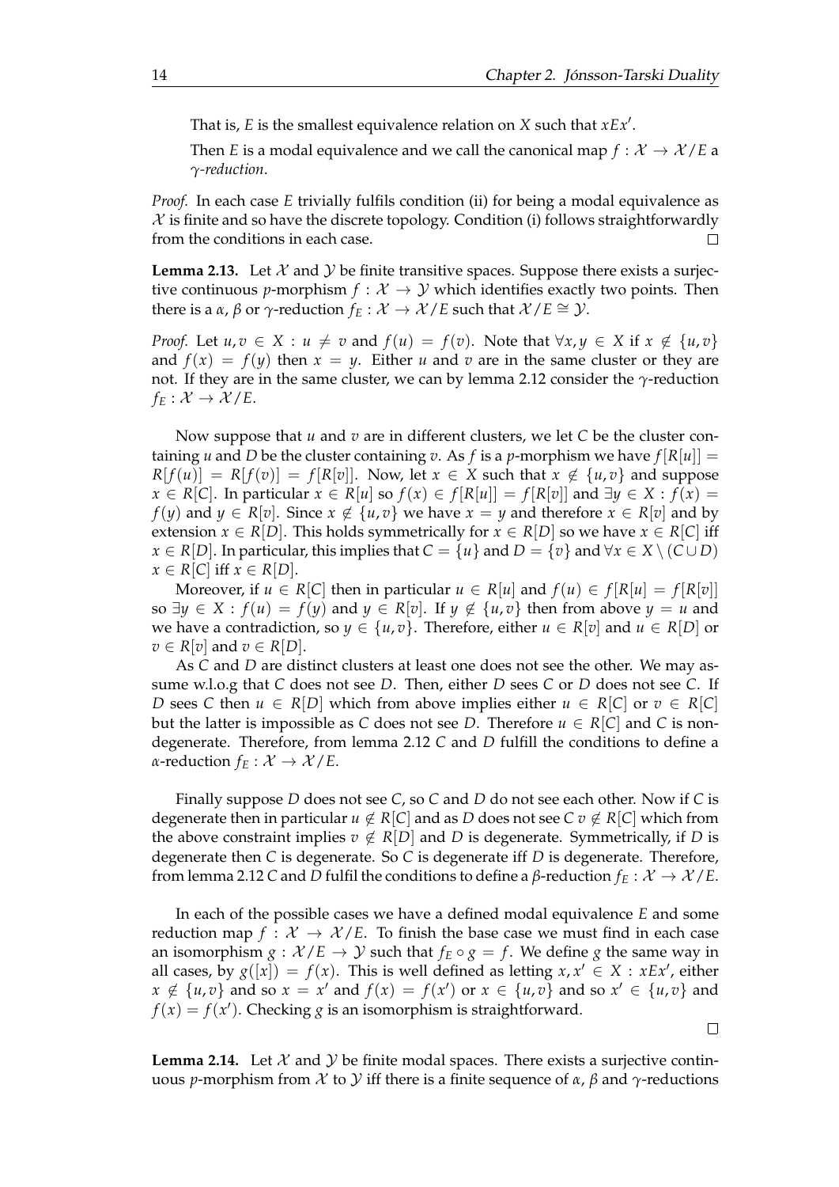That is, $E$ is the smallest equivalence relation on $X$ such that $xEx'$.

Then $E$ is a modal equivalence and we call the canonical map $f : \mathcal{X} \to \mathcal{X}/E$ a *$\gamma$-reduction*.

*Proof.* In each case $E$ trivially fulfils condition (ii) for being a modal equivalence as $\mathcal{X}$ is finite and so have the discrete topology. Condition (i) follows straightforwardly from the conditions in each case. $\square$

**Lemma 2.13.** Let $\mathcal{X}$ and $\mathcal{Y}$ be finite transitive spaces. Suppose there exists a surjective continuous $p$-morphism $f : \mathcal{X} \to \mathcal{Y}$ which identifies exactly two points. Then there is a $\alpha$, $\beta$ or $\gamma$-reduction $f_E : \mathcal{X} \to \mathcal{X}/E$ such that $\mathcal{X}/E \cong \mathcal{Y}$.

*Proof.* Let $u, v \in X : u \neq v$ and $f(u) = f(v)$. Note that $\forall x, y \in X$ if $x \notin \{u, v\}$ and $f(x) = f(y)$ then $x = y$. Either $u$ and $v$ are in the same cluster or they are not. If they are in the same cluster, we can by lemma 2.12 consider the $\gamma$-reduction $f_E : \mathcal{X} \to \mathcal{X}/E$.

Now suppose that $u$ and $v$ are in different clusters, we let $C$ be the cluster containing $u$ and $D$ be the cluster containing $v$. As $f$ is a $p$-morphism we have $f[R[u]] = R[f(u)] = R[f(v)] = f[R[v]]$. Now, let $x \in X$ such that $x \notin \{u, v\}$ and suppose $x \in R[C]$. In particular $x \in R[u]$ so $f(x) \in f[R[u]] = f[R[v]]$ and $\exists y \in X : f(x) = f(y)$ and $y \in R[v]$. Since $x \notin \{u, v\}$ we have $x = y$ and therefore $x \in R[v]$ and by extension $x \in R[D]$. This holds symmetrically for $x \in R[D]$ so we have $x \in R[C]$ iff $x \in R[D]$. In particular, this implies that $C = \{u\}$ and $D = \{v\}$ and $\forall x \in X \setminus (C \cup D)$ $x \in R[C]$ iff $x \in R[D]$.

Moreover, if $u \in R[C]$ then in particular $u \in R[u]$ and $f(u) \in f[R[u] = f[R[v]]$ so $\exists y \in X : f(u) = f(y)$ and $y \in R[v]$. If $y \notin \{u, v\}$ then from above $y = u$ and we have a contradiction, so $y \in \{u, v\}$. Therefore, either $u \in R[v]$ and $u \in R[D]$ or $v \in R[v]$ and $v \in R[D]$.

As $C$ and $D$ are distinct clusters at least one does not see the other. We may assume w.l.o.g that $C$ does not see $D$. Then, either $D$ sees $C$ or $D$ does not see $C$. If $D$ sees $C$ then $u \in R[D]$ which from above implies either $u \in R[C]$ or $v \in R[C]$ but the latter is impossible as $C$ does not see $D$. Therefore $u \in R[C]$ and $C$ is non-degenerate. Therefore, from lemma 2.12 $C$ and $D$ fulfill the conditions to define a $\alpha$-reduction $f_E : \mathcal{X} \to \mathcal{X}/E$.

Finally suppose $D$ does not see $C$, so $C$ and $D$ do not see each other. Now if $C$ is degenerate then in particular $u \notin R[C]$ and as $D$ does not see $C$ $v \notin R[C]$ which from the above constraint implies $v \notin R[D]$ and $D$ is degenerate. Symmetrically, if $D$ is degenerate then $C$ is degenerate. So $C$ is degenerate iff $D$ is degenerate. Therefore, from lemma 2.12 $C$ and $D$ fulfil the conditions to define a $\beta$-reduction $f_E : \mathcal{X} \to \mathcal{X}/E$.

In each of the possible cases we have a defined modal equivalence $E$ and some reduction map $f : \mathcal{X} \to \mathcal{X}/E$. To finish the base case we must find in each case an isomorphism $g : \mathcal{X}/E \to \mathcal{Y}$ such that $f_E \circ g = f$. We define $g$ the same way in all cases, by $g([x]) = f(x)$. This is well defined as letting $x, x' \in X : xEx'$, either $x \notin \{u, v\}$ and so $x = x'$ and $f(x) = f(x')$ or $x \in \{u, v\}$ and so $x' \in \{u, v\}$ and $f(x) = f(x')$. Checking $g$ is an isomorphism is straightforward. $\square$

**Lemma 2.14.** Let $\mathcal{X}$ and $\mathcal{Y}$ be finite modal spaces. There exists a surjective continuous $p$-morphism from $\mathcal{X}$ to $\mathcal{Y}$ iff there is a finite sequence of $\alpha$, $\beta$ and $\gamma$-reductions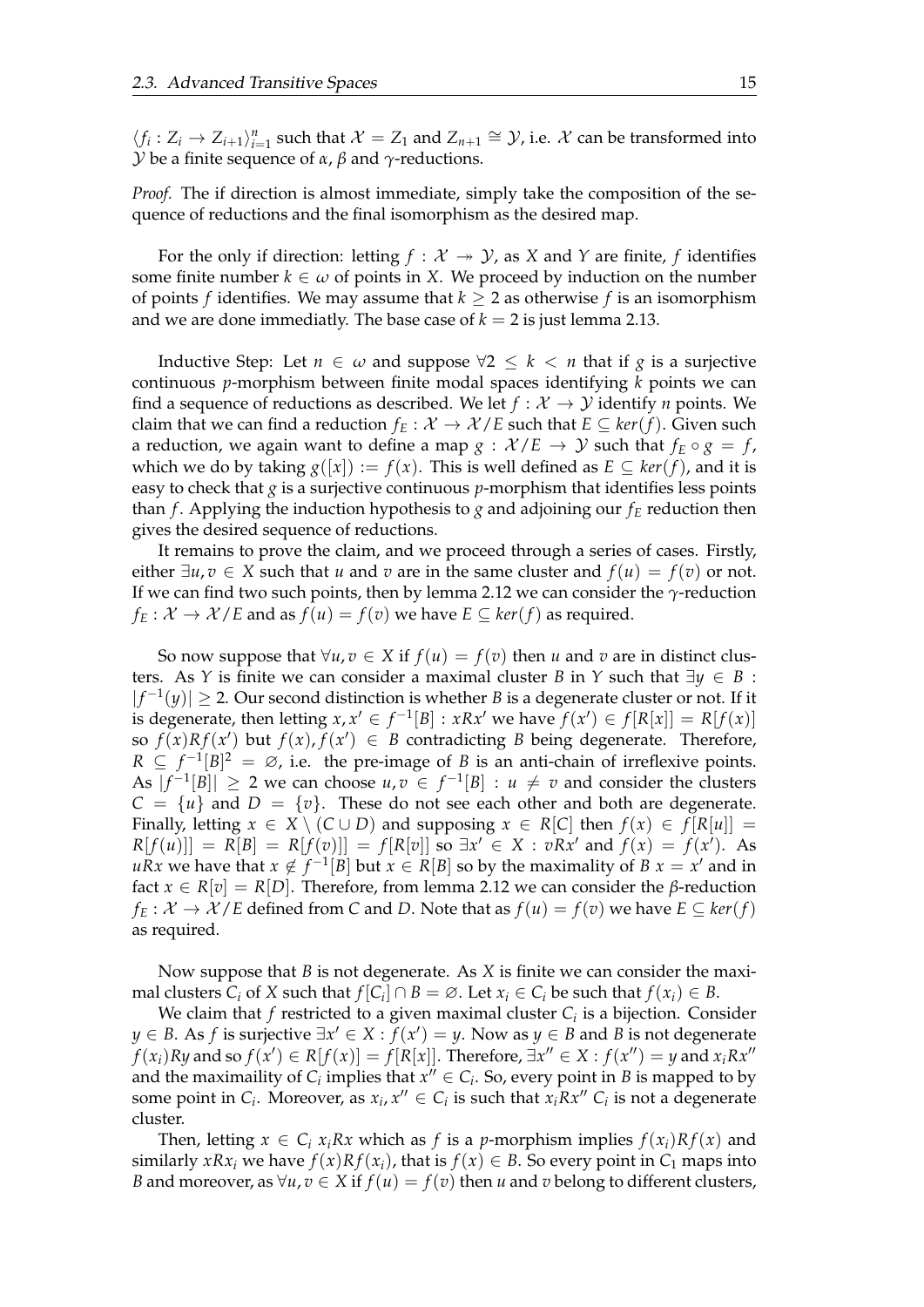$\langle f_i : Z_i \to Z_{i+1} \rangle_{i=1}^{n}$ such that $\mathcal{X} = Z_1$ and $Z_{n+1} \cong \mathcal{Y}$, i.e. $\mathcal{X}$ can be transformed into $\mathcal{Y}$ be a finite sequence of $\alpha$, $\beta$ and $\gamma$-reductions.

*Proof.* The if direction is almost immediate, simply take the composition of the sequence of reductions and the final isomorphism as the desired map.

For the only if direction: letting $f : \mathcal{X} \twoheadrightarrow \mathcal{Y}$, as $X$ and $Y$ are finite, $f$ identifies some finite number $k \in \omega$ of points in $X$. We proceed by induction on the number of points $f$ identifies. We may assume that $k \geq 2$ as otherwise $f$ is an isomorphism and we are done immediatly. The base case of $k = 2$ is just lemma 2.13.

Inductive Step: Let $n \in \omega$ and suppose $\forall 2 \leq k < n$ that if $g$ is a surjective continuous $p$-morphism between finite modal spaces identifying $k$ points we can find a sequence of reductions as described. We let $f : \mathcal{X} \to \mathcal{Y}$ identify $n$ points. We claim that we can find a reduction $f_E : \mathcal{X} \to \mathcal{X}/E$ such that $E \subseteq ker(f)$. Given such a reduction, we again want to define a map $g : \mathcal{X}/E \to \mathcal{Y}$ such that $f_E \circ g = f$, which we do by taking $g([x]) := f(x)$. This is well defined as $E \subseteq ker(f)$, and it is easy to check that $g$ is a surjective continuous $p$-morphism that identifies less points than $f$. Applying the induction hypothesis to $g$ and adjoining our $f_E$ reduction then gives the desired sequence of reductions.

It remains to prove the claim, and we proceed through a series of cases. Firstly, either $\exists u, v \in X$ such that $u$ and $v$ are in the same cluster and $f(u) = f(v)$ or not. If we can find two such points, then by lemma 2.12 we can consider the $\gamma$-reduction $f_E : \mathcal{X} \to \mathcal{X}/E$ and as $f(u) = f(v)$ we have $E \subseteq ker(f)$ as required.

So now suppose that $\forall u, v \in X$ if $f(u) = f(v)$ then $u$ and $v$ are in distinct clusters. As $Y$ is finite we can consider a maximal cluster $B$ in $Y$ such that $\exists y \in B : |f^{-1}(y)| \geq 2$. Our second distinction is whether $B$ is a degenerate cluster or not. If it is degenerate, then letting $x, x' \in f^{-1}[B] : xRx'$ we have $f(x') \in f[R[x]] = R[f(x)]$ so $f(x)Rf(x')$ but $f(x), f(x') \in B$ contradicting $B$ being degenerate. Therefore, $R \subseteq f^{-1}[B]^2 = \varnothing$, i.e. the pre-image of $B$ is an anti-chain of irreflexive points. As $|f^{-1}[B]| \geq 2$ we can choose $u, v \in f^{-1}[B] : u \neq v$ and consider the clusters $C = \{u\}$ and $D = \{v\}$. These do not see each other and both are degenerate. Finally, letting $x \in X \setminus (C \cup D)$ and supposing $x \in R[C]$ then $f(x) \in f[R[u]] = R[f(u)]] = R[B] = R[f(v)]] = f[R[v]]$ so $\exists x' \in X : vRx'$ and $f(x) = f(x')$. As $uRx$ we have that $x \notin f^{-1}[B]$ but $x \in R[B]$ so by the maximality of $B$ $x = x'$ and in fact $x \in R[v] = R[D]$. Therefore, from lemma 2.12 we can consider the $\beta$-reduction $f_E : \mathcal{X} \to \mathcal{X}/E$ defined from $C$ and $D$. Note that as $f(u) = f(v)$ we have $E \subseteq ker(f)$ as required.

Now suppose that $B$ is not degenerate. As $X$ is finite we can consider the maximal clusters $C_i$ of $X$ such that $f[C_i] \cap B = \varnothing$. Let $x_i \in C_i$ be such that $f(x_i) \in B$.

We claim that $f$ restricted to a given maximal cluster $C_i$ is a bijection. Consider $y \in B$. As $f$ is surjective $\exists x' \in X : f(x') = y$. Now as $y \in B$ and $B$ is not degenerate $f(x_i)Ry$ and so $f(x') \in R[f(x)] = f[R[x]]$. Therefore, $\exists x'' \in X : f(x'') = y$ and $x_iRx''$ and the maximaility of $C_i$ implies that $x'' \in C_i$. So, every point in $B$ is mapped to by some point in $C_i$. Moreover, as $x_i, x'' \in C_i$ is such that $x_iRx''$ $C_i$ is not a degenerate cluster.

Then, letting $x \in C_i$ $x_iRx$ which as $f$ is a $p$-morphism implies $f(x_i)Rf(x)$ and similarly $xRx_i$ we have $f(x)Rf(x_i)$, that is $f(x) \in B$. So every point in $C_1$ maps into $B$ and moreover, as $\forall u, v \in X$ if $f(u) = f(v)$ then $u$ and $v$ belong to different clusters,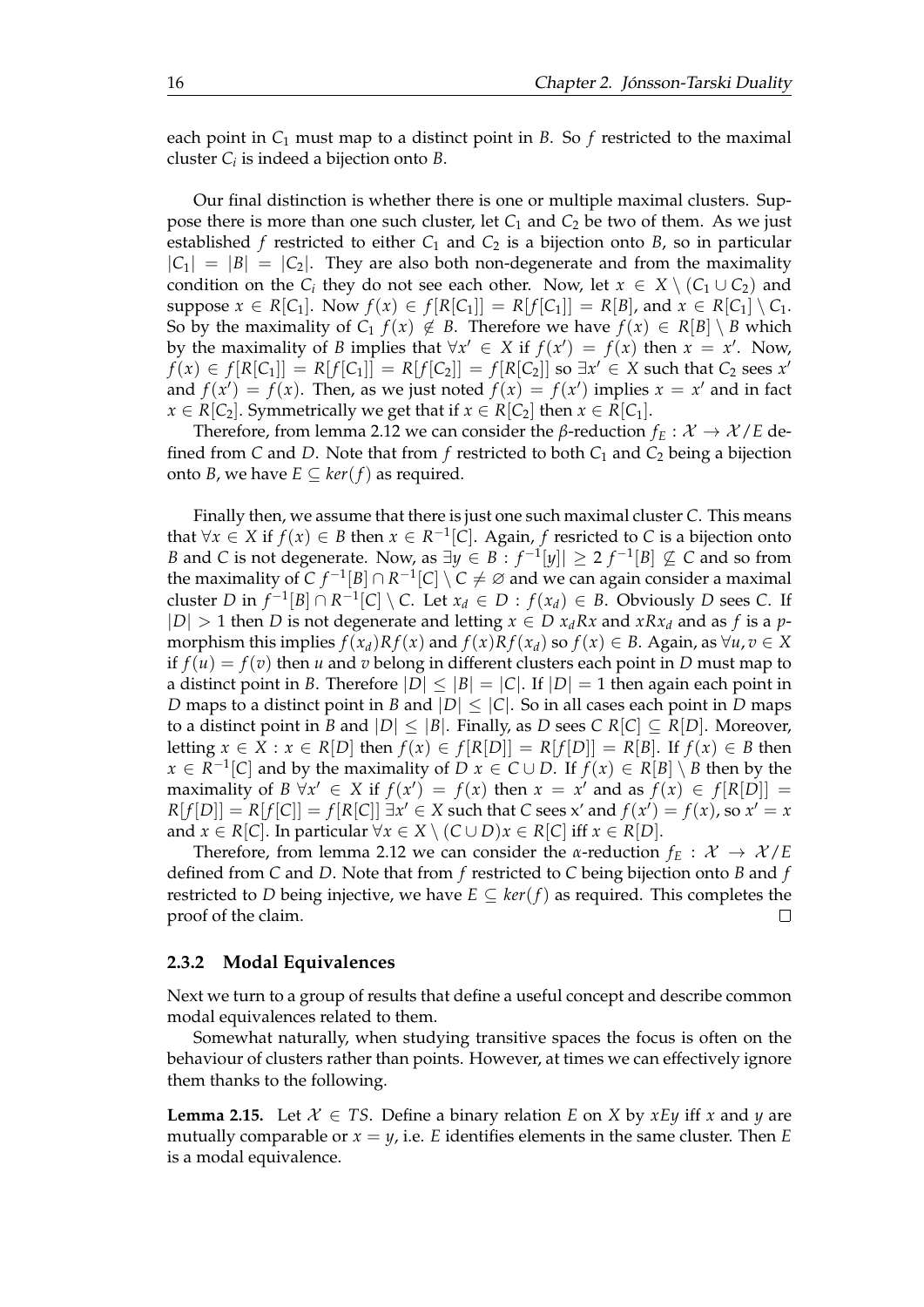each point in $C_1$ must map to a distinct point in $B$. So $f$ restricted to the maximal cluster $C_i$ is indeed a bijection onto $B$.

Our final distinction is whether there is one or multiple maximal clusters. Suppose there is more than one such cluster, let $C_1$ and $C_2$ be two of them. As we just established $f$ restricted to either $C_1$ and $C_2$ is a bijection onto $B$, so in particular $|C_1| = |B| = |C_2|$. They are also both non-degenerate and from the maximality condition on the $C_i$ they do not see each other. Now, let $x \in X \setminus (C_1 \cup C_2)$ and suppose $x \in R[C_1]$. Now $f(x) \in f[R[C_1]] = R[f[C_1]] = R[B]$, and $x \in R[C_1] \setminus C_1$. So by the maximality of $C_1$ $f(x) \notin B$. Therefore we have $f(x) \in R[B] \setminus B$ which by the maximality of $B$ implies that $\forall x' \in X$ if $f(x') = f(x)$ then $x = x'$. Now, $f(x) \in f[R[C_1]] = R[f[C_1]] = R[f[C_2]] = f[R[C_2]]$ so $\exists x' \in X$ such that $C_2$ sees $x'$ and $f(x') = f(x)$. Then, as we just noted $f(x) = f(x')$ implies $x = x'$ and in fact $x \in R[C_2]$. Symmetrically we get that if $x \in R[C_2]$ then $x \in R[C_1]$.

Therefore, from lemma 2.12 we can consider the $\beta$-reduction $f_E : \mathcal{X} \to \mathcal{X}/E$ defined from $C$ and $D$. Note that from $f$ restricted to both $C_1$ and $C_2$ being a bijection onto $B$, we have $E \subseteq ker(f)$ as required.

Finally then, we assume that there is just one such maximal cluster $C$. This means that $\forall x \in X$ if $f(x) \in B$ then $x \in R^{-1}[C]$. Again, $f$ resricted to $C$ is a bijection onto $B$ and $C$ is not degenerate. Now, as $\exists y \in B : f^{-1}[y]| \geq 2$ $f^{-1}[B] \not\subseteq C$ and so from the maximality of $C$ $f^{-1}[B] \cap R^{-1}[C] \setminus C \neq \varnothing$ and we can again consider a maximal cluster $D$ in $f^{-1}[B] \cap R^{-1}[C] \setminus C$. Let $x_d \in D : f(x_d) \in B$. Obviously $D$ sees $C$. If $|D| > 1$ then $D$ is not degenerate and letting $x \in D$ $x_d R x$ and $x R x_d$ and as $f$ is a $p$-morphism this implies $f(x_d) R f(x)$ and $f(x) R f(x_d)$ so $f(x) \in B$. Again, as $\forall u, v \in X$ if $f(u) = f(v)$ then $u$ and $v$ belong in different clusters each point in $D$ must map to a distinct point in $B$. Therefore $|D| \leq |B| = |C|$. If $|D| = 1$ then again each point in $D$ maps to a distinct point in $B$ and $|D| \leq |C|$. So in all cases each point in $D$ maps to a distinct point in $B$ and $|D| \leq |B|$. Finally, as $D$ sees $C$ $R[C] \subseteq R[D]$. Moreover, letting $x \in X : x \in R[D]$ then $f(x) \in f[R[D]] = R[f[D]] = R[B]$. If $f(x) \in B$ then $x \in R^{-1}[C]$ and by the maximality of $D$ $x \in C \cup D$. If $f(x) \in R[B] \setminus B$ then by the maximality of $B$ $\forall x' \in X$ if $f(x') = f(x)$ then $x = x'$ and as $f(x) \in f[R[D]] = R[f[D]] = R[f[C]] = f[R[C]]$ $\exists x' \in X$ such that $C$ sees x' and $f(x') = f(x)$, so $x' = x$ and $x \in R[C]$. In particular $\forall x \in X \setminus (C \cup D) x \in R[C]$ iff $x \in R[D]$.

Therefore, from lemma 2.12 we can consider the $\alpha$-reduction $f_E : \mathcal{X} \to \mathcal{X}/E$ defined from $C$ and $D$. Note that from $f$ restricted to $C$ being bijection onto $B$ and $f$ restricted to $D$ being injective, we have $E \subseteq ker(f)$ as required. This completes the proof of the claim. □

### 2.3.2 Modal Equivalences

Next we turn to a group of results that define a useful concept and describe common modal equivalences related to them.

Somewhat naturally, when studying transitive spaces the focus is often on the behaviour of clusters rather than points. However, at times we can effectively ignore them thanks to the following.

**Lemma 2.15.** Let $\mathcal{X} \in TS$. Define a binary relation $E$ on $X$ by $xEy$ iff $x$ and $y$ are mutually comparable or $x = y$, i.e. $E$ identifies elements in the same cluster. Then $E$ is a modal equivalence.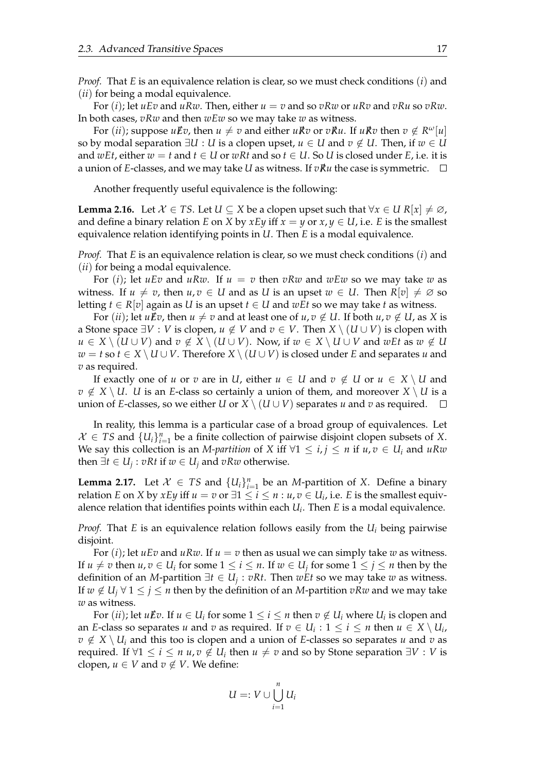*Proof.* That $E$ is an equivalence relation is clear, so we must check conditions $(i)$ and $(ii)$ for being a modal equivalence.

For $(i)$; let $uEv$ and $uRw$. Then, either $u = v$ and so $vRw$ or $uRv$ and $vRu$ so $vRw$. In both cases, $vRw$ and then $wEw$ so we may take $w$ as witness.

For $(ii)$; suppose $u\not{E}v$, then $u \neq v$ and either $u\not{R}v$ or $v\not{R}u$. If $u\not{R}v$ then $v \notin R^\omega[u]$ so by modal separation $\exists U : U$ is a clopen upset, $u \in U$ and $v \notin U$. Then, if $w \in U$ and $wEt$, either $w = t$ and $t \in U$ or $wRt$ and so $t \in U$. So $U$ is closed under $E$, i.e. it is a union of $E$-classes, and we may take $U$ as witness. If $v\not{R}u$ the case is symmetric. □

Another frequently useful equivalence is the following:

**Lemma 2.16.** Let $\mathcal{X} \in TS$. Let $U \subseteq X$ be a clopen upset such that $\forall x \in U\ R[x] \neq \varnothing$, and define a binary relation $E$ on $X$ by $xEy$ iff $x = y$ or $x, y \in U$, i.e. $E$ is the smallest equivalence relation identifying points in $U$. Then $E$ is a modal equivalence.

*Proof.* That $E$ is an equivalence relation is clear, so we must check conditions $(i)$ and $(ii)$ for being a modal equivalence.

For $(i)$; let $uEv$ and $uRw$. If $u = v$ then $vRw$ and $wEw$ so we may take $w$ as witness. If $u \neq v$, then $u, v \in U$ and as $U$ is an upset $w \in U$. Then $R[v] \neq \varnothing$ so letting $t \in R[v]$ again as $U$ is an upset $t \in U$ and $wEt$ so we may take $t$ as witness.

For $(ii)$; let $u\not{E}v$, then $u \neq v$ and at least one of $u, v \notin U$. If both $u, v \notin U$, as $X$ is a Stone space $\exists V : V$ is clopen, $u \notin V$ and $v \in V$. Then $X \setminus (U \cup V)$ is clopen with $u \in X \setminus (U \cup V)$ and $v \notin X \setminus (U \cup V)$. Now, if $w \in X \setminus U \cup V$ and $wEt$ as $w \notin U$ $w = t$ so $t \in X \setminus U \cup V$. Therefore $X \setminus (U \cup V)$ is closed under $E$ and separates $u$ and $v$ as required.

If exactly one of $u$ or $v$ are in $U$, either $u \in U$ and $v \notin U$ or $u \in X \setminus U$ and $v \notin X \setminus U$. $U$ is an $E$-class so certainly a union of them, and moreover $X \setminus U$ is a union of $E$-classes, so we either $U$ or $X \setminus (U \cup V)$ separates $u$ and $v$ as required. □

In reality, this lemma is a particular case of a broad group of equivalences. Let $\mathcal{X} \in TS$ and $\{U_i\}_{i=1}^n$ be a finite collection of pairwise disjoint clopen subsets of $X$. We say this collection is an *M-partition* of $X$ iff $\forall 1 \leq i, j \leq n$ if $u, v \in U_i$ and $uRw$ then $\exists t \in U_j : vRt$ if $w \in U_j$ and $vRw$ otherwise.

**Lemma 2.17.** Let $\mathcal{X} \in TS$ and $\{U_i\}_{i=1}^n$ be an $M$-partition of $X$. Define a binary relation $E$ on $X$ by $xEy$ iff $u = v$ or $\exists 1 \leq i \leq n : u, v \in U_i$, i.e. $E$ is the smallest equivalence relation that identifies points within each $U_i$. Then $E$ is a modal equivalence.

*Proof.* That $E$ is an equivalence relation follows easily from the $U_i$ being pairwise disjoint.

For $(i)$; let $uEv$ and $uRw$. If $u = v$ then as usual we can simply take $w$ as witness. If $u \neq v$ then $u, v \in U_i$ for some $1 \leq i \leq n$. If $w \in U_j$ for some $1 \leq j \leq n$ then by the definition of an $M$-partition $\exists t \in U_j : vRt$. Then $wEt$ so we may take $w$ as witness. If $w \notin U_j\ \forall\, 1 \leq j \leq n$ then by the definition of an $M$-partition $vRw$ and we may take $w$ as witness.

For $(ii)$; let $u\not{E}v$. If $u \in U_i$ for some $1 \leq i \leq n$ then $v \notin U_i$ where $U_i$ is clopen and an $E$-class so separates $u$ and $v$ as required. If $v \in U_i : 1 \leq i \leq n$ then $u \in X \setminus U_i$, $v \notin X \setminus U_i$ and this too is clopen and a union of $E$-classes so separates $u$ and $v$ as required. If $\forall 1 \leq i \leq n\ u, v \notin U_i$ then $u \neq v$ and so by Stone separation $\exists V : V$ is clopen, $u \in V$ and $v \notin V$. We define:

$$U =: V \cup \bigcup_{i=1}^{n} U_i$$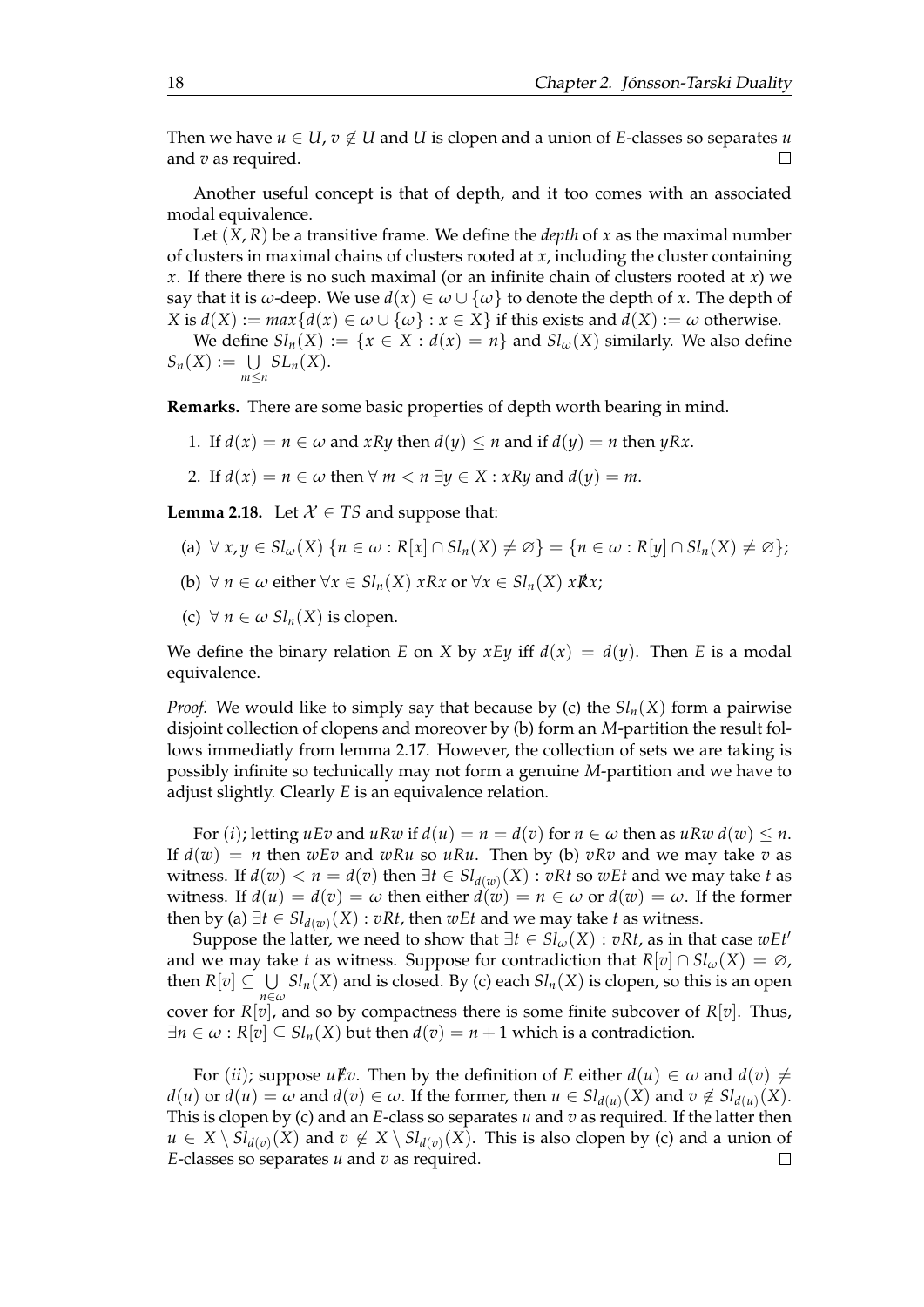Then we have $u \in U$, $v \notin U$ and $U$ is clopen and a union of $E$-classes so separates $u$ and $v$ as required. $\square$

Another useful concept is that of depth, and it too comes with an associated modal equivalence.

Let $(X, R)$ be a transitive frame. We define the *depth* of $x$ as the maximal number of clusters in maximal chains of clusters rooted at $x$, including the cluster containing $x$. If there there is no such maximal (or an infinite chain of clusters rooted at $x$) we say that it is $\omega$-deep. We use $d(x) \in \omega \cup \{\omega\}$ to denote the depth of $x$. The depth of $X$ is $d(X) := max\{d(x) \in \omega \cup \{\omega\} : x \in X\}$ if this exists and $d(X) := \omega$ otherwise.

We define $Sl_n(X) := \{x \in X : d(x) = n\}$ and $Sl_\omega(X)$ similarly. We also define $S_n(X) := \bigcup_{m \leq n} SL_n(X)$.

**Remarks.** There are some basic properties of depth worth bearing in mind.

1. If $d(x) = n \in \omega$ and $xRy$ then $d(y) \leq n$ and if $d(y) = n$ then $yRx$.
2. If $d(x) = n \in \omega$ then $\forall\, m < n\ \exists y \in X : xRy$ and $d(y) = m$.

**Lemma 2.18.** Let $\mathcal{X} \in TS$ and suppose that:

(a) $\forall\, x, y \in Sl_\omega(X)\ \{n \in \omega : R[x] \cap Sl_n(X) \neq \varnothing\} = \{n \in \omega : R[y] \cap Sl_n(X) \neq \varnothing\}$;

(b) $\forall\, n \in \omega$ either $\forall x \in Sl_n(X)\ xRx$ or $\forall x \in Sl_n(X)\ x\not{R}x$;

(c) $\forall\, n \in \omega\ Sl_n(X)$ is clopen.

We define the binary relation $E$ on $X$ by $xEy$ iff $d(x) = d(y)$. Then $E$ is a modal equivalence.

*Proof.* We would like to simply say that because by (c) the $Sl_n(X)$ form a pairwise disjoint collection of clopens and moreover by (b) form an $M$-partition the result follows immediatly from lemma 2.17. However, the collection of sets we are taking is possibly infinite so technically may not form a genuine $M$-partition and we have to adjust slightly. Clearly $E$ is an equivalence relation.

For $(i)$; letting $uEv$ and $uRw$ if $d(u) = n = d(v)$ for $n \in \omega$ then as $uRw$ $d(w) \leq n$. If $d(w) = n$ then $wEv$ and $wRu$ so $uRu$. Then by (b) $vRv$ and we may take $v$ as witness. If $d(w) < n = d(v)$ then $\exists t \in Sl_{d(w)}(X) : vRt$ so $wEt$ and we may take $t$ as witness. If $d(u) = d(v) = \omega$ then either $d(w) = n \in \omega$ or $d(w) = \omega$. If the former then by (a) $\exists t \in Sl_{d(w)}(X) : vRt$, then $wEt$ and we may take $t$ as witness.

Suppose the latter, we need to show that $\exists t \in Sl_\omega(X) : vRt$, as in that case $wEt'$ and we may take $t$ as witness. Suppose for contradiction that $R[v] \cap Sl_\omega(X) = \varnothing$, then $R[v] \subseteq \bigcup_{n \in \omega} Sl_n(X)$ and is closed. By (c) each $Sl_n(X)$ is clopen, so this is an open cover for $R[v]$, and so by compactness there is some finite subcover of $R[v]$. Thus, $\exists n \in \omega : R[v] \subseteq Sl_n(X)$ but then $d(v) = n + 1$ which is a contradiction.

For $(ii)$; suppose $u\not{E}v$. Then by the definition of $E$ either $d(u) \in \omega$ and $d(v) \neq d(u)$ or $d(u) = \omega$ and $d(v) \in \omega$. If the former, then $u \in Sl_{d(u)}(X)$ and $v \notin Sl_{d(u)}(X)$. This is clopen by (c) and an $E$-class so separates $u$ and $v$ as required. If the latter then $u \in X \setminus Sl_{d(v)}(X)$ and $v \notin X \setminus Sl_{d(v)}(X)$. This is also clopen by (c) and a union of $E$-classes so separates $u$ and $v$ as required. $\square$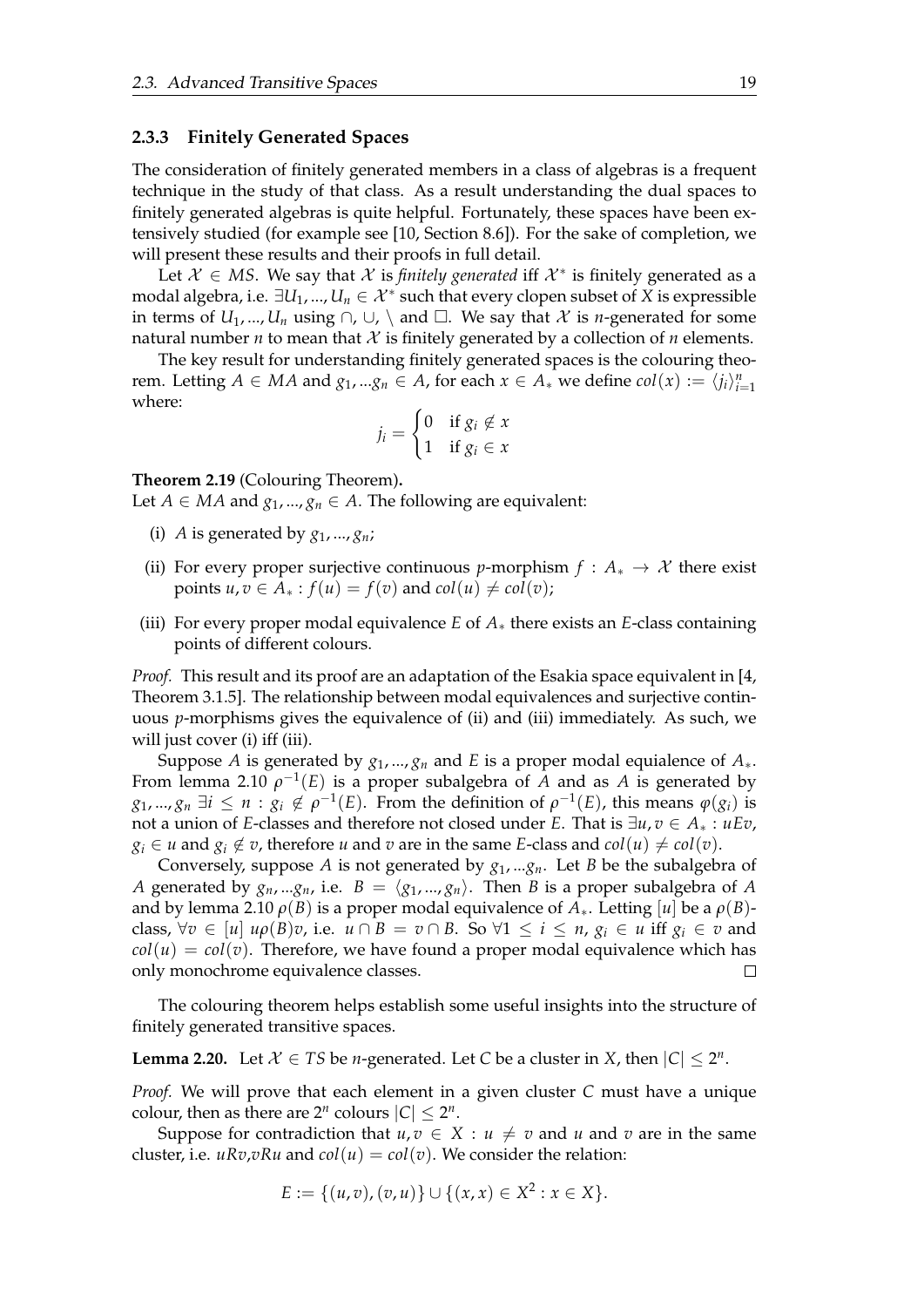### 2.3.3 Finitely Generated Spaces

The consideration of finitely generated members in a class of algebras is a frequent technique in the study of that class. As a result understanding the dual spaces to finitely generated algebras is quite helpful. Fortunately, these spaces have been extensively studied (for example see [10, Section 8.6]). For the sake of completion, we will present these results and their proofs in full detail.

Let $\mathcal{X} \in MS$. We say that $\mathcal{X}$ is *finitely generated* iff $\mathcal{X}^*$ is finitely generated as a modal algebra, i.e. $\exists U_1, ..., U_n \in \mathcal{X}^*$ such that every clopen subset of $X$ is expressible in terms of $U_1, ..., U_n$ using $\cap$, $\cup$, $\setminus$ and $\Box$. We say that $\mathcal{X}$ is $n$-generated for some natural number $n$ to mean that $\mathcal{X}$ is finitely generated by a collection of $n$ elements.

The key result for understanding finitely generated spaces is the colouring theorem. Letting $A \in MA$ and $g_1, ... g_n \in A$, for each $x \in A_*$ we define $col(x) := \langle j_i \rangle_{i=1}^n$ where:

$$j_i = \begin{cases} 0 & \text{if } g_i \notin x \\ 1 & \text{if } g_i \in x \end{cases}$$

**Theorem 2.19** (Colouring Theorem)**.**
Let $A \in MA$ and $g_1, ..., g_n \in A$. The following are equivalent:

(i) $A$ is generated by $g_1, ..., g_n$;

(ii) For every proper surjective continuous $p$-morphism $f : A_* \to \mathcal{X}$ there exist points $u, v \in A_* : f(u) = f(v)$ and $col(u) \neq col(v)$;

(iii) For every proper modal equivalence $E$ of $A_*$ there exists an $E$-class containing points of different colours.

*Proof.* This result and its proof are an adaptation of the Esakia space equivalent in [4, Theorem 3.1.5]. The relationship between modal equivalences and surjective continuous $p$-morphisms gives the equivalence of (ii) and (iii) immediately. As such, we will just cover (i) iff (iii).

Suppose $A$ is generated by $g_1, ..., g_n$ and $E$ is a proper modal equialence of $A_*$. From lemma 2.10 $\rho^{-1}(E)$ is a proper subalgebra of $A$ and as $A$ is generated by $g_1, ..., g_n$ $\exists i \leq n : g_i \notin \rho^{-1}(E)$. From the definition of $\rho^{-1}(E)$, this means $\varphi(g_i)$ is not a union of $E$-classes and therefore not closed under $E$. That is $\exists u, v \in A_* : uEv$, $g_i \in u$ and $g_i \notin v$, therefore $u$ and $v$ are in the same $E$-class and $col(u) \neq col(v)$.

Conversely, suppose $A$ is not generated by $g_1, ... g_n$. Let $B$ be the subalgebra of $A$ generated by $g_n, ... g_n$, i.e. $B = \langle g_1, ..., g_n \rangle$. Then $B$ is a proper subalgebra of $A$ and by lemma 2.10 $\rho(B)$ is a proper modal equivalence of $A_*$. Letting $[u]$ be a $\rho(B)$-class, $\forall v \in [u]\ u\rho(B)v$, i.e. $u \cap B = v \cap B$. So $\forall 1 \leq i \leq n$, $g_i \in u$ iff $g_i \in v$ and $col(u) = col(v)$. Therefore, we have found a proper modal equivalence which has only monochrome equivalence classes. $\square$

The colouring theorem helps establish some useful insights into the structure of finitely generated transitive spaces.

**Lemma 2.20.** Let $\mathcal{X} \in TS$ be $n$-generated. Let $C$ be a cluster in $X$, then $|C| \leq 2^n$.

*Proof.* We will prove that each element in a given cluster $C$ must have a unique colour, then as there are $2^n$ colours $|C| \leq 2^n$.

Suppose for contradiction that $u, v \in X : u \neq v$ and $u$ and $v$ are in the same cluster, i.e. $uRv$,$vRu$ and $col(u) = col(v)$. We consider the relation:

$$E := \{(u, v), (v, u)\} \cup \{(x, x) \in X^2 : x \in X\}.$$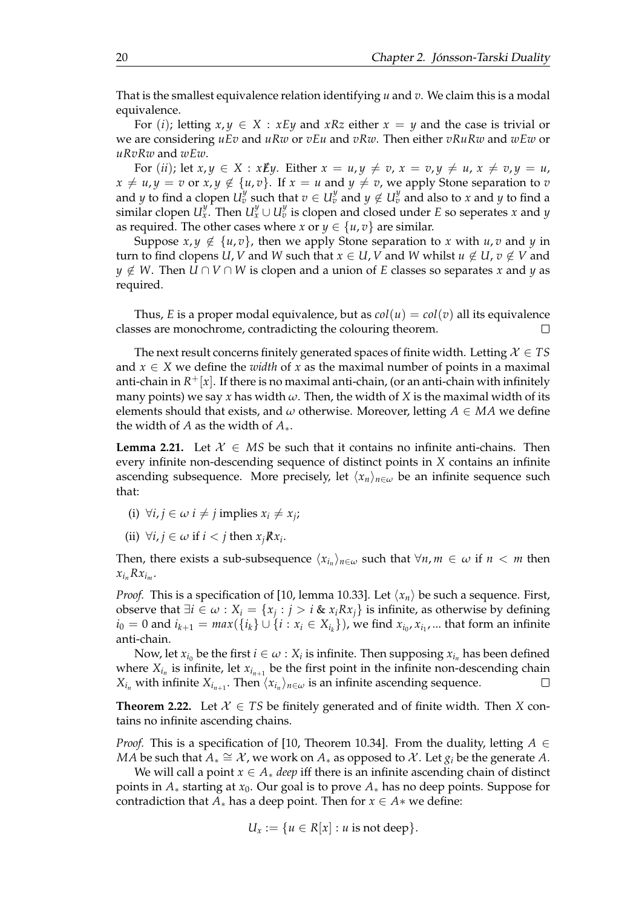That is the smallest equivalence relation identifying $u$ and $v$. We claim this is a modal equivalence.

For $(i)$; letting $x, y \in X : xEy$ and $xRz$ either $x = y$ and the case is trivial or we are considering $uEv$ and $uRw$ or $vEu$ and $vRw$. Then either $vRuRw$ and $wEw$ or $uRvRw$ and $wEw$.

For $(ii)$; let $x, y \in X : x\not{E}y$. Either $x = u, y \neq v$, $x = v, y \neq u$, $x \neq v, y = u$, $x \neq u, y = v$ or $x, y \notin \{u, v\}$. If $x = u$ and $y \neq v$, we apply Stone separation to $v$ and $y$ to find a clopen $U_v^y$ such that $v \in U_v^y$ and $y \notin U_v^y$ and also to $x$ and $y$ to find a similar clopen $U_x^y$. Then $U_x^y \cup U_v^y$ is clopen and closed under $E$ so seperates $x$ and $y$ as required. The other cases where $x$ or $y \in \{u, v\}$ are similar.

Suppose $x, y \notin \{u, v\}$, then we apply Stone separation to $x$ with $u, v$ and $y$ in turn to find clopens $U, V$ and $W$ such that $x \in U, V$ and $W$ whilst $u \notin U, v \notin V$ and $y \notin W$. Then $U \cap V \cap W$ is clopen and a union of $E$ classes so separates $x$ and $y$ as required.

Thus, $E$ is a proper modal equivalence, but as $col(u) = col(v)$ all its equivalence classes are monochrome, contradicting the colouring theorem. $\square$

The next result concerns finitely generated spaces of finite width. Letting $\mathcal{X} \in TS$ and $x \in X$ we define the *width* of $x$ as the maximal number of points in a maximal anti-chain in $R^+[x]$. If there is no maximal anti-chain, (or an anti-chain with infinitely many points) we say $x$ has width $\omega$. Then, the width of $X$ is the maximal width of its elements should that exists, and $\omega$ otherwise. Moreover, letting $A \in MA$ we define the width of $A$ as the width of $A_*$.

**Lemma 2.21.** Let $\mathcal{X} \in MS$ be such that it contains no infinite anti-chains. Then every infinite non-descending sequence of distinct points in $X$ contains an infinite ascending subsequence. More precisely, let $\langle x_n \rangle_{n \in \omega}$ be an infinite sequence such that:

(i) $\forall i, j \in \omega\ i \neq j$ implies $x_i \neq x_j$;

(ii) $\forall i, j \in \omega$ if $i < j$ then $x_j \not{R} x_i$.

Then, there exists a sub-subsequence $\langle x_{i_n} \rangle_{n \in \omega}$ such that $\forall n, m \in \omega$ if $n < m$ then $x_{i_n} R x_{i_m}$.

*Proof.* This is a specification of [10, lemma 10.33]. Let $\langle x_n \rangle$ be such a sequence. First, observe that $\exists i \in \omega : X_i = \{x_j : j > i \,\&\, x_i R x_j\}$ is infinite, as otherwise by defining $i_0 = 0$ and $i_{k+1} = max(\{i_k\} \cup \{i : x_i \in X_{i_k}\})$, we find $x_{i_0}, x_{i_1}, ...$ that form an infinite anti-chain.

Now, let $x_{i_0}$ be the first $i \in \omega : X_i$ is infinite. Then supposing $x_{i_n}$ has been defined where $X_{i_n}$ is infinite, let $x_{i_{n+1}}$ be the first point in the infinite non-descending chain $X_{i_n}$ with infinite $X_{i_{n+1}}$. Then $\langle x_{i_n} \rangle_{n \in \omega}$ is an infinite ascending sequence. $\square$

**Theorem 2.22.** Let $\mathcal{X} \in TS$ be finitely generated and of finite width. Then $X$ contains no infinite ascending chains.

*Proof.* This is a specification of [10, Theorem 10.34]. From the duality, letting $A \in MA$ be such that $A_* \cong \mathcal{X}$, we work on $A_*$ as opposed to $\mathcal{X}$. Let $g_i$ be the generate $A$.

We will call a point $x \in A_*$ *deep* iff there is an infinite ascending chain of distinct points in $A_*$ starting at $x_0$. Our goal is to prove $A_*$ has no deep points. Suppose for contradiction that $A_*$ has a deep point. Then for $x \in A*$ we define:

$$U_x := \{u \in R[x] : u \text{ is not deep}\}.$$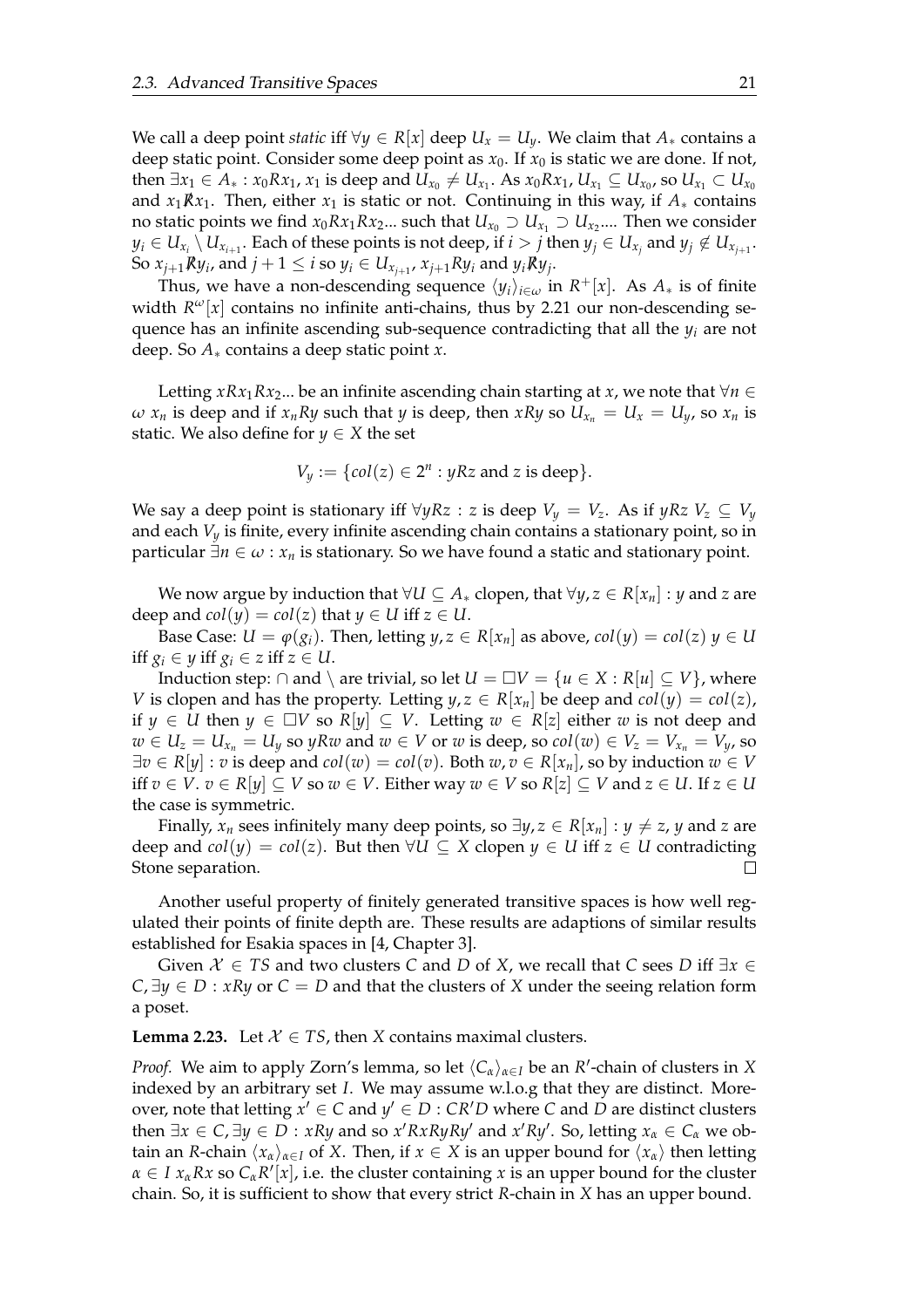We call a deep point *static* iff $\forall y \in R[x]$ deep $U_x = U_y$. We claim that $A_*$ contains a deep static point. Consider some deep point as $x_0$. If $x_0$ is static we are done. If not, then $\exists x_1 \in A_* : x_0 R x_1$, $x_1$ is deep and $U_{x_0} \neq U_{x_1}$. As $x_0 R x_1$, $U_{x_1} \subseteq U_{x_0}$, so $U_{x_1} \subset U_{x_0}$ and $x_1 \not R x_1$. Then, either $x_1$ is static or not. Continuing in this way, if $A_*$ contains no static points we find $x_0 R x_1 R x_2 ...$ such that $U_{x_0} \supset U_{x_1} \supset U_{x_2} ....$ Then we consider $y_i \in U_{x_i} \setminus U_{x_{i+1}}$. Each of these points is not deep, if $i > j$ then $y_j \in U_{x_j}$ and $y_j \notin U_{x_{j+1}}$. So $x_{j+1} \not R y_i$, and $j + 1 \leq i$ so $y_i \in U_{x_{j+1}}$, $x_{j+1} R y_i$ and $y_i \not R y_j$.

Thus, we have a non-descending sequence $\langle y_i \rangle_{i \in \omega}$ in $R^+[x]$. As $A_*$ is of finite width $R^\omega[x]$ contains no infinite anti-chains, thus by 2.21 our non-descending sequence has an infinite ascending sub-sequence contradicting that all the $y_i$ are not deep. So $A_*$ contains a deep static point $x$.

Letting $x R x_1 R x_2 ...$ be an infinite ascending chain starting at $x$, we note that $\forall n \in \omega$ $x_n$ is deep and if $x_n R y$ such that $y$ is deep, then $x R y$ so $U_{x_n} = U_x = U_y$, so $x_n$ is static. We also define for $y \in X$ the set

$$V_y := \{col(z) \in 2^n : yRz \text{ and } z \text{ is deep}\}.$$

We say a deep point is stationary iff $\forall y R z : z$ is deep $V_y = V_z$. As if $yRz$ $V_z \subseteq V_y$ and each $V_y$ is finite, every infinite ascending chain contains a stationary point, so in particular $\exists n \in \omega : x_n$ is stationary. So we have found a static and stationary point.

We now argue by induction that $\forall U \subseteq A_*$ clopen, that $\forall y, z \in R[x_n] : y$ and $z$ are deep and $col(y) = col(z)$ that $y \in U$ iff $z \in U$.

Base Case: $U = \varphi(g_i)$. Then, letting $y, z \in R[x_n]$ as above, $col(y) = col(z)$ $y \in U$ iff $g_i \in y$ iff $g_i \in z$ iff $z \in U$.

Induction step: $\cap$ and $\setminus$ are trivial, so let $U = \Box V = \{u \in X : R[u] \subseteq V\}$, where $V$ is clopen and has the property. Letting $y, z \in R[x_n]$ be deep and $col(y) = col(z)$, if $y \in U$ then $y \in \Box V$ so $R[y] \subseteq V$. Letting $w \in R[z]$ either $w$ is not deep and $w \in U_z = U_{x_n} = U_y$ so $yRw$ and $w \in V$ or $w$ is deep, so $col(w) \in V_z = V_{x_n} = V_y$, so $\exists v \in R[y] : v$ is deep and $col(w) = col(v)$. Both $w, v \in R[x_n]$, so by induction $w \in V$ iff $v \in V$. $v \in R[y] \subseteq V$ so $w \in V$. Either way $w \in V$ so $R[z] \subseteq V$ and $z \in U$. If $z \in U$ the case is symmetric.

Finally, $x_n$ sees infinitely many deep points, so $\exists y, z \in R[x_n] : y \neq z$, $y$ and $z$ are deep and $col(y) = col(z)$. But then $\forall U \subseteq X$ clopen $y \in U$ iff $z \in U$ contradicting Stone separation. $\square$

Another useful property of finitely generated transitive spaces is how well regulated their points of finite depth are. These results are adaptions of similar results established for Esakia spaces in [4, Chapter 3].

Given $\mathcal{X} \in TS$ and two clusters $C$ and $D$ of $X$, we recall that $C$ sees $D$ iff $\exists x \in C, \exists y \in D : xRy$ or $C = D$ and that the clusters of $X$ under the seeing relation form a poset.

**Lemma 2.23.** Let $\mathcal{X} \in TS$, then $X$ contains maximal clusters.

*Proof.* We aim to apply Zorn's lemma, so let $\langle C_\alpha \rangle_{\alpha \in I}$ be an $R'$-chain of clusters in $X$ indexed by an arbitrary set $I$. We may assume w.l.o.g that they are distinct. Moreover, note that letting $x' \in C$ and $y' \in D : CR'D$ where $C$ and $D$ are distinct clusters then $\exists x \in C, \exists y \in D : xRy$ and so $x'RxRyRy'$ and $x'Ry'$. So, letting $x_\alpha \in C_\alpha$ we obtain an $R$-chain $\langle x_\alpha \rangle_{\alpha \in I}$ of $X$. Then, if $x \in X$ is an upper bound for $\langle x_\alpha \rangle$ then letting $\alpha \in I$ $x_\alpha R x$ so $C_\alpha R'[x]$, i.e. the cluster containing $x$ is an upper bound for the cluster chain. So, it is sufficient to show that every strict $R$-chain in $X$ has an upper bound.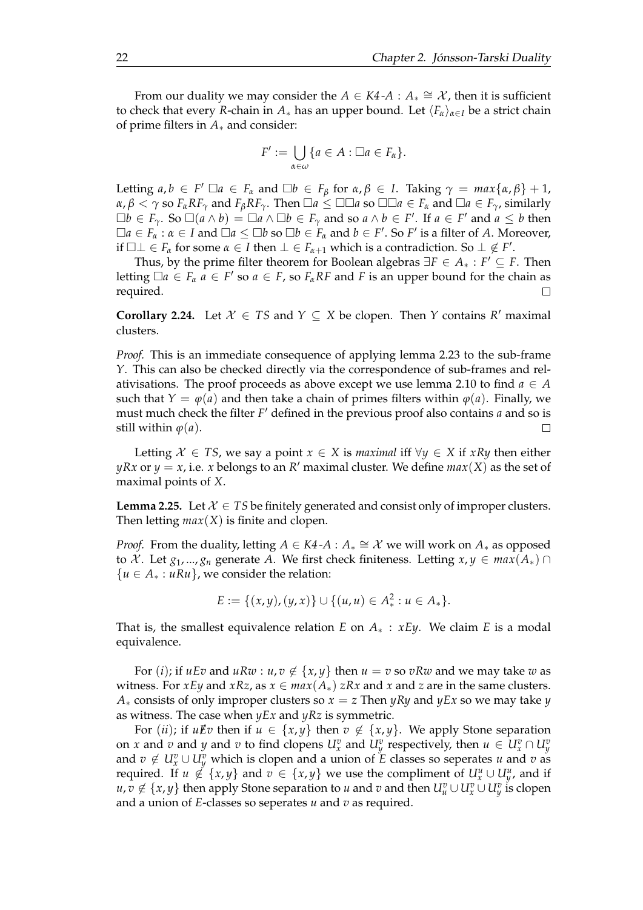From our duality we may consider the $A \in K4\text{-}A : A_* \cong \mathcal{X}$, then it is sufficient to check that every $R$-chain in $A_*$ has an upper bound. Let $\langle F_\alpha \rangle_{\alpha \in I}$ be a strict chain of prime filters in $A_*$ and consider:

$$F' := \bigcup_{\alpha \in \omega} \{a \in A : \Box a \in F_\alpha\}.$$

Letting $a, b \in F'$ $\Box a \in F_\alpha$ and $\Box b \in F_\beta$ for $\alpha, \beta \in I$. Taking $\gamma = max\{\alpha, \beta\} + 1$, $\alpha, \beta < \gamma$ so $F_\alpha R F_\gamma$ and $F_\beta R F_\gamma$. Then $\Box a \leq \Box\Box a$ so $\Box\Box a \in F_\alpha$ and $\Box a \in F_\gamma$, similarly $\Box b \in F_\gamma$. So $\Box(a \wedge b) = \Box a \wedge \Box b \in F_\gamma$ and so $a \wedge b \in F'$. If $a \in F'$ and $a \leq b$ then $\Box a \in F_\alpha : \alpha \in I$ and $\Box a \leq \Box b$ so $\Box b \in F_\alpha$ and $b \in F'$. So $F'$ is a filter of $A$. Moreover, if $\Box \bot \in F_\alpha$ for some $\alpha \in I$ then $\bot \in F_{\alpha+1}$ which is a contradiction. So $\bot \notin F'$.

Thus, by the prime filter theorem for Boolean algebras $\exists F \in A_* : F' \subseteq F$. Then letting $\Box a \in F_\alpha$ $a \in F'$ so $a \in F$, so $F_\alpha R F$ and $F$ is an upper bound for the chain as required. $\square$

**Corollary 2.24.** Let $\mathcal{X} \in TS$ and $Y \subseteq X$ be clopen. Then $Y$ contains $R'$ maximal clusters.

*Proof.* This is an immediate consequence of applying lemma 2.23 to the sub-frame $Y$. This can also be checked directly via the correspondence of sub-frames and relativisations. The proof proceeds as above except we use lemma 2.10 to find $a \in A$ such that $Y = \varphi(a)$ and then take a chain of primes filters within $\varphi(a)$. Finally, we must much check the filter $F'$ defined in the previous proof also contains $a$ and so is still within $\varphi(a)$. $\square$

Letting $\mathcal{X} \in TS$, we say a point $x \in X$ is *maximal* iff $\forall y \in X$ if $xRy$ then either $yRx$ or $y = x$, i.e. $x$ belongs to an $R'$ maximal cluster. We define $max(X)$ as the set of maximal points of $X$.

**Lemma 2.25.** Let $\mathcal{X} \in TS$ be finitely generated and consist only of improper clusters. Then letting $max(X)$ is finite and clopen.

*Proof.* From the duality, letting $A \in K4\text{-}A : A_* \cong \mathcal{X}$ we will work on $A_*$ as opposed to $\mathcal{X}$. Let $g_1, ..., g_n$ generate $A$. We first check finiteness. Letting $x, y \in max(A_*) \cap \{u \in A_* : uRu\}$, we consider the relation:

$$E := \{(x, y), (y, x)\} \cup \{(u, u) \in A_*^2 : u \in A_*\}.$$

That is, the smallest equivalence relation $E$ on $A_* : xEy$. We claim $E$ is a modal equivalence.

For $(i)$; if $uEv$ and $uRw : u, v \notin \{x, y\}$ then $u = v$ so $vRw$ and we may take $w$ as witness. For $xEy$ and $xRz$, as $x \in max(A_*)$ $zRx$ and $x$ and $z$ are in the same clusters. $A_*$ consists of only improper clusters so $x = z$ Then $yRy$ and $yEx$ so we may take $y$ as witness. The case when $yEx$ and $yRz$ is symmetric.

For $(ii)$; if $u \not E v$ then if $u \in \{x, y\}$ then $v \notin \{x, y\}$. We apply Stone separation on $x$ and $v$ and $y$ and $v$ to find clopens $U_x^v$ and $U_y^v$ respectively, then $u \in U_x^v \cap U_y^v$ and $v \notin U_x^v \cup U_y^v$ which is clopen and a union of $E$ classes so seperates $u$ and $v$ as required. If $u \notin \{x, y\}$ and $v \in \{x, y\}$ we use the compliment of $U_x^u \cup U_y^u$, and if $u, v \notin \{x, y\}$ then apply Stone separation to $u$ and $v$ and then $U_u^v \cup U_x^v \cup U_y^v$ is clopen and a union of $E$-classes so seperates $u$ and $v$ as required.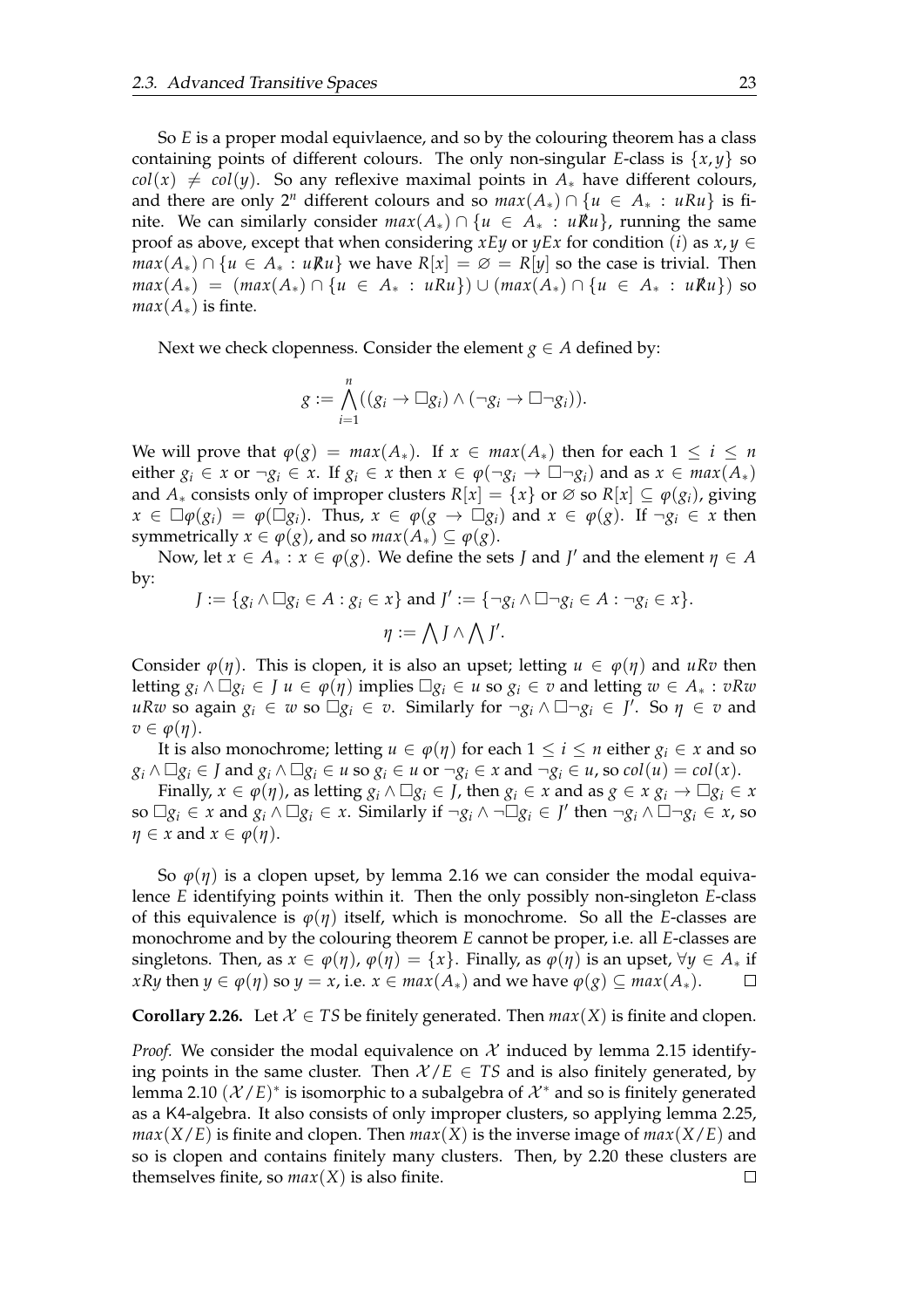So $E$ is a proper modal equivlaence, and so by the colouring theorem has a class containing points of different colours. The only non-singular $E$-class is $\{x, y\}$ so $col(x) \neq col(y)$. So any reflexive maximal points in $A_*$ have different colours, and there are only $2^n$ different colours and so $max(A_*) \cap \{u \in A_* : uRu\}$ is finite. We can similarly consider $max(A_*) \cap \{u \in A_* : u\not{R}u\}$, running the same proof as above, except that when considering $xEy$ or $yEx$ for condition $(i)$ as $x, y \in max(A_*) \cap \{u \in A_* : u\not{R}u\}$ we have $R[x] = \varnothing = R[y]$ so the case is trivial. Then $max(A_*) = (max(A_*) \cap \{u \in A_* : uRu\}) \cup (max(A_*) \cap \{u \in A_* : u\not{R}u\})$ so $max(A_*)$ is finte.

Next we check clopenness. Consider the element $g \in A$ defined by:

$$g := \bigwedge_{i=1}^{n}((g_i \to \Box g_i) \wedge (\neg g_i \to \Box \neg g_i)).$$

We will prove that $\varphi(g) = max(A_*)$. If $x \in max(A_*)$ then for each $1 \leq i \leq n$ either $g_i \in x$ or $\neg g_i \in x$. If $g_i \in x$ then $x \in \varphi(\neg g_i \to \Box \neg g_i)$ and as $x \in max(A_*)$ and $A_*$ consists only of improper clusters $R[x] = \{x\}$ or $\varnothing$ so $R[x] \subseteq \varphi(g_i)$, giving $x \in \Box\varphi(g_i) = \varphi(\Box g_i)$. Thus, $x \in \varphi(g \to \Box g_i)$ and $x \in \varphi(g)$. If $\neg g_i \in x$ then symmetrically $x \in \varphi(g)$, and so $max(A_*) \subseteq \varphi(g)$.

Now, let $x \in A_* : x \in \varphi(g)$. We define the sets $J$ and $J'$ and the element $\eta \in A$ by:

$$J := \{g_i \wedge \Box g_i \in A : g_i \in x\} \text{ and } J' := \{\neg g_i \wedge \Box \neg g_i \in A : \neg g_i \in x\}.$$

$$\eta := \bigwedge J \wedge \bigwedge J'.$$

Consider $\varphi(\eta)$. This is clopen, it is also an upset; letting $u \in \varphi(\eta)$ and $uRv$ then letting $g_i \wedge \Box g_i \in J$ $u \in \varphi(\eta)$ implies $\Box g_i \in u$ so $g_i \in v$ and letting $w \in A_* : vRw$ $uRw$ so again $g_i \in w$ so $\Box g_i \in v$. Similarly for $\neg g_i \wedge \Box \neg g_i \in J'$. So $\eta \in v$ and $v \in \varphi(\eta)$.

It is also monochrome; letting $u \in \varphi(\eta)$ for each $1 \leq i \leq n$ either $g_i \in x$ and so $g_i \wedge \Box g_i \in J$ and $g_i \wedge \Box g_i \in u$ so $g_i \in u$ or $\neg g_i \in x$ and $\neg g_i \in u$, so $col(u) = col(x)$.

Finally, $x \in \varphi(\eta)$, as letting $g_i \wedge \Box g_i \in J$, then $g_i \in x$ and as $g \in x$ $g_i \to \Box g_i \in x$ so $\Box g_i \in x$ and $g_i \wedge \Box g_i \in x$. Similarly if $\neg g_i \wedge \neg \Box g_i \in J'$ then $\neg g_i \wedge \Box \neg g_i \in x$, so $\eta \in x$ and $x \in \varphi(\eta)$.

So $\varphi(\eta)$ is a clopen upset, by lemma 2.16 we can consider the modal equivalence $E$ identifying points within it. Then the only possibly non-singleton $E$-class of this equivalence is $\varphi(\eta)$ itself, which is monochrome. So all the $E$-classes are monochrome and by the colouring theorem $E$ cannot be proper, i.e. all $E$-classes are singletons. Then, as $x \in \varphi(\eta)$, $\varphi(\eta) = \{x\}$. Finally, as $\varphi(\eta)$ is an upset, $\forall y \in A_*$ if $xRy$ then $y \in \varphi(\eta)$ so $y = x$, i.e. $x \in max(A_*)$ and we have $\varphi(g) \subseteq max(A_*)$. $\square$

**Corollary 2.26.** Let $\mathcal{X} \in TS$ be finitely generated. Then $max(X)$ is finite and clopen.

*Proof.* We consider the modal equivalence on $\mathcal{X}$ induced by lemma 2.15 identifying points in the same cluster. Then $\mathcal{X}/E \in TS$ and is also finitely generated, by lemma 2.10 $(\mathcal{X}/E)^*$ is isomorphic to a subalgebra of $\mathcal{X}^*$ and so is finitely generated as a K4-algebra. It also consists of only improper clusters, so applying lemma 2.25, $max(X/E)$ is finite and clopen. Then $max(X)$ is the inverse image of $max(X/E)$ and so is clopen and contains finitely many clusters. Then, by 2.20 these clusters are themselves finite, so $max(X)$ is also finite. $\square$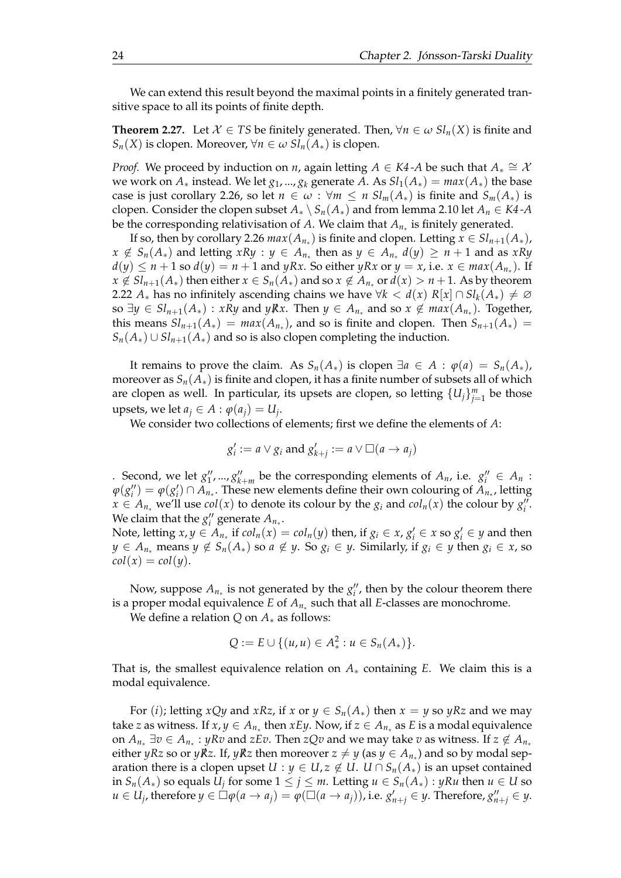We can extend this result beyond the maximal points in a finitely generated transitive space to all its points of finite depth.

**Theorem 2.27.** Let $\mathcal{X} \in TS$ be finitely generated. Then, $\forall n \in \omega\ Sl_n(X)$ is finite and $S_n(X)$ is clopen. Moreover, $\forall n \in \omega\ Sl_n(A_*)$ is clopen.

*Proof.* We proceed by induction on $n$, again letting $A \in K4\text{-}A$ be such that $A_* \cong \mathcal{X}$ we work on $A_*$ instead. We let $g_1, ..., g_k$ generate $A$. As $Sl_1(A_*) = max(A_*)$ the base case is just corollary 2.26, so let $n \in \omega : \forall m \leq n\ Sl_m(A_*)$ is finite and $S_m(A_*)$ is clopen. Consider the clopen subset $A_* \setminus S_n(A_*)$ and from lemma 2.10 let $A_n \in K4\text{-}A$ be the corresponding relativisation of $A$. We claim that $A_{n_*}$ is finitely generated.

If so, then by corollary 2.26 $max(A_{n_*})$ is finite and clopen. Letting $x \in Sl_{n+1}(A_*)$, $x \notin S_n(A_*)$ and letting $xRy : y \in A_{n_*}$ then as $y \in A_{n_*}\ d(y) \geq n+1$ and as $xRy$ $d(y) \leq n+1$ so $d(y) = n+1$ and $yRx$. So either $yRx$ or $y = x$, i.e. $x \in max(A_{n_*})$. If $x \notin Sl_{n+1}(A_*)$ then either $x \in S_n(A_*)$ and so $x \notin A_{n_*}$ or $d(x) > n+1$. As by theorem 2.22 $A_*$ has no infinitely ascending chains we have $\forall k < d(x)\ R[x] \cap Sl_k(A_*) \neq \varnothing$ so $\exists y \in Sl_{n+1}(A_*) : xRy$ and $y \not{R} x$. Then $y \in A_{n_*}$ and so $x \notin max(A_{n_*})$. Together, this means $Sl_{n+1}(A_*) = max(A_{n_*})$, and so is finite and clopen. Then $S_{n+1}(A_*) = S_n(A_*) \cup Sl_{n+1}(A_*)$ and so is also clopen completing the induction.

It remains to prove the claim. As $S_n(A_*)$ is clopen $\exists a \in A : \varphi(a) = S_n(A_*)$, moreover as $S_n(A_*)$ is finite and clopen, it has a finite number of subsets all of which are clopen as well. In particular, its upsets are clopen, so letting $\{U_j\}_{j=1}^m$ be those upsets, we let $a_j \in A : \varphi(a_j) = U_j$.

We consider two collections of elements; first we define the elements of $A$:

$$g_i' := a \vee g_i \text{ and } g_{k+j}' := a \vee \Box(a \to a_j)$$

. Second, we let $g_1'', ..., g_{k+m}''$ be the corresponding elements of $A_n$, i.e. $g_i'' \in A_n$ : $\varphi(g_i'') = \varphi(g_i') \cap A_{n_*}$. These new elements define their own colouring of $A_{n_*}$, letting $x \in A_{n_*}$ we'll use $col(x)$ to denote its colour by the $g_i$ and $col_n(x)$ the colour by $g_i''$. We claim that the $g_i''$ generate $A_{n_*}$.
Note, letting $x, y \in A_{n_*}$ if $col_n(x) = col_n(y)$ then, if $g_i \in x$, $g_i' \in x$ so $g_i' \in y$ and then $y \in A_{n_*}$ means $y \notin S_n(A_*)$ so $a \notin y$. So $g_i \in y$. Similarly, if $g_i \in y$ then $g_i \in x$, so $col(x) = col(y)$.

Now, suppose $A_{n_*}$ is not generated by the $g_i''$, then by the colour theorem there is a proper modal equivalence $E$ of $A_{n_*}$ such that all $E$-classes are monochrome.

We define a relation $Q$ on $A_*$ as follows:

$$Q := E \cup \{(u, u) \in A_*^2 : u \in S_n(A_*)\}.$$

That is, the smallest equivalence relation on $A_*$ containing $E$. We claim this is a modal equivalence.

For $(i)$; letting $xQy$ and $xRz$, if $x$ or $y \in S_n(A_*)$ then $x = y$ so $yRz$ and we may take $z$ as witness. If $x, y \in A_{n_*}$ then $xEy$. Now, if $z \in A_{n_*}$ as $E$ is a modal equivalence on $A_{n_*}$ $\exists v \in A_{n_*} : yRv$ and $zEv$. Then $zQv$ and we may take $v$ as witness. If $z \notin A_{n_*}$ either $yRz$ so or $y \not{R} z$. If, $y \not{R} z$ then moreover $z \neq y$ (as $y \in A_{n_*}$) and so by modal separation there is a clopen upset $U : y \in U, z \notin U$. $U \cap S_n(A_*)$ is an upset contained in $S_n(A_*)$ so equals $U_j$ for some $1 \leq j \leq m$. Letting $u \in S_n(A_*) : yRu$ then $u \in U$ so $u \in U_j$, therefore $y \in \Box\varphi(a \to a_j) = \varphi(\Box(a \to a_j))$, i.e. $g_{n+j}' \in y$. Therefore, $g_{n+j}'' \in y$.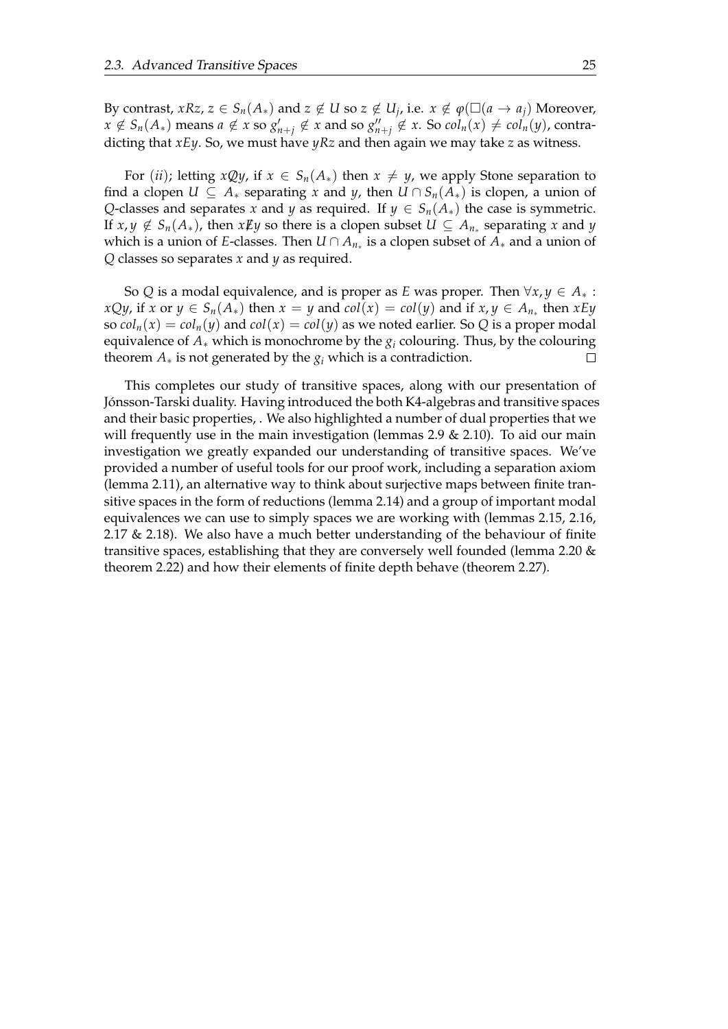By contrast, $xRz$, $z \in S_n(A_*)$ and $z \notin U$ so $z \notin U_j$, i.e. $x \notin \varphi(\Box(a \to a_j)$ Moreover, $x \notin S_n(A_*)$ means $a \notin x$ so $g'_{n+j} \notin x$ and so $g''_{n+j} \notin x$. So $col_n(x) \neq col_n(y)$, contradicting that $xEy$. So, we must have $yRz$ and then again we may take $z$ as witness.

For $(ii)$; letting $x\not{Q}y$, if $x \in S_n(A_*)$ then $x \neq y$, we apply Stone separation to find a clopen $U \subseteq A_*$ separating $x$ and $y$, then $U \cap S_n(A_*)$ is clopen, a union of $Q$-classes and separates $x$ and $y$ as required. If $y \in S_n(A_*)$ the case is symmetric. If $x, y \notin S_n(A_*)$, then $x\not{E}y$ so there is a clopen subset $U \subseteq A_{n_*}$ separating $x$ and $y$ which is a union of $E$-classes. Then $U \cap A_{n_*}$ is a clopen subset of $A_*$ and a union of $Q$ classes so separates $x$ and $y$ as required.

So $Q$ is a modal equivalence, and is proper as $E$ was proper. Then $\forall x, y \in A_* :$ $xQy$, if $x$ or $y \in S_n(A_*)$ then $x = y$ and $col(x) = col(y)$ and if $x, y \in A_{n_*}$ then $xEy$ so $col_n(x) = col_n(y)$ and $col(x) = col(y)$ as we noted earlier. So $Q$ is a proper modal equivalence of $A_*$ which is monochrome by the $g_i$ colouring. Thus, by the colouring theorem $A_*$ is not generated by the $g_i$ which is a contradiction. □

This completes our study of transitive spaces, along with our presentation of Jónsson-Tarski duality. Having introduced the both K4-algebras and transitive spaces and their basic properties, . We also highlighted a number of dual properties that we will frequently use in the main investigation (lemmas 2.9 & 2.10). To aid our main investigation we greatly expanded our understanding of transitive spaces. We've provided a number of useful tools for our proof work, including a separation axiom (lemma 2.11), an alternative way to think about surjective maps between finite transitive spaces in the form of reductions (lemma 2.14) and a group of important modal equivalences we can use to simply spaces we are working with (lemmas 2.15, 2.16, 2.17 & 2.18). We also have a much better understanding of the behaviour of finite transitive spaces, establishing that they are conversely well founded (lemma 2.20 & theorem 2.22) and how their elements of finite depth behave (theorem 2.27).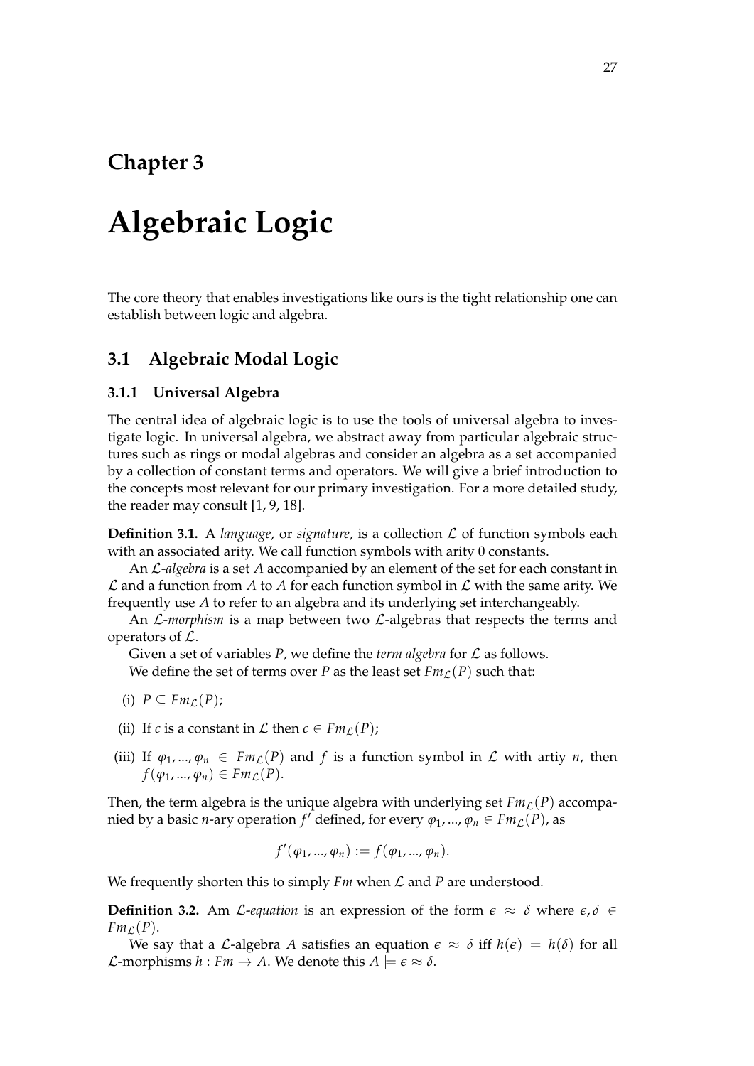# Chapter 3

# Algebraic Logic

The core theory that enables investigations like ours is the tight relationship one can establish between logic and algebra.

## 3.1 Algebraic Modal Logic

### 3.1.1 Universal Algebra

The central idea of algebraic logic is to use the tools of universal algebra to investigate logic. In universal algebra, we abstract away from particular algebraic structures such as rings or modal algebras and consider an algebra as a set accompanied by a collection of constant terms and operators. We will give a brief introduction to the concepts most relevant for our primary investigation. For a more detailed study, the reader may consult [1, 9, 18].

**Definition 3.1.** A *language*, or *signature*, is a collection $\mathcal{L}$ of function symbols each with an associated arity. We call function symbols with arity 0 constants.

An $\mathcal{L}$*-algebra* is a set $A$ accompanied by an element of the set for each constant in $\mathcal{L}$ and a function from $A$ to $A$ for each function symbol in $\mathcal{L}$ with the same arity. We frequently use $A$ to refer to an algebra and its underlying set interchangeably.

An $\mathcal{L}$*-morphism* is a map between two $\mathcal{L}$-algebras that respects the terms and operators of $\mathcal{L}$.

Given a set of variables $P$, we define the *term algebra* for $\mathcal{L}$ as follows.

We define the set of terms over $P$ as the least set $Fm_{\mathcal{L}}(P)$ such that:

(i) $P \subseteq Fm_{\mathcal{L}}(P)$;

(ii) If $c$ is a constant in $\mathcal{L}$ then $c \in Fm_{\mathcal{L}}(P)$;

(iii) If $\varphi_1, ..., \varphi_n \in Fm_{\mathcal{L}}(P)$ and $f$ is a function symbol in $\mathcal{L}$ with artiy $n$, then $f(\varphi_1, ..., \varphi_n) \in Fm_{\mathcal{L}}(P)$.

Then, the term algebra is the unique algebra with underlying set $Fm_{\mathcal{L}}(P)$ accompanied by a basic $n$-ary operation $f'$ defined, for every $\varphi_1, ..., \varphi_n \in Fm_{\mathcal{L}}(P)$, as

$$f'(\varphi_1, ..., \varphi_n) := f(\varphi_1, ..., \varphi_n).$$

We frequently shorten this to simply $Fm$ when $\mathcal{L}$ and $P$ are understood.

**Definition 3.2.** Am $\mathcal{L}$*-equation* is an expression of the form $\epsilon \approx \delta$ where $\epsilon, \delta \in Fm_{\mathcal{L}}(P)$.

We say that a $\mathcal{L}$-algebra $A$ satisfies an equation $\epsilon \approx \delta$ iff $h(\epsilon) = h(\delta)$ for all $\mathcal{L}$-morphisms $h : Fm \to A$. We denote this $A \models \epsilon \approx \delta$.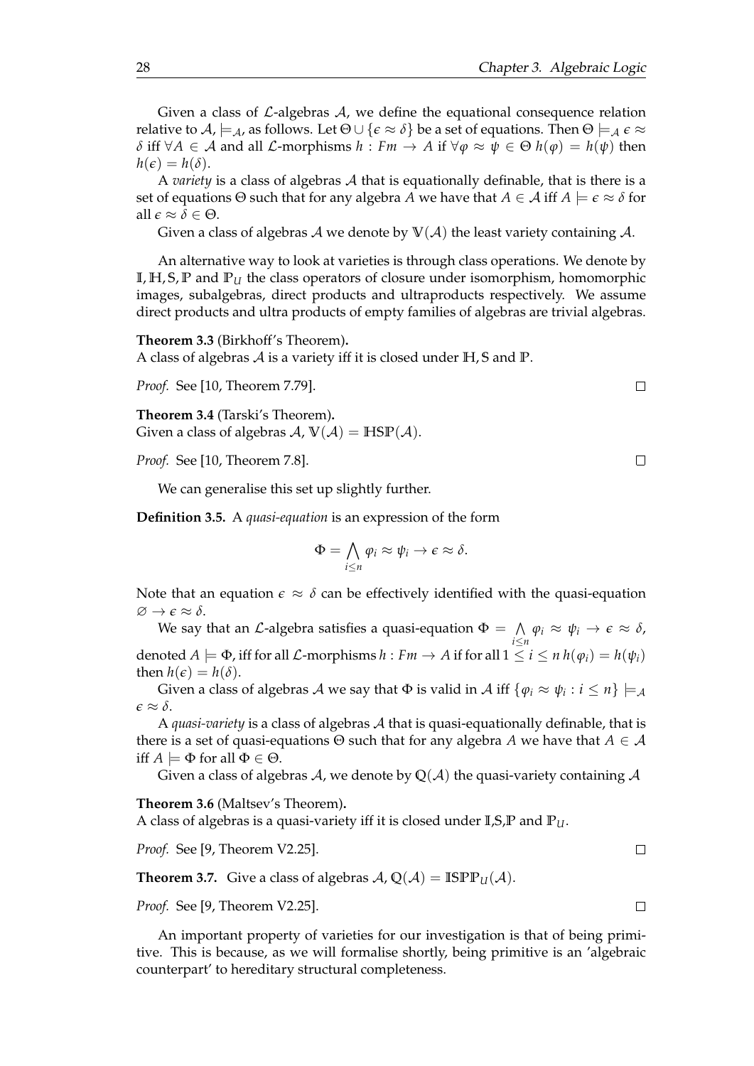Given a class of $\mathcal{L}$-algebras $\mathcal{A}$, we define the equational consequence relation relative to $\mathcal{A}$, $\models_{\mathcal{A}}$, as follows. Let $\Theta \cup \{\epsilon \approx \delta\}$ be a set of equations. Then $\Theta \models_{\mathcal{A}} \epsilon \approx \delta$ iff $\forall A \in \mathcal{A}$ and all $\mathcal{L}$-morphisms $h : Fm \to A$ if $\forall \varphi \approx \psi \in \Theta$ $h(\varphi) = h(\psi)$ then $h(\epsilon) = h(\delta)$.

A *variety* is a class of algebras $\mathcal{A}$ that is equationally definable, that is there is a set of equations $\Theta$ such that for any algebra $A$ we have that $A \in \mathcal{A}$ iff $A \models \epsilon \approx \delta$ for all $\epsilon \approx \delta \in \Theta$.

Given a class of algebras $\mathcal{A}$ we denote by $\mathbb{V}(\mathcal{A})$ the least variety containing $\mathcal{A}$.

An alternative way to look at varieties is through class operations. We denote by $\mathbb{I}, \mathbb{H}, \mathbb{S}, \mathbb{P}$ and $\mathbb{P}_U$ the class operators of closure under isomorphism, homomorphic images, subalgebras, direct products and ultraproducts respectively. We assume direct products and ultra products of empty families of algebras are trivial algebras.

**Theorem 3.3** (Birkhoff's Theorem)**.**
A class of algebras $\mathcal{A}$ is a variety iff it is closed under $\mathbb{H}, \mathbb{S}$ and $\mathbb{P}$.

*Proof.* See [10, Theorem 7.79]. □

**Theorem 3.4** (Tarski's Theorem)**.**
Given a class of algebras $\mathcal{A}$, $\mathbb{V}(\mathcal{A}) = \mathbb{HSP}(\mathcal{A})$.

*Proof.* See [10, Theorem 7.8]. □

We can generalise this set up slightly further.

**Definition 3.5.** A *quasi-equation* is an expression of the form

$$\Phi = \bigwedge_{i \leq n} \varphi_i \approx \psi_i \to \epsilon \approx \delta.$$

Note that an equation $\epsilon \approx \delta$ can be effectively identified with the quasi-equation $\varnothing \to \epsilon \approx \delta$.

We say that an $\mathcal{L}$-algebra satisfies a quasi-equation $\Phi = \bigwedge_{i \leq n} \varphi_i \approx \psi_i \to \epsilon \approx \delta$, denoted $A \models \Phi$, iff for all $\mathcal{L}$-morphisms $h : Fm \to A$ if for all $1 \leq i \leq n$ $h(\varphi_i) = h(\psi_i)$ then $h(\epsilon) = h(\delta)$.

Given a class of algebras $\mathcal{A}$ we say that $\Phi$ is valid in $\mathcal{A}$ iff $\{\varphi_i \approx \psi_i : i \leq n\} \models_{\mathcal{A}} \epsilon \approx \delta$.

A *quasi-variety* is a class of algebras $\mathcal{A}$ that is quasi-equationally definable, that is there is a set of quasi-equations $\Theta$ such that for any algebra $A$ we have that $A \in \mathcal{A}$ iff $A \models \Phi$ for all $\Phi \in \Theta$.

Given a class of algebras $\mathcal{A}$, we denote by $\mathbb{Q}(\mathcal{A})$ the quasi-variety containing $\mathcal{A}$

**Theorem 3.6** (Maltsev's Theorem)**.**
A class of algebras is a quasi-variety iff it is closed under $\mathbb{I}$,$\mathbb{S}$,$\mathbb{P}$ and $\mathbb{P}_U$.

*Proof.* See [9, Theorem V2.25]. □

**Theorem 3.7.** Give a class of algebras $\mathcal{A}$, $\mathbb{Q}(\mathcal{A}) = \mathbb{ISPP}_U(\mathcal{A})$.

*Proof.* See [9, Theorem V2.25]. □

An important property of varieties for our investigation is that of being primitive. This is because, as we will formalise shortly, being primitive is an 'algebraic counterpart' to hereditary structural completeness.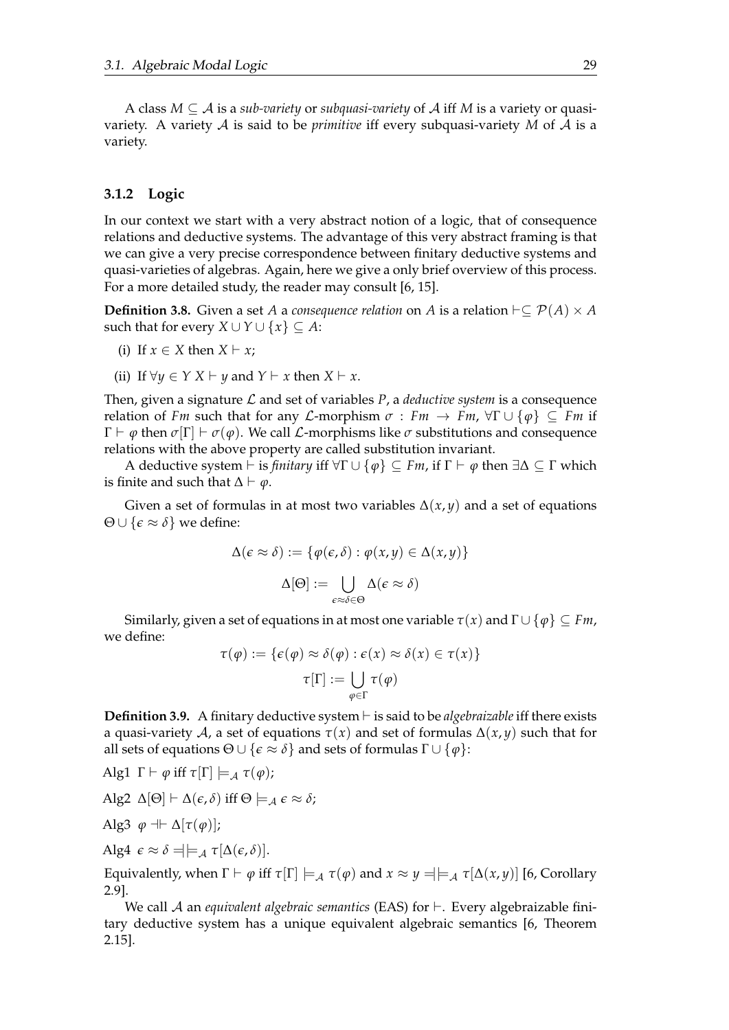A class $M \subseteq \mathcal{A}$ is a *sub-variety* or *subquasi-variety* of $\mathcal{A}$ iff $M$ is a variety or quasi-variety. A variety $\mathcal{A}$ is said to be *primitive* iff every subquasi-variety $M$ of $\mathcal{A}$ is a variety.

### 3.1.2 Logic

In our context we start with a very abstract notion of a logic, that of consequence relations and deductive systems. The advantage of this very abstract framing is that we can give a very precise correspondence between finitary deductive systems and quasi-varieties of algebras. Again, here we give a only brief overview of this process. For a more detailed study, the reader may consult [6, 15].

**Definition 3.8.** Given a set $A$ a *consequence relation* on $A$ is a relation $\vdash \subseteq \mathcal{P}(A) \times A$ such that for every $X \cup Y \cup \{x\} \subseteq A$:

(i) If $x \in X$ then $X \vdash x$;

(ii) If $\forall y \in Y\ X \vdash y$ and $Y \vdash x$ then $X \vdash x$.

Then, given a signature $\mathcal{L}$ and set of variables $P$, a *deductive system* is a consequence relation of $Fm$ such that for any $\mathcal{L}$-morphism $\sigma : Fm \to Fm$, $\forall \Gamma \cup \{\varphi\} \subseteq Fm$ if $\Gamma \vdash \varphi$ then $\sigma[\Gamma] \vdash \sigma(\varphi)$. We call $\mathcal{L}$-morphisms like $\sigma$ substitutions and consequence relations with the above property are called substitution invariant.

A deductive system $\vdash$ is *finitary* iff $\forall \Gamma \cup \{\varphi\} \subseteq Fm$, if $\Gamma \vdash \varphi$ then $\exists \Delta \subseteq \Gamma$ which is finite and such that $\Delta \vdash \varphi$.

Given a set of formulas in at most two variables $\Delta(x, y)$ and a set of equations $\Theta \cup \{\epsilon \approx \delta\}$ we define:

$$\Delta(\epsilon \approx \delta) := \{\varphi(\epsilon, \delta) : \varphi(x, y) \in \Delta(x, y)\}$$

$$\Delta[\Theta] := \bigcup_{\epsilon \approx \delta \in \Theta} \Delta(\epsilon \approx \delta)$$

Similarly, given a set of equations in at most one variable $\tau(x)$ and $\Gamma \cup \{\varphi\} \subseteq Fm$, we define:

$$\tau(\varphi) := \{\epsilon(\varphi) \approx \delta(\varphi) : \epsilon(x) \approx \delta(x) \in \tau(x)\}$$

$$\tau[\Gamma] := \bigcup_{\varphi \in \Gamma} \tau(\varphi)$$

**Definition 3.9.** A finitary deductive system $\vdash$ is said to be *algebraizable* iff there exists a quasi-variety $\mathcal{A}$, a set of equations $\tau(x)$ and set of formulas $\Delta(x, y)$ such that for all sets of equations $\Theta \cup \{\epsilon \approx \delta\}$ and sets of formulas $\Gamma \cup \{\varphi\}$:

Alg1 $\Gamma \vdash \varphi$ iff $\tau[\Gamma] \models_{\mathcal{A}} \tau(\varphi)$;

Alg2 $\Delta[\Theta] \vdash \Delta(\epsilon, \delta)$ iff $\Theta \models_{\mathcal{A}} \epsilon \approx \delta$;

Alg3 $\varphi \dashv\vdash \Delta[\tau(\varphi)]$;

Alg4 $\epsilon \approx \delta \dashv\models_{\mathcal{A}} \tau[\Delta(\epsilon, \delta)]$.

Equivalently, when $\Gamma \vdash \varphi$ iff $\tau[\Gamma] \models_{\mathcal{A}} \tau(\varphi)$ and $x \approx y \dashv\models_{\mathcal{A}} \tau[\Delta(x, y)]$ [6, Corollary 2.9].

We call $\mathcal{A}$ an *equivalent algebraic semantics* (EAS) for $\vdash$. Every algebraizable finitary deductive system has a unique equivalent algebraic semantics [6, Theorem 2.15].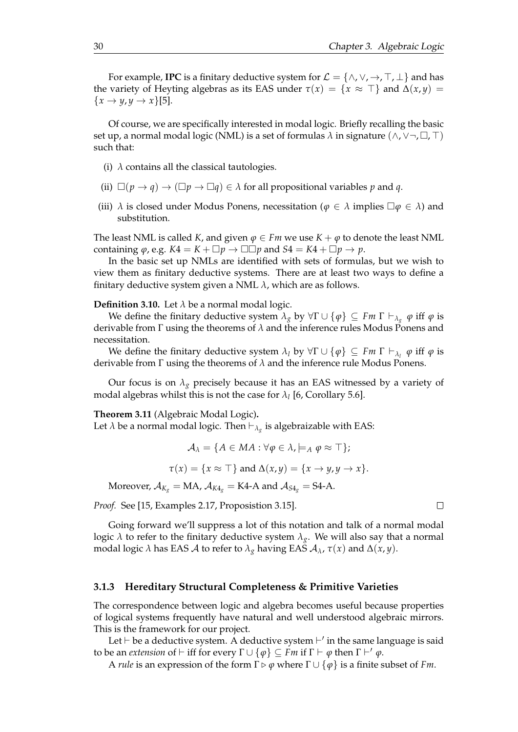For example, **IPC** is a finitary deductive system for $\mathcal{L} = \{\wedge, \vee, \rightarrow, \top, \bot\}$ and has the variety of Heyting algebras as its EAS under $\tau(x) = \{x \approx \top\}$ and $\Delta(x, y) = \{x \rightarrow y, y \rightarrow x\}$[5].

Of course, we are specifically interested in modal logic. Briefly recalling the basic set up, a normal modal logic (NML) is a set of formulas $\lambda$ in signature $(\wedge, \vee \neg, \Box, \top)$ such that:

(i) $\lambda$ contains all the classical tautologies.

(ii) $\Box(p \rightarrow q) \rightarrow (\Box p \rightarrow \Box q) \in \lambda$ for all propositional variables $p$ and $q$.

(iii) $\lambda$ is closed under Modus Ponens, necessitation ($\varphi \in \lambda$ implies $\Box\varphi \in \lambda$) and substitution.

The least NML is called $K$, and given $\varphi \in Fm$ we use $K + \varphi$ to denote the least NML containing $\varphi$, e.g. $K4 = K + \Box p \rightarrow \Box\Box p$ and $S4 = K4 + \Box p \rightarrow p$.

In the basic set up NMLs are identified with sets of formulas, but we wish to view them as finitary deductive systems. There are at least two ways to define a finitary deductive system given a NML $\lambda$, which are as follows.

**Definition 3.10.** Let $\lambda$ be a normal modal logic.

We define the finitary deductive system $\lambda_g$ by $\forall \Gamma \cup \{\varphi\} \subseteq Fm$ $\Gamma \vdash_{\lambda_g} \varphi$ iff $\varphi$ is derivable from $\Gamma$ using the theorems of $\lambda$ and the inference rules Modus Ponens and necessitation.

We define the finitary deductive system $\lambda_l$ by $\forall \Gamma \cup \{\varphi\} \subseteq Fm$ $\Gamma \vdash_{\lambda_l} \varphi$ iff $\varphi$ is derivable from $\Gamma$ using the theorems of $\lambda$ and the inference rule Modus Ponens.

Our focus is on $\lambda_g$ precisely because it has an EAS witnessed by a variety of modal algebras whilst this is not the case for $\lambda_l$ [6, Corollary 5.6].

**Theorem 3.11** (Algebraic Modal Logic)**.**
Let $\lambda$ be a normal modal logic. Then $\vdash_{\lambda_g}$ is algebraizable with EAS:

$$\mathcal{A}_\lambda = \{A \in MA : \forall \varphi \in \lambda, \models_A \varphi \approx \top\};$$

$$\tau(x) = \{x \approx \top\} \text{ and } \Delta(x, y) = \{x \rightarrow y, y \rightarrow x\}.$$

Moreover, $\mathcal{A}_{K_g} = \text{MA}$, $\mathcal{A}_{K4_g} = \text{K4-A}$ and $\mathcal{A}_{S4_g} = \text{S4-A}$.

*Proof.* See [15, Examples 2.17, Proposistion 3.15]. □

Going forward we'll suppress a lot of this notation and talk of a normal modal logic $\lambda$ to refer to the finitary deductive system $\lambda_g$. We will also say that a normal modal logic $\lambda$ has EAS $\mathcal{A}$ to refer to $\lambda_g$ having EAS $\mathcal{A}_\lambda$, $\tau(x)$ and $\Delta(x, y)$.

### 3.1.3 Hereditary Structural Completeness & Primitive Varieties

The correspondence between logic and algebra becomes useful because properties of logical systems frequently have natural and well understood algebraic mirrors. This is the framework for our project.

Let $\vdash$ be a deductive system. A deductive system $\vdash'$ in the same language is said to be an *extension* of $\vdash$ iff for every $\Gamma \cup \{\varphi\} \subseteq Fm$ if $\Gamma \vdash \varphi$ then $\Gamma \vdash' \varphi$.

A *rule* is an expression of the form $\Gamma \rhd \varphi$ where $\Gamma \cup \{\varphi\}$ is a finite subset of $Fm$.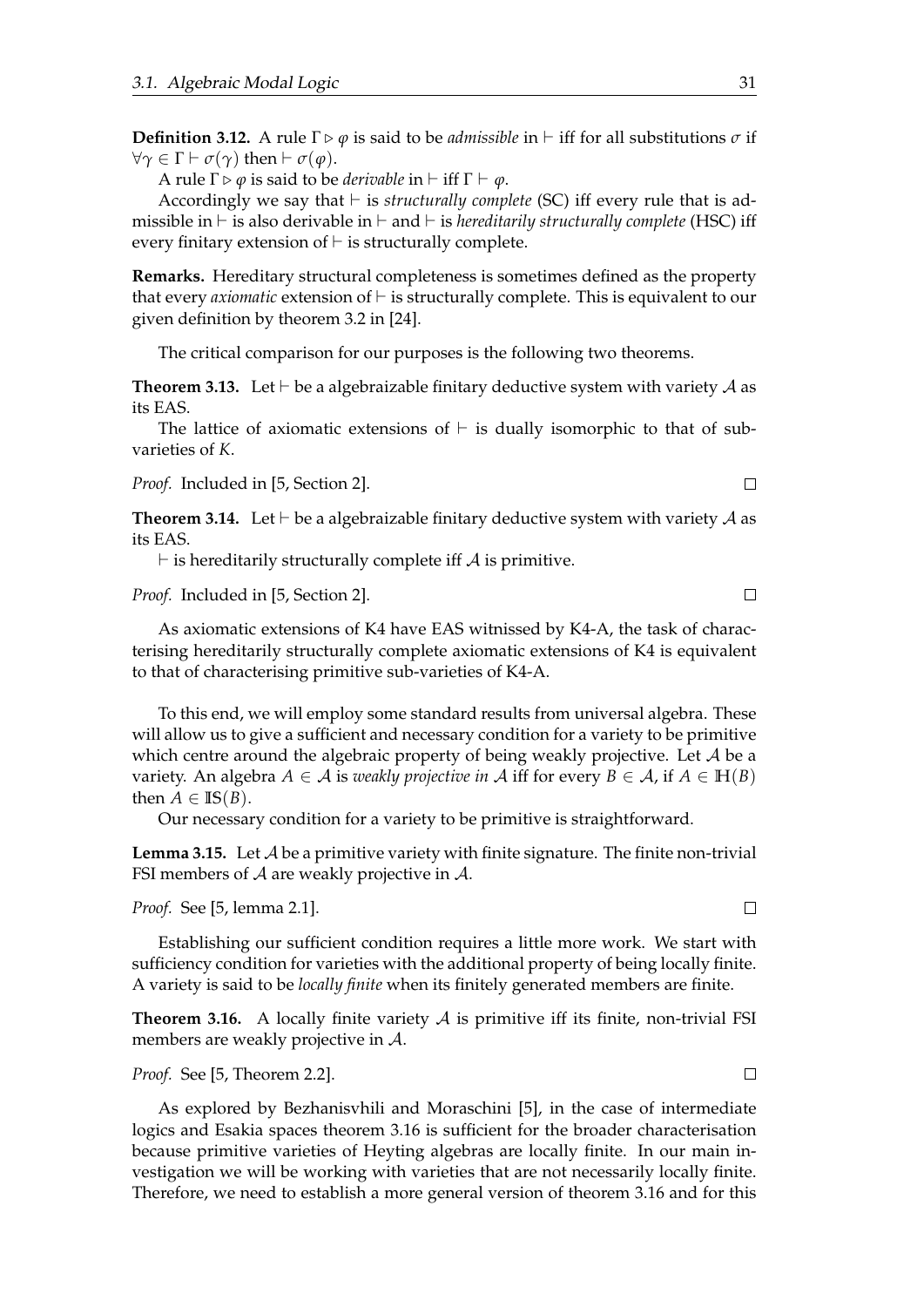**Definition 3.12.** A rule $\Gamma \rhd \varphi$ is said to be *admissible* in $\vdash$ iff for all substitutions $\sigma$ if $\forall \gamma \in \Gamma \vdash \sigma(\gamma)$ then $\vdash \sigma(\varphi)$.

A rule $\Gamma \rhd \varphi$ is said to be *derivable* in $\vdash$ iff $\Gamma \vdash \varphi$.

Accordingly we say that $\vdash$ is *structurally complete* (SC) iff every rule that is admissible in $\vdash$ is also derivable in $\vdash$ and $\vdash$ is *hereditarily structurally complete* (HSC) iff every finitary extension of $\vdash$ is structurally complete.

**Remarks.** Hereditary structural completeness is sometimes defined as the property that every *axiomatic* extension of $\vdash$ is structurally complete. This is equivalent to our given definition by theorem 3.2 in [24].

The critical comparison for our purposes is the following two theorems.

**Theorem 3.13.** Let $\vdash$ be a algebraizable finitary deductive system with variety $\mathcal{A}$ as its EAS.

The lattice of axiomatic extensions of $\vdash$ is dually isomorphic to that of sub-varieties of $K$.

*Proof.* Included in [5, Section 2]. $\square$

**Theorem 3.14.** Let $\vdash$ be a algebraizable finitary deductive system with variety $\mathcal{A}$ as its EAS.

$\vdash$ is hereditarily structurally complete iff $\mathcal{A}$ is primitive.

*Proof.* Included in [5, Section 2]. $\square$

As axiomatic extensions of K4 have EAS witnissed by K4-A, the task of characterising hereditarily structurally complete axiomatic extensions of K4 is equivalent to that of characterising primitive sub-varieties of K4-A.

To this end, we will employ some standard results from universal algebra. These will allow us to give a sufficient and necessary condition for a variety to be primitive which centre around the algebraic property of being weakly projective. Let $\mathcal{A}$ be a variety. An algebra $A \in \mathcal{A}$ is *weakly projective in* $\mathcal{A}$ iff for every $B \in \mathcal{A}$, if $A \in \mathbb{H}(B)$ then $A \in \mathbb{IS}(B)$.

Our necessary condition for a variety to be primitive is straightforward.

**Lemma 3.15.** Let $\mathcal{A}$ be a primitive variety with finite signature. The finite non-trivial FSI members of $\mathcal{A}$ are weakly projective in $\mathcal{A}$.

*Proof.* See [5, lemma 2.1]. $\square$

Establishing our sufficient condition requires a little more work. We start with sufficiency condition for varieties with the additional property of being locally finite. A variety is said to be *locally finite* when its finitely generated members are finite.

**Theorem 3.16.** A locally finite variety $\mathcal{A}$ is primitive iff its finite, non-trivial FSI members are weakly projective in $\mathcal{A}$.

*Proof.* See [5, Theorem 2.2]. $\square$

As explored by Bezhanisvhili and Moraschini [5], in the case of intermediate logics and Esakia spaces theorem 3.16 is sufficient for the broader characterisation because primitive varieties of Heyting algebras are locally finite. In our main investigation we will be working with varieties that are not necessarily locally finite. Therefore, we need to establish a more general version of theorem 3.16 and for this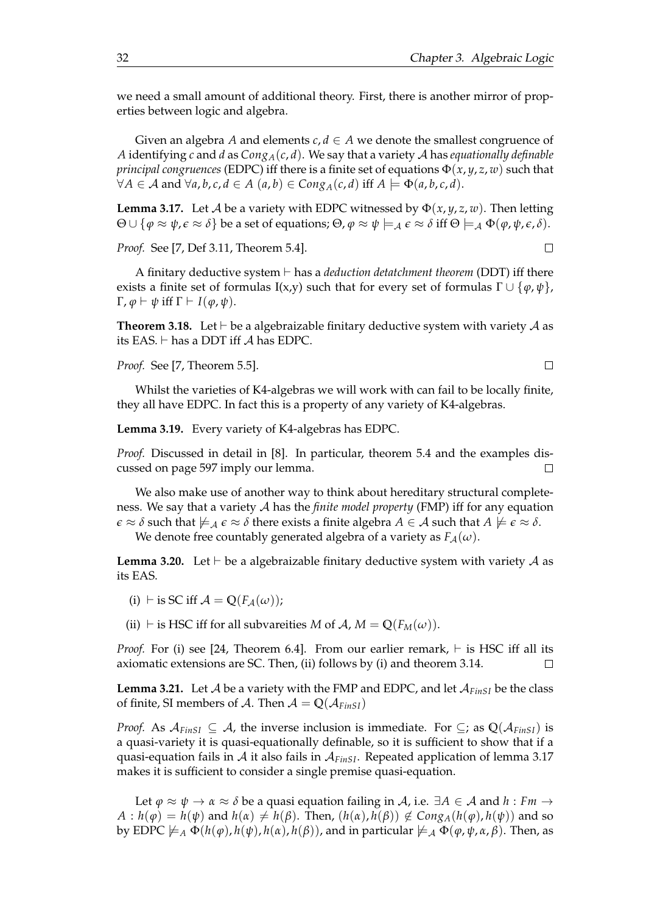we need a small amount of additional theory. First, there is another mirror of properties between logic and algebra.

Given an algebra $A$ and elements $c, d \in A$ we denote the smallest congruence of $A$ identifying $c$ and $d$ as $Cong_A(c, d)$. We say that a variety $\mathcal{A}$ has *equationally definable principal congruences* (EDPC) iff there is a finite set of equations $\Phi(x, y, z, w)$ such that $\forall A \in \mathcal{A}$ and $\forall a, b, c, d \in A$ $(a, b) \in Cong_A(c, d)$ iff $A \models \Phi(a, b, c, d)$.

**Lemma 3.17.** Let $\mathcal{A}$ be a variety with EDPC witnessed by $\Phi(x, y, z, w)$. Then letting $\Theta \cup \{\varphi \approx \psi, \epsilon \approx \delta\}$ be a set of equations; $\Theta, \varphi \approx \psi \models_{\mathcal{A}} \epsilon \approx \delta$ iff $\Theta \models_{\mathcal{A}} \Phi(\varphi, \psi, \epsilon, \delta)$.

*Proof.* See [7, Def 3.11, Theorem 5.4]. □

A finitary deductive system $\vdash$ has a *deduction detatchment theorem* (DDT) iff there exists a finite set of formulas I(x,y) such that for every set of formulas $\Gamma \cup \{\varphi, \psi\}$, $\Gamma, \varphi \vdash \psi$ iff $\Gamma \vdash I(\varphi, \psi)$.

**Theorem 3.18.** Let $\vdash$ be a algebraizable finitary deductive system with variety $\mathcal{A}$ as its EAS. $\vdash$ has a DDT iff $\mathcal{A}$ has EDPC.

*Proof.* See [7, Theorem 5.5]. □

Whilst the varieties of K4-algebras we will work with can fail to be locally finite, they all have EDPC. In fact this is a property of any variety of K4-algebras.

**Lemma 3.19.** Every variety of K4-algebras has EDPC.

*Proof.* Discussed in detail in [8]. In particular, theorem 5.4 and the examples discussed on page 597 imply our lemma. □

We also make use of another way to think about hereditary structural completeness. We say that a variety $\mathcal{A}$ has the *finite model property* (FMP) iff for any equation $\epsilon \approx \delta$ such that $\not\models_{\mathcal{A}} \epsilon \approx \delta$ there exists a finite algebra $A \in \mathcal{A}$ such that $A \not\models \epsilon \approx \delta$.

We denote free countably generated algebra of a variety as $F_{\mathcal{A}}(\omega)$.

**Lemma 3.20.** Let $\vdash$ be a algebraizable finitary deductive system with variety $\mathcal{A}$ as its EAS.

(i) $\vdash$ is SC iff $\mathcal{A} = \mathbb{Q}(F_{\mathcal{A}}(\omega))$;

(ii) $\vdash$ is HSC iff for all subvareities $M$ of $\mathcal{A}$, $M = \mathbb{Q}(F_M(\omega))$.

*Proof.* For (i) see [24, Theorem 6.4]. From our earlier remark, $\vdash$ is HSC iff all its axiomatic extensions are SC. Then, (ii) follows by (i) and theorem 3.14. □

**Lemma 3.21.** Let $\mathcal{A}$ be a variety with the FMP and EDPC, and let $\mathcal{A}_{FinSI}$ be the class of finite, SI members of $\mathcal{A}$. Then $\mathcal{A} = \mathbb{Q}(\mathcal{A}_{FinSI})$

*Proof.* As $\mathcal{A}_{FinSI} \subseteq \mathcal{A}$, the inverse inclusion is immediate. For $\subseteq$; as $\mathbb{Q}(\mathcal{A}_{FinSI})$ is a quasi-variety it is quasi-equationally definable, so it is sufficient to show that if a quasi-equation fails in $\mathcal{A}$ it also fails in $\mathcal{A}_{FinSI}$. Repeated application of lemma 3.17 makes it is sufficient to consider a single premise quasi-equation.

Let $\varphi \approx \psi \to \alpha \approx \delta$ be a quasi equation failing in $\mathcal{A}$, i.e. $\exists A \in \mathcal{A}$ and $h : Fm \to A : h(\varphi) = h(\psi)$ and $h(\alpha) \neq h(\beta)$. Then, $(h(\alpha), h(\beta)) \notin Cong_A(h(\varphi), h(\psi))$ and so by EDPC $\not\models_A \Phi(h(\varphi), h(\psi), h(\alpha), h(\beta))$, and in particular $\not\models_{\mathcal{A}} \Phi(\varphi, \psi, \alpha, \beta)$. Then, as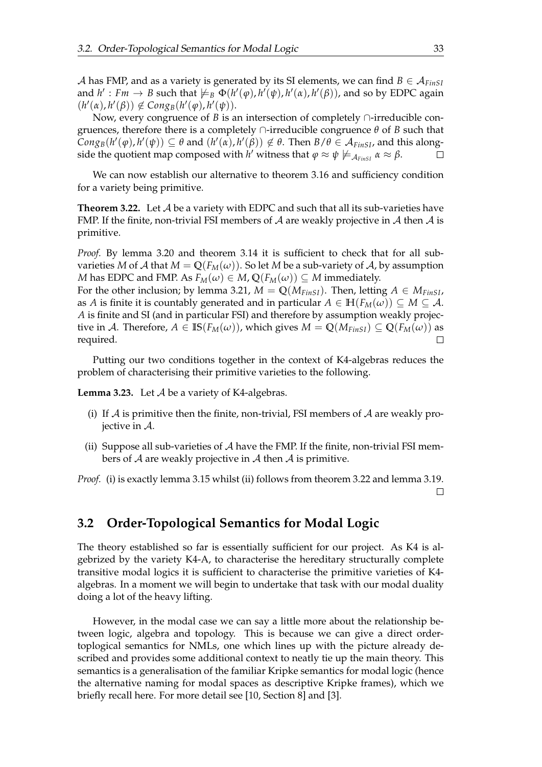$\mathcal{A}$ has FMP, and as a variety is generated by its SI elements, we can find $B \in \mathcal{A}_{FinSI}$ and $h' : Fm \to B$ such that $\not\models_B \Phi(h'(\varphi), h'(\psi), h'(\alpha), h'(\beta))$, and so by EDPC again $(h'(\alpha), h'(\beta)) \notin Cong_B(h'(\varphi), h'(\psi))$.

Now, every congruence of $B$ is an intersection of completely $\cap$-irreducible congruences, therefore there is a completely $\cap$-irreducible congruence $\theta$ of $B$ such that $Cong_B(h'(\varphi), h'(\psi)) \subseteq \theta$ and $(h'(\alpha), h'(\beta)) \notin \theta$. Then $B/\theta \in \mathcal{A}_{FinSI}$, and this alongside the quotient map composed with $h'$ witness that $\varphi \approx \psi \not\models_{\mathcal{A}_{FinSI}} \alpha \approx \beta$. □

We can now establish our alternative to theorem 3.16 and sufficiency condition for a variety being primitive.

**Theorem 3.22.** Let $\mathcal{A}$ be a variety with EDPC and such that all its sub-varieties have FMP. If the finite, non-trivial FSI members of $\mathcal{A}$ are weakly projective in $\mathcal{A}$ then $\mathcal{A}$ is primitive.

*Proof.* By lemma 3.20 and theorem 3.14 it is sufficient to check that for all sub-varieties $M$ of $\mathcal{A}$ that $M = \mathbb{Q}(F_M(\omega))$. So let $M$ be a sub-variety of $\mathcal{A}$, by assumption $M$ has EDPC and FMP. As $F_M(\omega) \in M$, $\mathbb{Q}(F_M(\omega)) \subseteq M$ immediately.
For the other inclusion; by lemma 3.21, $M = \mathbb{Q}(M_{FinSI})$. Then, letting $A \in M_{FinSI}$, as $A$ is finite it is countably generated and in particular $A \in \mathbb{H}(F_M(\omega)) \subseteq M \subseteq \mathcal{A}$. $A$ is finite and SI (and in particular FSI) and therefore by assumption weakly projective in $\mathcal{A}$. Therefore, $A \in \mathbb{IS}(F_M(\omega))$, which gives $M = \mathbb{Q}(M_{FinSI}) \subseteq \mathbb{Q}(F_M(\omega))$ as required. □

Putting our two conditions together in the context of K4-algebras reduces the problem of characterising their primitive varieties to the following.

**Lemma 3.23.** Let $\mathcal{A}$ be a variety of K4-algebras.

(i) If $\mathcal{A}$ is primitive then the finite, non-trivial, FSI members of $\mathcal{A}$ are weakly projective in $\mathcal{A}$.

(ii) Suppose all sub-varieties of $\mathcal{A}$ have the FMP. If the finite, non-trivial FSI members of $\mathcal{A}$ are weakly projective in $\mathcal{A}$ then $\mathcal{A}$ is primitive.

*Proof.* (i) is exactly lemma 3.15 whilst (ii) follows from theorem 3.22 and lemma 3.19. □

## 3.2 Order-Topological Semantics for Modal Logic

The theory established so far is essentially sufficient for our project. As K4 is algebrized by the variety K4-A, to characterise the hereditary structurally complete transitive modal logics it is sufficient to characterise the primitive varieties of K4-algebras. In a moment we will begin to undertake that task with our modal duality doing a lot of the heavy lifting.

However, in the modal case we can say a little more about the relationship between logic, algebra and topology. This is because we can give a direct order-toplogical semantics for NMLs, one which lines up with the picture already described and provides some additional context to neatly tie up the main theory. This semantics is a generalisation of the familiar Kripke semantics for modal logic (hence the alternative naming for modal spaces as descriptive Kripke frames), which we briefly recall here. For more detail see [10, Section 8] and [3].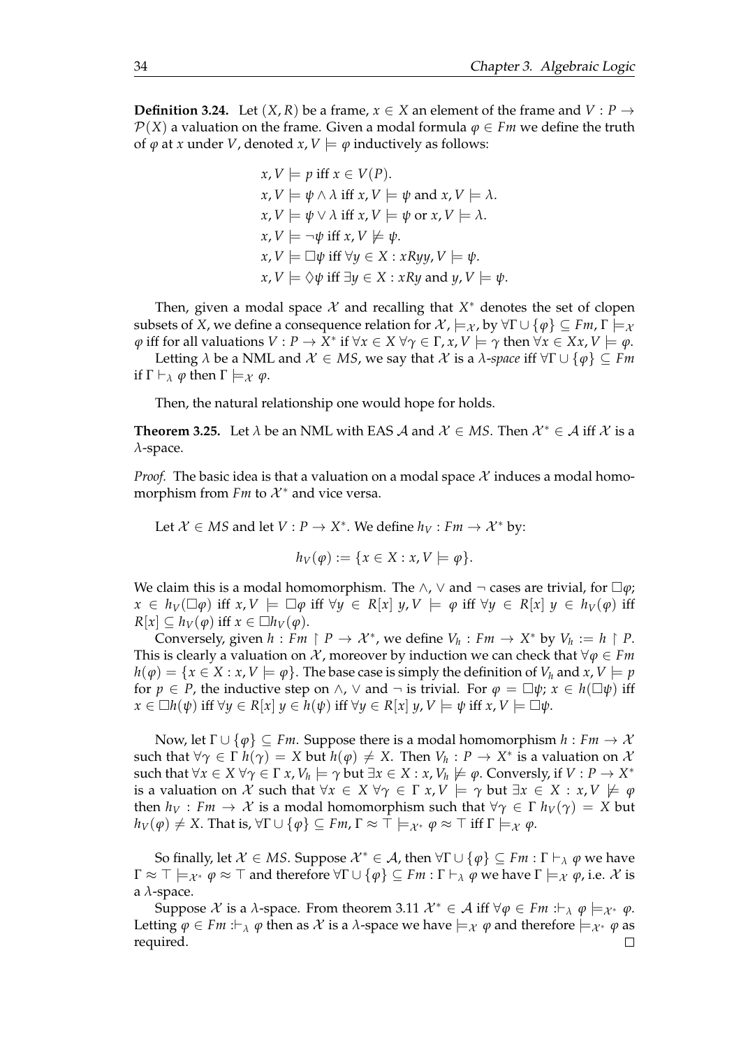**Definition 3.24.** Let $(X, R)$ be a frame, $x \in X$ an element of the frame and $V : P \to \mathcal{P}(X)$ a valuation on the frame. Given a modal formula $\varphi \in Fm$ we define the truth of $\varphi$ at $x$ under $V$, denoted $x, V \models \varphi$ inductively as follows:

$$x, V \models p \text{ iff } x \in V(P).$$
$$x, V \models \psi \wedge \lambda \text{ iff } x, V \models \psi \text{ and } x, V \models \lambda.$$
$$x, V \models \psi \vee \lambda \text{ iff } x, V \models \psi \text{ or } x, V \models \lambda.$$
$$x, V \models \neg\psi \text{ iff } x, V \not\models \psi.$$
$$x, V \models \Box\psi \text{ iff } \forall y \in X : xRyy, V \models \psi.$$
$$x, V \models \Diamond\psi \text{ iff } \exists y \in X : xRy \text{ and } y, V \models \psi.$$

Then, given a modal space $\mathcal{X}$ and recalling that $X^*$ denotes the set of clopen subsets of $X$, we define a consequence relation for $\mathcal{X}$, $\models_{\mathcal{X}}$, by $\forall \Gamma \cup \{\varphi\} \subseteq Fm, \Gamma \models_{\mathcal{X}} \varphi$ iff for all valuations $V : P \to X^*$ if $\forall x \in X \, \forall \gamma \in \Gamma, x, V \models \gamma$ then $\forall x \in Xx, V \models \varphi$.

Letting $\lambda$ be a NML and $\mathcal{X} \in MS$, we say that $\mathcal{X}$ is a *$\lambda$-space* iff $\forall \Gamma \cup \{\varphi\} \subseteq Fm$ if $\Gamma \vdash_\lambda \varphi$ then $\Gamma \models_{\mathcal{X}} \varphi$.

Then, the natural relationship one would hope for holds.

**Theorem 3.25.** Let $\lambda$ be an NML with EAS $\mathcal{A}$ and $\mathcal{X} \in MS$. Then $\mathcal{X}^* \in \mathcal{A}$ iff $\mathcal{X}$ is a $\lambda$-space.

*Proof.* The basic idea is that a valuation on a modal space $\mathcal{X}$ induces a modal homomorphism from $Fm$ to $\mathcal{X}^*$ and vice versa.

Let $\mathcal{X} \in MS$ and let $V : P \to X^*$. We define $h_V : Fm \to \mathcal{X}^*$ by:

$$h_V(\varphi) := \{x \in X : x, V \models \varphi\}.$$

We claim this is a modal homomorphism. The $\wedge$, $\vee$ and $\neg$ cases are trivial, for $\Box\varphi$; $x \in h_V(\Box\varphi)$ iff $x, V \models \Box\varphi$ iff $\forall y \in R[x] \; y, V \models \varphi$ iff $\forall y \in R[x] \; y \in h_V(\varphi)$ iff $R[x] \subseteq h_V(\varphi)$ iff $x \in \Box h_V(\varphi)$.

Conversely, given $h : Fm \upharpoonright P \to \mathcal{X}^*$, we define $V_h : Fm \to X^*$ by $V_h := h \upharpoonright P$. This is clearly a valuation on $\mathcal{X}$, moreover by induction we can check that $\forall \varphi \in Fm$ $h(\varphi) = \{x \in X : x, V \models \varphi\}$. The base case is simply the definition of $V_h$ and $x, V \models p$ for $p \in P$, the inductive step on $\wedge$, $\vee$ and $\neg$ is trivial. For $\varphi = \Box\psi$; $x \in h(\Box\psi)$ iff $x \in \Box h(\psi)$ iff $\forall y \in R[x] \; y \in h(\psi)$ iff $\forall y \in R[x] \; y, V \models \psi$ iff $x, V \models \Box\psi$.

Now, let $\Gamma \cup \{\varphi\} \subseteq Fm$. Suppose there is a modal homomorphism $h : Fm \to \mathcal{X}$ such that $\forall \gamma \in \Gamma \; h(\gamma) = X$ but $h(\varphi) \neq X$. Then $V_h : P \to X^*$ is a valuation on $\mathcal{X}$ such that $\forall x \in X \, \forall \gamma \in \Gamma \; x, V_h \models \gamma$ but $\exists x \in X : x, V_h \not\models \varphi$. Conversely, if $V : P \to X^*$ is a valuation on $\mathcal{X}$ such that $\forall x \in X \, \forall \gamma \in \Gamma \; x, V \models \gamma$ but $\exists x \in X : x, V \not\models \varphi$ then $h_V : Fm \to \mathcal{X}$ is a modal homomorphism such that $\forall \gamma \in \Gamma \; h_V(\gamma) = X$ but $h_V(\varphi) \neq X$. That is, $\forall \Gamma \cup \{\varphi\} \subseteq Fm, \Gamma \approx \top \models_{\mathcal{X}^*} \varphi \approx \top$ iff $\Gamma \models_{\mathcal{X}} \varphi$.

So finally, let $\mathcal{X} \in MS$. Suppose $\mathcal{X}^* \in \mathcal{A}$, then $\forall \Gamma \cup \{\varphi\} \subseteq Fm : \Gamma \vdash_\lambda \varphi$ we have $\Gamma \approx \top \models_{\mathcal{X}^*} \varphi \approx \top$ and therefore $\forall \Gamma \cup \{\varphi\} \subseteq Fm : \Gamma \vdash_\lambda \varphi$ we have $\Gamma \models_{\mathcal{X}} \varphi$, i.e. $\mathcal{X}$ is a $\lambda$-space.

Suppose $\mathcal{X}$ is a $\lambda$-space. From theorem 3.11 $\mathcal{X}^* \in \mathcal{A}$ iff $\forall \varphi \in Fm :\vdash_\lambda \varphi \models_{\mathcal{X}^*} \varphi$. Letting $\varphi \in Fm :\vdash_\lambda \varphi$ then as $\mathcal{X}$ is a $\lambda$-space we have $\models_{\mathcal{X}} \varphi$ and therefore $\models_{\mathcal{X}^*} \varphi$ as required. $\square$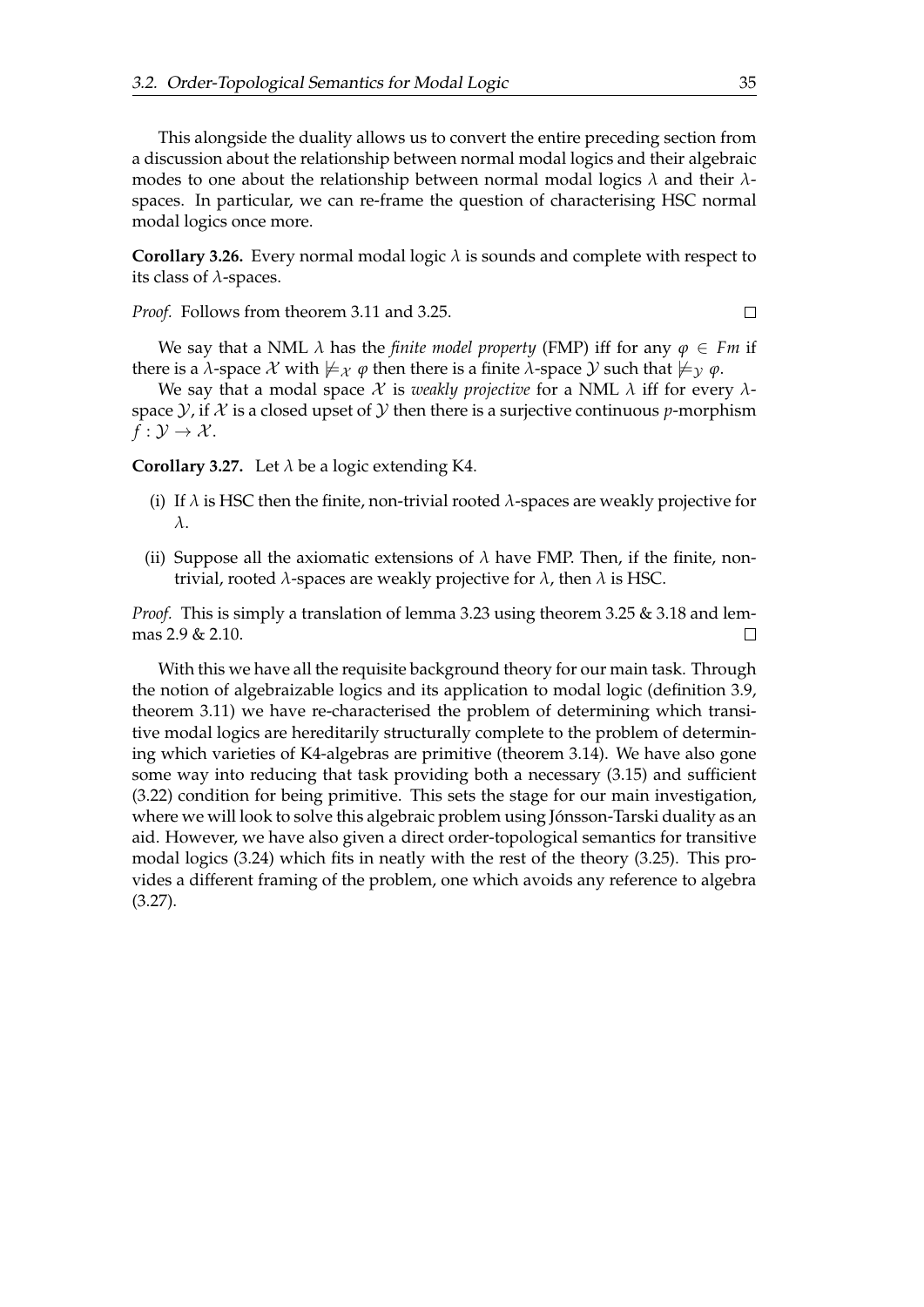This alongside the duality allows us to convert the entire preceding section from a discussion about the relationship between normal modal logics and their algebraic modes to one about the relationship between normal modal logics $\lambda$ and their $\lambda$-spaces. In particular, we can re-frame the question of characterising HSC normal modal logics once more.

**Corollary 3.26.** Every normal modal logic $\lambda$ is sounds and complete with respect to its class of $\lambda$-spaces.

*Proof.* Follows from theorem 3.11 and 3.25. $\square$

We say that a NML $\lambda$ has the *finite model property* (FMP) iff for any $\varphi \in Fm$ if there is a $\lambda$-space $\mathcal{X}$ with $\not\models_{\mathcal{X}} \varphi$ then there is a finite $\lambda$-space $\mathcal{Y}$ such that $\not\models_{\mathcal{Y}} \varphi$.

We say that a modal space $\mathcal{X}$ is *weakly projective* for a NML $\lambda$ iff for every $\lambda$-space $\mathcal{Y}$, if $\mathcal{X}$ is a closed upset of $\mathcal{Y}$ then there is a surjective continuous $p$-morphism $f : \mathcal{Y} \to \mathcal{X}$.

**Corollary 3.27.** Let $\lambda$ be a logic extending K4.

(i) If $\lambda$ is HSC then the finite, non-trivial rooted $\lambda$-spaces are weakly projective for $\lambda$.

(ii) Suppose all the axiomatic extensions of $\lambda$ have FMP. Then, if the finite, non-trivial, rooted $\lambda$-spaces are weakly projective for $\lambda$, then $\lambda$ is HSC.

*Proof.* This is simply a translation of lemma 3.23 using theorem 3.25 & 3.18 and lemmas 2.9 & 2.10. $\square$

With this we have all the requisite background theory for our main task. Through the notion of algebraizable logics and its application to modal logic (definition 3.9, theorem 3.11) we have re-characterised the problem of determining which transitive modal logics are hereditarily structurally complete to the problem of determining which varieties of K4-algebras are primitive (theorem 3.14). We have also gone some way into reducing that task providing both a necessary (3.15) and sufficient (3.22) condition for being primitive. This sets the stage for our main investigation, where we will look to solve this algebraic problem using Jónsson-Tarski duality as an aid. However, we have also given a direct order-topological semantics for transitive modal logics (3.24) which fits in neatly with the rest of the theory (3.25). This provides a different framing of the problem, one which avoids any reference to algebra (3.27).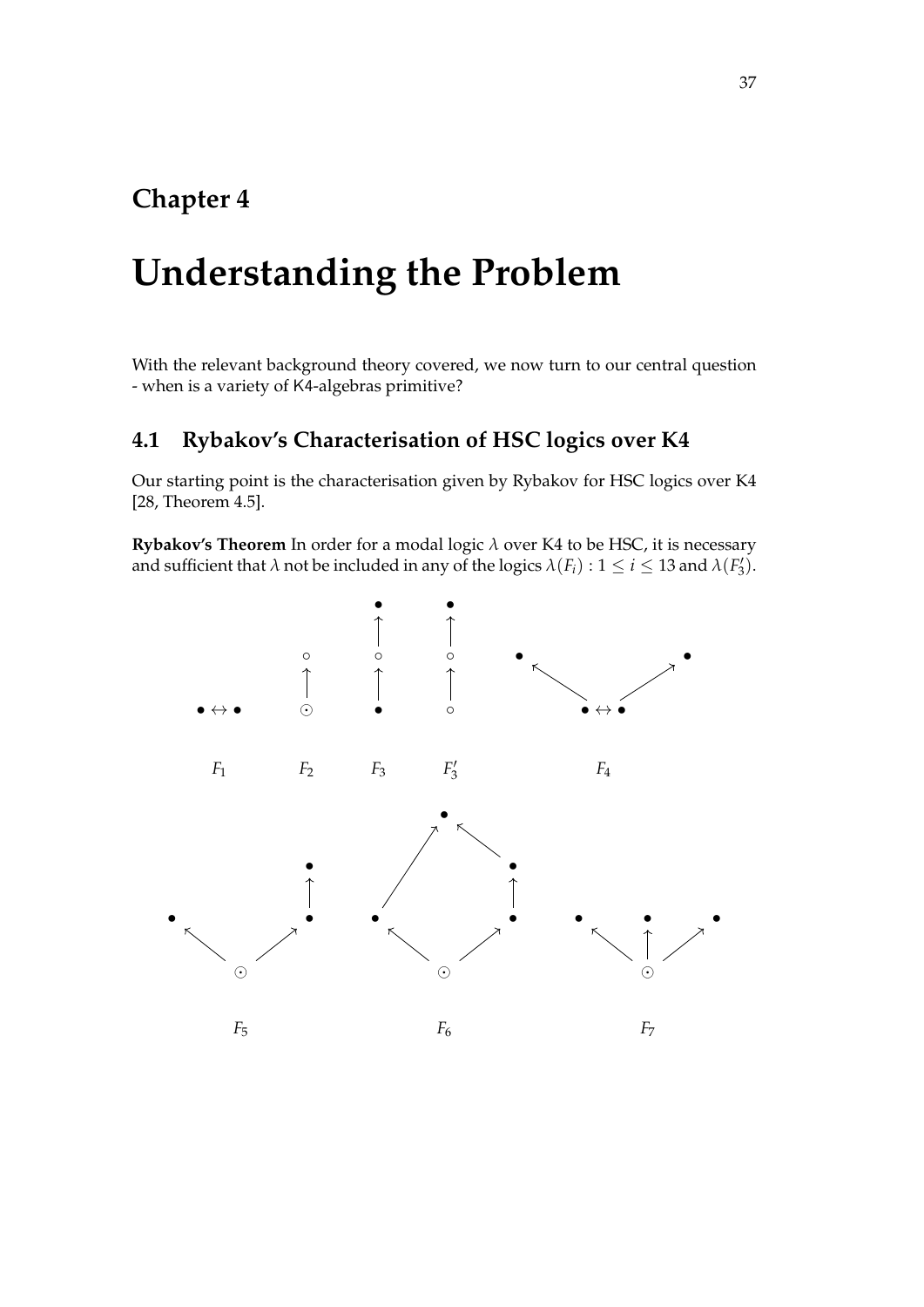# Chapter 4

# Understanding the Problem

With the relevant background theory covered, we now turn to our central question - when is a variety of K4-algebras primitive?

## 4.1 Rybakov's Characterisation of HSC logics over K4

Our starting point is the characterisation given by Rybakov for HSC logics over K4 [28, Theorem 4.5].

**Rybakov's Theorem** In order for a modal logic $\lambda$ over K4 to be HSC, it is necessary and sufficient that $\lambda$ not be included in any of the logics $\lambda(F_i) : 1 \leq i \leq 13$ and $\lambda(F_3')$.

$F_1$ $F_2$ $F_3$ $F_3'$ $F_4$

$F_5$ $F_6$ $F_7$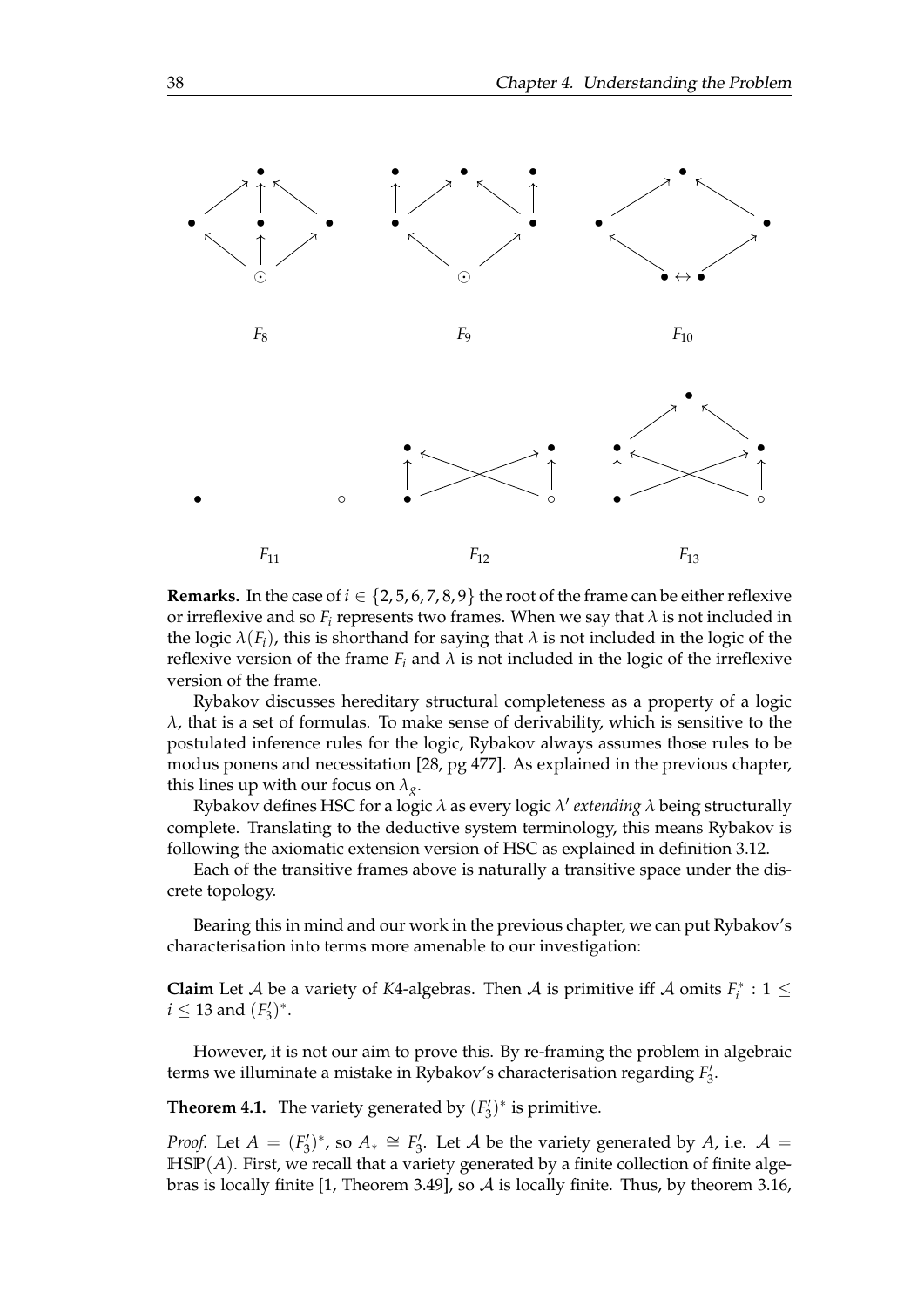$F_8$ $F_9$ $F_{10}$

$F_{11}$ $F_{12}$ $F_{13}$

**Remarks.** In the case of $i \in \{2, 5, 6, 7, 8, 9\}$ the root of the frame can be either reflexive or irreflexive and so $F_i$ represents two frames. When we say that $\lambda$ is not included in the logic $\lambda(F_i)$, this is shorthand for saying that $\lambda$ is not included in the logic of the reflexive version of the frame $F_i$ and $\lambda$ is not included in the logic of the irreflexive version of the frame.

Rybakov discusses hereditary structural completeness as a property of a logic $\lambda$, that is a set of formulas. To make sense of derivability, which is sensitive to the postulated inference rules for the logic, Rybakov always assumes those rules to be modus ponens and necessitation [28, pg 477]. As explained in the previous chapter, this lines up with our focus on $\lambda_g$.

Rybakov defines HSC for a logic $\lambda$ as every logic $\lambda'$ *extending* $\lambda$ being structurally complete. Translating to the deductive system terminology, this means Rybakov is following the axiomatic extension version of HSC as explained in definition 3.12.

Each of the transitive frames above is naturally a transitive space under the discrete topology.

Bearing this in mind and our work in the previous chapter, we can put Rybakov's characterisation into terms more amenable to our investigation:

**Claim** Let $\mathcal{A}$ be a variety of $K4$-algebras. Then $\mathcal{A}$ is primitive iff $\mathcal{A}$ omits $F_i^* : 1 \leq i \leq 13$ and $(F_3')^*$.

However, it is not our aim to prove this. By re-framing the problem in algebraic terms we illuminate a mistake in Rybakov's characterisation regarding $F_3'$.

**Theorem 4.1.** The variety generated by $(F_3')^*$ is primitive.

*Proof.* Let $A = (F_3')^*$, so $A_* \cong F_3'$. Let $\mathcal{A}$ be the variety generated by $A$, i.e. $\mathcal{A} = \mathbb{HSP}(A)$. First, we recall that a variety generated by a finite collection of finite algebras is locally finite [1, Theorem 3.49], so $\mathcal{A}$ is locally finite. Thus, by theorem 3.16,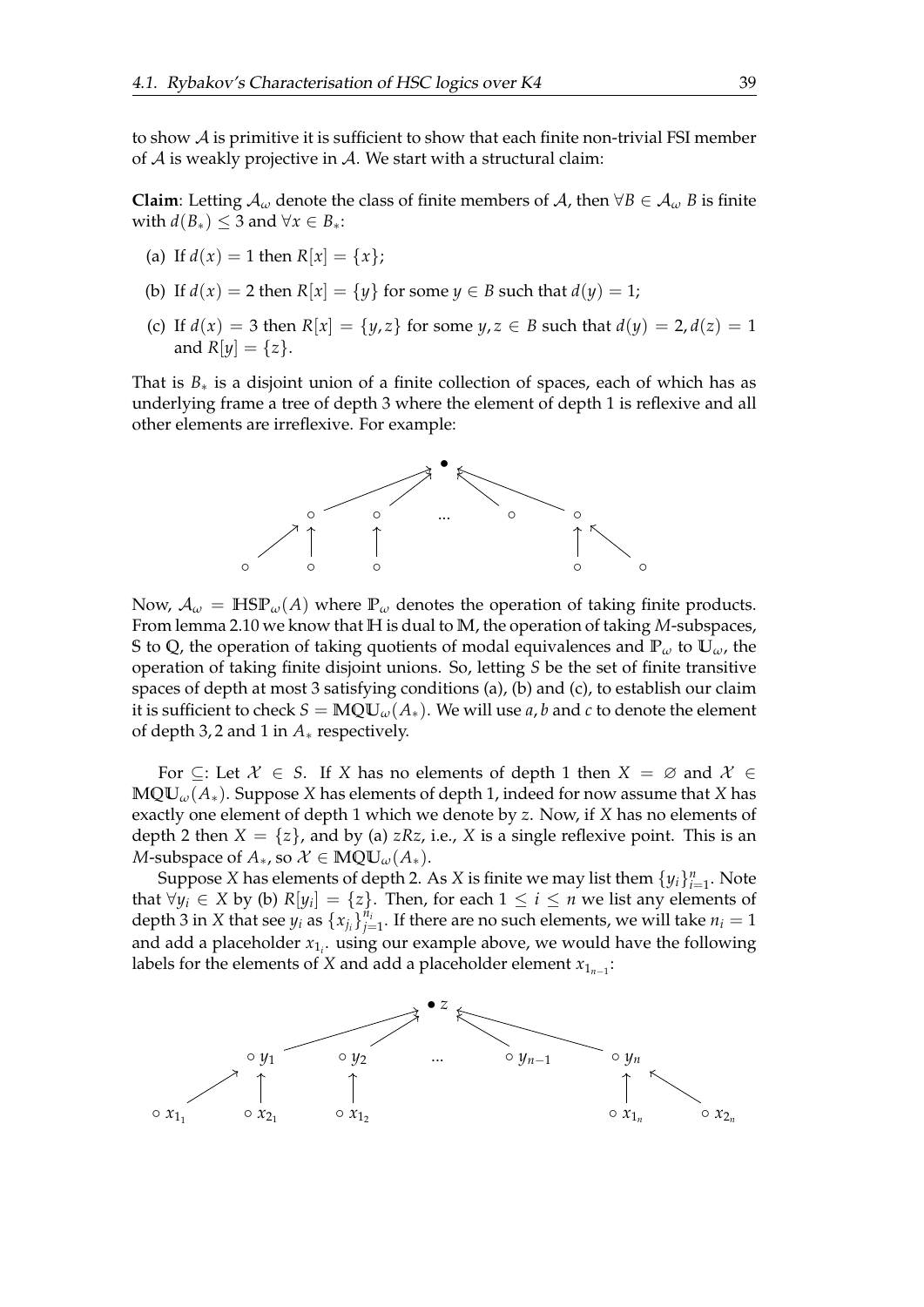to show $\mathcal{A}$ is primitive it is sufficient to show that each finite non-trivial FSI member of $\mathcal{A}$ is weakly projective in $\mathcal{A}$. We start with a structural claim:

**Claim**: Letting $\mathcal{A}_\omega$ denote the class of finite members of $\mathcal{A}$, then $\forall B \in \mathcal{A}_\omega$ $B$ is finite with $d(B_*) \leq 3$ and $\forall x \in B_*$:

(a) If $d(x) = 1$ then $R[x] = \{x\}$;

(b) If $d(x) = 2$ then $R[x] = \{y\}$ for some $y \in B$ such that $d(y) = 1$;

(c) If $d(x) = 3$ then $R[x] = \{y, z\}$ for some $y, z \in B$ such that $d(y) = 2, d(z) = 1$ and $R[y] = \{z\}$.

That is $B_*$ is a disjoint union of a finite collection of spaces, each of which has as underlying frame a tree of depth 3 where the element of depth 1 is reflexive and all other elements are irreflexive. For example:

Now, $\mathcal{A}_\omega = \mathbb{HSP}_\omega(A)$ where $\mathbb{P}_\omega$ denotes the operation of taking finite products. From lemma 2.10 we know that $\mathbb{H}$ is dual to $\mathbb{M}$, the operation of taking $M$-subspaces, $\mathbb{S}$ to $\mathbb{Q}$, the operation of taking quotients of modal equivalences and $\mathbb{P}_\omega$ to $\mathbb{U}_\omega$, the operation of taking finite disjoint unions. So, letting $S$ be the set of finite transitive spaces of depth at most 3 satisfying conditions (a), (b) and (c), to establish our claim it is sufficient to check $S = \mathbb{MQU}_\omega(A_*)$. We will use $a, b$ and $c$ to denote the element of depth $3, 2$ and $1$ in $A_*$ respectively.

For $\subseteq$: Let $\mathcal{X} \in S$. If $X$ has no elements of depth 1 then $X = \varnothing$ and $\mathcal{X} \in \mathbb{MQU}_\omega(A_*)$. Suppose $X$ has elements of depth 1, indeed for now assume that $X$ has exactly one element of depth 1 which we denote by $z$. Now, if $X$ has no elements of depth 2 then $X = \{z\}$, and by (a) $zRz$, i.e., $X$ is a single reflexive point. This is an $M$-subspace of $A_*$, so $\mathcal{X} \in \mathbb{MQU}_\omega(A_*)$.

Suppose $X$ has elements of depth 2. As $X$ is finite we may list them $\{y_i\}_{i=1}^n$. Note that $\forall y_i \in X$ by (b) $R[y_i] = \{z\}$. Then, for each $1 \leq i \leq n$ we list any elements of depth 3 in $X$ that see $y_i$ as $\{x_{j_i}\}_{j=1}^{n_i}$. If there are no such elements, we will take $n_i = 1$ and add a placeholder $x_{1_i}$. using our example above, we would have the following labels for the elements of $X$ and add a placeholder element $x_{1_{n-1}}$: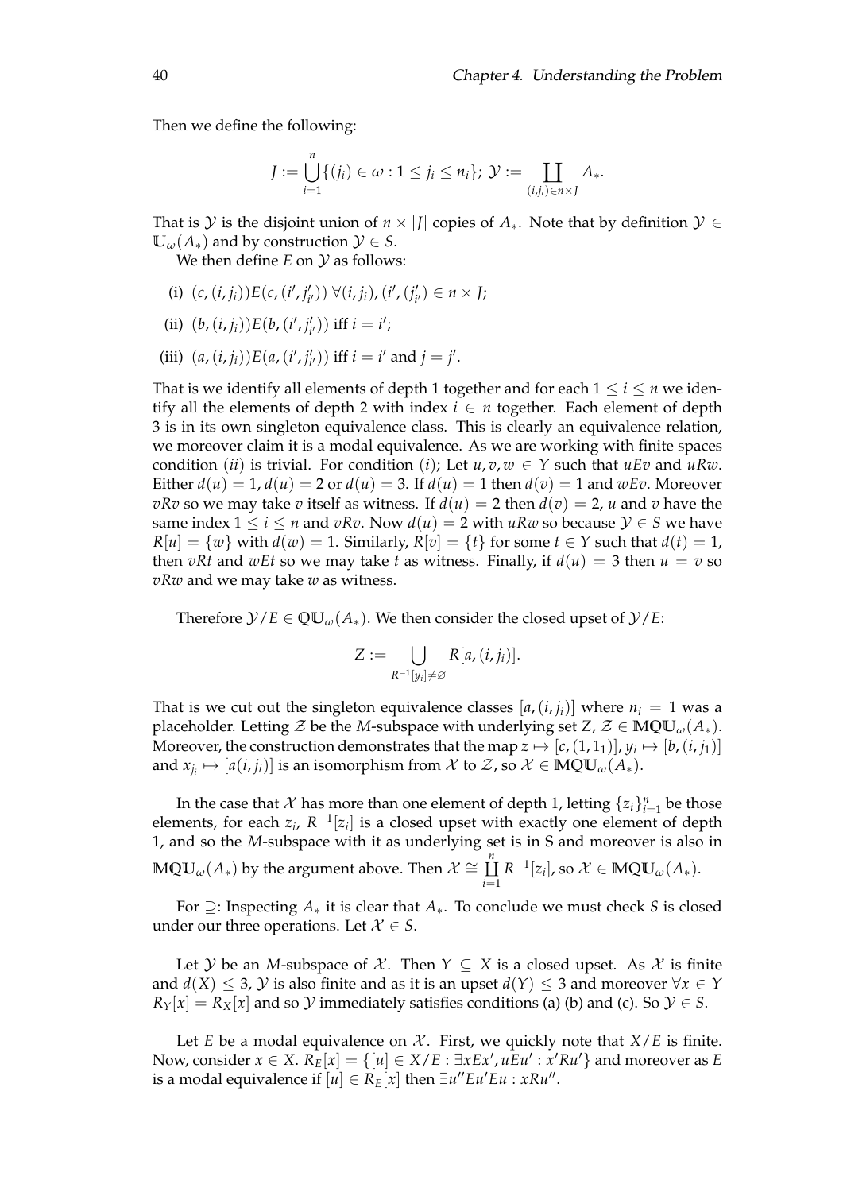Then we define the following:

$$J := \bigcup_{i=1}^{n} \{(j_i) \in \omega : 1 \leq j_i \leq n_i\};\ \mathcal{Y} := \coprod_{(i,j_i) \in n \times J} A_*.$$

That is $\mathcal{Y}$ is the disjoint union of $n \times |J|$ copies of $A_*$. Note that by definition $\mathcal{Y} \in \mathbb{U}_\omega(A_*)$ and by construction $\mathcal{Y} \in S$.

We then define $E$ on $\mathcal{Y}$ as follows:

(i) $(c,(i,j_i))E(c,(i',j'_{i'}))\ \forall (i,j_i),(i',(j'_{i'}) \in n \times J$;

(ii) $(b,(i,j_i))E(b,(i',j'_{i'}))$ iff $i = i'$;

(iii) $(a,(i,j_i))E(a,(i',j'_{i'}))$ iff $i = i'$ and $j = j'$.

That is we identify all elements of depth 1 together and for each $1 \leq i \leq n$ we identify all the elements of depth 2 with index $i \in n$ together. Each element of depth 3 is in its own singleton equivalence class. This is clearly an equivalence relation, we moreover claim it is a modal equivalence. As we are working with finite spaces condition $(ii)$ is trivial. For condition $(i)$; Let $u, v, w \in Y$ such that $uEv$ and $uRw$. Either $d(u) = 1$, $d(u) = 2$ or $d(u) = 3$. If $d(u) = 1$ then $d(v) = 1$ and $wEv$. Moreover $vRv$ so we may take $v$ itself as witness. If $d(u) = 2$ then $d(v) = 2$, $u$ and $v$ have the same index $1 \leq i \leq n$ and $vRv$. Now $d(u) = 2$ with $uRw$ so because $\mathcal{Y} \in S$ we have $R[u] = \{w\}$ with $d(w) = 1$. Similarly, $R[v] = \{t\}$ for some $t \in Y$ such that $d(t) = 1$, then $vRt$ and $wEt$ so we may take $t$ as witness. Finally, if $d(u) = 3$ then $u = v$ so $vRw$ and we may take $w$ as witness.

Therefore $\mathcal{Y}/E \in \mathbb{QU}_\omega(A_*)$. We then consider the closed upset of $\mathcal{Y}/E$:

$$Z := \bigcup_{R^{-1}[y_i] \neq \varnothing} R[a,(i,j_i)].$$

That is we cut out the singleton equivalence classes $[a,(i,j_i)]$ where $n_i = 1$ was a placeholder. Letting $\mathcal{Z}$ be the $M$-subspace with underlying set $Z$, $\mathcal{Z} \in \mathbb{MQU}_\omega(A_*)$. Moreover, the construction demonstrates that the map $z \mapsto [c,(1,1_1)]$, $y_i \mapsto [b,(i,j_1)]$ and $x_{j_i} \mapsto [a(i,j_i)]$ is an isomorphism from $\mathcal{X}$ to $\mathcal{Z}$, so $\mathcal{X} \in \mathbb{MQU}_\omega(A_*)$.

In the case that $\mathcal{X}$ has more than one element of depth 1, letting $\{z_i\}_{i=1}^n$ be those elements, for each $z_i$, $R^{-1}[z_i]$ is a closed upset with exactly one element of depth 1, and so the $M$-subspace with it as underlying set is in S and moreover is also in $\mathbb{MQU}_\omega(A_*)$ by the argument above. Then $\mathcal{X} \cong \coprod_{i=1}^{n} R^{-1}[z_i]$, so $\mathcal{X} \in \mathbb{MQU}_\omega(A_*)$.

For $\supseteq$: Inspecting $A_*$ it is clear that $A_*$. To conclude we must check $S$ is closed under our three operations. Let $\mathcal{X} \in S$.

Let $\mathcal{Y}$ be an $M$-subspace of $\mathcal{X}$. Then $Y \subseteq X$ is a closed upset. As $\mathcal{X}$ is finite and $d(X) \leq 3$, $\mathcal{Y}$ is also finite and as it is an upset $d(Y) \leq 3$ and moreover $\forall x \in Y$ $R_Y[x] = R_X[x]$ and so $\mathcal{Y}$ immediately satisfies conditions (a) (b) and (c). So $\mathcal{Y} \in S$.

Let $E$ be a modal equivalence on $\mathcal{X}$. First, we quickly note that $X/E$ is finite. Now, consider $x \in X$. $R_E[x] = \{[u] \in X/E : \exists x E x', u E u' : x' R u'\}$ and moreover as $E$ is a modal equivalence if $[u] \in R_E[x]$ then $\exists u'' E u' E u : x R u''$.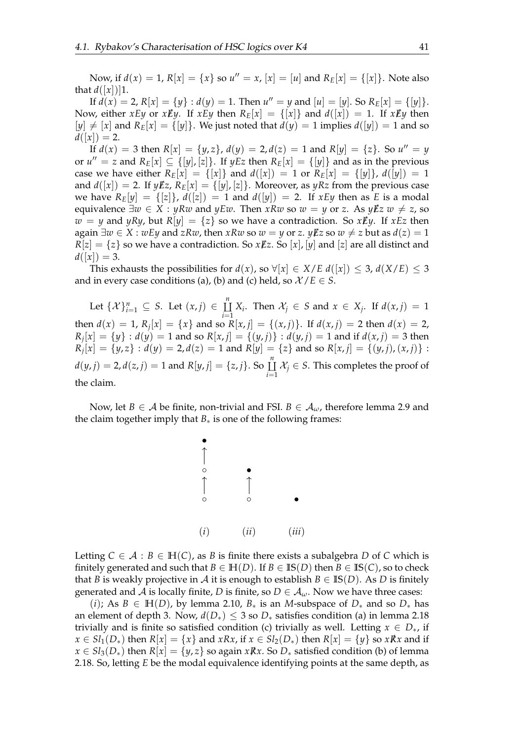Now, if $d(x) = 1$, $R[x] = \{x\}$ so $u'' = x$, $[x] = [u]$ and $R_E[x] = \{[x]\}$. Note also that $d([x])]1$.

If $d(x) = 2$, $R[x] = \{y\} : d(y) = 1$. Then $u'' = y$ and $[u] = [y]$. So $R_E[x] = \{[y]\}$. Now, either $xEy$ or $x\not{E}y$. If $xEy$ then $R_E[x] = \{[x]\}$ and $d([x]) = 1$. If $x\not{E}y$ then $[y] \neq [x]$ and $R_E[x] = \{[y]\}$. We just noted that $d(y) = 1$ implies $d([y]) = 1$ and so $d([x]) = 2$.

If $d(x) = 3$ then $R[x] = \{y, z\}$, $d(y) = 2, d(z) = 1$ and $R[y] = \{z\}$. So $u'' = y$ or $u'' = z$ and $R_E[x] \subseteq \{[y], [z]\}$. If $yEz$ then $R_E[x] = \{[y]\}$ and as in the previous case we have either $R_E[x] = \{[x]\}$ and $d([x]) = 1$ or $R_E[x] = \{[y]\}$, $d([y]) = 1$ and $d([x]) = 2$. If $y\not{E}z$, $R_E[x] = \{[y], [z]\}$. Moreover, as $yRz$ from the previous case we have $R_E[y] = \{[z]\}$, $d([z]) = 1$ and $d([y]) = 2$. If $xEy$ then as $E$ is a modal equivalence $\exists w \in X : yRw$ and $yEw$. Then $xRw$ so $w = y$ or $z$. As $y\not{E}z$ $w \neq z$, so $w = y$ and $yRy$, but $R[y] = \{z\}$ so we have a contradiction. So $x\not{E}y$. If $xEz$ then again $\exists w \in X : wEy$ and $zRw$, then $xRw$ so $w = y$ or $z$. $y\not{E}z$ so $w \neq z$ but as $d(z) = 1$ $R[z] = \{z\}$ so we have a contradiction. So $x\not{E}z$. So $[x], [y]$ and $[z]$ are all distinct and $d([x]) = 3$.

This exhausts the possibilities for $d(x)$, so $\forall [x] \in X/E\ d([x]) \leq 3$, $d(X/E) \leq 3$ and in every case conditions (a), (b) and (c) held, so $\mathcal{X}/E \in S$.

Let $\{\mathcal{X}\}_{i=1}^{n} \subseteq S$. Let $(x, j) \in \coprod_{i=1}^{n} X_i$. Then $\mathcal{X}_j \in S$ and $x \in X_j$. If $d(x, j) = 1$ then $d(x) = 1$, $R_j[x] = \{x\}$ and so $R[x, j] = \{(x, j)\}$. If $d(x, j) = 2$ then $d(x) = 2$, $R_j[x] = \{y\} : d(y) = 1$ and so $R[x, j] = \{(y, j)\} : d(y, j) = 1$ and if $d(x, j) = 3$ then $R_j[x] = \{y, z\} : d(y) = 2, d(z) = 1$ and $R[y] = \{z\}$ and so $R[x, j] = \{(y, j), (x, j)\} : d(y, j) = 2, d(z, j) = 1$ and $R[y, j] = \{z, j\}$. So $\coprod_{i=1}^{n} \mathcal{X}_j \in S$. This completes the proof of the claim.

Now, let $B \in \mathcal{A}$ be finite, non-trivial and FSI. $B \in \mathcal{A}_\omega$, therefore lemma 2.9 and the claim together imply that $B_*$ is one of the following frames:

$(i)$ $(ii)$ $(iii)$

Letting $C \in \mathcal{A} : B \in \mathbb{H}(C)$, as $B$ is finite there exists a subalgebra $D$ of $C$ which is finitely generated and such that $B \in \mathbb{H}(D)$. If $B \in \mathbb{IS}(D)$ then $B \in \mathbb{IS}(C)$, so to check that $B$ is weakly projective in $\mathcal{A}$ it is enough to establish $B \in \mathbb{IS}(D)$. As $D$ is finitely generated and $\mathcal{A}$ is locally finite, $D$ is finite, so $D \in \mathcal{A}_\omega$. Now we have three cases:

$(i)$; As $B \in \mathbb{H}(D)$, by lemma 2.10, $B_*$ is an $M$-subspace of $D_*$ and so $D_*$ has an element of depth 3. Now, $d(D_*) \leq 3$ so $D_*$ satisfies condition (a) in lemma 2.18 trivially and is finite so satisfied condition (c) trivially as well. Letting $x \in D_*$, if $x \in Sl_1(D_*)$ then $R[x] = \{x\}$ and $xRx$, if $x \in Sl_2(D_*)$ then $R[x] = \{y\}$ so $x\not{R}x$ and if $x \in Sl_3(D_*)$ then $R[x] = \{y, z\}$ so again $x\not{R}x$. So $D_*$ satisfied condition (b) of lemma 2.18. So, letting $E$ be the modal equivalence identifying points at the same depth, as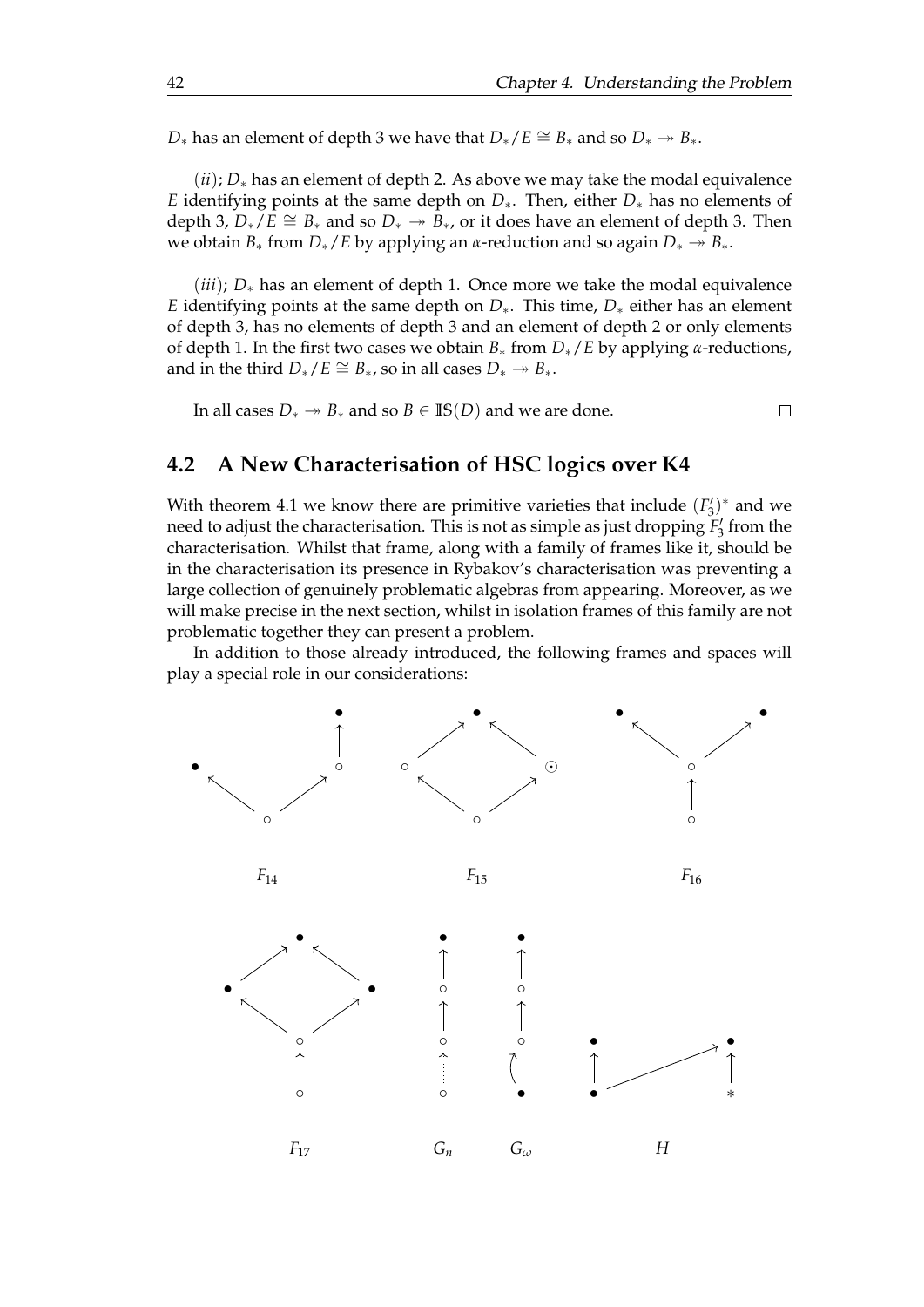$D_*$ has an element of depth 3 we have that $D_*/E \cong B_*$ and so $D_* \twoheadrightarrow B_*$.

$(ii)$; $D_*$ has an element of depth 2. As above we may take the modal equivalence $E$ identifying points at the same depth on $D_*$. Then, either $D_*$ has no elements of depth 3, $D_*/E \cong B_*$ and so $D_* \twoheadrightarrow B_*$, or it does have an element of depth 3. Then we obtain $B_*$ from $D_*/E$ by applying an $\alpha$-reduction and so again $D_* \twoheadrightarrow B_*$.

$(iii)$; $D_*$ has an element of depth 1. Once more we take the modal equivalence $E$ identifying points at the same depth on $D_*$. This time, $D_*$ either has an element of depth 3, has no elements of depth 3 and an element of depth 2 or only elements of depth 1. In the first two cases we obtain $B_*$ from $D_*/E$ by applying $\alpha$-reductions, and in the third $D_*/E \cong B_*$, so in all cases $D_* \twoheadrightarrow B_*$.

In all cases $D_* \twoheadrightarrow B_*$ and so $B \in \mathbb{IS}(D)$ and we are done. □

## 4.2 A New Characterisation of HSC logics over K4

With theorem 4.1 we know there are primitive varieties that include $(F_3')^*$ and we need to adjust the characterisation. This is not as simple as just dropping $F_3'$ from the characterisation. Whilst that frame, along with a family of frames like it, should be in the characterisation its presence in Rybakov's characterisation was preventing a large collection of genuinely problematic algebras from appearing. Moreover, as we will make precise in the next section, whilst in isolation frames of this family are not problematic together they can present a problem.

In addition to those already introduced, the following frames and spaces will play a special role in our considerations:

$F_{14}$ $F_{15}$ $F_{16}$

$F_{17}$ $G_n$ $G_\omega$ $H$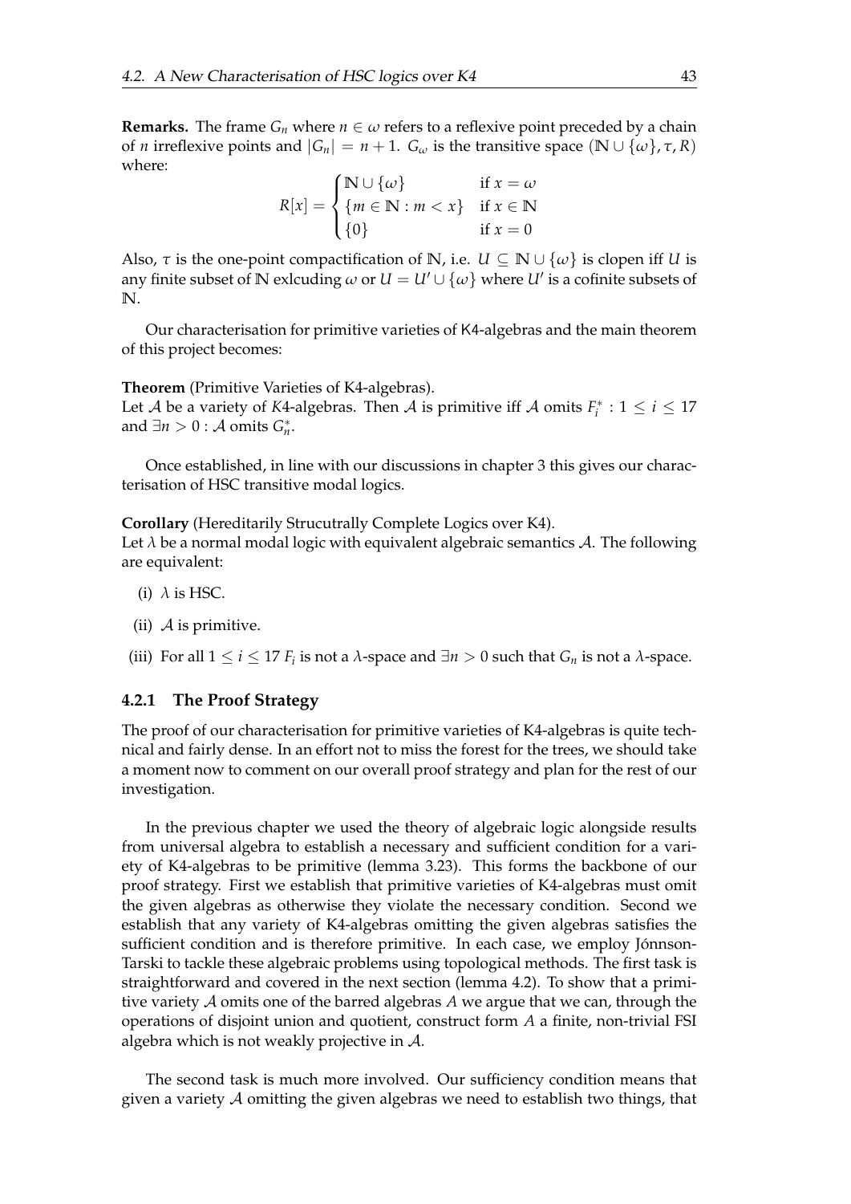**Remarks.** The frame $G_n$ where $n \in \omega$ refers to a reflexive point preceded by a chain of $n$ irreflexive points and $|G_n| = n+1$. $G_\omega$ is the transitive space $(\mathbb{N} \cup \{\omega\}, \tau, R)$ where:

$$R[x] = \begin{cases} \mathbb{N} \cup \{\omega\} & \text{if } x = \omega \\ \{m \in \mathbb{N} : m < x\} & \text{if } x \in \mathbb{N} \\ \{0\} & \text{if } x = 0 \end{cases}$$

Also, $\tau$ is the one-point compactification of $\mathbb{N}$, i.e. $U \subseteq \mathbb{N} \cup \{\omega\}$ is clopen iff $U$ is any finite subset of $\mathbb{N}$ exlcuding $\omega$ or $U = U' \cup \{\omega\}$ where $U'$ is a cofinite subsets of $\mathbb{N}$.

Our characterisation for primitive varieties of K4-algebras and the main theorem of this project becomes:

**Theorem** (Primitive Varieties of K4-algebras).
Let $\mathcal{A}$ be a variety of $K4$-algebras. Then $\mathcal{A}$ is primitive iff $\mathcal{A}$ omits $F_i^* : 1 \leq i \leq 17$ and $\exists n > 0 : \mathcal{A}$ omits $G_n^*$.

Once established, in line with our discussions in chapter 3 this gives our characterisation of HSC transitive modal logics.

**Corollary** (Hereditarily Strucutrally Complete Logics over K4).
Let $\lambda$ be a normal modal logic with equivalent algebraic semantics $\mathcal{A}$. The following are equivalent:

(i) $\lambda$ is HSC.

(ii) $\mathcal{A}$ is primitive.

(iii) For all $1 \leq i \leq 17$ $F_i$ is not a $\lambda$-space and $\exists n > 0$ such that $G_n$ is not a $\lambda$-space.

### 4.2.1 The Proof Strategy

The proof of our characterisation for primitive varieties of K4-algebras is quite technical and fairly dense. In an effort not to miss the forest for the trees, we should take a moment now to comment on our overall proof strategy and plan for the rest of our investigation.

In the previous chapter we used the theory of algebraic logic alongside results from universal algebra to establish a necessary and sufficient condition for a variety of K4-algebras to be primitive (lemma 3.23). This forms the backbone of our proof strategy. First we establish that primitive varieties of K4-algebras must omit the given algebras as otherwise they violate the necessary condition. Second we establish that any variety of K4-algebras omitting the given algebras satisfies the sufficient condition and is therefore primitive. In each case, we employ Jónnson-Tarski to tackle these algebraic problems using topological methods. The first task is straightforward and covered in the next section (lemma 4.2). To show that a primitive variety $\mathcal{A}$ omits one of the barred algebras $A$ we argue that we can, through the operations of disjoint union and quotient, construct form $A$ a finite, non-trivial FSI algebra which is not weakly projective in $\mathcal{A}$.

The second task is much more involved. Our sufficiency condition means that given a variety $\mathcal{A}$ omitting the given algebras we need to establish two things, that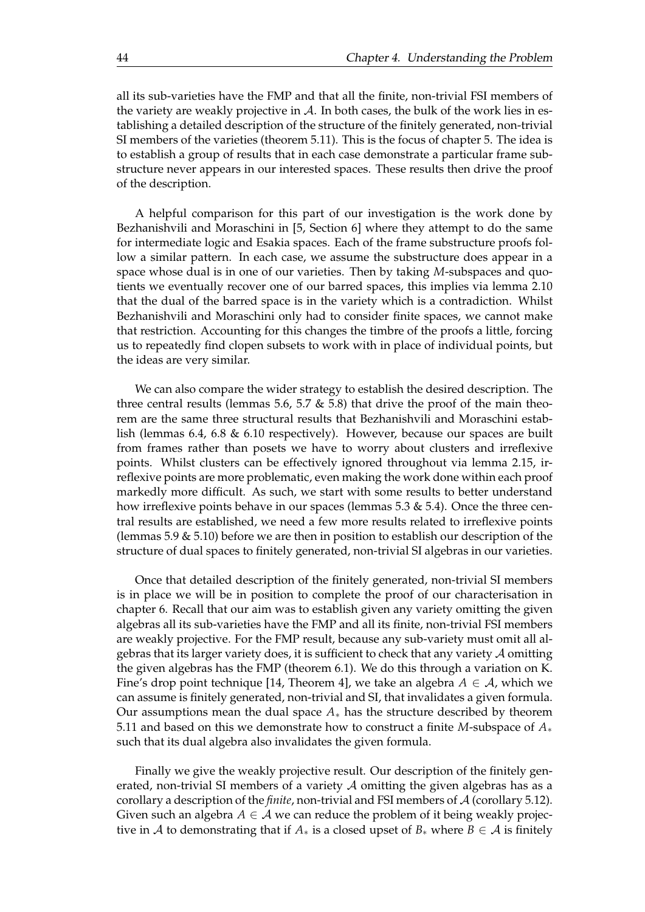all its sub-varieties have the FMP and that all the finite, non-trivial FSI members of the variety are weakly projective in $\mathcal{A}$. In both cases, the bulk of the work lies in establishing a detailed description of the structure of the finitely generated, non-trivial SI members of the varieties (theorem 5.11). This is the focus of chapter 5. The idea is to establish a group of results that in each case demonstrate a particular frame substructure never appears in our interested spaces. These results then drive the proof of the description.

A helpful comparison for this part of our investigation is the work done by Bezhanishvili and Moraschini in [5, Section 6] where they attempt to do the same for intermediate logic and Esakia spaces. Each of the frame substructure proofs follow a similar pattern. In each case, we assume the substructure does appear in a space whose dual is in one of our varieties. Then by taking $M$-subspaces and quotients we eventually recover one of our barred spaces, this implies via lemma 2.10 that the dual of the barred space is in the variety which is a contradiction. Whilst Bezhanishvili and Moraschini only had to consider finite spaces, we cannot make that restriction. Accounting for this changes the timbre of the proofs a little, forcing us to repeatedly find clopen subsets to work with in place of individual points, but the ideas are very similar.

We can also compare the wider strategy to establish the desired description. The three central results (lemmas 5.6, 5.7 & 5.8) that drive the proof of the main theorem are the same three structural results that Bezhanishvili and Moraschini establish (lemmas 6.4, 6.8 & 6.10 respectively). However, because our spaces are built from frames rather than posets we have to worry about clusters and irreflexive points. Whilst clusters can be effectively ignored throughout via lemma 2.15, irreflexive points are more problematic, even making the work done within each proof markedly more difficult. As such, we start with some results to better understand how irreflexive points behave in our spaces (lemmas 5.3 & 5.4). Once the three central results are established, we need a few more results related to irreflexive points (lemmas 5.9 & 5.10) before we are then in position to establish our description of the structure of dual spaces to finitely generated, non-trivial SI algebras in our varieties.

Once that detailed description of the finitely generated, non-trivial SI members is in place we will be in position to complete the proof of our characterisation in chapter 6. Recall that our aim was to establish given any variety omitting the given algebras all its sub-varieties have the FMP and all its finite, non-trivial FSI members are weakly projective. For the FMP result, because any sub-variety must omit all algebras that its larger variety does, it is sufficient to check that any variety $\mathcal{A}$ omitting the given algebras has the FMP (theorem 6.1). We do this through a variation on K. Fine's drop point technique [14, Theorem 4], we take an algebra $A \in \mathcal{A}$, which we can assume is finitely generated, non-trivial and SI, that invalidates a given formula. Our assumptions mean the dual space $A_*$ has the structure described by theorem 5.11 and based on this we demonstrate how to construct a finite $M$-subspace of $A_*$ such that its dual algebra also invalidates the given formula.

Finally we give the weakly projective result. Our description of the finitely generated, non-trivial SI members of a variety $\mathcal{A}$ omitting the given algebras has as a corollary a description of the *finite*, non-trivial and FSI members of $\mathcal{A}$ (corollary 5.12). Given such an algebra $A \in \mathcal{A}$ we can reduce the problem of it being weakly projective in $\mathcal{A}$ to demonstrating that if $A_*$ is a closed upset of $B_*$ where $B \in \mathcal{A}$ is finitely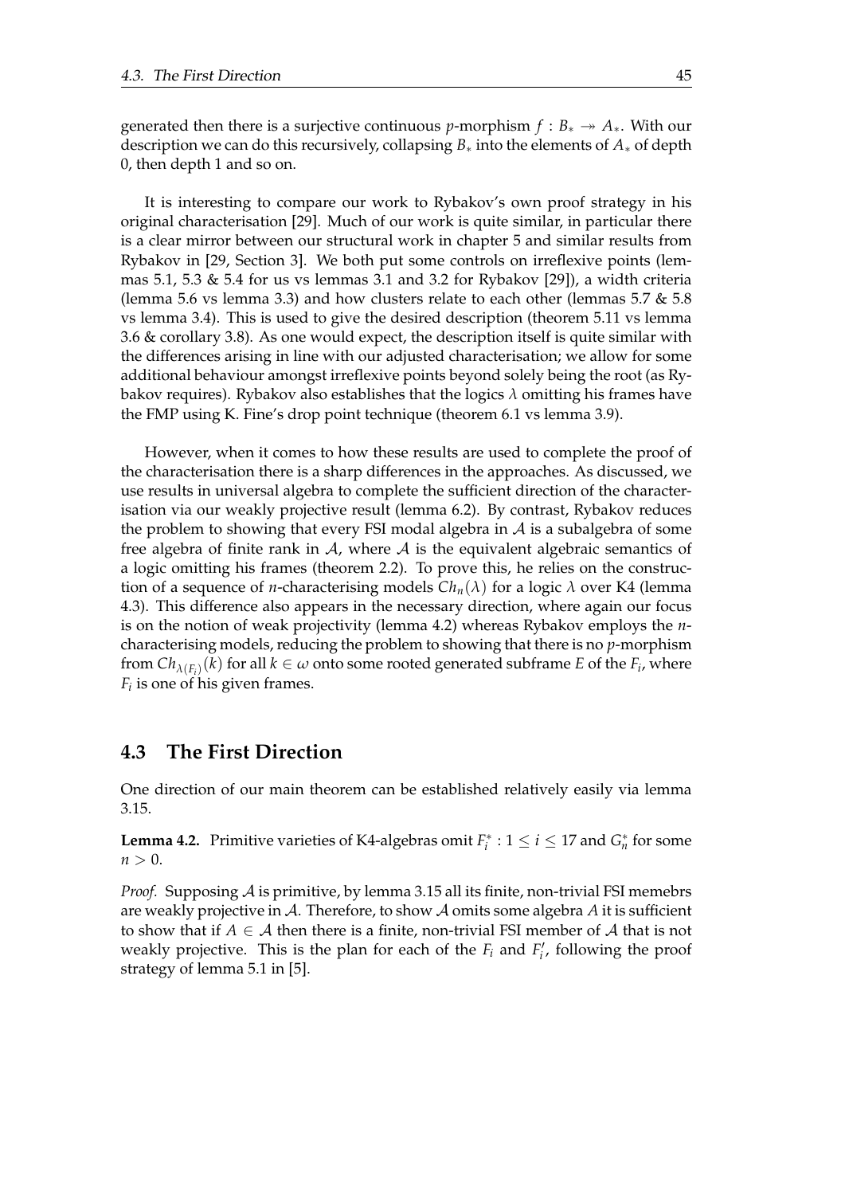generated then there is a surjective continuous $p$-morphism $f : B_* \twoheadrightarrow A_*$. With our description we can do this recursively, collapsing $B_*$ into the elements of $A_*$ of depth 0, then depth 1 and so on.

It is interesting to compare our work to Rybakov's own proof strategy in his original characterisation [29]. Much of our work is quite similar, in particular there is a clear mirror between our structural work in chapter 5 and similar results from Rybakov in [29, Section 3]. We both put some controls on irreflexive points (lemmas 5.1, 5.3 & 5.4 for us vs lemmas 3.1 and 3.2 for Rybakov [29]), a width criteria (lemma 5.6 vs lemma 3.3) and how clusters relate to each other (lemmas 5.7 & 5.8 vs lemma 3.4). This is used to give the desired description (theorem 5.11 vs lemma 3.6 & corollary 3.8). As one would expect, the description itself is quite similar with the differences arising in line with our adjusted characterisation; we allow for some additional behaviour amongst irreflexive points beyond solely being the root (as Rybakov requires). Rybakov also establishes that the logics $\lambda$ omitting his frames have the FMP using K. Fine's drop point technique (theorem 6.1 vs lemma 3.9).

However, when it comes to how these results are used to complete the proof of the characterisation there is a sharp differences in the approaches. As discussed, we use results in universal algebra to complete the sufficient direction of the characterisation via our weakly projective result (lemma 6.2). By contrast, Rybakov reduces the problem to showing that every FSI modal algebra in $\mathcal{A}$ is a subalgebra of some free algebra of finite rank in $\mathcal{A}$, where $\mathcal{A}$ is the equivalent algebraic semantics of a logic omitting his frames (theorem 2.2). To prove this, he relies on the construction of a sequence of $n$-characterising models $Ch_n(\lambda)$ for a logic $\lambda$ over K4 (lemma 4.3). This difference also appears in the necessary direction, where again our focus is on the notion of weak projectivity (lemma 4.2) whereas Rybakov employs the $n$-characterising models, reducing the problem to showing that there is no $p$-morphism from $Ch_{\lambda(F_i)}(k)$ for all $k \in \omega$ onto some rooted generated subframe $E$ of the $F_i$, where $F_i$ is one of his given frames.

## 4.3 The First Direction

One direction of our main theorem can be established relatively easily via lemma 3.15.

**Lemma 4.2.** Primitive varieties of K4-algebras omit $F_i^* : 1 \leq i \leq 17$ and $G_n^*$ for some $n > 0$.

*Proof.* Supposing $\mathcal{A}$ is primitive, by lemma 3.15 all its finite, non-trivial FSI memebrs are weakly projective in $\mathcal{A}$. Therefore, to show $\mathcal{A}$ omits some algebra $A$ it is sufficient to show that if $A \in \mathcal{A}$ then there is a finite, non-trivial FSI member of $\mathcal{A}$ that is not weakly projective. This is the plan for each of the $F_i$ and $F_i'$, following the proof strategy of lemma 5.1 in [5].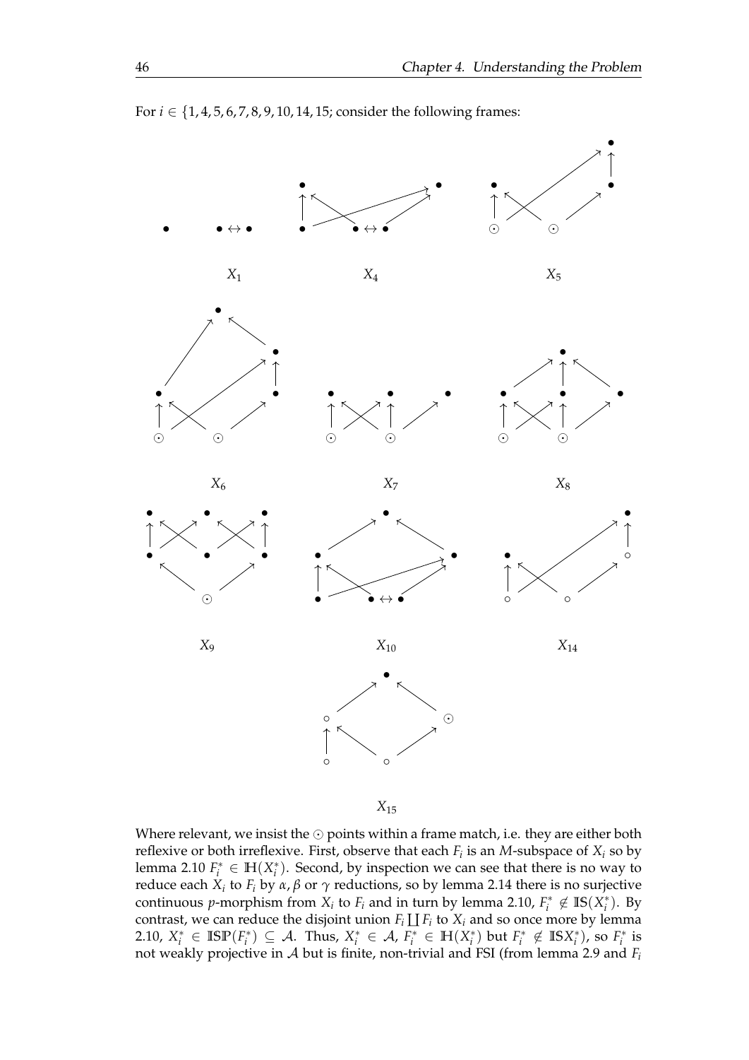For $i \in \{1, 4, 5, 6, 7, 8, 9, 10, 14, 15\}$; consider the following frames:

$X_1$

$X_4$

$X_5$

$X_6$

$X_7$

$X_8$

$X_9$

$X_{10}$

$X_{14}$

$X_{15}$

Where relevant, we insist the $\odot$ points within a frame match, i.e. they are either both reflexive or both irreflexive. First, observe that each $F_i$ is an $M$-subspace of $X_i$ so by lemma 2.10 $F_i^* \in \mathbb{H}(X_i^*)$. Second, by inspection we can see that there is no way to reduce each $X_i$ to $F_i$ by $\alpha, \beta$ or $\gamma$ reductions, so by lemma 2.14 there is no surjective continuous $p$-morphism from $X_i$ to $F_i$ and in turn by lemma 2.10, $F_i^* \notin \mathbb{IS}(X_i^*)$. By contrast, we can reduce the disjoint union $F_i \coprod F_i$ to $X_i$ and so once more by lemma 2.10, $X_i^* \in \mathbb{ISP}(F_i^*) \subseteq \mathcal{A}$. Thus, $X_i^* \in \mathcal{A}$, $F_i^* \in \mathbb{H}(X_i^*)$ but $F_i^* \notin \mathbb{IS}X_i^*)$, so $F_i^*$ is not weakly projective in $\mathcal{A}$ but is finite, non-trivial and FSI (from lemma 2.9 and $F_i$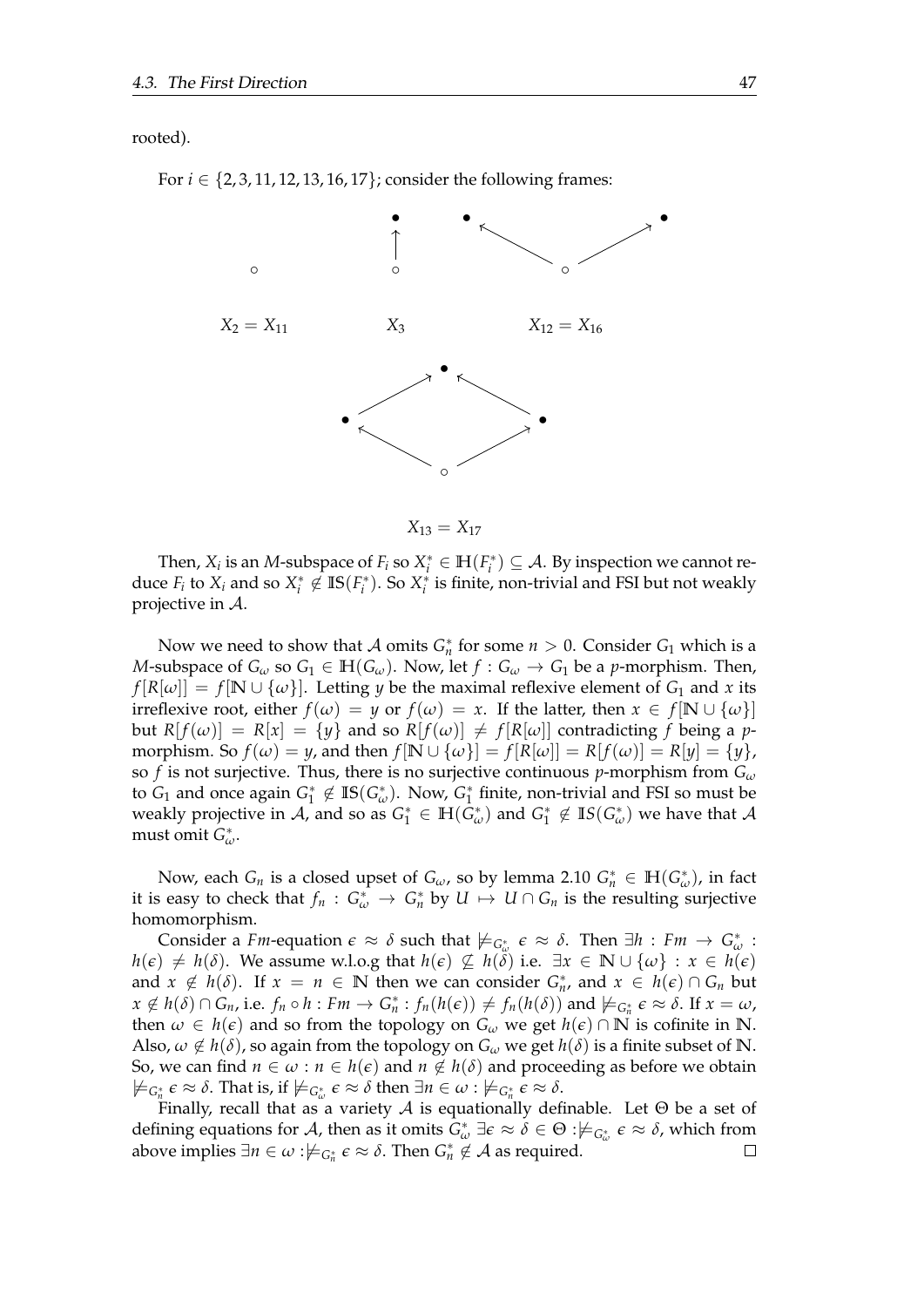rooted).

For $i \in \{2, 3, 11, 12, 13, 16, 17\}$; consider the following frames:

$X_2 = X_{11}$ $\qquad$ $X_3$ $\qquad$ $X_{12} = X_{16}$

$X_{13} = X_{17}$

Then, $X_i$ is an $M$-subspace of $F_i$ so $X_i^* \in \mathbb{H}(F_i^*) \subseteq \mathcal{A}$. By inspection we cannot reduce $F_i$ to $X_i$ and so $X_i^* \notin \mathbb{IS}(F_i^*)$. So $X_i^*$ is finite, non-trivial and FSI but not weakly projective in $\mathcal{A}$.

Now we need to show that $\mathcal{A}$ omits $G_n^*$ for some $n > 0$. Consider $G_1$ which is a $M$-subspace of $G_\omega$ so $G_1 \in \mathbb{H}(G_\omega)$. Now, let $f : G_\omega \to G_1$ be a $p$-morphism. Then, $f[R[\omega]] = f[\mathbb{N} \cup \{\omega\}]$. Letting $y$ be the maximal reflexive element of $G_1$ and $x$ its irreflexive root, either $f(\omega) = y$ or $f(\omega) = x$. If the latter, then $x \in f[\mathbb{N} \cup \{\omega\}]$ but $R[f(\omega)] = R[x] = \{y\}$ and so $R[f(\omega)] \neq f[R[\omega]]$ contradicting $f$ being a $p$-morphism. So $f(\omega) = y$, and then $f[\mathbb{N} \cup \{\omega\}] = f[R[\omega]] = R[f(\omega)] = R[y] = \{y\}$, so $f$ is not surjective. Thus, there is no surjective continuous $p$-morphism from $G_\omega$ to $G_1$ and once again $G_1^* \notin \mathbb{IS}(G_\omega^*)$. Now, $G_1^*$ finite, non-trivial and FSI so must be weakly projective in $\mathcal{A}$, and so as $G_1^* \in \mathbb{H}(G_\omega^*)$ and $G_1^* \notin \mathbb{I}S(G_\omega^*)$ we have that $\mathcal{A}$ must omit $G_\omega^*$.

Now, each $G_n$ is a closed upset of $G_\omega$, so by lemma 2.10 $G_n^* \in \mathbb{H}(G_\omega^*)$, in fact it is easy to check that $f_n : G_\omega^* \to G_n^*$ by $U \mapsto U \cap G_n$ is the resulting surjective homomorphism.

Consider a $Fm$-equation $\epsilon \approx \delta$ such that $\not\models_{G_\omega^*} \epsilon \approx \delta$. Then $\exists h : Fm \to G_\omega^* : h(\epsilon) \neq h(\delta)$. We assume w.l.o.g that $h(\epsilon) \nsubseteq h(\delta)$ i.e. $\exists x \in \mathbb{N} \cup \{\omega\} : x \in h(\epsilon)$ and $x \notin h(\delta)$. If $x = n \in \mathbb{N}$ then we can consider $G_n^*$, and $x \in h(\epsilon) \cap G_n$ but $x \notin h(\delta) \cap G_n$, i.e. $f_n \circ h : Fm \to G_n^* : f_n(h(\epsilon)) \neq f_n(h(\delta))$ and $\not\models_{G_n^*} \epsilon \approx \delta$. If $x = \omega$, then $\omega \in h(\epsilon)$ and so from the topology on $G_\omega$ we get $h(\epsilon) \cap \mathbb{N}$ is cofinite in $\mathbb{N}$. Also, $\omega \notin h(\delta)$, so again from the topology on $G_\omega$ we get $h(\delta)$ is a finite subset of $\mathbb{N}$. So, we can find $n \in \omega : n \in h(\epsilon)$ and $n \notin h(\delta)$ and proceeding as before we obtain $\not\models_{G_n^*} \epsilon \approx \delta$. That is, if $\not\models_{G_\omega^*} \epsilon \approx \delta$ then $\exists n \in \omega : \not\models_{G_n^*} \epsilon \approx \delta$.

Finally, recall that as a variety $\mathcal{A}$ is equationally definable. Let $\Theta$ be a set of defining equations for $\mathcal{A}$, then as it omits $G_\omega^*$ $\exists \epsilon \approx \delta \in \Theta : \not\models_{G_\omega^*} \epsilon \approx \delta$, which from above implies $\exists n \in \omega : \not\models_{G_n^*} \epsilon \approx \delta$. Then $G_n^* \notin \mathcal{A}$ as required. □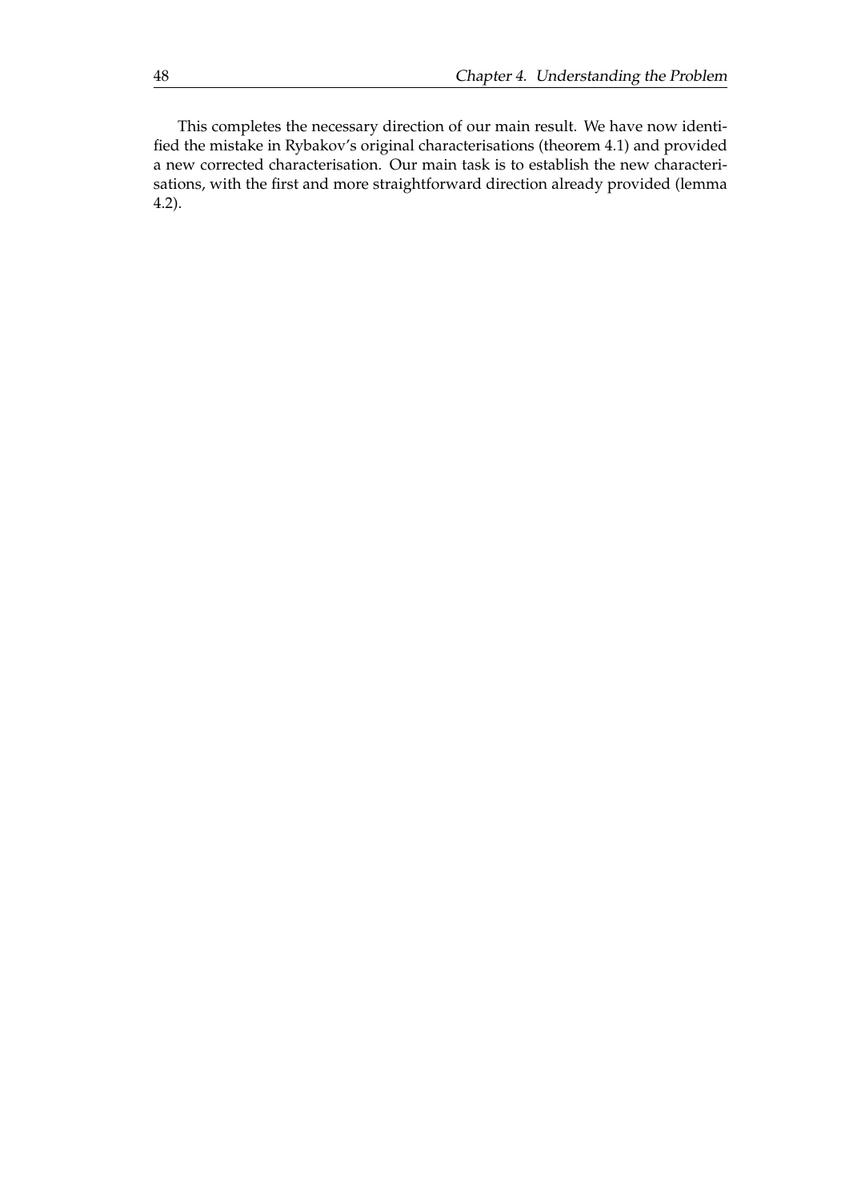This completes the necessary direction of our main result. We have now identified the mistake in Rybakov's original characterisations (theorem 4.1) and provided a new corrected characterisation. Our main task is to establish the new characterisations, with the first and more straightforward direction already provided (lemma 4.2).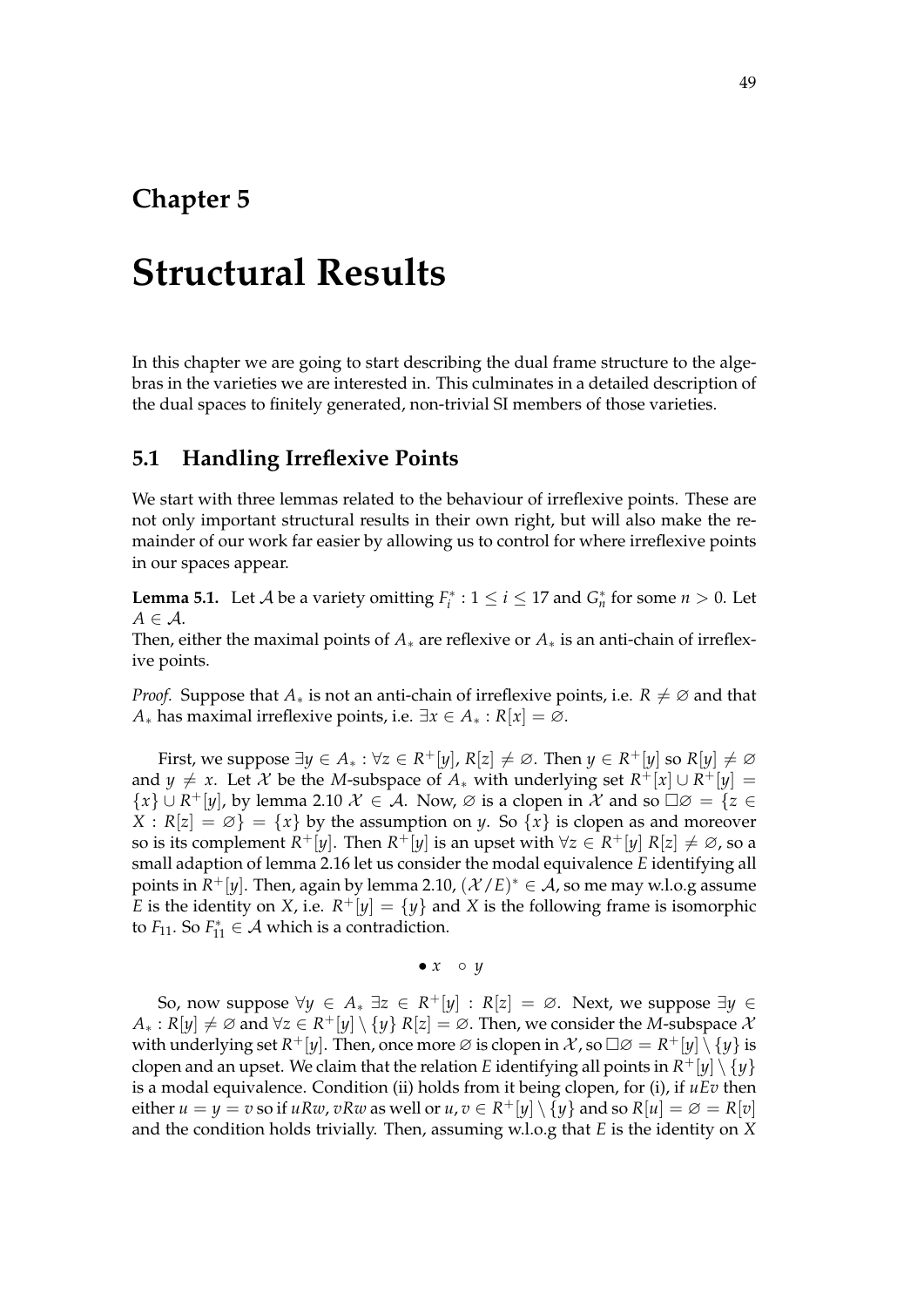# Chapter 5

# Structural Results

In this chapter we are going to start describing the dual frame structure to the algebras in the varieties we are interested in. This culminates in a detailed description of the dual spaces to finitely generated, non-trivial SI members of those varieties.

## 5.1 Handling Irreflexive Points

We start with three lemmas related to the behaviour of irreflexive points. These are not only important structural results in their own right, but will also make the remainder of our work far easier by allowing us to control for where irreflexive points in our spaces appear.

**Lemma 5.1.** Let $\mathcal{A}$ be a variety omitting $F_i^* : 1 \leq i \leq 17$ and $G_n^*$ for some $n > 0$. Let $A \in \mathcal{A}$.
Then, either the maximal points of $A_*$ are reflexive or $A_*$ is an anti-chain of irreflexive points.

*Proof.* Suppose that $A_*$ is not an anti-chain of irreflexive points, i.e. $R \neq \varnothing$ and that $A_*$ has maximal irreflexive points, i.e. $\exists x \in A_* : R[x] = \varnothing$.

First, we suppose $\exists y \in A_* : \forall z \in R^+[y], R[z] \neq \varnothing$. Then $y \in R^+[y]$ so $R[y] \neq \varnothing$ and $y \neq x$. Let $\mathcal{X}$ be the $M$-subspace of $A_*$ with underlying set $R^+[x] \cup R^+[y] = \{x\} \cup R^+[y]$, by lemma 2.10 $\mathcal{X} \in \mathcal{A}$. Now, $\varnothing$ is a clopen in $\mathcal{X}$ and so $\Box\varnothing = \{z \in X : R[z] = \varnothing\} = \{x\}$ by the assumption on $y$. So $\{x\}$ is clopen as and moreover so is its complement $R^+[y]$. Then $R^+[y]$ is an upset with $\forall z \in R^+[y]\ R[z] \neq \varnothing$, so a small adaption of lemma 2.16 let us consider the modal equivalence $E$ identifying all points in $R^+[y]$. Then, again by lemma 2.10, $(\mathcal{X}/E)^* \in \mathcal{A}$, so me may w.l.o.g assume $E$ is the identity on $X$, i.e. $R^+[y] = \{y\}$ and $X$ is the following frame is isomorphic to $F_{11}$. So $F_{11}^* \in \mathcal{A}$ which is a contradiction.

$$\bullet\ x \quad \circ\ y$$

So, now suppose $\forall y \in A_*\ \exists z \in R^+[y] : R[z] = \varnothing$. Next, we suppose $\exists y \in A_* : R[y] \neq \varnothing$ and $\forall z \in R^+[y] \setminus \{y\}\ R[z] = \varnothing$. Then, we consider the $M$-subspace $\mathcal{X}$ with underlying set $R^+[y]$. Then, once more $\varnothing$ is clopen in $\mathcal{X}$, so $\Box\varnothing = R^+[y] \setminus \{y\}$ is clopen and an upset. We claim that the relation $E$ identifying all points in $R^+[y] \setminus \{y\}$ is a modal equivalence. Condition (ii) holds from it being clopen, for (i), if $uEv$ then either $u = y = v$ so if $uRw, vRw$ as well or $u, v \in R^+[y] \setminus \{y\}$ and so $R[u] = \varnothing = R[v]$ and the condition holds trivially. Then, assuming w.l.o.g that $E$ is the identity on $X$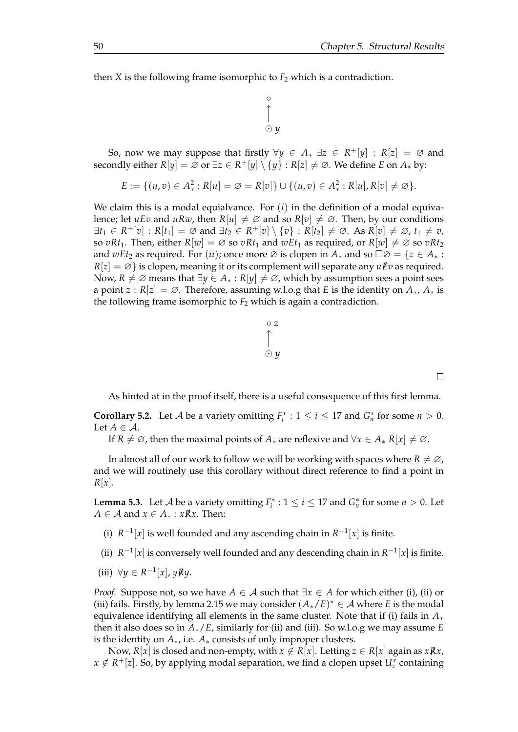then $X$ is the following frame isomorphic to $F_2$ which is a contradiction.

$$\begin{array}{c} \circ \\ \uparrow \\ \odot\ y \end{array}$$

So, now we may suppose that firstly $\forall y \in A_* \ \exists z \in R^+[y] : R[z] = \varnothing$ and secondly either $R[y] = \varnothing$ or $\exists z \in R^+[y] \setminus \{y\} : R[z] \neq \varnothing$. We define $E$ on $A_*$ by:

$$E := \{(u,v) \in A_*^2 : R[u] = \varnothing = R[v]\} \cup \{(u,v) \in A_*^2 : R[u], R[v] \neq \varnothing\}.$$

We claim this is a modal equivalance. For $(i)$ in the definition of a modal equivalence; let $uEv$ and $uRw$, then $R[u] \neq \varnothing$ and so $R[v] \neq \varnothing$. Then, by our conditions $\exists t_1 \in R^+[v] : R[t_1] = \varnothing$ and $\exists t_2 \in R^+[v] \setminus \{v\} : R[t_2] \neq \varnothing$. As $R[v] \neq \varnothing$, $t_1 \neq v$, so $vRt_1$. Then, either $R[w] = \varnothing$ so $vRt_1$ and $wEt_1$ as required, or $R[w] \neq \varnothing$ so $vRt_2$ and $wEt_2$ as required. For $(ii)$; once more $\varnothing$ is clopen in $A_*$ and so $\Box\varnothing = \{z \in A_* : R[z] = \varnothing\}$ is clopen, meaning it or its complement will separate any $u \not{E} v$ as required. Now, $R \neq \varnothing$ means that $\exists y \in A_* : R[y] \neq \varnothing$, which by assumption sees a point sees a point $z : R[z] = \varnothing$. Therefore, assuming w.l.o.g that $E$ is the identity on $A_*$, $A_*$ is the following frame isomorphic to $F_2$ which is again a contradiction.

$$\begin{array}{c} \circ\ z \\ \uparrow \\ \odot\ y \end{array}$$

□

As hinted at in the proof itself, there is a useful consequence of this first lemma.

**Corollary 5.2.** Let $\mathcal{A}$ be a variety omitting $F_i^* : 1 \leq i \leq 17$ and $G_n^*$ for some $n > 0$. Let $A \in \mathcal{A}$.

If $R \neq \varnothing$, then the maximal points of $A_*$ are reflexive and $\forall x \in A_*\ R[x] \neq \varnothing$.

In almost all of our work to follow we will be working with spaces where $R \neq \varnothing$, and we will routinely use this corollary without direct reference to find a point in $R[x]$.

**Lemma 5.3.** Let $\mathcal{A}$ be a variety omitting $F_i^* : 1 \leq i \leq 17$ and $G_n^*$ for some $n > 0$. Let $A \in \mathcal{A}$ and $x \in A_* : x \not{R} x$. Then:

(i) $R^{-1}[x]$ is well founded and any ascending chain in $R^{-1}[x]$ is finite.

(ii) $R^{-1}[x]$ is conversely well founded and any descending chain in $R^{-1}[x]$ is finite.

(iii) $\forall y \in R^{-1}[x]$, $y \not{R} y$.

*Proof.* Suppose not, so we have $A \in \mathcal{A}$ such that $\exists x \in A$ for which either (i), (ii) or (iii) fails. Firstly, by lemma 2.15 we may consider $(A_*/E)^* \in \mathcal{A}$ where $E$ is the modal equivalence identifying all elements in the same cluster. Note that if (i) fails in $A_*$ then it also does so in $A_*/E$, similarly for (ii) and (iii). So w.l.o.g we may assume $E$ is the identity on $A_*$, i.e. $A_*$ consists of only improper clusters.

Now, $R[x]$ is closed and non-empty, with $x \notin R[x]$. Letting $z \in R[x]$ again as $x \not{R} x$, $x \notin R^+[z]$. So, by applying modal separation, we find a clopen upset $U_z^x$ containing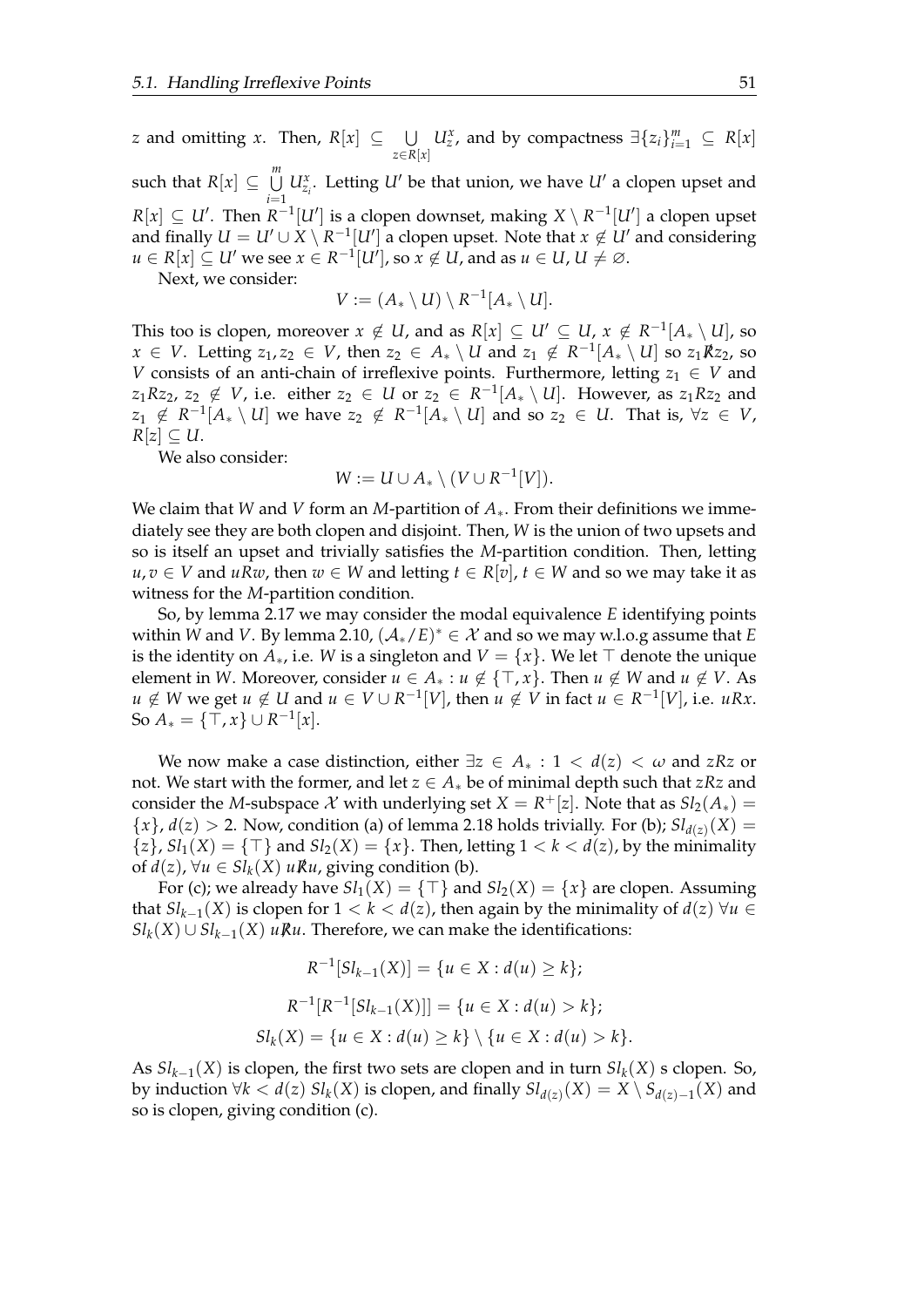$z$ and omitting $x$. Then, $R[x] \subseteq \bigcup_{z \in R[x]} U^x_z$, and by compactness $\exists \{z_i\}_{i=1}^m \subseteq R[x]$ such that $R[x] \subseteq \bigcup_{i=1}^m U^x_{z_i}$. Letting $U'$ be that union, we have $U'$ a clopen upset and $R[x] \subseteq U'$. Then $R^{-1}[U']$ is a clopen downset, making $X \setminus R^{-1}[U']$ a clopen upset and finally $U = U' \cup X \setminus R^{-1}[U']$ a clopen upset. Note that $x \notin U'$ and considering $u \in R[x] \subseteq U'$ we see $x \in R^{-1}[U']$, so $x \notin U$, and as $u \in U$, $U \neq \varnothing$.

Next, we consider:

$$V := (A_* \setminus U) \setminus R^{-1}[A_* \setminus U].$$

This too is clopen, moreover $x \notin U$, and as $R[x] \subseteq U' \subseteq U$, $x \notin R^{-1}[A_* \setminus U]$, so $x \in V$. Letting $z_1, z_2 \in V$, then $z_2 \in A_* \setminus U$ and $z_1 \notin R^{-1}[A_* \setminus U]$ so $z_1 \not R z_2$, so $V$ consists of an anti-chain of irreflexive points. Furthermore, letting $z_1 \in V$ and $z_1 R z_2$, $z_2 \notin V$, i.e. either $z_2 \in U$ or $z_2 \in R^{-1}[A_* \setminus U]$. However, as $z_1 R z_2$ and $z_1 \notin R^{-1}[A_* \setminus U]$ we have $z_2 \notin R^{-1}[A_* \setminus U]$ and so $z_2 \in U$. That is, $\forall z \in V$, $R[z] \subseteq U$.

We also consider:

$$W := U \cup A_* \setminus (V \cup R^{-1}[V]).$$

We claim that $W$ and $V$ form an $M$-partition of $A_*$. From their definitions we immediately see they are both clopen and disjoint. Then, $W$ is the union of two upsets and so is itself an upset and trivially satisfies the $M$-partition condition. Then, letting $u, v \in V$ and $uRw$, then $w \in W$ and letting $t \in R[v]$, $t \in W$ and so we may take it as witness for the $M$-partition condition.

So, by lemma 2.17 we may consider the modal equivalence $E$ identifying points within $W$ and $V$. By lemma 2.10, $(\mathcal{A}_*/E)^* \in \mathcal{X}$ and so we may w.l.o.g assume that $E$ is the identity on $A_*$, i.e. $W$ is a singleton and $V = \{x\}$. We let $\top$ denote the unique element in $W$. Moreover, consider $u \in A_* : u \notin \{\top, x\}$. Then $u \notin W$ and $u \notin V$. As $u \notin W$ we get $u \notin U$ and $u \in V \cup R^{-1}[V]$, then $u \notin V$ in fact $u \in R^{-1}[V]$, i.e. $uRx$. So $A_* = \{\top, x\} \cup R^{-1}[x]$.

We now make a case distinction, either $\exists z \in A_* : 1 < d(z) < \omega$ and $zRz$ or not. We start with the former, and let $z \in A_*$ be of minimal depth such that $zRz$ and consider the $M$-subspace $\mathcal{X}$ with underlying set $X = R^+[z]$. Note that as $Sl_2(A_*) = \{x\}$, $d(z) > 2$. Now, condition (a) of lemma 2.18 holds trivially. For (b); $Sl_{d(z)}(X) = \{z\}$, $Sl_1(X) = \{\top\}$ and $Sl_2(X) = \{x\}$. Then, letting $1 < k < d(z)$, by the minimality of $d(z)$, $\forall u \in Sl_k(X)$ $u \not R u$, giving condition (b).

For (c); we already have $Sl_1(X) = \{\top\}$ and $Sl_2(X) = \{x\}$ are clopen. Assuming that $Sl_{k-1}(X)$ is clopen for $1 < k < d(z)$, then again by the minimality of $d(z)$ $\forall u \in Sl_k(X) \cup Sl_{k-1}(X)$ $u \not R u$. Therefore, we can make the identifications:

$$R^{-1}[Sl_{k-1}(X)] = \{u \in X : d(u) \geq k\};$$

$$R^{-1}[R^{-1}[Sl_{k-1}(X)]] = \{u \in X : d(u) > k\};$$

$$Sl_k(X) = \{u \in X : d(u) \geq k\} \setminus \{u \in X : d(u) > k\}.$$

As $Sl_{k-1}(X)$ is clopen, the first two sets are clopen and in turn $Sl_k(X)$ s clopen. So, by induction $\forall k < d(z)$ $Sl_k(X)$ is clopen, and finally $Sl_{d(z)}(X) = X \setminus S_{d(z)-1}(X)$ and so is clopen, giving condition (c).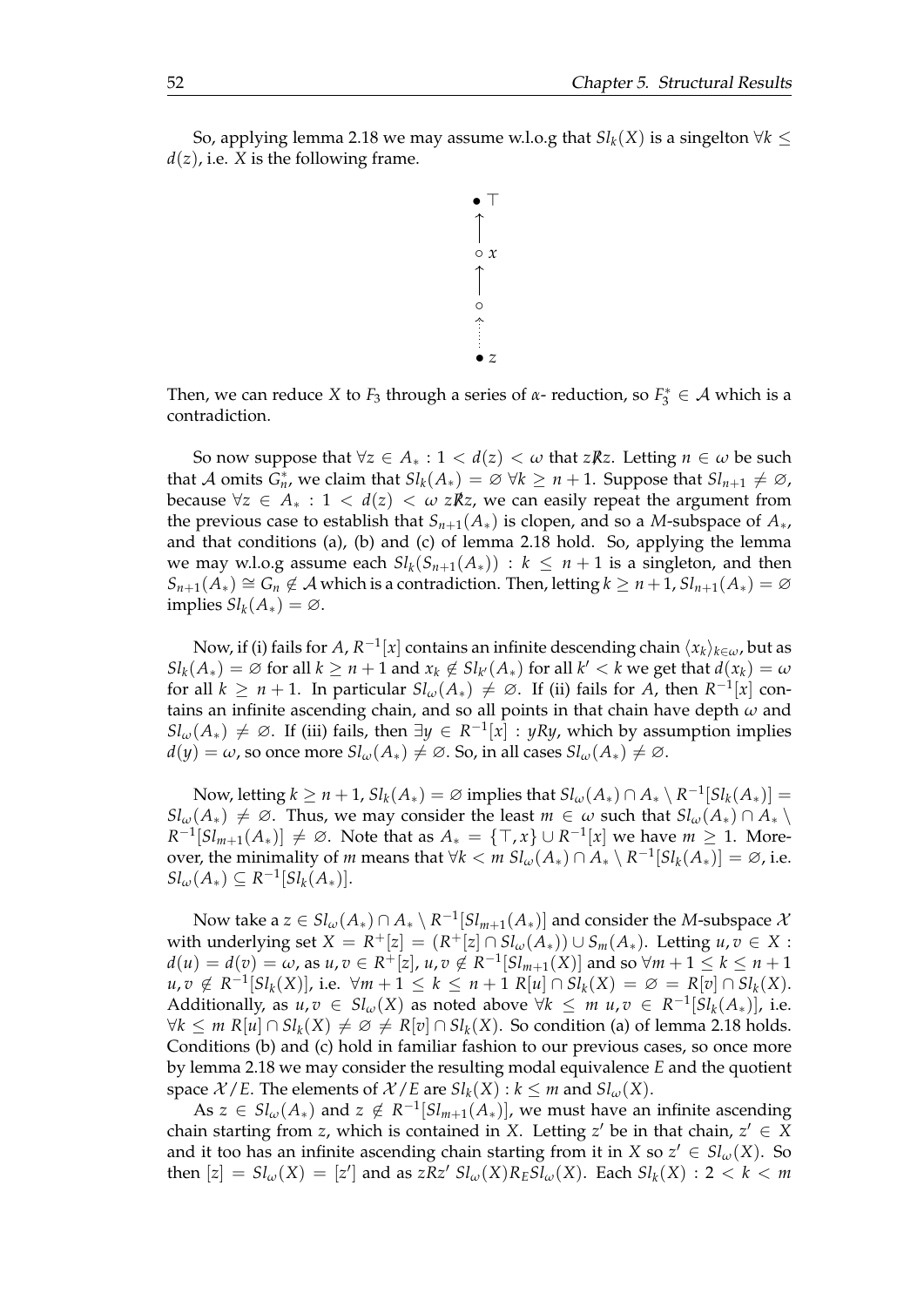So, applying lemma 2.18 we may assume w.l.o.g that $Sl_k(X)$ is a singelton $\forall k \leq d(z)$, i.e. $X$ is the following frame.

$$\begin{array}{c} \bullet\ \top \\ \uparrow \\ \circ\ x \\ \uparrow \\ \circ \\ \vdots \\ \bullet\ z \end{array}$$

Then, we can reduce $X$ to $F_3$ through a series of $\alpha$- reduction, so $F_3^* \in \mathcal{A}$ which is a contradiction.

So now suppose that $\forall z \in A_* : 1 < d(z) < \omega$ that $z\not R z$. Letting $n \in \omega$ be such that $\mathcal{A}$ omits $G_n^*$, we claim that $Sl_k(A_*) = \varnothing\ \forall k \geq n+1$. Suppose that $Sl_{n+1} \neq \varnothing$, because $\forall z \in A_* : 1 < d(z) < \omega\ z\not R z$, we can easily repeat the argument from the previous case to establish that $S_{n+1}(A_*)$ is clopen, and so a $M$-subspace of $A_*$, and that conditions (a), (b) and (c) of lemma 2.18 hold. So, applying the lemma we may w.l.o.g assume each $Sl_k(S_{n+1}(A_*)) : k \leq n+1$ is a singleton, and then $S_{n+1}(A_*) \cong G_n \notin \mathcal{A}$ which is a contradiction. Then, letting $k \geq n+1$, $Sl_{n+1}(A_*) = \varnothing$ implies $Sl_k(A_*) = \varnothing$.

Now, if (i) fails for $A$, $R^{-1}[x]$ contains an infinite descending chain $\langle x_k \rangle_{k \in \omega}$, but as $Sl_k(A_*) = \varnothing$ for all $k \geq n+1$ and $x_k \notin Sl_{k'}(A_*)$ for all $k' < k$ we get that $d(x_k) = \omega$ for all $k \geq n+1$. In particular $Sl_\omega(A_*) \neq \varnothing$. If (ii) fails for $A$, then $R^{-1}[x]$ contains an infinite ascending chain, and so all points in that chain have depth $\omega$ and $Sl_\omega(A_*) \neq \varnothing$. If (iii) fails, then $\exists y \in R^{-1}[x] : yRy$, which by assumption implies $d(y) = \omega$, so once more $Sl_\omega(A_*) \neq \varnothing$. So, in all cases $Sl_\omega(A_*) \neq \varnothing$.

Now, letting $k \geq n+1$, $Sl_k(A_*) = \varnothing$ implies that $Sl_\omega(A_*) \cap A_* \setminus R^{-1}[Sl_k(A_*)] = Sl_\omega(A_*) \neq \varnothing$. Thus, we may consider the least $m \in \omega$ such that $Sl_\omega(A_*) \cap A_* \setminus R^{-1}[Sl_{m+1}(A_*)] \neq \varnothing$. Note that as $A_* = \{\top, x\} \cup R^{-1}[x]$ we have $m \geq 1$. Moreover, the minimality of $m$ means that $\forall k < m\ Sl_\omega(A_*) \cap A_* \setminus R^{-1}[Sl_k(A_*)] = \varnothing$, i.e. $Sl_\omega(A_*) \subseteq R^{-1}[Sl_k(A_*)]$.

Now take a $z \in Sl_\omega(A_*) \cap A_* \setminus R^{-1}[Sl_{m+1}(A_*)]$ and consider the $M$-subspace $\mathcal{X}$ with underlying set $X = R^+[z] = (R^+[z] \cap Sl_\omega(A_*)) \cup S_m(A_*)$. Letting $u, v \in X : d(u) = d(v) = \omega$, as $u, v \in R^+[z]$, $u, v \notin R^{-1}[Sl_{m+1}(X)]$ and so $\forall m+1 \leq k \leq n+1$ $u, v \notin R^{-1}[Sl_k(X)]$, i.e. $\forall m+1 \leq k \leq n+1\ R[u] \cap Sl_k(X) = \varnothing = R[v] \cap Sl_k(X)$. Additionally, as $u, v \in Sl_\omega(X)$ as noted above $\forall k \leq m\ u, v \in R^{-1}[Sl_k(A_*)]$, i.e. $\forall k \leq m\ R[u] \cap Sl_k(X) \neq \varnothing \neq R[v] \cap Sl_k(X)$. So condition (a) of lemma 2.18 holds. Conditions (b) and (c) hold in familiar fashion to our previous cases, so once more by lemma 2.18 we may consider the resulting modal equivalence $E$ and the quotient space $\mathcal{X}/E$. The elements of $\mathcal{X}/E$ are $Sl_k(X) : k \leq m$ and $Sl_\omega(X)$.

As $z \in Sl_\omega(A_*)$ and $z \notin R^{-1}[Sl_{m+1}(A_*)]$, we must have an infinite ascending chain starting from $z$, which is contained in $X$. Letting $z'$ be in that chain, $z' \in X$ and it too has an infinite ascending chain starting from it in $X$ so $z' \in Sl_\omega(X)$. So then $[z] = Sl_\omega(X) = [z']$ and as $zRz'$ $Sl_\omega(X) R_E Sl_\omega(X)$. Each $Sl_k(X) : 2 < k < m$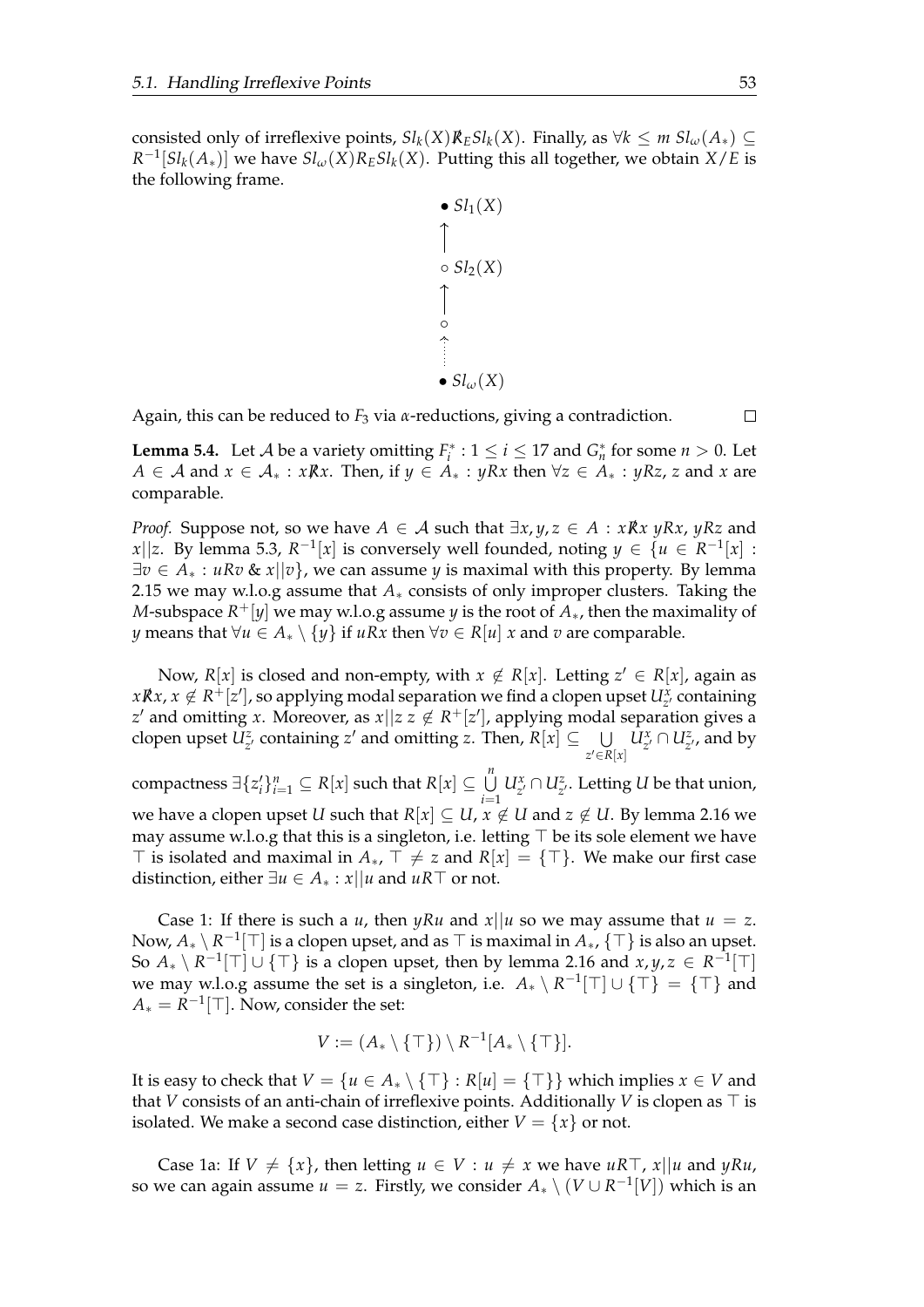consisted only of irreflexive points, $Sl_k(X) \not{R}_E Sl_k(X)$. Finally, as $\forall k \leq m \; Sl_\omega(A_*) \subseteq R^{-1}[Sl_k(A_*)]$ we have $Sl_\omega(X) R_E Sl_k(X)$. Putting this all together, we obtain $X/E$ is the following frame.

$$
\begin{array}{c}
\bullet \; Sl_1(X) \\
\uparrow \\
\circ \; Sl_2(X) \\
\uparrow \\
\circ \\
\vdots \\
\bullet \; Sl_\omega(X)
\end{array}
$$

Again, this can be reduced to $F_3$ via $\alpha$-reductions, giving a contradiction. $\square$

**Lemma 5.4.** Let $\mathcal{A}$ be a variety omitting $F_i^* : 1 \leq i \leq 17$ and $G_n^*$ for some $n > 0$. Let $A \in \mathcal{A}$ and $x \in \mathcal{A}_* : x \not{R} x$. Then, if $y \in A_* : yRx$ then $\forall z \in A_* : yRz$, $z$ and $x$ are comparable.

*Proof.* Suppose not, so we have $A \in \mathcal{A}$ such that $\exists x, y, z \in A : x \not{R} x \; yRx$, $yRz$ and $x||z$. By lemma 5.3, $R^{-1}[x]$ is conversely well founded, noting $y \in \{u \in R^{-1}[x] : \exists v \in A_* : uRv \; \& \; x||v\}$, we can assume $y$ is maximal with this property. By lemma 2.15 we may w.l.o.g assume that $A_*$ consists of only improper clusters. Taking the $M$-subspace $R^+[y]$ we may w.l.o.g assume $y$ is the root of $A_*$, then the maximality of $y$ means that $\forall u \in A_* \setminus \{y\}$ if $uRx$ then $\forall v \in R[u]$ $x$ and $v$ are comparable.

Now, $R[x]$ is closed and non-empty, with $x \notin R[x]$. Letting $z' \in R[x]$, again as $x \not{R} x$, $x \notin R^+[z']$, so applying modal separation we find a clopen upset $U^x_{z'}$ containing $z'$ and omitting $x$. Moreover, as $x||z \; z \notin R^+[z']$, applying modal separation gives a clopen upset $U^z_{z'}$ containing $z'$ and omitting $z$. Then, $R[x] \subseteq \bigcup_{z' \in R[x]} U^x_{z'} \cap U^z_{z'}$, and by compactness $\exists \{z'_i\}_{i=1}^n \subseteq R[x]$ such that $R[x] \subseteq \bigcup_{i=1}^n U^x_{z'} \cap U^z_{z'}$. Letting $U$ be that union, we have a clopen upset $U$ such that $R[x] \subseteq U$, $x \notin U$ and $z \notin U$. By lemma 2.16 we may assume w.l.o.g that this is a singleton, i.e. letting $\top$ be its sole element we have $\top$ is isolated and maximal in $A_*$, $\top \neq z$ and $R[x] = \{\top\}$. We make our first case distinction, either $\exists u \in A_* : x||u$ and $uR\top$ or not.

Case 1: If there is such a $u$, then $yRu$ and $x||u$ so we may assume that $u = z$. Now, $A_* \setminus R^{-1}[\top]$ is a clopen upset, and as $\top$ is maximal in $A_*$, $\{\top\}$ is also an upset. So $A_* \setminus R^{-1}[\top] \cup \{\top\}$ is a clopen upset, then by lemma 2.16 and $x, y, z \in R^{-1}[\top]$ we may w.l.o.g assume the set is a singleton, i.e. $A_* \setminus R^{-1}[\top] \cup \{\top\} = \{\top\}$ and $A_* = R^{-1}[\top]$. Now, consider the set:

$$V := (A_* \setminus \{\top\}) \setminus R^{-1}[A_* \setminus \{\top\}].$$

It is easy to check that $V = \{u \in A_* \setminus \{\top\} : R[u] = \{\top\}\}$ which implies $x \in V$ and that $V$ consists of an anti-chain of irreflexive points. Additionally $V$ is clopen as $\top$ is isolated. We make a second case distinction, either $V = \{x\}$ or not.

Case 1a: If $V \neq \{x\}$, then letting $u \in V : u \neq x$ we have $uR\top$, $x||u$ and $yRu$, so we can again assume $u = z$. Firstly, we consider $A_* \setminus (V \cup R^{-1}[V])$ which is an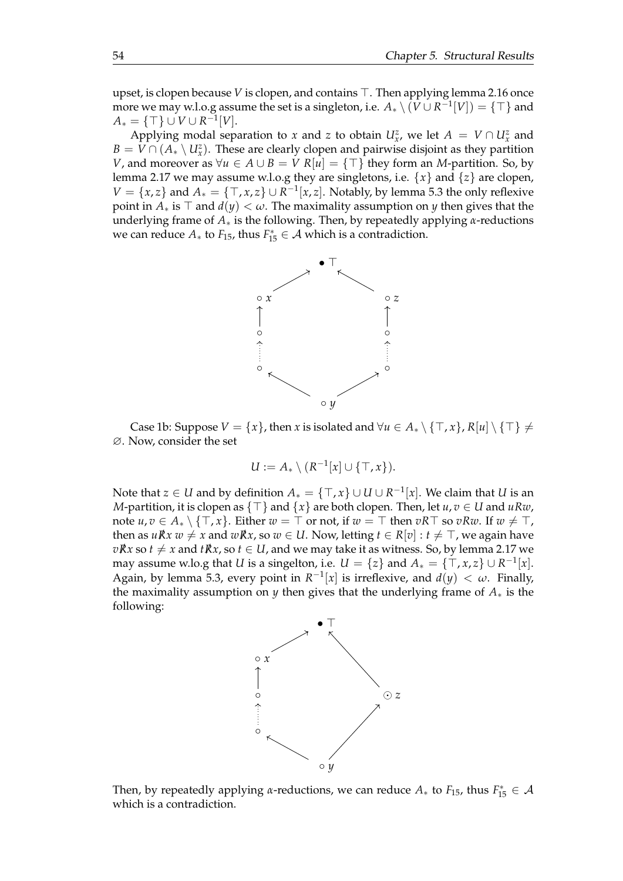upset, is clopen because $V$ is clopen, and contains $\top$. Then applying lemma 2.16 once more we may w.l.o.g assume the set is a singleton, i.e. $A_* \setminus (V \cup R^{-1}[V]) = \{\top\}$ and $A_* = \{\top\} \cup V \cup R^{-1}[V]$.

Applying modal separation to $x$ and $z$ to obtain $U_x^z$, we let $A = V \cap U_x^z$ and $B = V \cap (A_* \setminus U_x^z)$. These are clearly clopen and pairwise disjoint as they partition $V$, and moreover as $\forall u \in A \cup B = V\ R[u] = \{\top\}$ they form an $M$-partition. So, by lemma 2.17 we may assume w.l.o.g they are singletons, i.e. $\{x\}$ and $\{z\}$ are clopen, $V = \{x, z\}$ and $A_* = \{\top, x, z\} \cup R^{-1}[x, z]$. Notably, by lemma 5.3 the only reflexive point in $A_*$ is $\top$ and $d(y) < \omega$. The maximality assumption on $y$ then gives that the underlying frame of $A_*$ is the following. Then, by repeatedly applying $\alpha$-reductions we can reduce $A_*$ to $F_{15}$, thus $F_{15}^* \in \mathcal{A}$ which is a contradiction.

Case 1b: Suppose $V = \{x\}$, then $x$ is isolated and $\forall u \in A_* \setminus \{\top, x\}, R[u] \setminus \{\top\} \neq \varnothing$. Now, consider the set

$$U := A_* \setminus (R^{-1}[x] \cup \{\top, x\}).$$

Note that $z \in U$ and by definition $A_* = \{\top, x\} \cup U \cup R^{-1}[x]$. We claim that $U$ is an $M$-partition, it is clopen as $\{\top\}$ and $\{x\}$ are both clopen. Then, let $u, v \in U$ and $uRw$, note $u, v \in A_* \setminus \{\top, x\}$. Either $w = \top$ or not, if $w = \top$ then $vR\top$ so $vRw$. If $w \neq \top$, then as $u\not{R}x$ $w \neq x$ and $w\not{R}x$, so $w \in U$. Now, letting $t \in R[v] : t \neq \top$, we again have $v\not{R}x$ so $t \neq x$ and $t\not{R}x$, so $t \in U$, and we may take it as witness. So, by lemma 2.17 we may assume w.l.o.g that $U$ is a singelton, i.e. $U = \{z\}$ and $A_* = \{\top, x, z\} \cup R^{-1}[x]$. Again, by lemma 5.3, every point in $R^{-1}[x]$ is irreflexive, and $d(y) < \omega$. Finally, the maximality assumption on $y$ then gives that the underlying frame of $A_*$ is the following:

Then, by repeatedly applying $\alpha$-reductions, we can reduce $A_*$ to $F_{15}$, thus $F_{15}^* \in \mathcal{A}$ which is a contradiction.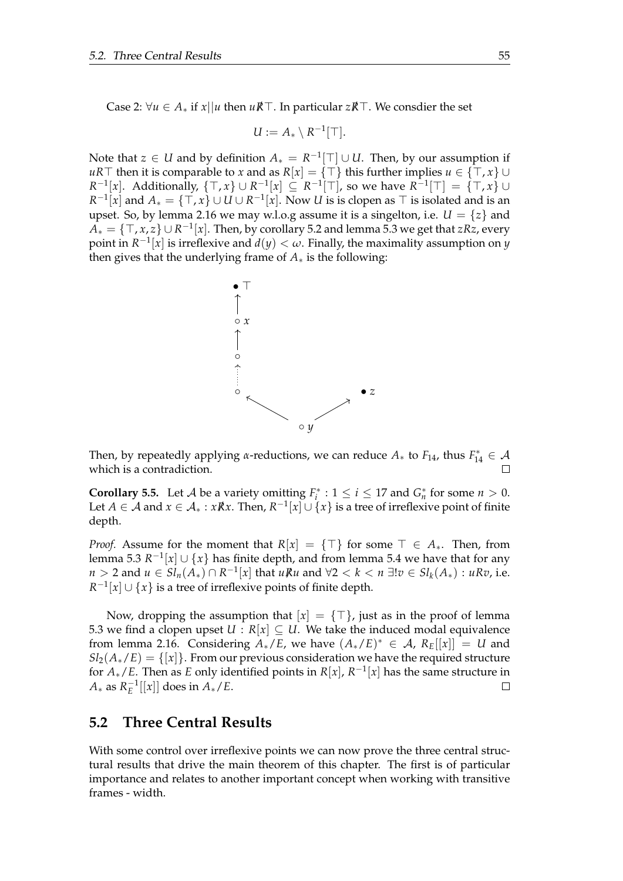Case 2: $\forall u \in A_*$ if $x||u$ then $u\not R\top$. In particular $z\not R\top$. We consdier the set

$$U := A_* \setminus R^{-1}[\top].$$

Note that $z \in U$ and by definition $A_* = R^{-1}[\top] \cup U$. Then, by our assumption if $uR\top$ then it is comparable to $x$ and as $R[x] = \{\top\}$ this further implies $u \in \{\top, x\} \cup R^{-1}[x]$. Additionally, $\{\top, x\} \cup R^{-1}[x] \subseteq R^{-1}[\top]$, so we have $R^{-1}[\top] = \{\top, x\} \cup R^{-1}[x]$ and $A_* = \{\top, x\} \cup U \cup R^{-1}[x]$. Now $U$ is is clopen as $\top$ is isolated and is an upset. So, by lemma 2.16 we may w.l.o.g assume it is a singelton, i.e. $U = \{z\}$ and $A_* = \{\top, x, z\} \cup R^{-1}[x]$. Then, by corollary 5.2 and lemma 5.3 we get that $zRz$, every point in $R^{-1}[x]$ is irreflexive and $d(y) < \omega$. Finally, the maximality assumption on $y$ then gives that the underlying frame of $A_*$ is the following:

Then, by repeatedly applying $\alpha$-reductions, we can reduce $A_*$ to $F_{14}$, thus $F_{14}^* \in \mathcal{A}$ which is a contradiction. ∎

**Corollary 5.5.** Let $\mathcal{A}$ be a variety omitting $F_i^* : 1 \leq i \leq 17$ and $G_n^*$ for some $n > 0$. Let $A \in \mathcal{A}$ and $x \in \mathcal{A}_* : x\not R x$. Then, $R^{-1}[x] \cup \{x\}$ is a tree of irreflexive point of finite depth.

*Proof.* Assume for the moment that $R[x] = \{\top\}$ for some $\top \in A_*$. Then, from lemma 5.3 $R^{-1}[x] \cup \{x\}$ has finite depth, and from lemma 5.4 we have that for any $n > 2$ and $u \in Sl_n(A_*) \cap R^{-1}[x]$ that $u\not R u$ and $\forall 2 < k < n\ \exists! v \in Sl_k(A_*) : uRv$, i.e. $R^{-1}[x] \cup \{x\}$ is a tree of irreflexive points of finite depth.

Now, dropping the assumption that $[x] = \{\top\}$, just as in the proof of lemma 5.3 we find a clopen upset $U : R[x] \subseteq U$. We take the induced modal equivalence from lemma 2.16. Considering $A_*/E$, we have $(A_*/E)^* \in \mathcal{A}$, $R_E[[x]] = U$ and $Sl_2(A_*/E) = \{[x]\}$. From our previous consideration we have the required structure for $A_*/E$. Then as $E$ only identified points in $R[x]$, $R^{-1}[x]$ has the same structure in $A_*$ as $R_E^{-1}[[x]]$ does in $A_*/E$. ∎

## 5.2 Three Central Results

With some control over irreflexive points we can now prove the three central structural results that drive the main theorem of this chapter. The first is of particular importance and relates to another important concept when working with transitive frames - width.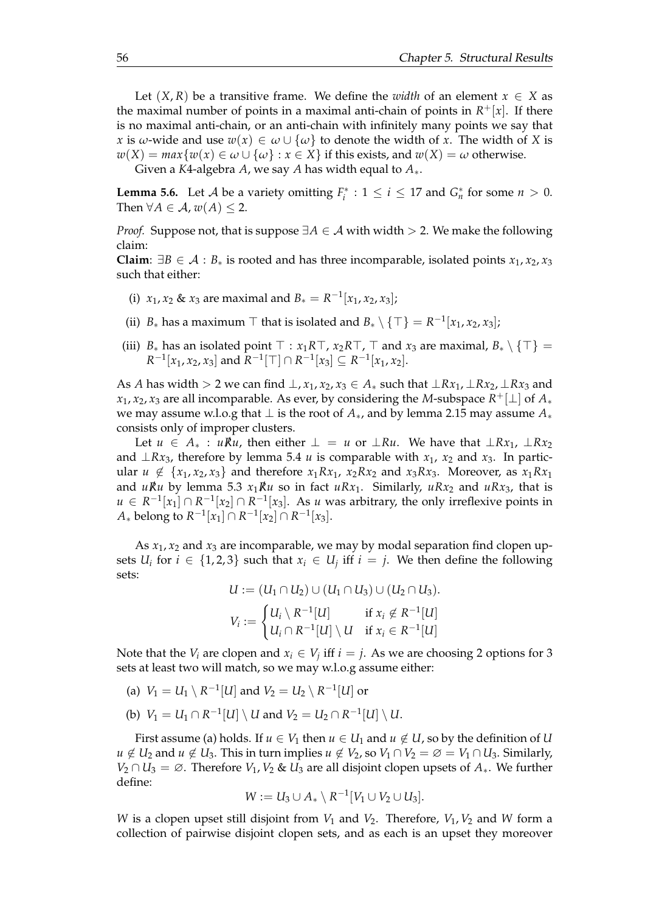Let $(X, R)$ be a transitive frame. We define the *width* of an element $x \in X$ as the maximal number of points in a maximal anti-chain of points in $R^+[x]$. If there is no maximal anti-chain, or an anti-chain with infinitely many points we say that $x$ is $\omega$-wide and use $w(x) \in \omega \cup \{\omega\}$ to denote the width of $x$. The width of $X$ is $w(X) = max\{w(x) \in \omega \cup \{\omega\} : x \in X\}$ if this exists, and $w(X) = \omega$ otherwise.

Given a $K4$-algebra $A$, we say $A$ has width equal to $A_*$.

**Lemma 5.6.** Let $\mathcal{A}$ be a variety omitting $F_i^* : 1 \leq i \leq 17$ and $G_n^*$ for some $n > 0$. Then $\forall A \in \mathcal{A}, w(A) \leq 2$.

*Proof.* Suppose not, that is suppose $\exists A \in \mathcal{A}$ with width $> 2$. We make the following claim:

**Claim**: $\exists B \in \mathcal{A} : B_*$ is rooted and has three incomparable, isolated points $x_1, x_2, x_3$ such that either:

(i) $x_1, x_2$ & $x_3$ are maximal and $B_* = R^{-1}[x_1, x_2, x_3]$;

(ii) $B_*$ has a maximum $\top$ that is isolated and $B_* \setminus \{\top\} = R^{-1}[x_1, x_2, x_3]$;

(iii) $B_*$ has an isolated point $\top : x_1 R \top$, $x_2 R \top$, $\top$ and $x_3$ are maximal, $B_* \setminus \{\top\} = R^{-1}[x_1, x_2, x_3]$ and $R^{-1}[\top] \cap R^{-1}[x_3] \subseteq R^{-1}[x_1, x_2]$.

As $A$ has width $> 2$ we can find $\bot, x_1, x_2, x_3 \in A_*$ such that $\bot R x_1, \bot R x_2, \bot R x_3$ and $x_1, x_2, x_3$ are all incomparable. As ever, by considering the $M$-subspace $R^+[\bot]$ of $A_*$ we may assume w.l.o.g that $\bot$ is the root of $A_*$, and by lemma 2.15 may assume $A_*$ consists only of improper clusters.

Let $u \in A_* : u \not R u$, then either $\bot = u$ or $\bot R u$. We have that $\bot R x_1$, $\bot R x_2$ and $\bot R x_3$, therefore by lemma 5.4 $u$ is comparable with $x_1$, $x_2$ and $x_3$. In particular $u \notin \{x_1, x_2, x_3\}$ and therefore $x_1 R x_1$, $x_2 R x_2$ and $x_3 R x_3$. Moreover, as $x_1 R x_1$ and $u \not R u$ by lemma 5.3 $x_1 \not R u$ so in fact $u R x_1$. Similarly, $u R x_2$ and $u R x_3$, that is $u \in R^{-1}[x_1] \cap R^{-1}[x_2] \cap R^{-1}[x_3]$. As $u$ was arbitrary, the only irreflexive points in $A_*$ belong to $R^{-1}[x_1] \cap R^{-1}[x_2] \cap R^{-1}[x_3]$.

As $x_1, x_2$ and $x_3$ are incomparable, we may by modal separation find clopen upsets $U_i$ for $i \in \{1, 2, 3\}$ such that $x_i \in U_j$ iff $i = j$. We then define the following sets:

$$U := (U_1 \cap U_2) \cup (U_1 \cap U_3) \cup (U_2 \cap U_3).$$

$$V_i := \begin{cases} U_i \setminus R^{-1}[U] & \text{if } x_i \notin R^{-1}[U] \\ U_i \cap R^{-1}[U] \setminus U & \text{if } x_i \in R^{-1}[U] \end{cases}$$

Note that the $V_i$ are clopen and $x_i \in V_j$ iff $i = j$. As we are choosing 2 options for 3 sets at least two will match, so we may w.l.o.g assume either:

(a) $V_1 = U_1 \setminus R^{-1}[U]$ and $V_2 = U_2 \setminus R^{-1}[U]$ or

(b) $V_1 = U_1 \cap R^{-1}[U] \setminus U$ and $V_2 = U_2 \cap R^{-1}[U] \setminus U$.

First assume (a) holds. If $u \in V_1$ then $u \in U_1$ and $u \notin U$, so by the definition of $U$ $u \notin U_2$ and $u \notin U_3$. This in turn implies $u \notin V_2$, so $V_1 \cap V_2 = \varnothing = V_1 \cap U_3$. Similarly, $V_2 \cap U_3 = \varnothing$. Therefore $V_1, V_2$ & $U_3$ are all disjoint clopen upsets of $A_*$. We further define:

$$W := U_3 \cup A_* \setminus R^{-1}[V_1 \cup V_2 \cup U_3].$$

$W$ is a clopen upset still disjoint from $V_1$ and $V_2$. Therefore, $V_1, V_2$ and $W$ form a collection of pairwise disjoint clopen sets, and as each is an upset they moreover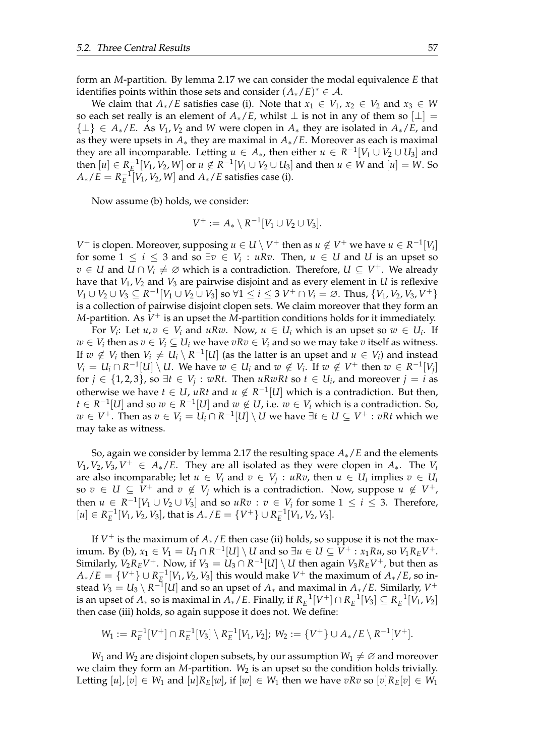form an $M$-partition. By lemma 2.17 we can consider the modal equivalence $E$ that identifies points within those sets and consider $(A_*/E)^* \in \mathcal{A}$.

We claim that $A_*/E$ satisfies case (i). Note that $x_1 \in V_1$, $x_2 \in V_2$ and $x_3 \in W$ so each set really is an element of $A_*/E$, whilst $\perp$ is not in any of them so $[\perp] = \{\perp\} \in A_*/E$. As $V_1, V_2$ and $W$ were clopen in $A_*$ they are isolated in $A_*/E$, and as they were upsets in $A_*$ they are maximal in $A_*/E$. Moreover as each is maximal they are all incomparable. Letting $u \in A_*$, then either $u \in R^{-1}[V_1 \cup V_2 \cup U_3]$ and then $[u] \in R_E^{-1}[V_1, V_2, W]$ or $u \notin R^{-1}[V_1 \cup V_2 \cup U_3]$ and then $u \in W$ and $[u] = W$. So $A_*/E = R_E^{-1}[V_1, V_2, W]$ and $A_*/E$ satisfies case (i).

Now assume (b) holds, we consider:

$$V^+ := A_* \setminus R^{-1}[V_1 \cup V_2 \cup V_3].$$

$V^+$ is clopen. Moreover, supposing $u \in U \setminus V^+$ then as $u \notin V^+$ we have $u \in R^{-1}[V_i]$ for some $1 \leq i \leq 3$ and so $\exists v \in V_i : uRv$. Then, $u \in U$ and $U$ is an upset so $v \in U$ and $U \cap V_i \neq \varnothing$ which is a contradiction. Therefore, $U \subseteq V^+$. We already have that $V_1, V_2$ and $V_3$ are pairwise disjoint and as every element in $U$ is reflexive $V_1 \cup V_2 \cup V_3 \subseteq R^{-1}[V_1 \cup V_2 \cup V_3]$ so $\forall 1 \leq i \leq 3\ V^+ \cap V_i = \varnothing$. Thus, $\{V_1, V_2, V_3, V^+\}$ is a collection of pairwise disjoint clopen sets. We claim moreover that they form an $M$-partition. As $V^+$ is an upset the $M$-partition conditions holds for it immediately.

For $V_i$: Let $u, v \in V_i$ and $uRw$. Now, $u \in U_i$ which is an upset so $w \in U_i$. If $w \in V_i$ then as $v \in V_i \subseteq U_i$ we have $vRv \in V_i$ and so we may take $v$ itself as witness. If $w \notin V_i$ then $V_i \neq U_i \setminus R^{-1}[U]$ (as the latter is an upset and $u \in V_i$) and instead $V_i = U_i \cap R^{-1}[U] \setminus U$. We have $w \in U_i$ and $w \notin V_i$. If $w \notin V^+$ then $w \in R^{-1}[V_j]$ for $j \in \{1, 2, 3\}$, so $\exists t \in V_j : wRt$. Then $uRwRt$ so $t \in U_i$, and moreover $j = i$ as otherwise we have $t \in U$, $uRt$ and $u \notin R^{-1}[U]$ which is a contradiction. But then, $t \in R^{-1}[U]$ and so $w \in R^{-1}[U]$ and $w \notin U$, i.e. $w \in V_i$ which is a contradiction. So, $w \in V^+$. Then as $v \in V_i = U_i \cap R^{-1}[U] \setminus U$ we have $\exists t \in U \subseteq V^+ : vRt$ which we may take as witness.

So, again we consider by lemma 2.17 the resulting space $A_*/E$ and the elements $V_1, V_2, V_3, V^+ \in A_*/E$. They are all isolated as they were clopen in $A_*$. The $V_i$ are also incomparable; let $u \in V_i$ and $v \in V_j : uRv$, then $u \in U_i$ implies $v \in U_i$ so $v \in U \subseteq V^+$ and $v \notin V_j$ which is a contradiction. Now, suppose $u \notin V^+$, then $u \in R^{-1}[V_1 \cup V_2 \cup V_3]$ and so $uRv : v \in V_i$ for some $1 \leq i \leq 3$. Therefore, $[u] \in R_E^{-1}[V_1, V_2, V_3]$, that is $A_*/E = \{V^+\} \cup R_E^{-1}[V_1, V_2, V_3]$.

If $V^+$ is the maximum of $A_*/E$ then case (ii) holds, so suppose it is not the maximum. By (b), $x_1 \in V_1 = U_1 \cap R^{-1}[U] \setminus U$ and so $\exists u \in U \subseteq V^+ : x_1 R u$, so $V_1 R_E V^+$. Similarly, $V_2 R_E V^+$. Now, if $V_3 = U_3 \cap R^{-1}[U] \setminus U$ then again $V_3 R_E V^+$, but then as $A_*/E = \{V^+\} \cup R_E^{-1}[V_1, V_2, V_3]$ this would make $V^+$ the maximum of $A_*/E$, so instead $V_3 = U_3 \setminus R^{-1}[U]$ and so an upset of $A_*$ and maximal in $A_*/E$. Similarly, $V^+$ is an upset of $A_*$ so is maximal in $A_*/E$. Finally, if $R_E^{-1}[V^+] \cap R_E^{-1}[V_3] \subseteq R_E^{-1}[V_1, V_2]$ then case (iii) holds, so again suppose it does not. We define:

$$W_1 := R_E^{-1}[V^+] \cap R_E^{-1}[V_3] \setminus R_E^{-1}[V_1, V_2];\ W_2 := \{V^+\} \cup A_*/E \setminus R^{-1}[V^+].$$

$W_1$ and $W_2$ are disjoint clopen subsets, by our assumption $W_1 \neq \varnothing$ and moreover we claim they form an $M$-partition. $W_2$ is an upset so the condition holds trivially. Letting $[u], [v] \in W_1$ and $[u] R_E [w]$, if $[w] \in W_1$ then we have $vRv$ so $[v] R_E [v] \in W_1$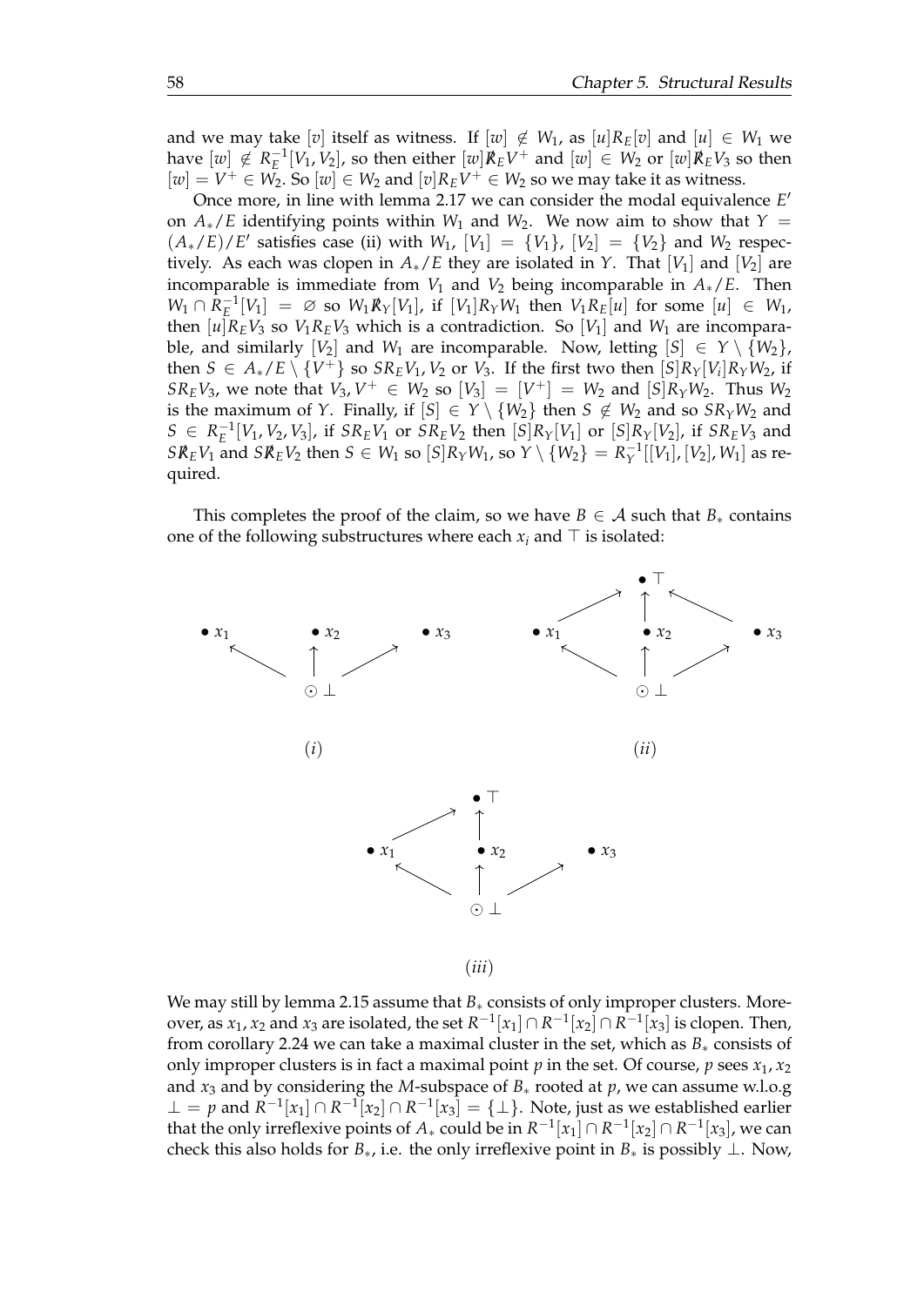and we may take $[v]$ itself as witness. If $[w] \notin W_1$, as $[u] R_E [v]$ and $[u] \in W_1$ we have $[w] \notin R_E^{-1}[V_1, V_2]$, so then either $[w] \not R_E V^+$ and $[w] \in W_2$ or $[w] \not R_E V_3$ so then $[w] = V^+ \in W_2$. So $[w] \in W_2$ and $[v] R_E V^+ \in W_2$ so we may take it as witness.

Once more, in line with lemma 2.17 we can consider the modal equivalence $E'$ on $A_*/E$ identifying points within $W_1$ and $W_2$. We now aim to show that $Y = (A_*/E)/E'$ satisfies case (ii) with $W_1$, $[V_1] = \{V_1\}$, $[V_2] = \{V_2\}$ and $W_2$ respectively. As each was clopen in $A_*/E$ they are isolated in $Y$. That $[V_1]$ and $[V_2]$ are incomparable is immediate from $V_1$ and $V_2$ being incomparable in $A_*/E$. Then $W_1 \cap R_E^{-1}[V_1] = \varnothing$ so $W_1 \not R_Y [V_1]$, if $[V_1] R_Y W_1$ then $V_1 R_E [u]$ for some $[u] \in W_1$, then $[u] R_E V_3$ so $V_1 R_E V_3$ which is a contradiction. So $[V_1]$ and $W_1$ are incomparable, and similarly $[V_2]$ and $W_1$ are incomparable. Now, letting $[S] \in Y \setminus \{W_2\}$, then $S \in A_*/E \setminus \{V^+\}$ so $S R_E V_1, V_2$ or $V_3$. If the first two then $[S] R_Y [V_i] R_Y W_2$, if $S R_E V_3$, we note that $V_3, V^+ \in W_2$ so $[V_3] = [V^+] = W_2$ and $[S] R_Y W_2$. Thus $W_2$ is the maximum of $Y$. Finally, if $[S] \in Y \setminus \{W_2\}$ then $S \notin W_2$ and so $S R_Y W_2$ and $S \in R_E^{-1}[V_1, V_2, V_3]$, if $S R_E V_1$ or $S R_E V_2$ then $[S] R_Y [V_1]$ or $[S] R_Y [V_2]$, if $S R_E V_3$ and $S \not R_E V_1$ and $S \not R_E V_2$ then $S \in W_1$ so $[S] R_Y W_1$, so $Y \setminus \{W_2\} = R_Y^{-1}[[V_1], [V_2], W_1]$ as required.

This completes the proof of the claim, so we have $B \in \mathcal{A}$ such that $B_*$ contains one of the following substructures where each $x_i$ and $\top$ is isolated:

(i) $\quad$ (ii)

(iii)

We may still by lemma 2.15 assume that $B_*$ consists of only improper clusters. Moreover, as $x_1$, $x_2$ and $x_3$ are isolated, the set $R^{-1}[x_1] \cap R^{-1}[x_2] \cap R^{-1}[x_3]$ is clopen. Then, from corollary 2.24 we can take a maximal cluster in the set, which as $B_*$ consists of only improper clusters is in fact a maximal point $p$ in the set. Of course, $p$ sees $x_1$, $x_2$ and $x_3$ and by considering the $M$-subspace of $B_*$ rooted at $p$, we can assume w.l.o.g $\bot = p$ and $R^{-1}[x_1] \cap R^{-1}[x_2] \cap R^{-1}[x_3] = \{\bot\}$. Note, just as we established earlier that the only irreflexive points of $A_*$ could be in $R^{-1}[x_1] \cap R^{-1}[x_2] \cap R^{-1}[x_3]$, we can check this also holds for $B_*$, i.e. the only irreflexive point in $B_*$ is possibly $\bot$. Now,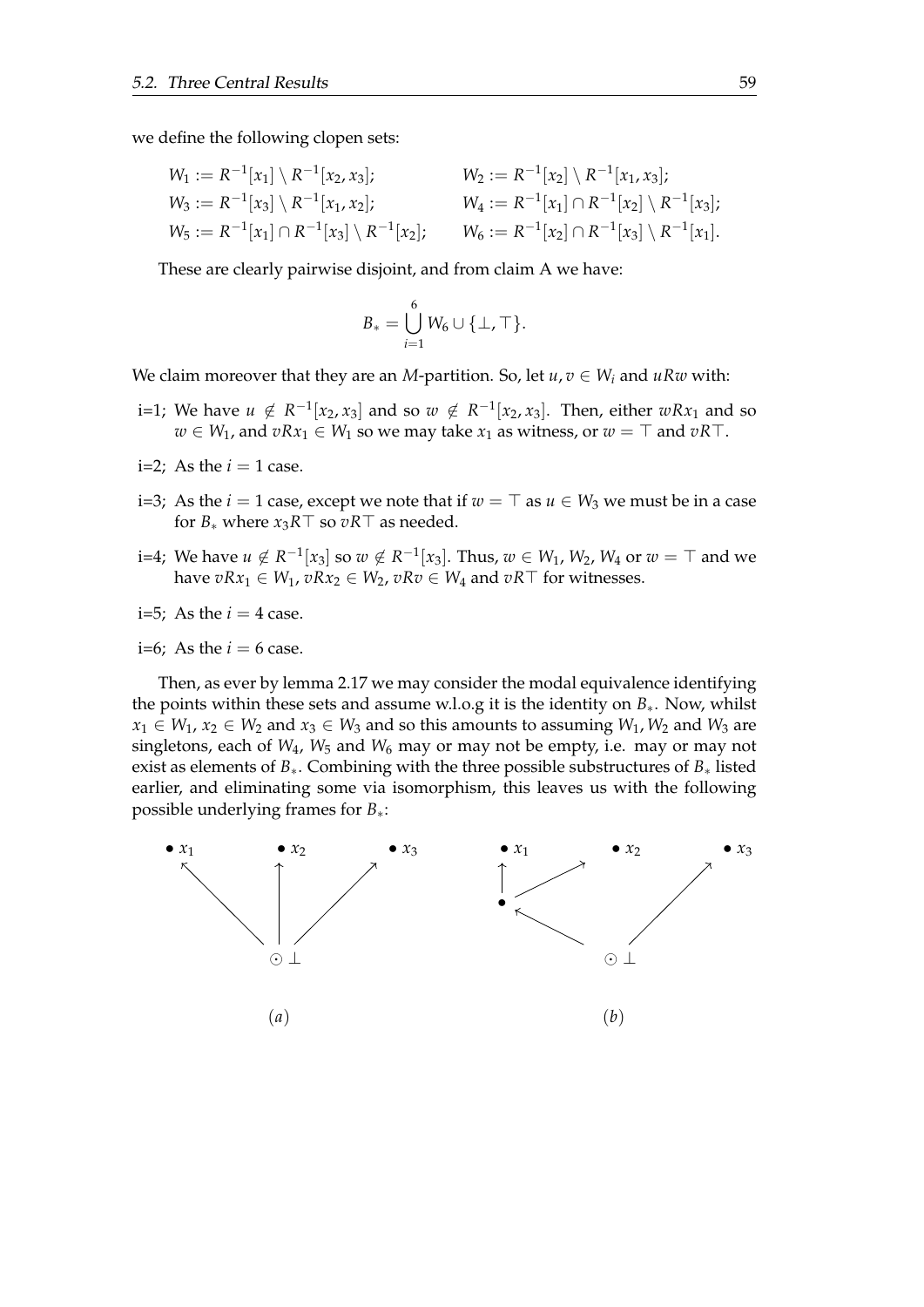we define the following clopen sets:

$$W_1 := R^{-1}[x_1] \setminus R^{-1}[x_2, x_3]; \qquad W_2 := R^{-1}[x_2] \setminus R^{-1}[x_1, x_3];$$
$$W_3 := R^{-1}[x_3] \setminus R^{-1}[x_1, x_2]; \qquad W_4 := R^{-1}[x_1] \cap R^{-1}[x_2] \setminus R^{-1}[x_3];$$
$$W_5 := R^{-1}[x_1] \cap R^{-1}[x_3] \setminus R^{-1}[x_2]; \qquad W_6 := R^{-1}[x_2] \cap R^{-1}[x_3] \setminus R^{-1}[x_1].$$

These are clearly pairwise disjoint, and from claim A we have:

$$B_* = \bigcup_{i=1}^{6} W_6 \cup \{\bot, \top\}.$$

We claim moreover that they are an $M$-partition. So, let $u, v \in W_i$ and $uRw$ with:

- i=1; We have $u \notin R^{-1}[x_2, x_3]$ and so $w \notin R^{-1}[x_2, x_3]$. Then, either $wRx_1$ and so $w \in W_1$, and $vRx_1 \in W_1$ so we may take $x_1$ as witness, or $w = \top$ and $vR\top$.
- i=2; As the $i = 1$ case.
- i=3; As the $i = 1$ case, except we note that if $w = \top$ as $u \in W_3$ we must be in a case for $B_*$ where $x_3 R \top$ so $vR\top$ as needed.
- i=4; We have $u \notin R^{-1}[x_3]$ so $w \notin R^{-1}[x_3]$. Thus, $w \in W_1, W_2, W_4$ or $w = \top$ and we have $vRx_1 \in W_1$, $vRx_2 \in W_2$, $vRv \in W_4$ and $vR\top$ for witnesses.
- i=5; As the $i = 4$ case.
- i=6; As the $i = 6$ case.

Then, as ever by lemma 2.17 we may consider the modal equivalence identifying the points within these sets and assume w.l.o.g it is the identity on $B_*$. Now, whilst $x_1 \in W_1$, $x_2 \in W_2$ and $x_3 \in W_3$ and so this amounts to assuming $W_1, W_2$ and $W_3$ are singletons, each of $W_4$, $W_5$ and $W_6$ may or may not be empty, i.e. may or may not exist as elements of $B_*$. Combining with the three possible substructures of $B_*$ listed earlier, and eliminating some via isomorphism, this leaves us with the following possible underlying frames for $B_*$:

(a) (b)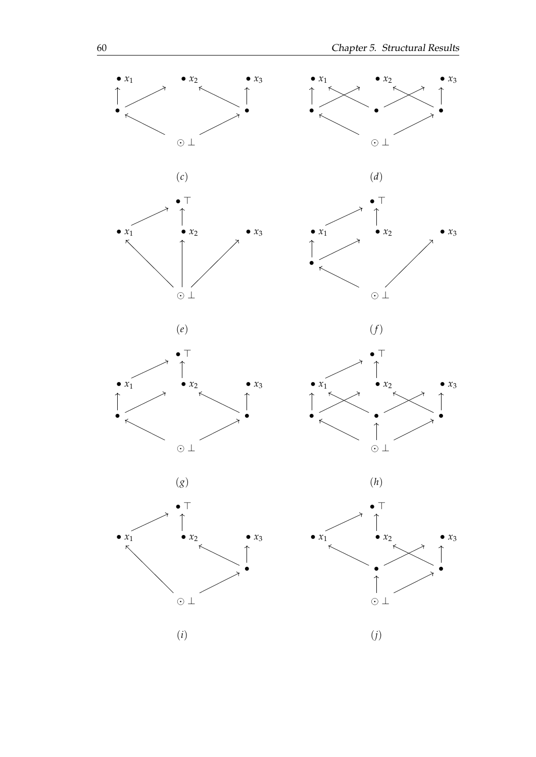$(c)$

$(d)$

$(e)$

$(f)$

$(g)$

$(h)$

$(i)$

$(j)$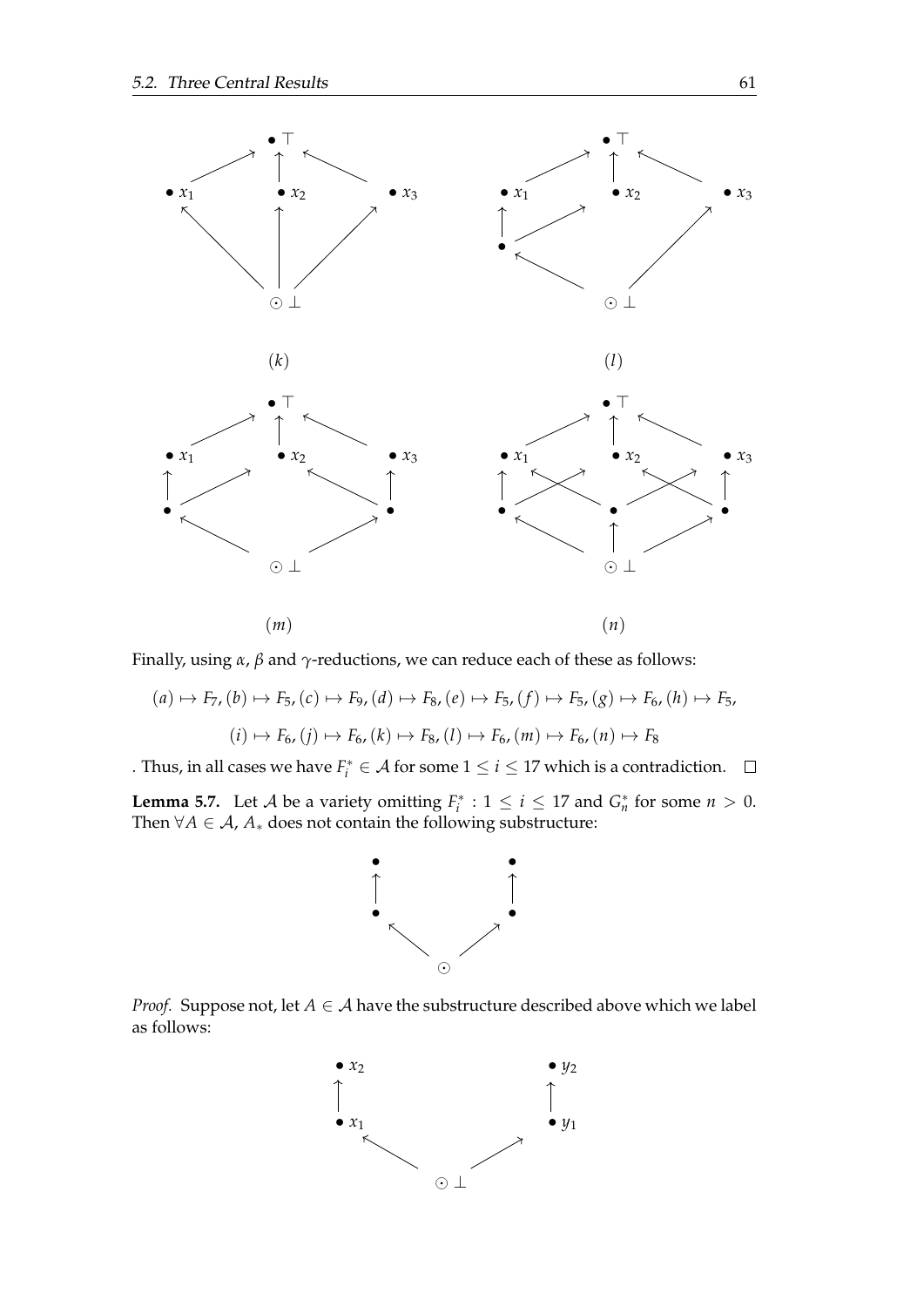(k)

(l)

(m)

(n)

Finally, using $\alpha$, $\beta$ and $\gamma$-reductions, we can reduce each of these as follows:

$$(a) \mapsto F_7, (b) \mapsto F_5, (c) \mapsto F_9, (d) \mapsto F_8, (e) \mapsto F_5, (f) \mapsto F_5, (g) \mapsto F_6, (h) \mapsto F_5,$$

$$(i) \mapsto F_6, (j) \mapsto F_6, (k) \mapsto F_8, (l) \mapsto F_6, (m) \mapsto F_6, (n) \mapsto F_8$$

. Thus, in all cases we have $F_i^* \in \mathcal{A}$ for some $1 \leq i \leq 17$ which is a contradiction. $\square$

**Lemma 5.7.** Let $\mathcal{A}$ be a variety omitting $F_i^* : 1 \leq i \leq 17$ and $G_n^*$ for some $n > 0$. Then $\forall A \in \mathcal{A}$, $A_*$ does not contain the following substructure:

*Proof.* Suppose not, let $A \in \mathcal{A}$ have the substructure described above which we label as follows: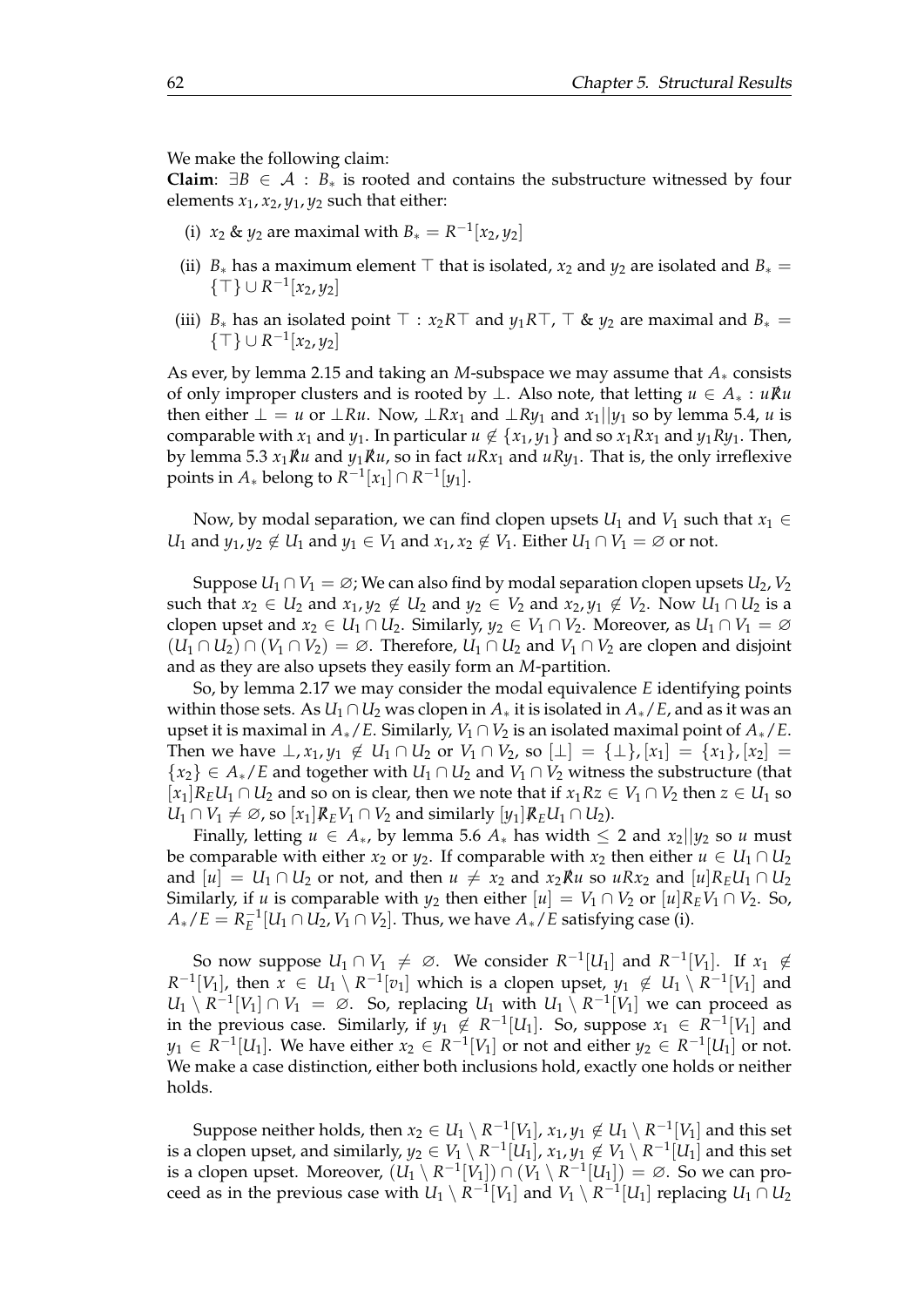We make the following claim:

**Claim**: $\exists B \in \mathcal{A} : B_*$ is rooted and contains the substructure witnessed by four elements $x_1, x_2, y_1, y_2$ such that either:

(i) $x_2$ & $y_2$ are maximal with $B_* = R^{-1}[x_2, y_2]$

(ii) $B_*$ has a maximum element $\top$ that is isolated, $x_2$ and $y_2$ are isolated and $B_* = \{\top\} \cup R^{-1}[x_2, y_2]$

(iii) $B_*$ has an isolated point $\top : x_2 R \top$ and $y_1 R \top$, $\top$ & $y_2$ are maximal and $B_* = \{\top\} \cup R^{-1}[x_2, y_2]$

As ever, by lemma 2.15 and taking an $M$-subspace we may assume that $A_*$ consists of only improper clusters and is rooted by $\bot$. Also note, that letting $u \in A_* : u \not R u$ then either $\bot = u$ or $\bot R u$. Now, $\bot R x_1$ and $\bot R y_1$ and $x_1 || y_1$ so by lemma 5.4, $u$ is comparable with $x_1$ and $y_1$. In particular $u \notin \{x_1, y_1\}$ and so $x_1 R x_1$ and $y_1 R y_1$. Then, by lemma 5.3 $x_1 \not R u$ and $y_1 \not R u$, so in fact $u R x_1$ and $u R y_1$. That is, the only irreflexive points in $A_*$ belong to $R^{-1}[x_1] \cap R^{-1}[y_1]$.

Now, by modal separation, we can find clopen upsets $U_1$ and $V_1$ such that $x_1 \in U_1$ and $y_1, y_2 \notin U_1$ and $y_1 \in V_1$ and $x_1, x_2 \notin V_1$. Either $U_1 \cap V_1 = \varnothing$ or not.

Suppose $U_1 \cap V_1 = \varnothing$; We can also find by modal separation clopen upsets $U_2, V_2$ such that $x_2 \in U_2$ and $x_1, y_2 \notin U_2$ and $y_2 \in V_2$ and $x_2, y_1 \notin V_2$. Now $U_1 \cap U_2$ is a clopen upset and $x_2 \in U_1 \cap U_2$. Similarly, $y_2 \in V_1 \cap V_2$. Moreover, as $U_1 \cap V_1 = \varnothing$ $(U_1 \cap U_2) \cap (V_1 \cap V_2) = \varnothing$. Therefore, $U_1 \cap U_2$ and $V_1 \cap V_2$ are clopen and disjoint and as they are also upsets they easily form an $M$-partition.

So, by lemma 2.17 we may consider the modal equivalence $E$ identifying points within those sets. As $U_1 \cap U_2$ was clopen in $A_*$ it is isolated in $A_*/E$, and as it was an upset it is maximal in $A_*/E$. Similarly, $V_1 \cap V_2$ is an isolated maximal point of $A_*/E$. Then we have $\bot, x_1, y_1 \notin U_1 \cap U_2$ or $V_1 \cap V_2$, so $[\bot] = \{\bot\}, [x_1] = \{x_1\}, [x_2] = \{x_2\} \in A_*/E$ and together with $U_1 \cap U_2$ and $V_1 \cap V_2$ witness the substructure (that $[x_1] R_E U_1 \cap U_2$ and so on is clear, then we note that if $x_1 R z \in V_1 \cap V_2$ then $z \in U_1$ so $U_1 \cap V_1 \neq \varnothing$, so $[x_1] \not R_E V_1 \cap V_2$ and similarly $[y_1] \not R_E U_1 \cap U_2$).

Finally, letting $u \in A_*$, by lemma 5.6 $A_*$ has width $\leq 2$ and $x_2 || y_2$ so $u$ must be comparable with either $x_2$ or $y_2$. If comparable with $x_2$ then either $u \in U_1 \cap U_2$ and $[u] = U_1 \cap U_2$ or not, and then $u \neq x_2$ and $x_2 \not R u$ so $u R x_2$ and $[u] R_E U_1 \cap U_2$ Similarly, if $u$ is comparable with $y_2$ then either $[u] = V_1 \cap V_2$ or $[u] R_E V_1 \cap V_2$. So, $A_*/E = R_E^{-1}[U_1 \cap U_2, V_1 \cap V_2]$. Thus, we have $A_*/E$ satisfying case (i).

So now suppose $U_1 \cap V_1 \neq \varnothing$. We consider $R^{-1}[U_1]$ and $R^{-1}[V_1]$. If $x_1 \notin R^{-1}[V_1]$, then $x \in U_1 \setminus R^{-1}[v_1]$ which is a clopen upset, $y_1 \notin U_1 \setminus R^{-1}[V_1]$ and $U_1 \setminus R^{-1}[V_1] \cap V_1 = \varnothing$. So, replacing $U_1$ with $U_1 \setminus R^{-1}[V_1]$ we can proceed as in the previous case. Similarly, if $y_1 \notin R^{-1}[U_1]$. So, suppose $x_1 \in R^{-1}[V_1]$ and $y_1 \in R^{-1}[U_1]$. We have either $x_2 \in R^{-1}[V_1]$ or not and either $y_2 \in R^{-1}[U_1]$ or not. We make a case distinction, either both inclusions hold, exactly one holds or neither holds.

Suppose neither holds, then $x_2 \in U_1 \setminus R^{-1}[V_1]$, $x_1, y_1 \notin U_1 \setminus R^{-1}[V_1]$ and this set is a clopen upset, and similarly, $y_2 \in V_1 \setminus R^{-1}[U_1]$, $x_1, y_1 \notin V_1 \setminus R^{-1}[U_1]$ and this set is a clopen upset. Moreover, $(U_1 \setminus R^{-1}[V_1]) \cap (V_1 \setminus R^{-1}[U_1]) = \varnothing$. So we can proceed as in the previous case with $U_1 \setminus R^{-1}[V_1]$ and $V_1 \setminus R^{-1}[U_1]$ replacing $U_1 \cap U_2$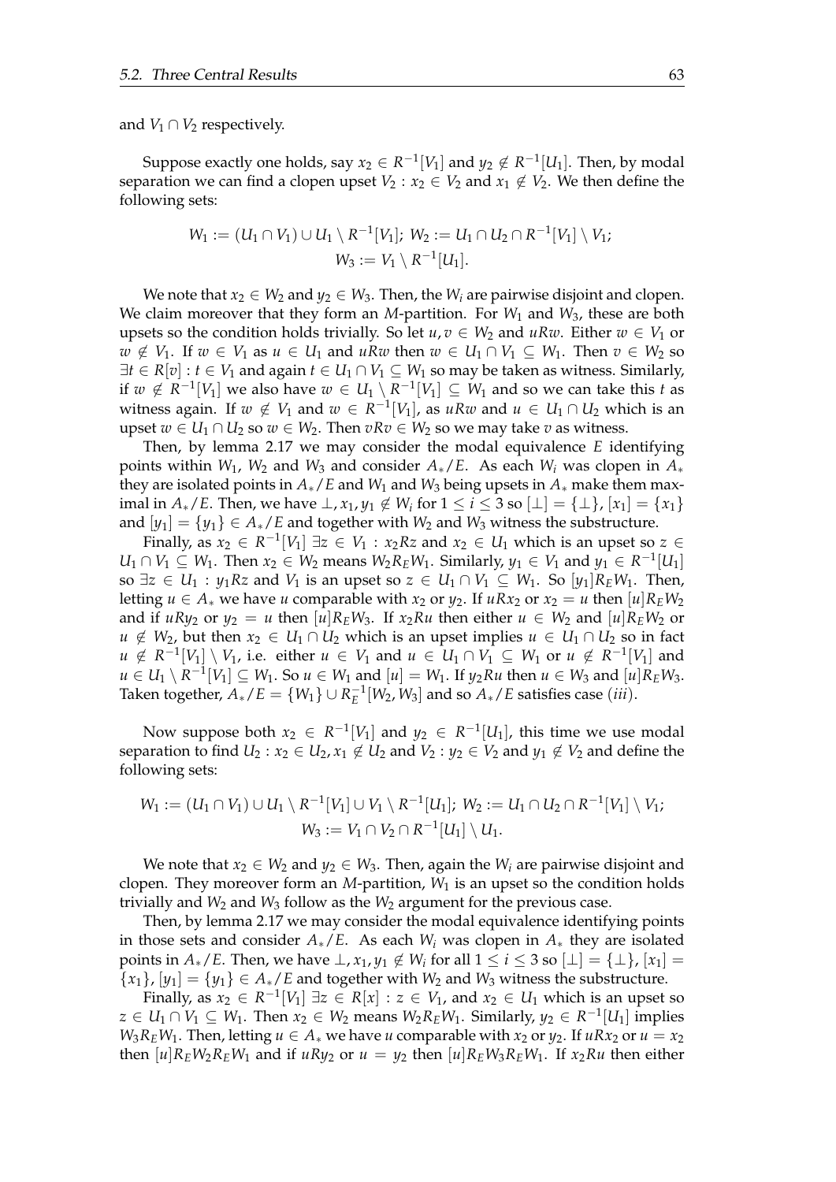and $V_1 \cap V_2$ respectively.

Suppose exactly one holds, say $x_2 \in R^{-1}[V_1]$ and $y_2 \notin R^{-1}[U_1]$. Then, by modal separation we can find a clopen upset $V_2 : x_2 \in V_2$ and $x_1 \notin V_2$. We then define the following sets:

$$W_1 := (U_1 \cap V_1) \cup U_1 \setminus R^{-1}[V_1];\ W_2 := U_1 \cap U_2 \cap R^{-1}[V_1] \setminus V_1;$$
$$W_3 := V_1 \setminus R^{-1}[U_1].$$

We note that $x_2 \in W_2$ and $y_2 \in W_3$. Then, the $W_i$ are pairwise disjoint and clopen. We claim moreover that they form an $M$-partition. For $W_1$ and $W_3$, these are both upsets so the condition holds trivially. So let $u, v \in W_2$ and $uRw$. Either $w \in V_1$ or $w \notin V_1$. If $w \in V_1$ as $u \in U_1$ and $uRw$ then $w \in U_1 \cap V_1 \subseteq W_1$. Then $v \in W_2$ so $\exists t \in R[v] : t \in V_1$ and again $t \in U_1 \cap V_1 \subseteq W_1$ so may be taken as witness. Similarly, if $w \notin R^{-1}[V_1]$ we also have $w \in U_1 \setminus R^{-1}[V_1] \subseteq W_1$ and so we can take this $t$ as witness again. If $w \notin V_1$ and $w \in R^{-1}[V_1]$, as $uRw$ and $u \in U_1 \cap U_2$ which is an upset $w \in U_1 \cap U_2$ so $w \in W_2$. Then $vRv \in W_2$ so we may take $v$ as witness.

Then, by lemma 2.17 we may consider the modal equivalence $E$ identifying points within $W_1$, $W_2$ and $W_3$ and consider $A_*/E$. As each $W_i$ was clopen in $A_*$ they are isolated points in $A_*/E$ and $W_1$ and $W_3$ being upsets in $A_*$ make them maximal in $A_*/E$. Then, we have $\bot, x_1, y_1 \notin W_i$ for $1 \leq i \leq 3$ so $[\bot] = \{\bot\}$, $[x_1] = \{x_1\}$ and $[y_1] = \{y_1\} \in A_*/E$ and together with $W_2$ and $W_3$ witness the substructure.

Finally, as $x_2 \in R^{-1}[V_1]$ $\exists z \in V_1 : x_2 Rz$ and $x_2 \in U_1$ which is an upset so $z \in U_1 \cap V_1 \subseteq W_1$. Then $x_2 \in W_2$ means $W_2 R_E W_1$. Similarly, $y_1 \in V_1$ and $y_1 \in R^{-1}[U_1]$ so $\exists z \in U_1 : y_1 Rz$ and $V_1$ is an upset so $z \in U_1 \cap V_1 \subseteq W_1$. So $[y_1] R_E W_1$. Then, letting $u \in A_*$ we have $u$ comparable with $x_2$ or $y_2$. If $uRx_2$ or $x_2 = u$ then $[u] R_E W_2$ and if $uRy_2$ or $y_2 = u$ then $[u] R_E W_3$. If $x_2 Ru$ then either $u \in W_2$ and $[u] R_E W_2$ or $u \notin W_2$, but then $x_2 \in U_1 \cap U_2$ which is an upset implies $u \in U_1 \cap U_2$ so in fact $u \notin R^{-1}[V_1] \setminus V_1$, i.e. either $u \in V_1$ and $u \in U_1 \cap V_1 \subseteq W_1$ or $u \notin R^{-1}[V_1]$ and $u \in U_1 \setminus R^{-1}[V_1] \subseteq W_1$. So $u \in W_1$ and $[u] = W_1$. If $y_2 Ru$ then $u \in W_3$ and $[u] R_E W_3$. Taken together, $A_*/E = \{W_1\} \cup R_E^{-1}[W_2, W_3]$ and so $A_*/E$ satisfies case $(iii)$.

Now suppose both $x_2 \in R^{-1}[V_1]$ and $y_2 \in R^{-1}[U_1]$, this time we use modal separation to find $U_2 : x_2 \in U_2, x_1 \notin U_2$ and $V_2 : y_2 \in V_2$ and $y_1 \notin V_2$ and define the following sets:

$$W_1 := (U_1 \cap V_1) \cup U_1 \setminus R^{-1}[V_1] \cup V_1 \setminus R^{-1}[U_1];\ W_2 := U_1 \cap U_2 \cap R^{-1}[V_1] \setminus V_1;$$
$$W_3 := V_1 \cap V_2 \cap R^{-1}[U_1] \setminus U_1.$$

We note that $x_2 \in W_2$ and $y_2 \in W_3$. Then, again the $W_i$ are pairwise disjoint and clopen. They moreover form an $M$-partition, $W_1$ is an upset so the condition holds trivially and $W_2$ and $W_3$ follow as the $W_2$ argument for the previous case.

Then, by lemma 2.17 we may consider the modal equivalence identifying points in those sets and consider $A_*/E$. As each $W_i$ was clopen in $A_*$ they are isolated points in $A_*/E$. Then, we have $\bot, x_1, y_1 \notin W_i$ for all $1 \leq i \leq 3$ so $[\bot] = \{\bot\}$, $[x_1] = \{x_1\}$, $[y_1] = \{y_1\} \in A_*/E$ and together with $W_2$ and $W_3$ witness the substructure.

Finally, as $x_2 \in R^{-1}[V_1]$ $\exists z \in R[x] : z \in V_1$, and $x_2 \in U_1$ which is an upset so $z \in U_1 \cap V_1 \subseteq W_1$. Then $x_2 \in W_2$ means $W_2 R_E W_1$. Similarly, $y_2 \in R^{-1}[U_1]$ implies $W_3 R_E W_1$. Then, letting $u \in A_*$ we have $u$ comparable with $x_2$ or $y_2$. If $uRx_2$ or $u = x_2$ then $[u] R_E W_2 R_E W_1$ and if $uRy_2$ or $u = y_2$ then $[u] R_E W_3 R_E W_1$. If $x_2 Ru$ then either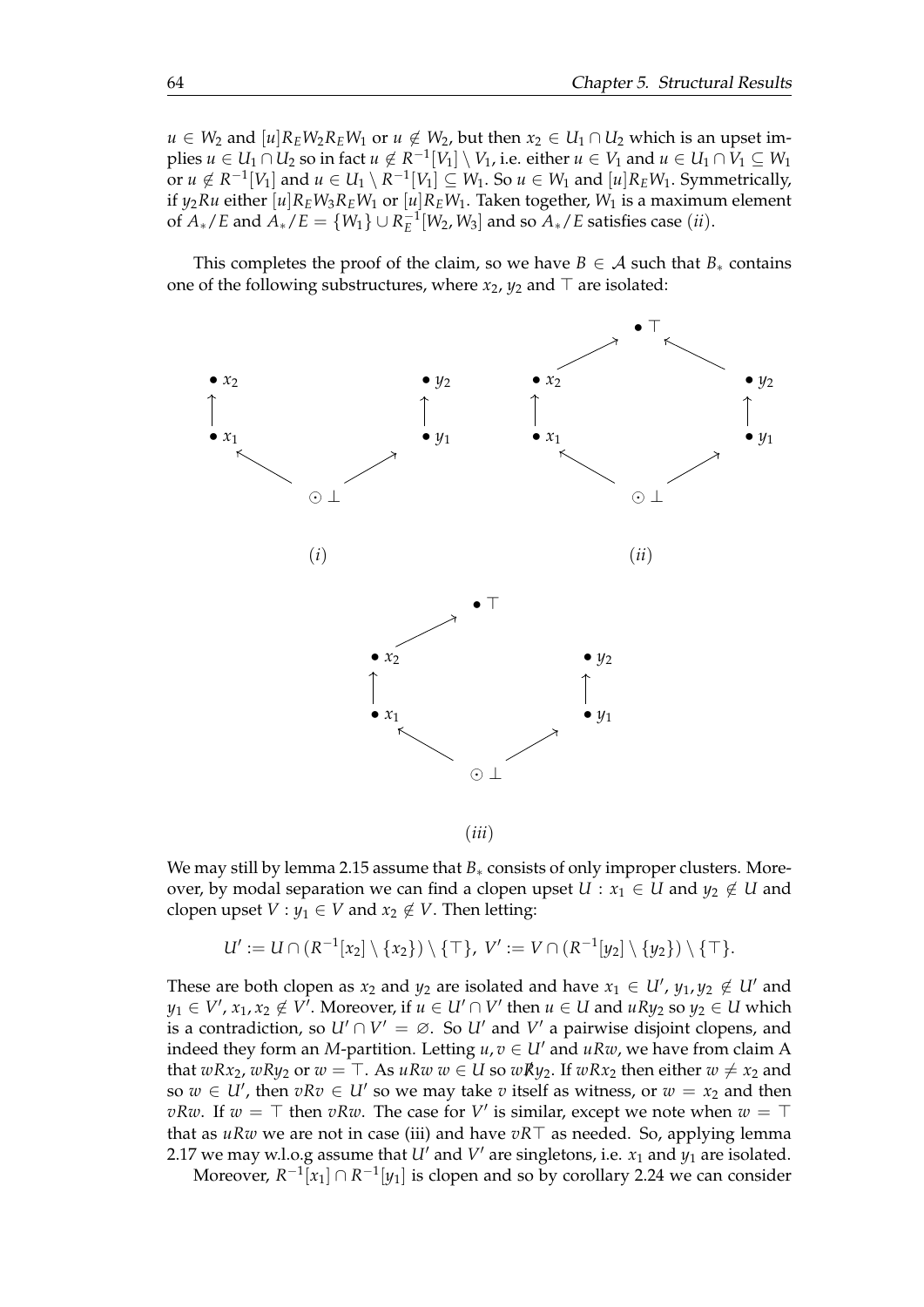$u \in W_2$ and $[u]R_E W_2 R_E W_1$ or $u \notin W_2$, but then $x_2 \in U_1 \cap U_2$ which is an upset implies $u \in U_1 \cap U_2$ so in fact $u \notin R^{-1}[V_1] \setminus V_1$, i.e. either $u \in V_1$ and $u \in U_1 \cap V_1 \subseteq W_1$ or $u \notin R^{-1}[V_1]$ and $u \in U_1 \setminus R^{-1}[V_1] \subseteq W_1$. So $u \in W_1$ and $[u]R_E W_1$. Symmetrically, if $y_2 R u$ either $[u]R_E W_3 R_E W_1$ or $[u]R_E W_1$. Taken together, $W_1$ is a maximum element of $A_*/E$ and $A_*/E = \{W_1\} \cup R_E^{-1}[W_2, W_3]$ and so $A_*/E$ satisfies case $(ii)$.

This completes the proof of the claim, so we have $B \in \mathcal{A}$ such that $B_*$ contains one of the following substructures, where $x_2$, $y_2$ and $\top$ are isolated:

$(i)$

$(ii)$

$(iii)$

We may still by lemma 2.15 assume that $B_*$ consists of only improper clusters. Moreover, by modal separation we can find a clopen upset $U : x_1 \in U$ and $y_2 \notin U$ and clopen upset $V : y_1 \in V$ and $x_2 \notin V$. Then letting:

$$U' := U \cap (R^{-1}[x_2] \setminus \{x_2\}) \setminus \{\top\},\ V' := V \cap (R^{-1}[y_2] \setminus \{y_2\}) \setminus \{\top\}.$$

These are both clopen as $x_2$ and $y_2$ are isolated and have $x_1 \in U'$, $y_1, y_2 \notin U'$ and $y_1 \in V'$, $x_1, x_2 \notin V'$. Moreover, if $u \in U' \cap V'$ then $u \in U$ and $uRy_2$ so $y_2 \in U$ which is a contradiction, so $U' \cap V' = \varnothing$. So $U'$ and $V'$ a pairwise disjoint clopens, and indeed they form an $M$-partition. Letting $u, v \in U'$ and $uRw$, we have from claim A that $wRx_2$, $wRy_2$ or $w = \top$. As $uRw$ $w \in U$ so $w\not{R}y_2$. If $wRx_2$ then either $w \neq x_2$ and so $w \in U'$, then $vRv \in U'$ so we may take $v$ itself as witness, or $w = x_2$ and then $vRw$. If $w = \top$ then $vRw$. The case for $V'$ is similar, except we note when $w = \top$ that as $uRw$ we are not in case (iii) and have $vR\top$ as needed. So, applying lemma 2.17 we may w.l.o.g assume that $U'$ and $V'$ are singletons, i.e. $x_1$ and $y_1$ are isolated.

Moreover, $R^{-1}[x_1] \cap R^{-1}[y_1]$ is clopen and so by corollary 2.24 we can consider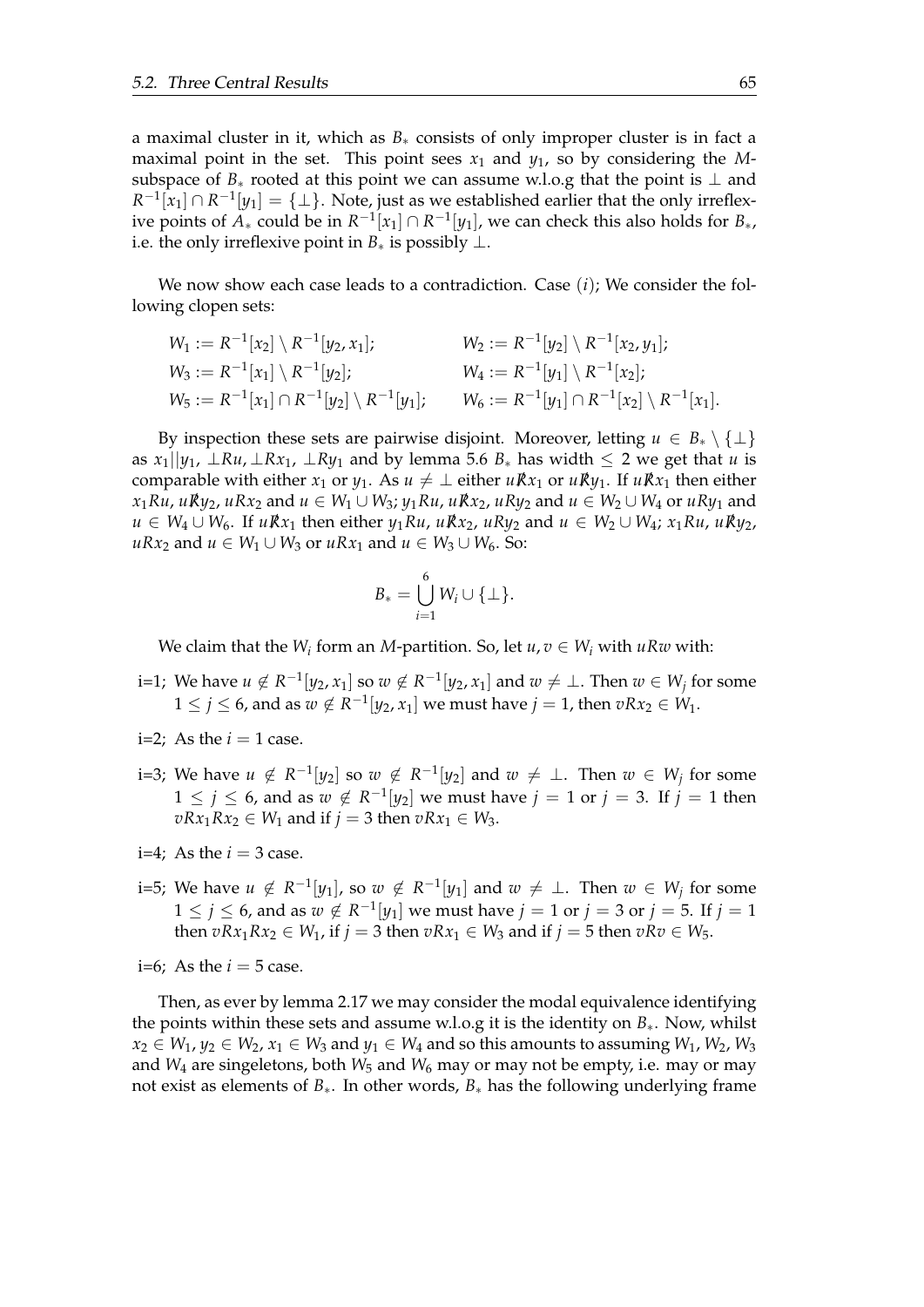a maximal cluster in it, which as $B_*$ consists of only improper cluster is in fact a maximal point in the set. This point sees $x_1$ and $y_1$, so by considering the $M$-subspace of $B_*$ rooted at this point we can assume w.l.o.g that the point is $\bot$ and $R^{-1}[x_1] \cap R^{-1}[y_1] = \{\bot\}$. Note, just as we established earlier that the only irreflexive points of $A_*$ could be in $R^{-1}[x_1] \cap R^{-1}[y_1]$, we can check this also holds for $B_*$, i.e. the only irreflexive point in $B_*$ is possibly $\bot$.

We now show each case leads to a contradiction. Case $(i)$; We consider the following clopen sets:

$$W_1 := R^{-1}[x_2] \setminus R^{-1}[y_2, x_1]; \qquad W_2 := R^{-1}[y_2] \setminus R^{-1}[x_2, y_1];$$
$$W_3 := R^{-1}[x_1] \setminus R^{-1}[y_2]; \qquad W_4 := R^{-1}[y_1] \setminus R^{-1}[x_2];$$
$$W_5 := R^{-1}[x_1] \cap R^{-1}[y_2] \setminus R^{-1}[y_1]; \qquad W_6 := R^{-1}[y_1] \cap R^{-1}[x_2] \setminus R^{-1}[x_1].$$

By inspection these sets are pairwise disjoint. Moreover, letting $u \in B_* \setminus \{\bot\}$ as $x_1||y_1$, $\bot R u$, $\bot R x_1$, $\bot R y_1$ and by lemma 5.6 $B_*$ has width $\leq 2$ we get that $u$ is comparable with either $x_1$ or $y_1$. As $u \neq \bot$ either $u \not R x_1$ or $u \not R y_1$. If $u \not R x_1$ then either $x_1 R u$, $u \not R y_2$, $u R x_2$ and $u \in W_1 \cup W_3$; $y_1 R u$, $u \not R x_2$, $u R y_2$ and $u \in W_2 \cup W_4$ or $u R y_1$ and $u \in W_4 \cup W_6$. If $u \not R x_1$ then either $y_1 R u$, $u \not R x_2$, $u R y_2$ and $u \in W_2 \cup W_4$; $x_1 R u$, $u \not R y_2$, $u R x_2$ and $u \in W_1 \cup W_3$ or $u R x_1$ and $u \in W_3 \cup W_6$. So:

$$B_* = \bigcup_{i=1}^{6} W_i \cup \{\bot\}.$$

We claim that the $W_i$ form an $M$-partition. So, let $u, v \in W_i$ with $u R w$ with:

- i=1; We have $u \notin R^{-1}[y_2, x_1]$ so $w \notin R^{-1}[y_2, x_1]$ and $w \neq \bot$. Then $w \in W_j$ for some $1 \leq j \leq 6$, and as $w \notin R^{-1}[y_2, x_1]$ we must have $j = 1$, then $v R x_2 \in W_1$.
- i=2; As the $i = 1$ case.
- i=3; We have $u \notin R^{-1}[y_2]$ so $w \notin R^{-1}[y_2]$ and $w \neq \bot$. Then $w \in W_j$ for some $1 \leq j \leq 6$, and as $w \notin R^{-1}[y_2]$ we must have $j = 1$ or $j = 3$. If $j = 1$ then $v R x_1 R x_2 \in W_1$ and if $j = 3$ then $v R x_1 \in W_3$.
- i=4; As the $i = 3$ case.
- i=5; We have $u \notin R^{-1}[y_1]$, so $w \notin R^{-1}[y_1]$ and $w \neq \bot$. Then $w \in W_j$ for some $1 \leq j \leq 6$, and as $w \notin R^{-1}[y_1]$ we must have $j = 1$ or $j = 3$ or $j = 5$. If $j = 1$ then $v R x_1 R x_2 \in W_1$, if $j = 3$ then $v R x_1 \in W_3$ and if $j = 5$ then $v R v \in W_5$.
- i=6; As the $i = 5$ case.

Then, as ever by lemma 2.17 we may consider the modal equivalence identifying the points within these sets and assume w.l.o.g it is the identity on $B_*$. Now, whilst $x_2 \in W_1$, $y_2 \in W_2$, $x_1 \in W_3$ and $y_1 \in W_4$ and so this amounts to assuming $W_1$, $W_2$, $W_3$ and $W_4$ are singeletons, both $W_5$ and $W_6$ may or may not be empty, i.e. may or may not exist as elements of $B_*$. In other words, $B_*$ has the following underlying frame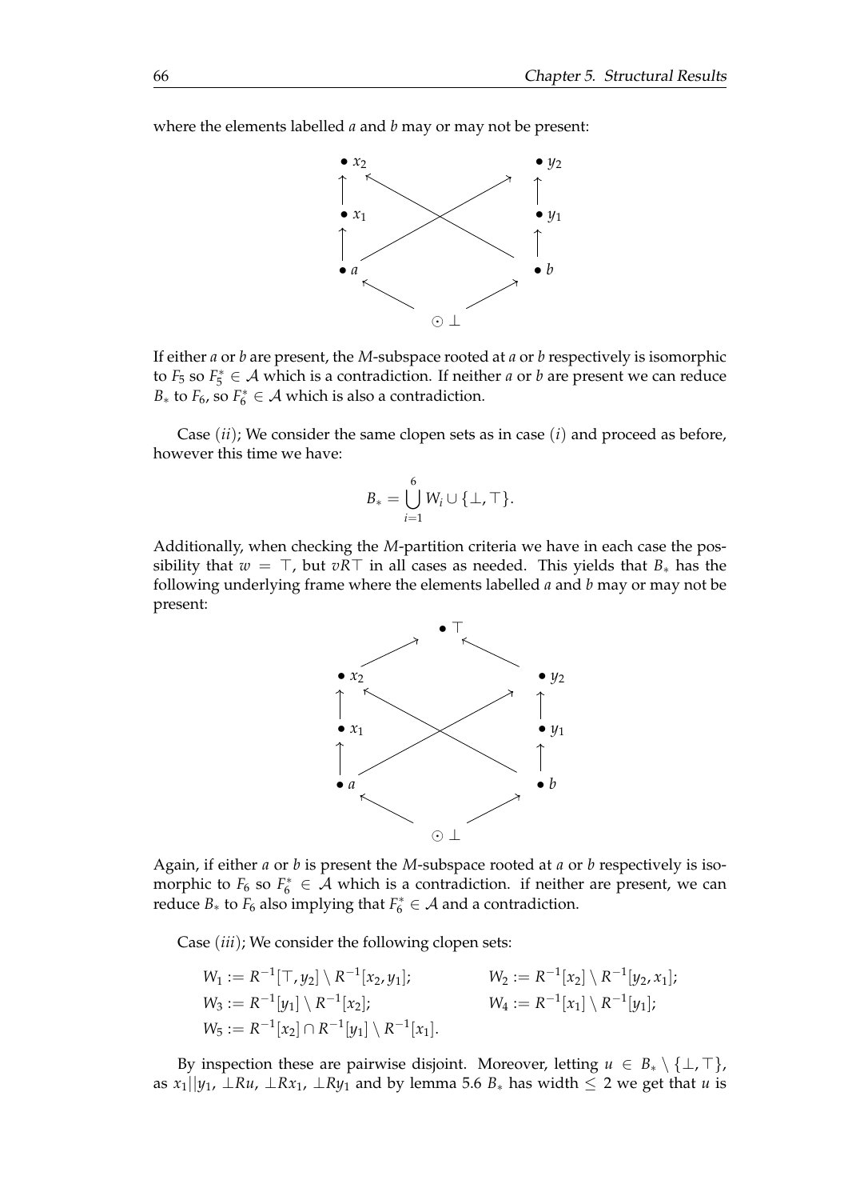where the elements labelled $a$ and $b$ may or may not be present:

If either $a$ or $b$ are present, the $M$-subspace rooted at $a$ or $b$ respectively is isomorphic to $F_5$ so $F_5^* \in \mathcal{A}$ which is a contradiction. If neither $a$ or $b$ are present we can reduce $B_*$ to $F_6$, so $F_6^* \in \mathcal{A}$ which is also a contradiction.

Case $(ii)$; We consider the same clopen sets as in case $(i)$ and proceed as before, however this time we have:

$$B_* = \bigcup_{i=1}^{6} W_i \cup \{\bot, \top\}.$$

Additionally, when checking the $M$-partition criteria we have in each case the possibility that $w = \top$, but $vR\top$ in all cases as needed. This yields that $B_*$ has the following underlying frame where the elements labelled $a$ and $b$ may or may not be present:

Again, if either $a$ or $b$ is present the $M$-subspace rooted at $a$ or $b$ respectively is isomorphic to $F_6$ so $F_6^* \in \mathcal{A}$ which is a contradiction. if neither are present, we can reduce $B_*$ to $F_6$ also implying that $F_6^* \in \mathcal{A}$ and a contradiction.

Case $(iii)$; We consider the following clopen sets:

$$W_1 := R^{-1}[\top, y_2] \setminus R^{-1}[x_2, y_1]; \qquad W_2 := R^{-1}[x_2] \setminus R^{-1}[y_2, x_1];$$
$$W_3 := R^{-1}[y_1] \setminus R^{-1}[x_2]; \qquad W_4 := R^{-1}[x_1] \setminus R^{-1}[y_1];$$
$$W_5 := R^{-1}[x_2] \cap R^{-1}[y_1] \setminus R^{-1}[x_1].$$

By inspection these are pairwise disjoint. Moreover, letting $u \in B_* \setminus \{\bot, \top\}$, as $x_1 || y_1$, $\bot Ru$, $\bot Rx_1$, $\bot Ry_1$ and by lemma 5.6 $B_*$ has width $\leq 2$ we get that $u$ is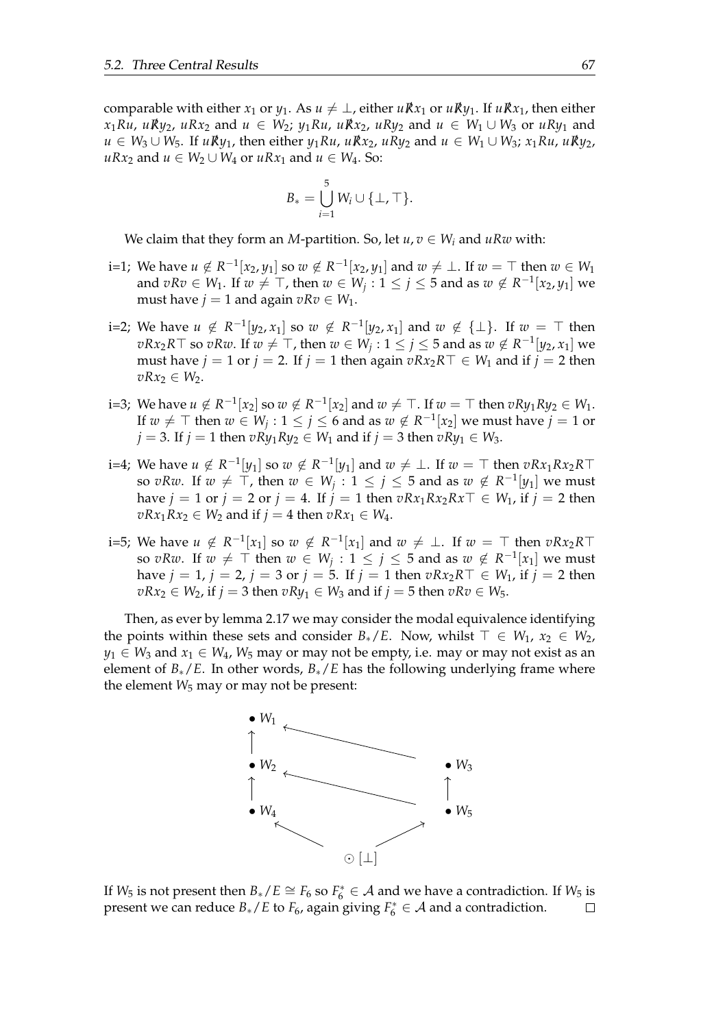comparable with either $x_1$ or $y_1$. As $u \neq \bot$, either $u \not R x_1$ or $u \not R y_1$. If $u \not R x_1$, then either $x_1 R u$, $u \not R y_2$, $u R x_2$ and $u \in W_2$; $y_1 R u$, $u \not R x_2$, $u R y_2$ and $u \in W_1 \cup W_3$ or $u R y_1$ and $u \in W_3 \cup W_5$. If $u \not R y_1$, then either $y_1 R u$, $u \not R x_2$, $u R y_2$ and $u \in W_1 \cup W_3$; $x_1 R u$, $u \not R y_2$, $u R x_2$ and $u \in W_2 \cup W_4$ or $u R x_1$ and $u \in W_4$. So:

$$B_* = \bigcup_{i=1}^{5} W_i \cup \{\bot, \top\}.$$

We claim that they form an $M$-partition. So, let $u, v \in W_i$ and $u R w$ with:

- i=1; We have $u \notin R^{-1}[x_2, y_1]$ so $w \notin R^{-1}[x_2, y_1]$ and $w \neq \bot$. If $w = \top$ then $w \in W_1$ and $v R v \in W_1$. If $w \neq \top$, then $w \in W_j : 1 \leq j \leq 5$ and as $w \notin R^{-1}[x_2, y_1]$ we must have $j = 1$ and again $v R v \in W_1$.
- i=2; We have $u \notin R^{-1}[y_2, x_1]$ so $w \notin R^{-1}[y_2, x_1]$ and $w \notin \{\bot\}$. If $w = \top$ then $v R x_2 R \top$ so $v R w$. If $w \neq \top$, then $w \in W_j : 1 \leq j \leq 5$ and as $w \notin R^{-1}[y_2, x_1]$ we must have $j = 1$ or $j = 2$. If $j = 1$ then again $v R x_2 R \top \in W_1$ and if $j = 2$ then $v R x_2 \in W_2$.
- i=3; We have $u \notin R^{-1}[x_2]$ so $w \notin R^{-1}[x_2]$ and $w \neq \top$. If $w = \top$ then $v R y_1 R y_2 \in W_1$. If $w \neq \top$ then $w \in W_j : 1 \leq j \leq 6$ and as $w \notin R^{-1}[x_2]$ we must have $j = 1$ or $j = 3$. If $j = 1$ then $v R y_1 R y_2 \in W_1$ and if $j = 3$ then $v R y_1 \in W_3$.
- i=4; We have $u \notin R^{-1}[y_1]$ so $w \notin R^{-1}[y_1]$ and $w \neq \bot$. If $w = \top$ then $v R x_1 R x_2 R \top$ so $v R w$. If $w \neq \top$, then $w \in W_j : 1 \leq j \leq 5$ and as $w \notin R^{-1}[y_1]$ we must have $j = 1$ or $j = 2$ or $j = 4$. If $j = 1$ then $v R x_1 R x_2 R x \top \in W_1$, if $j = 2$ then $v R x_1 R x_2 \in W_2$ and if $j = 4$ then $v R x_1 \in W_4$.
- i=5; We have $u \notin R^{-1}[x_1]$ so $w \notin R^{-1}[x_1]$ and $w \neq \bot$. If $w = \top$ then $v R x_2 R \top$ so $v R w$. If $w \neq \top$ then $w \in W_j : 1 \leq j \leq 5$ and as $w \notin R^{-1}[x_1]$ we must have $j = 1$, $j = 2$, $j = 3$ or $j = 5$. If $j = 1$ then $v R x_2 R \top \in W_1$, if $j = 2$ then $v R x_2 \in W_2$, if $j = 3$ then $v R y_1 \in W_3$ and if $j = 5$ then $v R v \in W_5$.

Then, as ever by lemma 2.17 we may consider the modal equivalence identifying the points within these sets and consider $B_*/E$. Now, whilst $\top \in W_1$, $x_2 \in W_2$, $y_1 \in W_3$ and $x_1 \in W_4$, $W_5$ may or may not be empty, i.e. may or may not exist as an element of $B_*/E$. In other words, $B_*/E$ has the following underlying frame where the element $W_5$ may or may not be present:

```
• W1  <-----------------
 ↑                      \
• W2  <-------------     • W3
 ↑                  \     ↑
• W4                 \   • W5
   ↖                  ↗
        ⊙ [⊥]
```

If $W_5$ is not present then $B_*/E \cong F_6$ so $F_6^* \in \mathcal{A}$ and we have a contradiction. If $W_5$ is present we can reduce $B_*/E$ to $F_6$, again giving $F_6^* \in \mathcal{A}$ and a contradiction. □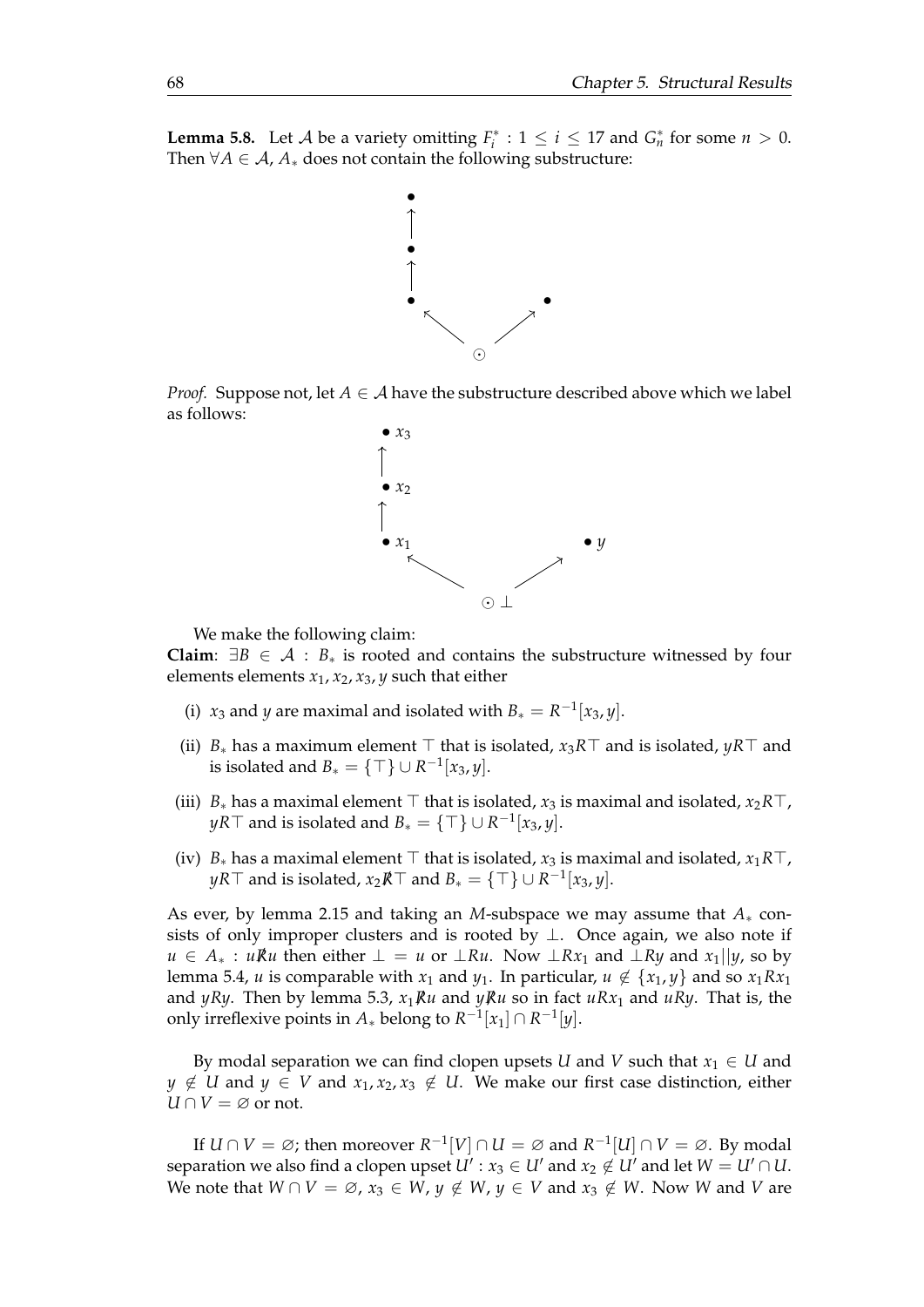**Lemma 5.8.** Let $\mathcal{A}$ be a variety omitting $F_i^* : 1 \leq i \leq 17$ and $G_n^*$ for some $n > 0$. Then $\forall A \in \mathcal{A}$, $A_*$ does not contain the following substructure:

*Proof.* Suppose not, let $A \in \mathcal{A}$ have the substructure described above which we label as follows:

We make the following claim:

**Claim**: $\exists B \in \mathcal{A} : B_*$ is rooted and contains the substructure witnessed by four elements elements $x_1, x_2, x_3, y$ such that either

(i) $x_3$ and $y$ are maximal and isolated with $B_* = R^{-1}[x_3, y]$.

(ii) $B_*$ has a maximum element $\top$ that is isolated, $x_3 R \top$ and is isolated, $y R \top$ and is isolated and $B_* = \{\top\} \cup R^{-1}[x_3, y]$.

(iii) $B_*$ has a maximal element $\top$ that is isolated, $x_3$ is maximal and isolated, $x_2 R \top$, $y R \top$ and is isolated and $B_* = \{\top\} \cup R^{-1}[x_3, y]$.

(iv) $B_*$ has a maximal element $\top$ that is isolated, $x_3$ is maximal and isolated, $x_1 R \top$, $y R \top$ and is isolated, $x_2 \not R \top$ and $B_* = \{\top\} \cup R^{-1}[x_3, y]$.

As ever, by lemma 2.15 and taking an $M$-subspace we may assume that $A_*$ consists of only improper clusters and is rooted by $\bot$. Once again, we also note if $u \in A_* : u \not R u$ then either $\bot = u$ or $\bot R u$. Now $\bot R x_1$ and $\bot R y$ and $x_1 || y$, so by lemma 5.4, $u$ is comparable with $x_1$ and $y_1$. In particular, $u \notin \{x_1, y\}$ and so $x_1 R x_1$ and $y R y$. Then by lemma 5.3, $x_1 \not R u$ and $y \not R u$ so in fact $u R x_1$ and $u R y$. That is, the only irreflexive points in $A_*$ belong to $R^{-1}[x_1] \cap R^{-1}[y]$.

By modal separation we can find clopen upsets $U$ and $V$ such that $x_1 \in U$ and $y \notin U$ and $y \in V$ and $x_1, x_2, x_3 \notin U$. We make our first case distinction, either $U \cap V = \varnothing$ or not.

If $U \cap V = \varnothing$; then moreover $R^{-1}[V] \cap U = \varnothing$ and $R^{-1}[U] \cap V = \varnothing$. By modal separation we also find a clopen upset $U' : x_3 \in U'$ and $x_2 \notin U'$ and let $W = U' \cap U$. We note that $W \cap V = \varnothing$, $x_3 \in W$, $y \notin W$, $y \in V$ and $x_3 \notin W$. Now $W$ and $V$ are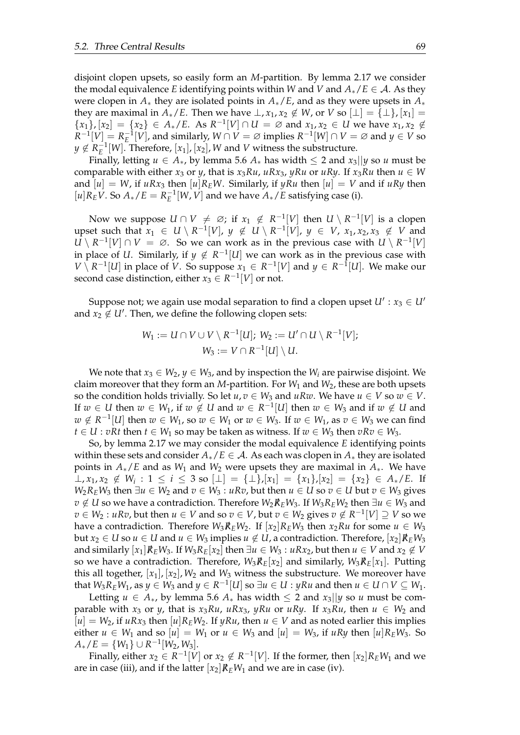disjoint clopen upsets, so easily form an $M$-partition. By lemma 2.17 we consider the modal equivalence $E$ identifying points within $W$ and $V$ and $A_*/E \in \mathcal{A}$. As they were clopen in $A_*$ they are isolated points in $A_*/E$, and as they were upsets in $A_*$ they are maximal in $A_*/E$. Then we have $\bot, x_1, x_2 \notin W$, or $V$ so $[\bot] = \{\bot\}, [x_1] = \{x_1\}, [x_2] = \{x_2\} \in A_*/E$. As $R^{-1}[V] \cap U = \varnothing$ and $x_1, x_2 \in U$ we have $x_1, x_2 \notin R^{-1}[V] = R_E^{-1}[V]$, and similarly, $W \cap V = \varnothing$ implies $R^{-1}[W] \cap V = \varnothing$ and $y \in V$ so $y \notin R_E^{-1}[W]$. Therefore, $[x_1], [x_2], W$ and $V$ witness the substructure.

Finally, letting $u \in A_*$, by lemma 5.6 $A_*$ has width $\leq 2$ and $x_3 || y$ so $u$ must be comparable with either $x_3$ or $y$, that is $x_3Ru$, $uRx_3$, $yRu$ or $uRy$. If $x_3Ru$ then $u \in W$ and $[u] = W$, if $uRx_3$ then $[u]R_EW$. Similarly, if $yRu$ then $[u] = V$ and if $uRy$ then $[u]R_EV$. So $A_*/E = R_E^{-1}[W, V]$ and we have $A_*/E$ satisfying case (i).

Now we suppose $U \cap V \neq \varnothing$; if $x_1 \notin R^{-1}[V]$ then $U \setminus R^{-1}[V]$ is a clopen upset such that $x_1 \in U \setminus R^{-1}[V]$, $y \notin U \setminus R^{-1}[V]$, $y \in V$, $x_1, x_2, x_3 \notin V$ and $U \setminus R^{-1}[V] \cap V = \varnothing$. So we can work as in the previous case with $U \setminus R^{-1}[V]$ in place of $U$. Similarly, if $y \notin R^{-1}[U]$ we can work as in the previous case with $V \setminus R^{-1}[U]$ in place of $V$. So suppose $x_1 \in R^{-1}[V]$ and $y \in R^{-1}[U]$. We make our second case distinction, either $x_3 \in R^{-1}[V]$ or not.

Suppose not; we again use modal separation to find a clopen upset $U' : x_3 \in U'$ and $x_2 \notin U'$. Then, we define the following clopen sets:

$$W_1 := U \cap V \cup V \setminus R^{-1}[U];\ W_2 := U' \cap U \setminus R^{-1}[V];$$
$$W_3 := V \cap R^{-1}[U] \setminus U.$$

We note that $x_3 \in W_2$, $y \in W_3$, and by inspection the $W_i$ are pairwise disjoint. We claim moreover that they form an $M$-partition. For $W_1$ and $W_2$, these are both upsets so the condition holds trivially. So let $u, v \in W_3$ and $uRw$. We have $u \in V$ so $w \in V$. If $w \in U$ then $w \in W_1$, if $w \notin U$ and $w \in R^{-1}[U]$ then $w \in W_3$ and if $w \notin U$ and $w \notin R^{-1}[U]$ then $w \in W_1$, so $w \in W_1$ or $w \in W_3$. If $w \in W_1$, as $v \in W_3$ we can find $t \in U : vRt$ then $t \in W_1$ so may be taken as witness. If $w \in W_3$ then $vRv \in W_3$.

So, by lemma 2.17 we may consider the modal equivalence $E$ identifying points within these sets and consider $A_*/E \in \mathcal{A}$. As each was clopen in $A_*$ they are isolated points in $A_*/E$ and as $W_1$ and $W_2$ were upsets they are maximal in $A_*$. We have $\bot, x_1, x_2 \notin W_i : 1 \leq i \leq 3$ so $[\bot] = \{\bot\}, [x_1] = \{x_1\}, [x_2] = \{x_2\} \in A_*/E$. If $W_2R_EW_3$ then $\exists u \in W_2$ and $v \in W_3 : uRv$, but then $u \in U$ so $v \in U$ but $v \in W_3$ gives $v \notin U$ so we have a contradiction. Therefore $W_2\not R_EW_3$. If $W_3R_EW_2$ then $\exists u \in W_3$ and $v \in W_2 : uRv$, but then $u \in V$ and so $v \in V$, but $v \in W_2$ gives $v \notin R^{-1}[V] \supseteq V$ so we have a contradiction. Therefore $W_3\not R_EW_2$. If $[x_2]R_EW_3$ then $x_2Ru$ for some $u \in W_3$ but $x_2 \in U$ so $u \in U$ and $u \in W_3$ implies $u \notin U$, a contradiction. Therefore, $[x_2]\not R_EW_3$ and similarly $[x_1]\not R_EW_3$. If $W_3R_E[x_2]$ then $\exists u \in W_3 : uRx_2$, but then $u \in V$ and $x_2 \notin V$ so we have a contradiction. Therefore, $W_3\not R_E[x_2]$ and similarly, $W_3\not R_E[x_1]$. Putting this all together, $[x_1], [x_2], W_2$ and $W_3$ witness the substructure. We moreover have that $W_3R_EW_1$, as $y \in W_3$ and $y \in R^{-1}[U]$ so $\exists u \in U : yRu$ and then $u \in U \cap V \subseteq W_1$.

Letting $u \in A_*$, by lemma 5.6 $A_*$ has width $\leq 2$ and $x_3||y$ so $u$ must be comparable with $x_3$ or $y$, that is $x_3Ru$, $uRx_3$, $yRu$ or $uRy$. If $x_3Ru$, then $u \in W_2$ and $[u] = W_2$, if $uRx_3$ then $[u]R_EW_2$. If $yRu$, then $u \in V$ and as noted earlier this implies either $u \in W_1$ and so $[u] = W_1$ or $u \in W_3$ and $[u] = W_3$, if $uRy$ then $[u]R_EW_3$. So $A_*/E = \{W_1\} \cup R^{-1}[W_2, W_3]$.

Finally, either $x_2 \in R^{-1}[V]$ or $x_2 \notin R^{-1}[V]$. If the former, then $[x_2]R_EW_1$ and we are in case (iii), and if the latter $[x_2]\not R_EW_1$ and we are in case (iv).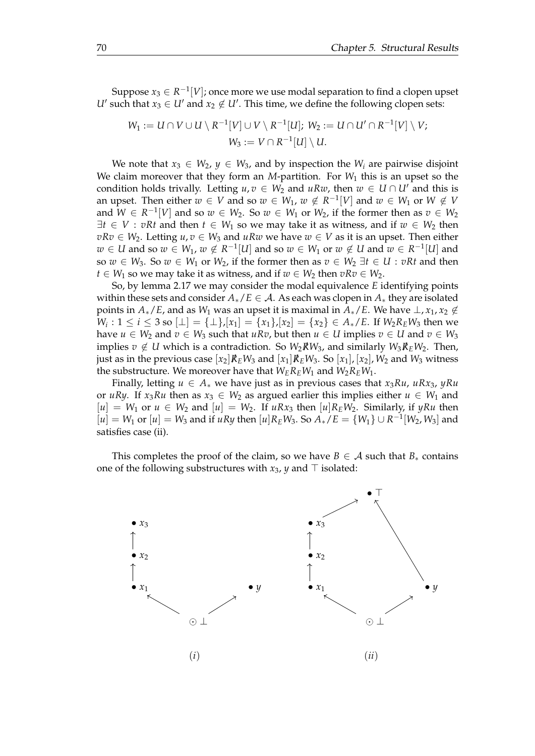Suppose $x_3 \in R^{-1}[V]$; once more we use modal separation to find a clopen upset $U'$ such that $x_3 \in U'$ and $x_2 \notin U'$. This time, we define the following clopen sets:

$$W_1 := U \cap V \cup U \setminus R^{-1}[V] \cup V \setminus R^{-1}[U];\; W_2 := U \cap U' \cap R^{-1}[V] \setminus V;$$
$$W_3 := V \cap R^{-1}[U] \setminus U.$$

We note that $x_3 \in W_2$, $y \in W_3$, and by inspection the $W_i$ are pairwise disjoint We claim moreover that they form an $M$-partition. For $W_1$ this is an upset so the condition holds trivially. Letting $u, v \in W_2$ and $uRw$, then $w \in U \cap U'$ and this is an upset. Then either $w \in V$ and so $w \in W_1$, $w \notin R^{-1}[V]$ and $w \in W_1$ or $W \notin V$ and $W \in R^{-1}[V]$ and so $w \in W_2$. So $w \in W_1$ or $W_2$, if the former then as $v \in W_2$ $\exists t \in V : vRt$ and then $t \in W_1$ so we may take it as witness, and if $w \in W_2$ then $vRv \in W_2$. Letting $u, v \in W_3$ and $uRw$ we have $w \in V$ as it is an upset. Then either $w \in U$ and so $w \in W_1$, $w \notin R^{-1}[U]$ and so $w \in W_1$ or $w \notin U$ and $w \in R^{-1}[U]$ and so $w \in W_3$. So $w \in W_1$ or $W_2$, if the former then as $v \in W_2$ $\exists t \in U : vRt$ and then $t \in W_1$ so we may take it as witness, and if $w \in W_2$ then $vRv \in W_2$.

So, by lemma 2.17 we may consider the modal equivalence $E$ identifying points within these sets and consider $A_*/E \in \mathcal{A}$. As each was clopen in $A_*$ they are isolated points in $A_*/E$, and as $W_1$ was an upset it is maximal in $A_*/E$. We have $\bot, x_1, x_2 \notin W_i : 1 \leq i \leq 3$ so $[\bot] = \{\bot\}, [x_1] = \{x_1\}, [x_2] = \{x_2\} \in A_*/E$. If $W_2 R_E W_3$ then we have $u \in W_2$ and $v \in W_3$ such that $uRv$, but then $u \in U$ implies $v \in U$ and $v \in W_3$ implies $v \notin U$ which is a contradiction. So $W_2 \not R W_3$, and similarly $W_3 \not R_E W_2$. Then, just as in the previous case $[x_2] \not R_E W_3$ and $[x_1] \not R_E W_3$. So $[x_1], [x_2], W_2$ and $W_3$ witness the substructure. We moreover have that $W_E R_E W_1$ and $W_2 R_E W_1$.

Finally, letting $u \in A_*$ we have just as in previous cases that $x_3 Ru$, $uRx_3$, $yRu$ or $uRy$. If $x_3 Ru$ then as $x_3 \in W_2$ as argued earlier this implies either $u \in W_1$ and $[u] = W_1$ or $u \in W_2$ and $[u] = W_2$. If $uRx_3$ then $[u] R_E W_2$. Similarly, if $yRu$ then $[u] = W_1$ or $[u] = W_3$ and if $uRy$ then $[u] R_E W_3$. So $A_*/E = \{W_1\} \cup R^{-1}[W_2, W_3]$ and satisfies case (ii).

This completes the proof of the claim, so we have $B \in \mathcal{A}$ such that $B_*$ contains one of the following substructures with $x_3$, $y$ and $\top$ isolated:

(i) (ii)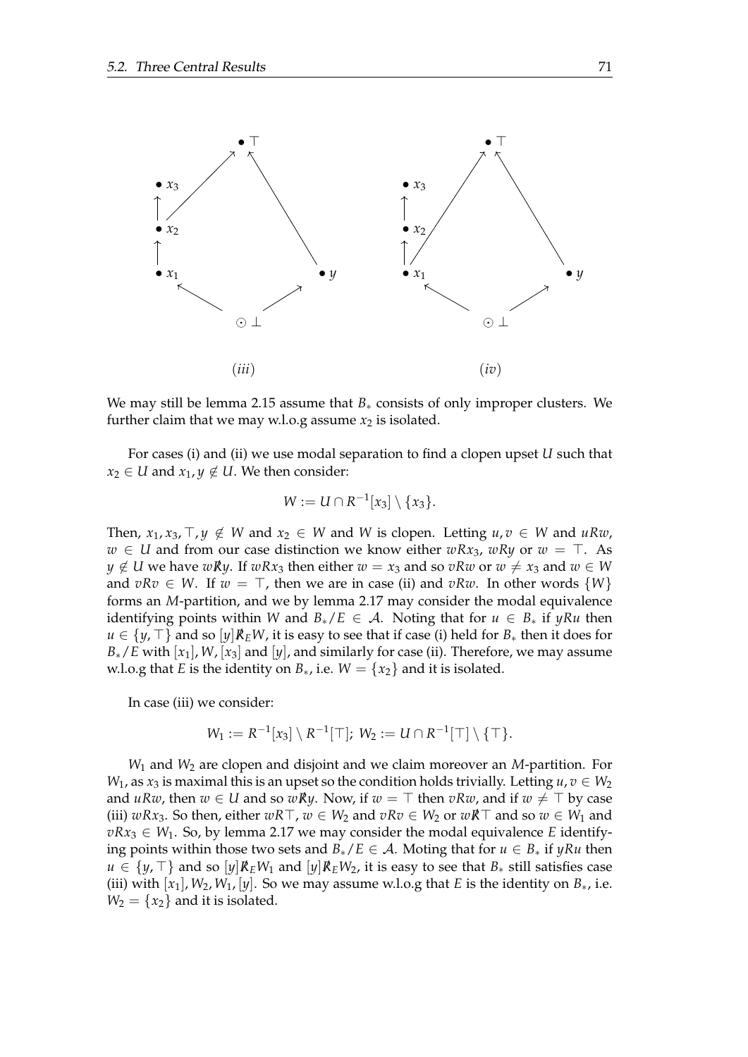(iii)

(iv)

We may still be lemma 2.15 assume that $B_*$ consists of only improper clusters. We further claim that we may w.l.o.g assume $x_2$ is isolated.

For cases (i) and (ii) we use modal separation to find a clopen upset $U$ such that $x_2 \in U$ and $x_1, y \notin U$. We then consider:

$$W := U \cap R^{-1}[x_3] \setminus \{x_3\}.$$

Then, $x_1, x_3, \top, y \notin W$ and $x_2 \in W$ and $W$ is clopen. Letting $u, v \in W$ and $uRw$, $w \in U$ and from our case distinction we know either $wRx_3$, $wRy$ or $w = \top$. As $y \notin U$ we have $w \not R y$. If $wRx_3$ then either $w = x_3$ and so $vRw$ or $w \neq x_3$ and $w \in W$ and $vRv \in W$. If $w = \top$, then we are in case (ii) and $vRw$. In other words $\{W\}$ forms an $M$-partition, and we by lemma 2.17 may consider the modal equivalence identifying points within $W$ and $B_*/E \in \mathcal{A}$. Noting that for $u \in B_*$ if $yRu$ then $u \in \{y, \top\}$ and so $[y] \not R_E W$, it is easy to see that if case (i) held for $B_*$ then it does for $B_*/E$ with $[x_1], W, [x_3]$ and $[y]$, and similarly for case (ii). Therefore, we may assume w.l.o.g that $E$ is the identity on $B_*$, i.e. $W = \{x_2\}$ and it is isolated.

In case (iii) we consider:

$$W_1 := R^{-1}[x_3] \setminus R^{-1}[\top];\ W_2 := U \cap R^{-1}[\top] \setminus \{\top\}.$$

$W_1$ and $W_2$ are clopen and disjoint and we claim moreover an $M$-partition. For $W_1$, as $x_3$ is maximal this is an upset so the condition holds trivially. Letting $u, v \in W_2$ and $uRw$, then $w \in U$ and so $w \not R y$. Now, if $w = \top$ then $vRw$, and if $w \neq \top$ by case (iii) $wRx_3$. So then, either $wR\top$, $w \in W_2$ and $vRv \in W_2$ or $w \not R \top$ and so $w \in W_1$ and $vRx_3 \in W_1$. So, by lemma 2.17 we may consider the modal equivalence $E$ identifying points within those two sets and $B_*/E \in \mathcal{A}$. Moting that for $u \in B_*$ if $yRu$ then $u \in \{y, \top\}$ and so $[y] \not R_E W_1$ and $[y] \not R_E W_2$, it is easy to see that $B_*$ still satisfies case (iii) with $[x_1], W_2, W_1, [y]$. So we may assume w.l.o.g that $E$ is the identity on $B_*$, i.e. $W_2 = \{x_2\}$ and it is isolated.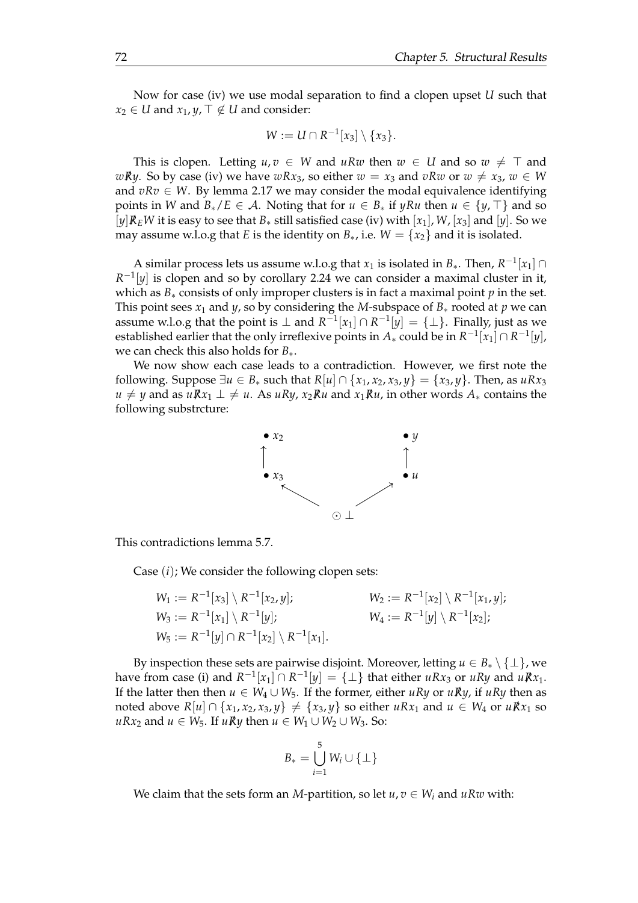Now for case (iv) we use modal separation to find a clopen upset $U$ such that $x_2 \in U$ and $x_1, y, \top \notin U$ and consider:

$$W := U \cap R^{-1}[x_3] \setminus \{x_3\}.$$

This is clopen. Letting $u, v \in W$ and $uRw$ then $w \in U$ and so $w \neq \top$ and $w \not R y$. So by case (iv) we have $wRx_3$, so either $w = x_3$ and $vRw$ or $w \neq x_3$, $w \in W$ and $vRv \in W$. By lemma 2.17 we may consider the modal equivalence identifying points in $W$ and $B_*/E \in \mathcal{A}$. Noting that for $u \in B_*$ if $yRu$ then $u \in \{y, \top\}$ and so $[y] \not R_E W$ it is easy to see that $B_*$ still satisfied case (iv) with $[x_1], W, [x_3]$ and $[y]$. So we may assume w.l.o.g that $E$ is the identity on $B_*$, i.e. $W = \{x_2\}$ and it is isolated.

A similar process lets us assume w.l.o.g that $x_1$ is isolated in $B_*$. Then, $R^{-1}[x_1] \cap R^{-1}[y]$ is clopen and so by corollary 2.24 we can consider a maximal cluster in it, which as $B_*$ consists of only improper clusters is in fact a maximal point $p$ in the set. This point sees $x_1$ and $y$, so by considering the $M$-subspace of $B_*$ rooted at $p$ we can assume w.l.o.g that the point is $\perp$ and $R^{-1}[x_1] \cap R^{-1}[y] = \{\perp\}$. Finally, just as we established earlier that the only irreflexive points in $A_*$ could be in $R^{-1}[x_1] \cap R^{-1}[y]$, we can check this also holds for $B_*$.

We now show each case leads to a contradiction. However, we first note the following. Suppose $\exists u \in B_*$ such that $R[u] \cap \{x_1, x_2, x_3, y\} = \{x_3, y\}$. Then, as $uRx_3$ $u \neq y$ and as $u \not R x_1$ $\perp \neq u$. As $uRy$, $x_2 \not R u$ and $x_1 \not R u$, in other words $A_*$ contains the following substrcture:

```
• x2            • y
  ↑               ↑
• x3            • u
    ↖           ↗
        ⊙ ⊥
```

This contradictions lemma 5.7.

Case $(i)$; We consider the following clopen sets:

$$W_1 := R^{-1}[x_3] \setminus R^{-1}[x_2, y]; \qquad W_2 := R^{-1}[x_2] \setminus R^{-1}[x_1, y];$$
$$W_3 := R^{-1}[x_1] \setminus R^{-1}[y]; \qquad W_4 := R^{-1}[y] \setminus R^{-1}[x_2];$$
$$W_5 := R^{-1}[y] \cap R^{-1}[x_2] \setminus R^{-1}[x_1].$$

By inspection these sets are pairwise disjoint. Moreover, letting $u \in B_* \setminus \{\perp\}$, we have from case (i) and $R^{-1}[x_1] \cap R^{-1}[y] = \{\perp\}$ that either $uRx_3$ or $uRy$ and $u \not R x_1$. If the latter then then $u \in W_4 \cup W_5$. If the former, either $uRy$ or $u \not R y$, if $uRy$ then as noted above $R[u] \cap \{x_1, x_2, x_3, y\} \neq \{x_3, y\}$ so either $uRx_1$ and $u \in W_4$ or $u \not R x_1$ so $uRx_2$ and $u \in W_5$. If $u \not R y$ then $u \in W_1 \cup W_2 \cup W_3$. So:

$$B_* = \bigcup_{i=1}^{5} W_i \cup \{\perp\}$$

We claim that the sets form an $M$-partition, so let $u, v \in W_i$ and $uRw$ with: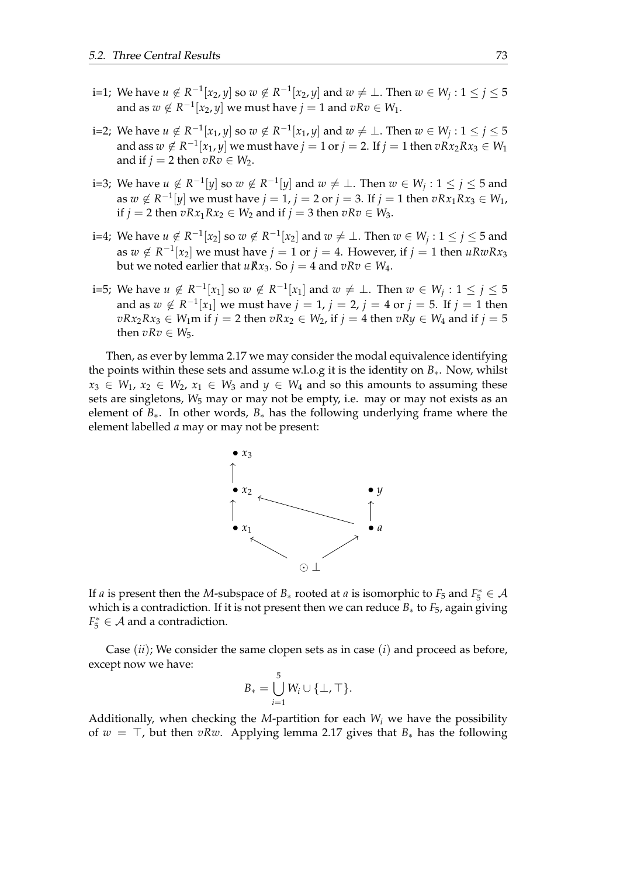- i=1; We have $u \notin R^{-1}[x_2, y]$ so $w \notin R^{-1}[x_2, y]$ and $w \neq \bot$. Then $w \in W_j : 1 \leq j \leq 5$ and as $w \notin R^{-1}[x_2, y]$ we must have $j = 1$ and $vRv \in W_1$.
- i=2; We have $u \notin R^{-1}[x_1, y]$ so $w \notin R^{-1}[x_1, y]$ and $w \neq \bot$. Then $w \in W_j : 1 \leq j \leq 5$ and ass $w \notin R^{-1}[x_1, y]$ we must have $j = 1$ or $j = 2$. If $j = 1$ then $vRx_2Rx_3 \in W_1$ and if $j = 2$ then $vRv \in W_2$.
- i=3; We have $u \notin R^{-1}[y]$ so $w \notin R^{-1}[y]$ and $w \neq \bot$. Then $w \in W_j : 1 \leq j \leq 5$ and as $w \notin R^{-1}[y]$ we must have $j = 1$, $j = 2$ or $j = 3$. If $j = 1$ then $vRx_1Rx_3 \in W_1$, if $j = 2$ then $vRx_1Rx_2 \in W_2$ and if $j = 3$ then $vRv \in W_3$.
- i=4; We have $u \notin R^{-1}[x_2]$ so $w \notin R^{-1}[x_2]$ and $w \neq \bot$. Then $w \in W_j : 1 \leq j \leq 5$ and as $w \notin R^{-1}[x_2]$ we must have $j = 1$ or $j = 4$. However, if $j = 1$ then $uRwRx_3$ but we noted earlier that $u \not R x_3$. So $j = 4$ and $vRv \in W_4$.
- i=5; We have $u \notin R^{-1}[x_1]$ so $w \notin R^{-1}[x_1]$ and $w \neq \bot$. Then $w \in W_j : 1 \leq j \leq 5$ and as $w \notin R^{-1}[x_1]$ we must have $j = 1$, $j = 2$, $j = 4$ or $j = 5$. If $j = 1$ then $vRx_2Rx_3 \in W_1$m if $j = 2$ then $vRx_2 \in W_2$, if $j = 4$ then $vRy \in W_4$ and if $j = 5$ then $vRv \in W_5$.

Then, as ever by lemma 2.17 we may consider the modal equivalence identifying the points within these sets and assume w.l.o.g it is the identity on $B_*$. Now, whilst $x_3 \in W_1$, $x_2 \in W_2$, $x_1 \in W_3$ and $y \in W_4$ and so this amounts to assuming these sets are singletons, $W_5$ may or may not be empty, i.e. may or may not exists as an element of $B_*$. In other words, $B_*$ has the following underlying frame where the element labelled $a$ may or may not be present:

If $a$ is present then the $M$-subspace of $B_*$ rooted at $a$ is isomorphic to $F_5$ and $F_5^* \in \mathcal{A}$ which is a contradiction. If it is not present then we can reduce $B_*$ to $F_5$, again giving $F_5^* \in \mathcal{A}$ and a contradiction.

Case $(ii)$; We consider the same clopen sets as in case $(i)$ and proceed as before, except now we have:

$$B_* = \bigcup_{i=1}^{5} W_i \cup \{\bot, \top\}.$$

Additionally, when checking the $M$-partition for each $W_i$ we have the possibility of $w = \top$, but then $vRw$. Applying lemma 2.17 gives that $B_*$ has the following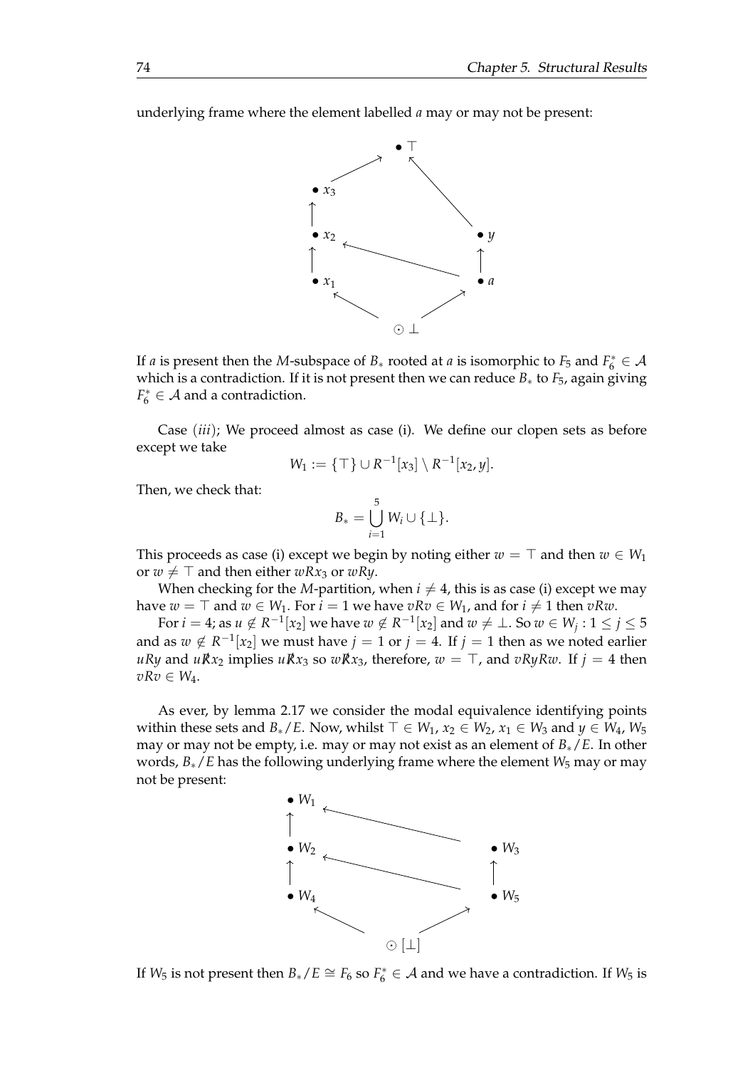underlying frame where the element labelled $a$ may or may not be present:

If $a$ is present then the $M$-subspace of $B_*$ rooted at $a$ is isomorphic to $F_5$ and $F_6^* \in \mathcal{A}$ which is a contradiction. If it is not present then we can reduce $B_*$ to $F_5$, again giving $F_6^* \in \mathcal{A}$ and a contradiction.

Case *(iii)*; We proceed almost as case (i). We define our clopen sets as before except we take

$$W_1 := \{\top\} \cup R^{-1}[x_3] \setminus R^{-1}[x_2, y].$$

Then, we check that:

$$B_* = \bigcup_{i=1}^{5} W_i \cup \{\bot\}.$$

This proceeds as case (i) except we begin by noting either $w = \top$ and then $w \in W_1$ or $w \neq \top$ and then either $wRx_3$ or $wRy$.

When checking for the $M$-partition, when $i \neq 4$, this is as case (i) except we may have $w = \top$ and $w \in W_1$. For $i = 1$ we have $vRv \in W_1$, and for $i \neq 1$ then $vRw$.

For $i = 4$; as $u \notin R^{-1}[x_2]$ we have $w \notin R^{-1}[x_2]$ and $w \neq \bot$. So $w \in W_j : 1 \leq j \leq 5$ and as $w \notin R^{-1}[x_2]$ we must have $j = 1$ or $j = 4$. If $j = 1$ then as we noted earlier $uRy$ and $u\not{R}x_2$ implies $u\not{R}x_3$ so $w\not{R}x_3$, therefore, $w = \top$, and $vRyRw$. If $j = 4$ then $vRv \in W_4$.

As ever, by lemma 2.17 we consider the modal equivalence identifying points within these sets and $B_*/E$. Now, whilst $\top \in W_1$, $x_2 \in W_2$, $x_1 \in W_3$ and $y \in W_4$, $W_5$ may or may not be empty, i.e. may or may not exist as an element of $B_*/E$. In other words, $B_*/E$ has the following underlying frame where the element $W_5$ may or may not be present:

If $W_5$ is not present then $B_*/E \cong F_6$ so $F_6^* \in \mathcal{A}$ and we have a contradiction. If $W_5$ is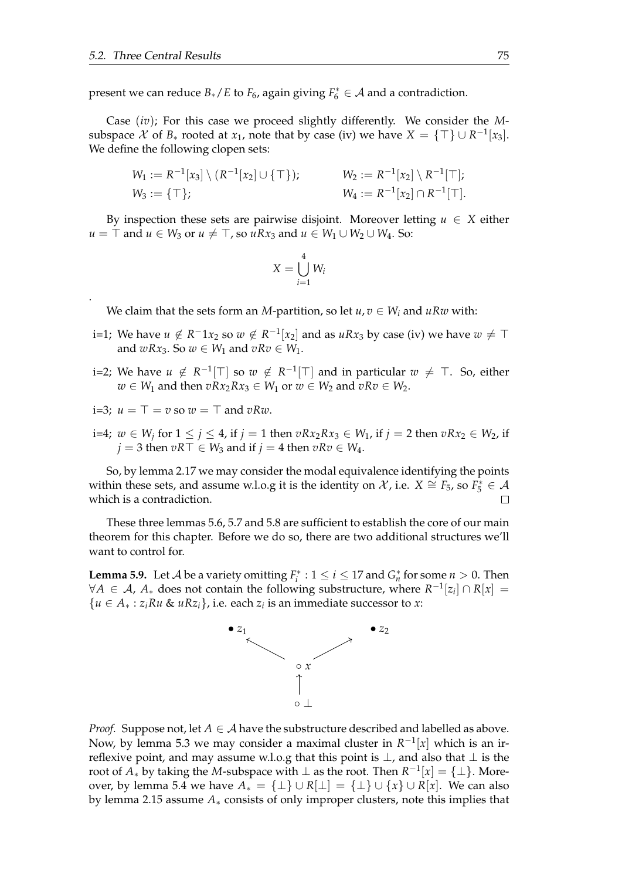present we can reduce $B_*/E$ to $F_6$, again giving $F_6^* \in \mathcal{A}$ and a contradiction.

Case $(iv)$; For this case we proceed slightly differently. We consider the $M$-subspace $\mathcal{X}$ of $B_*$ rooted at $x_1$, note that by case (iv) we have $X = \{\top\} \cup R^{-1}[x_3]$. We define the following clopen sets:

$$W_1 := R^{-1}[x_3] \setminus (R^{-1}[x_2] \cup \{\top\}); \qquad W_2 := R^{-1}[x_2] \setminus R^{-1}[\top];$$
$$W_3 := \{\top\}; \qquad W_4 := R^{-1}[x_2] \cap R^{-1}[\top].$$

By inspection these sets are pairwise disjoint. Moreover letting $u \in X$ either $u = \top$ and $u \in W_3$ or $u \neq \top$, so $uRx_3$ and $u \in W_1 \cup W_2 \cup W_4$. So:

$$X = \bigcup_{i=1}^{4} W_i$$

.

We claim that the sets form an $M$-partition, so let $u, v \in W_i$ and $uRw$ with:

- i=1; We have $u \notin R^-1x_2$ so $w \notin R^{-1}[x_2]$ and as $uRx_3$ by case (iv) we have $w \neq \top$ and $wRx_3$. So $w \in W_1$ and $vRv \in W_1$.
- i=2; We have $u \notin R^{-1}[\top]$ so $w \notin R^{-1}[\top]$ and in particular $w \neq \top$. So, either $w \in W_1$ and then $vRx_2Rx_3 \in W_1$ or $w \in W_2$ and $vRv \in W_2$.
- i=3; $u = \top = v$ so $w = \top$ and $vRw$.
- i=4; $w \in W_j$ for $1 \leq j \leq 4$, if $j = 1$ then $vRx_2Rx_3 \in W_1$, if $j = 2$ then $vRx_2 \in W_2$, if $j = 3$ then $vR\top \in W_3$ and if $j = 4$ then $vRv \in W_4$.

So, by lemma 2.17 we may consider the modal equivalence identifying the points within these sets, and assume w.l.o.g it is the identity on $\mathcal{X}$, i.e. $X \cong F_5$, so $F_5^* \in \mathcal{A}$ which is a contradiction. ☐

These three lemmas 5.6, 5.7 and 5.8 are sufficient to establish the core of our main theorem for this chapter. Before we do so, there are two additional structures we'll want to control for.

**Lemma 5.9.** Let $\mathcal{A}$ be a variety omitting $F_i^* : 1 \leq i \leq 17$ and $G_n^*$ for some $n > 0$. Then $\forall A \in \mathcal{A}$, $A_*$ does not contain the following substructure, where $R^{-1}[z_i] \cap R[x] = \{u \in A_* : z_iRu \ \& \ uRz_i\}$, i.e. each $z_i$ is an immediate successor to $x$:

$$\bullet\, z_1 \leftarrow \circ\, x \rightarrow \bullet\, z_2, \qquad \circ\, \bot \rightarrow \circ\, x$$

*Proof.* Suppose not, let $A \in \mathcal{A}$ have the substructure described and labelled as above. Now, by lemma 5.3 we may consider a maximal cluster in $R^{-1}[x]$ which is an irreflexive point, and may assume w.l.o.g that this point is $\bot$, and also that $\bot$ is the root of $A_*$ by taking the $M$-subspace with $\bot$ as the root. Then $R^{-1}[x] = \{\bot\}$. Moreover, by lemma 5.4 we have $A_* = \{\bot\} \cup R[\bot] = \{\bot\} \cup \{x\} \cup R[x]$. We can also by lemma 2.15 assume $A_*$ consists of only improper clusters, note this implies that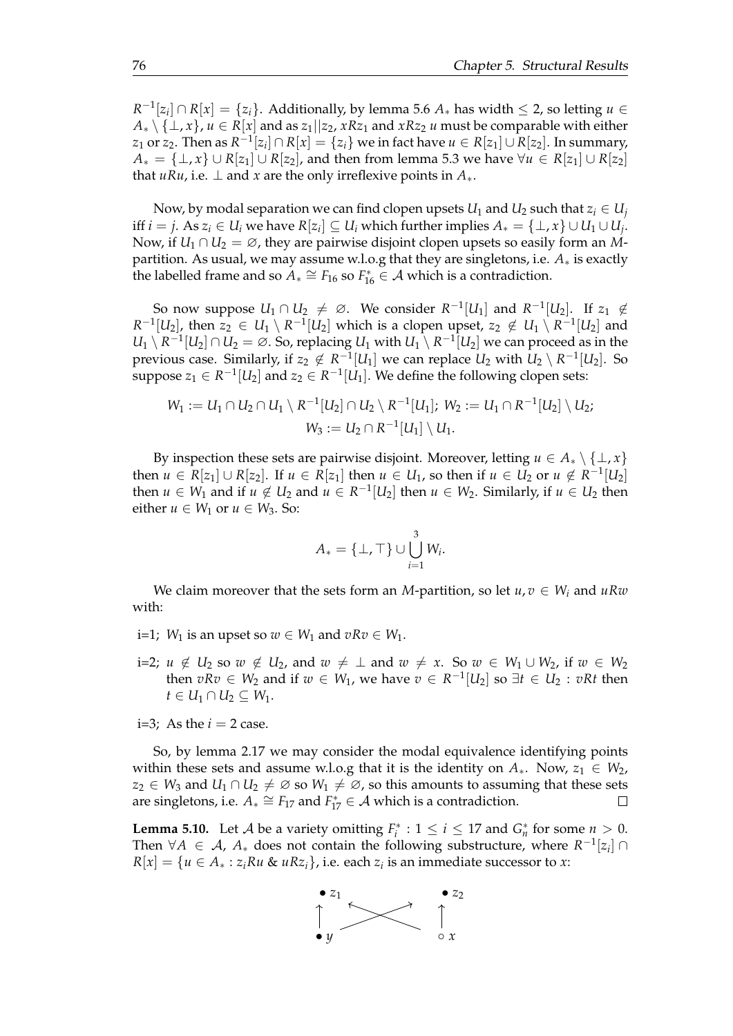$R^{-1}[z_i] \cap R[x] = \{z_i\}$. Additionally, by lemma 5.6 $A_*$ has width $\leq 2$, so letting $u \in A_* \setminus \{\bot, x\}$, $u \in R[x]$ and as $z_1 || z_2$, $xRz_1$ and $xRz_2$ $u$ must be comparable with either $z_1$ or $z_2$. Then as $R^{-1}[z_i] \cap R[x] = \{z_i\}$ we in fact have $u \in R[z_1] \cup R[z_2]$. In summary, $A_* = \{\bot, x\} \cup R[z_1] \cup R[z_2]$, and then from lemma 5.3 we have $\forall u \in R[z_1] \cup R[z_2]$ that $uRu$, i.e. $\bot$ and $x$ are the only irreflexive points in $A_*$.

Now, by modal separation we can find clopen upsets $U_1$ and $U_2$ such that $z_i \in U_j$ iff $i = j$. As $z_i \in U_i$ we have $R[z_i] \subseteq U_i$ which further implies $A_* = \{\bot, x\} \cup U_1 \cup U_j$. Now, if $U_1 \cap U_2 = \varnothing$, they are pairwise disjoint clopen upsets so easily form an $M$-partition. As usual, we may assume w.l.o.g that they are singletons, i.e. $A_*$ is exactly the labelled frame and so $A_* \cong F_{16}$ so $F_{16}^* \in \mathcal{A}$ which is a contradiction.

So now suppose $U_1 \cap U_2 \neq \varnothing$. We consider $R^{-1}[U_1]$ and $R^{-1}[U_2]$. If $z_1 \notin R^{-1}[U_2]$, then $z_2 \in U_1 \setminus R^{-1}[U_2]$ which is a clopen upset, $z_2 \notin U_1 \setminus R^{-1}[U_2]$ and $U_1 \setminus R^{-1}[U_2] \cap U_2 = \varnothing$. So, replacing $U_1$ with $U_1 \setminus R^{-1}[U_2]$ we can proceed as in the previous case. Similarly, if $z_2 \notin R^{-1}[U_1]$ we can replace $U_2$ with $U_2 \setminus R^{-1}[U_2]$. So suppose $z_1 \in R^{-1}[U_2]$ and $z_2 \in R^{-1}[U_1]$. We define the following clopen sets:

$$W_1 := U_1 \cap U_2 \cap U_1 \setminus R^{-1}[U_2] \cap U_2 \setminus R^{-1}[U_1];\ W_2 := U_1 \cap R^{-1}[U_2] \setminus U_2;$$
$$W_3 := U_2 \cap R^{-1}[U_1] \setminus U_1.$$

By inspection these sets are pairwise disjoint. Moreover, letting $u \in A_* \setminus \{\bot, x\}$ then $u \in R[z_1] \cup R[z_2]$. If $u \in R[z_1]$ then $u \in U_1$, so then if $u \in U_2$ or $u \notin R^{-1}[U_2]$ then $u \in W_1$ and if $u \notin U_2$ and $u \in R^{-1}[U_2]$ then $u \in W_2$. Similarly, if $u \in U_2$ then either $u \in W_1$ or $u \in W_3$. So:

$$A_* = \{\bot, \top\} \cup \bigcup_{i=1}^{3} W_i.$$

We claim moreover that the sets form an $M$-partition, so let $u, v \in W_i$ and $uRw$ with:

- i=1; $W_1$ is an upset so $w \in W_1$ and $vRv \in W_1$.
- i=2; $u \notin U_2$ so $w \notin U_2$, and $w \neq \bot$ and $w \neq x$. So $w \in W_1 \cup W_2$, if $w \in W_2$ then $vRv \in W_2$ and if $w \in W_1$, we have $v \in R^{-1}[U_2]$ so $\exists t \in U_2 : vRt$ then $t \in U_1 \cap U_2 \subseteq W_1$.
- i=3; As the $i = 2$ case.

So, by lemma 2.17 we may consider the modal equivalence identifying points within these sets and assume w.l.o.g that it is the identity on $A_*$. Now, $z_1 \in W_2$, $z_2 \in W_3$ and $U_1 \cap U_2 \neq \varnothing$ so $W_1 \neq \varnothing$, so this amounts to assuming that these sets are singletons, i.e. $A_* \cong F_{17}$ and $F_{17}^* \in \mathcal{A}$ which is a contradiction. $\square$

**Lemma 5.10.** Let $\mathcal{A}$ be a variety omitting $F_i^* : 1 \leq i \leq 17$ and $G_n^*$ for some $n > 0$. Then $\forall A \in \mathcal{A}$, $A_*$ does not contain the following substructure, where $R^{-1}[z_i] \cap R[x] = \{u \in A_* : z_i Ru \ \&\ uRz_i\}$, i.e. each $z_i$ is an immediate successor to $x$: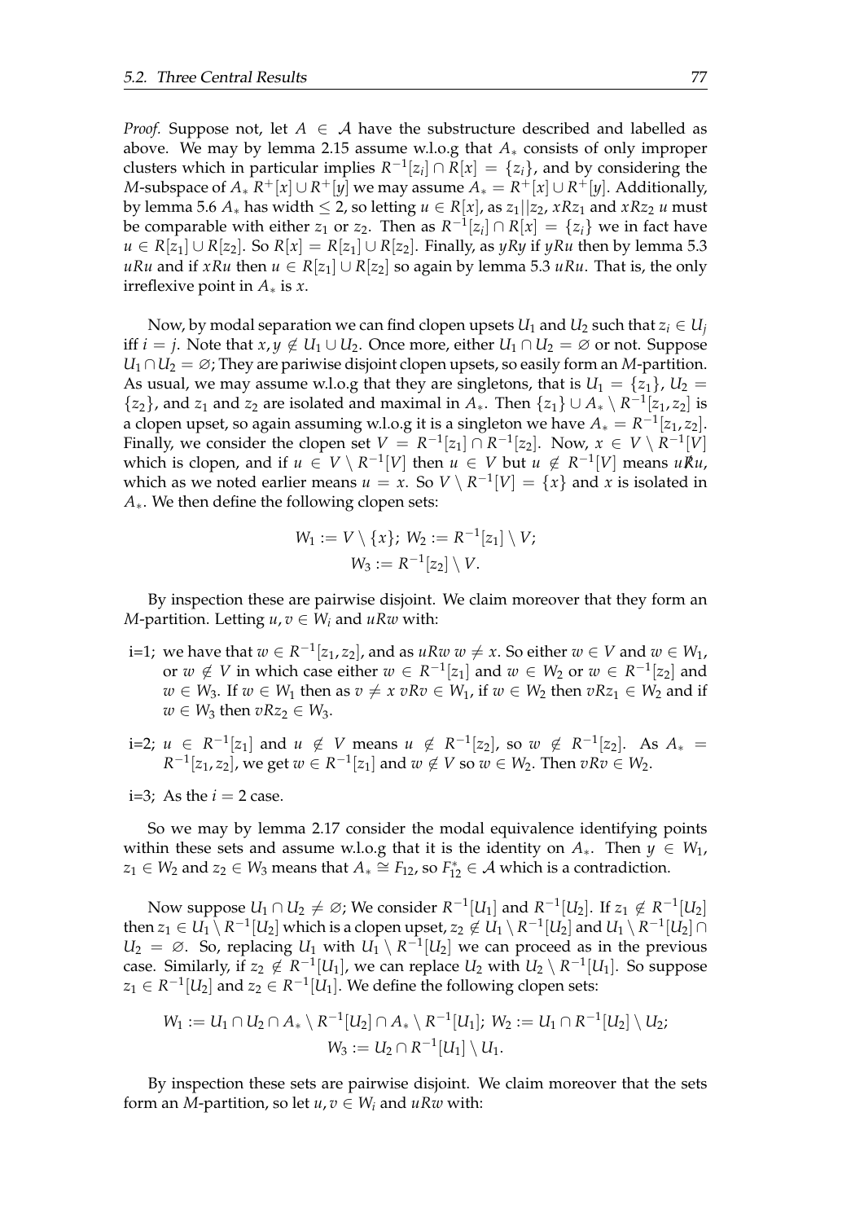*Proof.* Suppose not, let $A \in \mathcal{A}$ have the substructure described and labelled as above. We may by lemma 2.15 assume w.l.o.g that $A_*$ consists of only improper clusters which in particular implies $R^{-1}[z_i] \cap R[x] = \{z_i\}$, and by considering the $M$-subspace of $A_*$ $R^+[x] \cup R^+[y]$ we may assume $A_* = R^+[x] \cup R^+[y]$. Additionally, by lemma 5.6 $A_*$ has width $\leq 2$, so letting $u \in R[x]$, as $z_1 || z_2$, $xRz_1$ and $xRz_2$ $u$ must be comparable with either $z_1$ or $z_2$. Then as $R^{-1}[z_i] \cap R[x] = \{z_i\}$ we in fact have $u \in R[z_1] \cup R[z_2]$. So $R[x] = R[z_1] \cup R[z_2]$. Finally, as $yRy$ if $yRu$ then by lemma 5.3 $uRu$ and if $xRu$ then $u \in R[z_1] \cup R[z_2]$ so again by lemma 5.3 $uRu$. That is, the only irreflexive point in $A_*$ is $x$.

Now, by modal separation we can find clopen upsets $U_1$ and $U_2$ such that $z_i \in U_j$ iff $i = j$. Note that $x, y \notin U_1 \cup U_2$. Once more, either $U_1 \cap U_2 = \varnothing$ or not. Suppose $U_1 \cap U_2 = \varnothing$; They are pariwise disjoint clopen upsets, so easily form an $M$-partition. As usual, we may assume w.l.o.g that they are singletons, that is $U_1 = \{z_1\}$, $U_2 = \{z_2\}$, and $z_1$ and $z_2$ are isolated and maximal in $A_*$. Then $\{z_1\} \cup A_* \setminus R^{-1}[z_1, z_2]$ is a clopen upset, so again assuming w.l.o.g it is a singleton we have $A_* = R^{-1}[z_1, z_2]$. Finally, we consider the clopen set $V = R^{-1}[z_1] \cap R^{-1}[z_2]$. Now, $x \in V \setminus R^{-1}[V]$ which is clopen, and if $u \in V \setminus R^{-1}[V]$ then $u \in V$ but $u \notin R^{-1}[V]$ means $u \not{R} u$, which as we noted earlier means $u = x$. So $V \setminus R^{-1}[V] = \{x\}$ and $x$ is isolated in $A_*$. We then define the following clopen sets:

$$W_1 := V \setminus \{x\};\ W_2 := R^{-1}[z_1] \setminus V;$$
$$W_3 := R^{-1}[z_2] \setminus V.$$

By inspection these are pairwise disjoint. We claim moreover that they form an $M$-partition. Letting $u, v \in W_i$ and $uRw$ with:

- i=1; we have that $w \in R^{-1}[z_1, z_2]$, and as $uRw$ $w \neq x$. So either $w \in V$ and $w \in W_1$, or $w \notin V$ in which case either $w \in R^{-1}[z_1]$ and $w \in W_2$ or $w \in R^{-1}[z_2]$ and $w \in W_3$. If $w \in W_1$ then as $v \neq x$ $vRv \in W_1$, if $w \in W_2$ then $vRz_1 \in W_2$ and if $w \in W_3$ then $vRz_2 \in W_3$.
- i=2; $u \in R^{-1}[z_1]$ and $u \notin V$ means $u \notin R^{-1}[z_2]$, so $w \notin R^{-1}[z_2]$. As $A_* = R^{-1}[z_1, z_2]$, we get $w \in R^{-1}[z_1]$ and $w \notin V$ so $w \in W_2$. Then $vRv \in W_2$.
- i=3; As the $i = 2$ case.

So we may by lemma 2.17 consider the modal equivalence identifying points within these sets and assume w.l.o.g that it is the identity on $A_*$. Then $y \in W_1$, $z_1 \in W_2$ and $z_2 \in W_3$ means that $A_* \cong F_{12}$, so $F_{12}^* \in \mathcal{A}$ which is a contradiction.

Now suppose $U_1 \cap U_2 \neq \varnothing$; We consider $R^{-1}[U_1]$ and $R^{-1}[U_2]$. If $z_1 \notin R^{-1}[U_2]$ then $z_1 \in U_1 \setminus R^{-1}[U_2]$ which is a clopen upset, $z_2 \notin U_1 \setminus R^{-1}[U_2]$ and $U_1 \setminus R^{-1}[U_2] \cap U_2 = \varnothing$. So, replacing $U_1$ with $U_1 \setminus R^{-1}[U_2]$ we can proceed as in the previous case. Similarly, if $z_2 \notin R^{-1}[U_1]$, we can replace $U_2$ with $U_2 \setminus R^{-1}[U_1]$. So suppose $z_1 \in R^{-1}[U_2]$ and $z_2 \in R^{-1}[U_1]$. We define the following clopen sets:

$$W_1 := U_1 \cap U_2 \cap A_* \setminus R^{-1}[U_2] \cap A_* \setminus R^{-1}[U_1];\ W_2 := U_1 \cap R^{-1}[U_2] \setminus U_2;$$
$$W_3 := U_2 \cap R^{-1}[U_1] \setminus U_1.$$

By inspection these sets are pairwise disjoint. We claim moreover that the sets form an $M$-partition, so let $u, v \in W_i$ and $uRw$ with: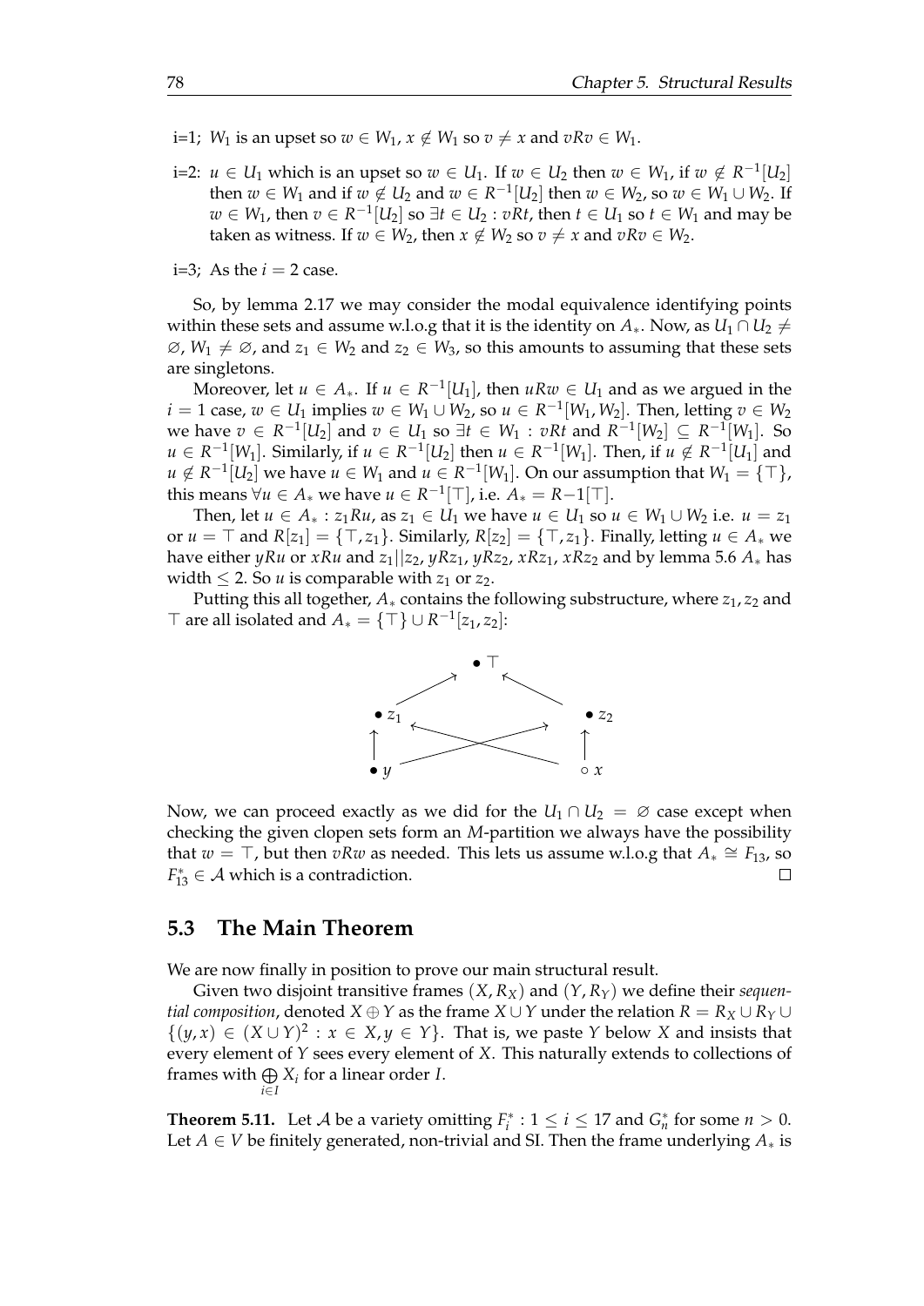i=1; $W_1$ is an upset so $w \in W_1$, $x \notin W_1$ so $v \neq x$ and $vRv \in W_1$.

i=2: $u \in U_1$ which is an upset so $w \in U_1$. If $w \in U_2$ then $w \in W_1$, if $w \notin R^{-1}[U_2]$ then $w \in W_1$ and if $w \notin U_2$ and $w \in R^{-1}[U_2]$ then $w \in W_2$, so $w \in W_1 \cup W_2$. If $w \in W_1$, then $v \in R^{-1}[U_2]$ so $\exists t \in U_2 : vRt$, then $t \in U_1$ so $t \in W_1$ and may be taken as witness. If $w \in W_2$, then $x \notin W_2$ so $v \neq x$ and $vRv \in W_2$.

i=3; As the $i = 2$ case.

So, by lemma 2.17 we may consider the modal equivalence identifying points within these sets and assume w.l.o.g that it is the identity on $A_*$. Now, as $U_1 \cap U_2 \neq \varnothing$, $W_1 \neq \varnothing$, and $z_1 \in W_2$ and $z_2 \in W_3$, so this amounts to assuming that these sets are singletons.

Moreover, let $u \in A_*$. If $u \in R^{-1}[U_1]$, then $uRw \in U_1$ and as we argued in the $i = 1$ case, $w \in U_1$ implies $w \in W_1 \cup W_2$, so $u \in R^{-1}[W_1, W_2]$. Then, letting $v \in W_2$ we have $v \in R^{-1}[U_2]$ and $v \in U_1$ so $\exists t \in W_1 : vRt$ and $R^{-1}[W_2] \subseteq R^{-1}[W_1]$. So $u \in R^{-1}[W_1]$. Similarly, if $u \in R^{-1}[U_2]$ then $u \in R^{-1}[W_1]$. Then, if $u \notin R^{-1}[U_1]$ and $u \notin R^{-1}[U_2]$ we have $u \in W_1$ and $u \in R^{-1}[W_1]$. On our assumption that $W_1 = \{\top\}$, this means $\forall u \in A_*$ we have $u \in R^{-1}[\top]$, i.e. $A_* = R{-}1[\top]$.

Then, let $u \in A_* : z_1Ru$, as $z_1 \in U_1$ we have $u \in U_1$ so $u \in W_1 \cup W_2$ i.e. $u = z_1$ or $u = \top$ and $R[z_1] = \{\top, z_1\}$. Similarly, $R[z_2] = \{\top, z_1\}$. Finally, letting $u \in A_*$ we have either $yRu$ or $xRu$ and $z_1||z_2$, $yRz_1$, $yRz_2$, $xRz_1$, $xRz_2$ and by lemma 5.6 $A_*$ has width $\leq 2$. So $u$ is comparable with $z_1$ or $z_2$.

Putting this all together, $A_*$ contains the following substructure, where $z_1, z_2$ and $\top$ are all isolated and $A_* = \{\top\} \cup R^{-1}[z_1, z_2]$:

Now, we can proceed exactly as we did for the $U_1 \cap U_2 = \varnothing$ case except when checking the given clopen sets form an $M$-partition we always have the possibility that $w = \top$, but then $vRw$ as needed. This lets us assume w.l.o.g that $A_* \cong F_{13}$, so $F^*_{13} \in \mathcal{A}$ which is a contradiction. □

## 5.3 The Main Theorem

We are now finally in position to prove our main structural result.

Given two disjoint transitive frames $(X, R_X)$ and $(Y, R_Y)$ we define their *sequential composition*, denoted $X \oplus Y$ as the frame $X \cup Y$ under the relation $R = R_X \cup R_Y \cup \{(y, x) \in (X \cup Y)^2 : x \in X, y \in Y\}$. That is, we paste $Y$ below $X$ and insists that every element of $Y$ sees every element of $X$. This naturally extends to collections of frames with $\bigoplus_{i \in I} X_i$ for a linear order $I$.

**Theorem 5.11.** Let $\mathcal{A}$ be a variety omitting $F^*_i : 1 \leq i \leq 17$ and $G^*_n$ for some $n > 0$. Let $A \in V$ be finitely generated, non-trivial and SI. Then the frame underlying $A_*$ is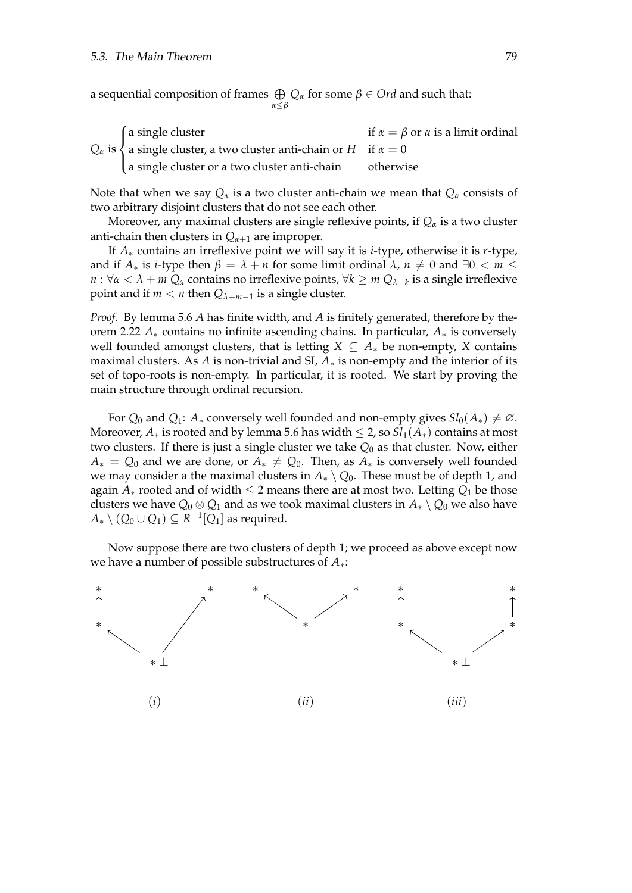a sequential composition of frames $\bigoplus_{\alpha \leq \beta} Q_\alpha$ for some $\beta \in Ord$ and such that:

$$Q_\alpha \text{ is } \begin{cases} \text{a single cluster} & \text{if } \alpha = \beta \text{ or } \alpha \text{ is a limit ordinal} \\ \text{a single cluster, a two cluster anti-chain or } H & \text{if } \alpha = 0 \\ \text{a single cluster or a two cluster anti-chain} & \text{otherwise} \end{cases}$$

Note that when we say $Q_\alpha$ is a two cluster anti-chain we mean that $Q_\alpha$ consists of two arbitrary disjoint clusters that do not see each other.

Moreover, any maximal clusters are single reflexive points, if $Q_\alpha$ is a two cluster anti-chain then clusters in $Q_{\alpha+1}$ are improper.

If $A_*$ contains an irreflexive point we will say it is *i*-type, otherwise it is *r*-type, and if $A_*$ is *i*-type then $\beta = \lambda + n$ for some limit ordinal $\lambda$, $n \neq 0$ and $\exists 0 < m \leq n : \forall \alpha < \lambda + m$ $Q_\alpha$ contains no irreflexive points, $\forall k \geq m$ $Q_{\lambda+k}$ is a single irreflexive point and if $m < n$ then $Q_{\lambda+m-1}$ is a single cluster.

*Proof.* By lemma 5.6 $A$ has finite width, and $A$ is finitely generated, therefore by theorem 2.22 $A_*$ contains no infinite ascending chains. In particular, $A_*$ is conversely well founded amongst clusters, that is letting $X \subseteq A_*$ be non-empty, $X$ contains maximal clusters. As $A$ is non-trivial and SI, $A_*$ is non-empty and the interior of its set of topo-roots is non-empty. In particular, it is rooted. We start by proving the main structure through ordinal recursion.

For $Q_0$ and $Q_1$: $A_*$ conversely well founded and non-empty gives $Sl_0(A_*) \neq \varnothing$. Moreover, $A_*$ is rooted and by lemma 5.6 has width $\leq 2$, so $Sl_1(A_*)$ contains at most two clusters. If there is just a single cluster we take $Q_0$ as that cluster. Now, either $A_* = Q_0$ and we are done, or $A_* \neq Q_0$. Then, as $A_*$ is conversely well founded we may consider a the maximal clusters in $A_* \setminus Q_0$. These must be of depth 1, and again $A_*$ rooted and of width $\leq 2$ means there are at most two. Letting $Q_1$ be those clusters we have $Q_0 \otimes Q_1$ and as we took maximal clusters in $A_* \setminus Q_0$ we also have $A_* \setminus (Q_0 \cup Q_1) \subseteq R^{-1}[Q_1]$ as required.

Now suppose there are two clusters of depth 1; we proceed as above except now we have a number of possible substructures of $A_*$:

(i) (ii) (iii)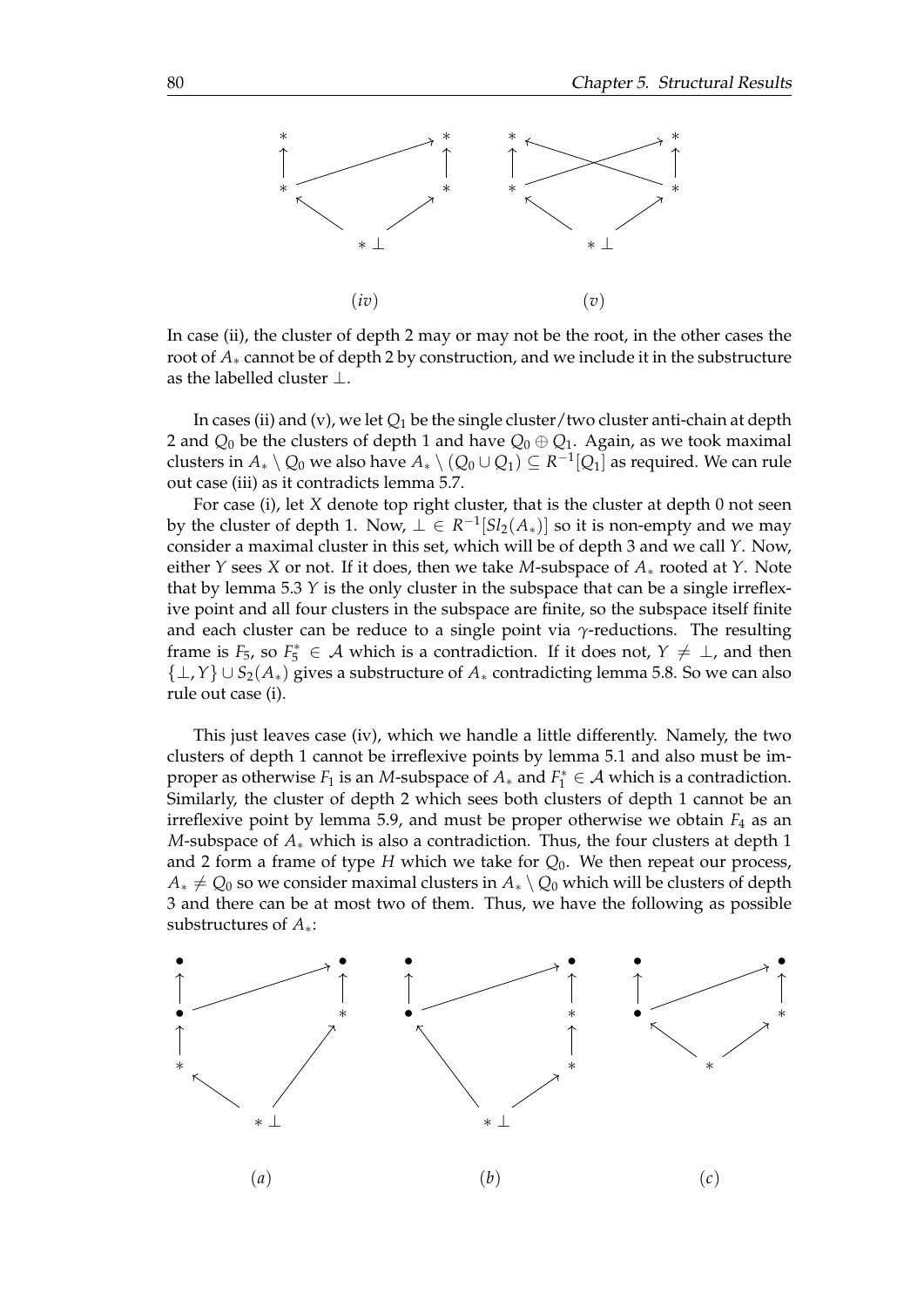(iv) (v)

In case (ii), the cluster of depth 2 may or may not be the root, in the other cases the root of $A_*$ cannot be of depth 2 by construction, and we include it in the substructure as the labelled cluster $\bot$.

In cases (ii) and (v), we let $Q_1$ be the single cluster/two cluster anti-chain at depth 2 and $Q_0$ be the clusters of depth 1 and have $Q_0 \oplus Q_1$. Again, as we took maximal clusters in $A_* \setminus Q_0$ we also have $A_* \setminus (Q_0 \cup Q_1) \subseteq R^{-1}[Q_1]$ as required. We can rule out case (iii) as it contradicts lemma 5.7.

For case (i), let $X$ denote top right cluster, that is the cluster at depth 0 not seen by the cluster of depth 1. Now, $\bot \in R^{-1}[Sl_2(A_*)]$ so it is non-empty and we may consider a maximal cluster in this set, which will be of depth 3 and we call $Y$. Now, either $Y$ sees $X$ or not. If it does, then we take $M$-subspace of $A_*$ rooted at $Y$. Note that by lemma 5.3 $Y$ is the only cluster in the subspace that can be a single irreflexive point and all four clusters in the subspace are finite, so the subspace itself finite and each cluster can be reduce to a single point via $\gamma$-reductions. The resulting frame is $F_5$, so $F_5^* \in \mathcal{A}$ which is a contradiction. If it does not, $Y \neq \bot$, and then $\{\bot, Y\} \cup S_2(A_*)$ gives a substructure of $A_*$ contradicting lemma 5.8. So we can also rule out case (i).

This just leaves case (iv), which we handle a little differently. Namely, the two clusters of depth 1 cannot be irreflexive points by lemma 5.1 and also must be improper as otherwise $F_1$ is an $M$-subspace of $A_*$ and $F_1^* \in \mathcal{A}$ which is a contradiction. Similarly, the cluster of depth 2 which sees both clusters of depth 1 cannot be an irreflexive point by lemma 5.9, and must be proper otherwise we obtain $F_4$ as an $M$-subspace of $A_*$ which is also a contradiction. Thus, the four clusters at depth 1 and 2 form a frame of type $H$ which we take for $Q_0$. We then repeat our process, $A_* \neq Q_0$ so we consider maximal clusters in $A_* \setminus Q_0$ which will be clusters of depth 3 and there can be at most two of them. Thus, we have the following as possible substructures of $A_*$:

(a) (b) (c)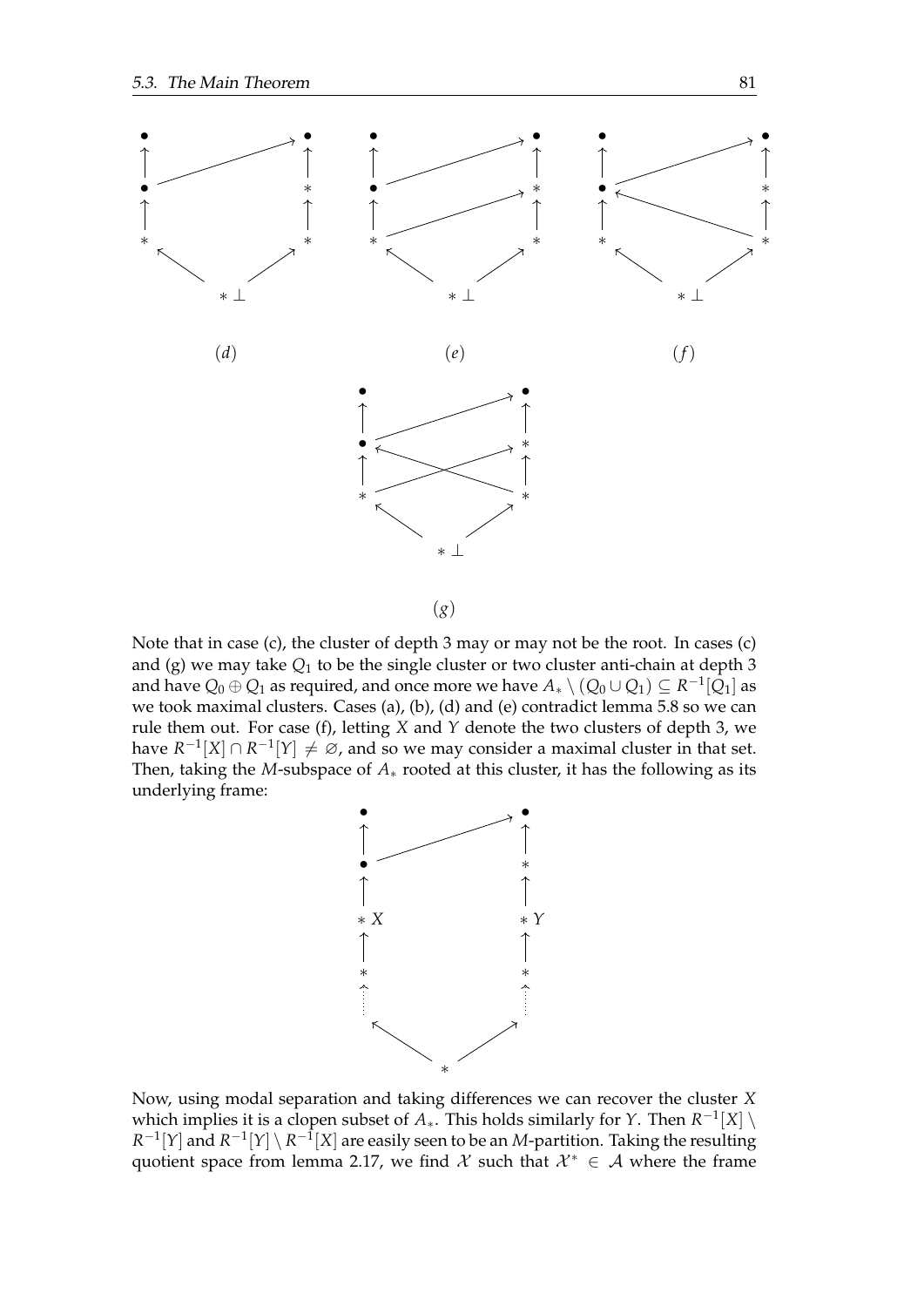(d) (e) (f)

(g)

Note that in case (c), the cluster of depth 3 may or may not be the root. In cases (c) and (g) we may take $Q_1$ to be the single cluster or two cluster anti-chain at depth 3 and have $Q_0 \oplus Q_1$ as required, and once more we have $A_* \setminus (Q_0 \cup Q_1) \subseteq R^{-1}[Q_1]$ as we took maximal clusters. Cases (a), (b), (d) and (e) contradict lemma 5.8 so we can rule them out. For case (f), letting $X$ and $Y$ denote the two clusters of depth 3, we have $R^{-1}[X] \cap R^{-1}[Y] \neq \varnothing$, and so we may consider a maximal cluster in that set. Then, taking the $M$-subspace of $A_*$ rooted at this cluster, it has the following as its underlying frame:

Now, using modal separation and taking differences we can recover the cluster $X$ which implies it is a clopen subset of $A_*$. This holds similarly for $Y$. Then $R^{-1}[X] \setminus R^{-1}[Y]$ and $R^{-1}[Y] \setminus R^{-1}[X]$ are easily seen to be an $M$-partition. Taking the resulting quotient space from lemma 2.17, we find $\mathcal{X}$ such that $\mathcal{X}^* \in \mathcal{A}$ where the frame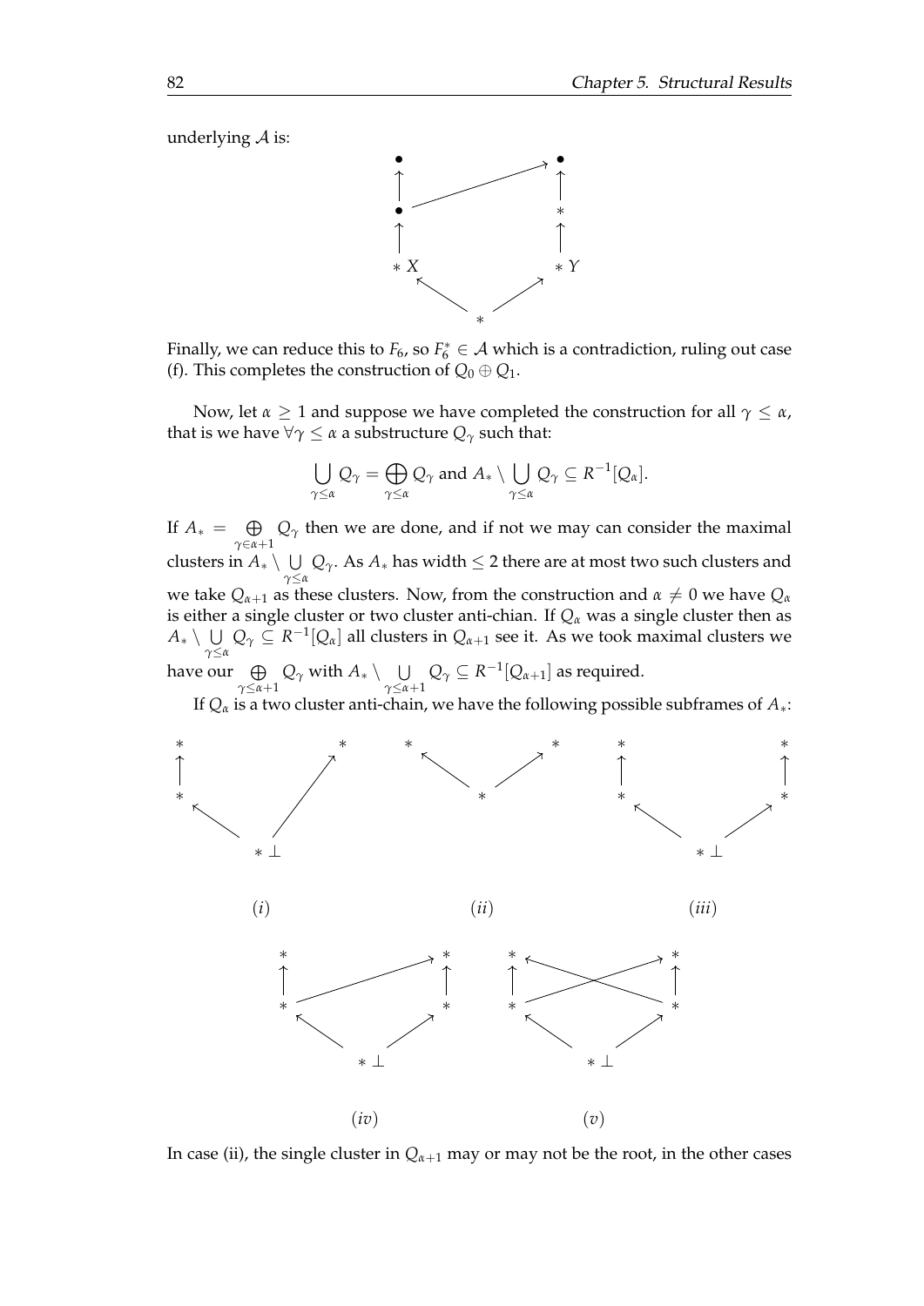underlying $\mathcal{A}$ is:

Finally, we can reduce this to $F_6$, so $F_6^* \in \mathcal{A}$ which is a contradiction, ruling out case (f). This completes the construction of $Q_0 \oplus Q_1$.

Now, let $\alpha \geq 1$ and suppose we have completed the construction for all $\gamma \leq \alpha$, that is we have $\forall \gamma \leq \alpha$ a substructure $Q_\gamma$ such that:

$$\bigcup_{\gamma \leq \alpha} Q_\gamma = \bigoplus_{\gamma \leq \alpha} Q_\gamma \text{ and } A_* \setminus \bigcup_{\gamma \leq \alpha} Q_\gamma \subseteq R^{-1}[Q_\alpha].$$

If $A_* = \bigoplus_{\gamma \in \alpha+1} Q_\gamma$ then we are done, and if not we may can consider the maximal clusters in $A_* \setminus \bigcup_{\gamma \leq \alpha} Q_\gamma$. As $A_*$ has width $\leq 2$ there are at most two such clusters and we take $Q_{\alpha+1}$ as these clusters. Now, from the construction and $\alpha \neq 0$ we have $Q_\alpha$ is either a single cluster or two cluster anti-chian. If $Q_\alpha$ was a single cluster then as $A_* \setminus \bigcup_{\gamma \leq \alpha} Q_\gamma \subseteq R^{-1}[Q_\alpha]$ all clusters in $Q_{\alpha+1}$ see it. As we took maximal clusters we have our $\bigoplus_{\gamma \leq \alpha+1} Q_\gamma$ with $A_* \setminus \bigcup_{\gamma \leq \alpha+1} Q_\gamma \subseteq R^{-1}[Q_{\alpha+1}]$ as required.

If $Q_\alpha$ is a two cluster anti-chain, we have the following possible subframes of $A_*$:

$(i)$ $(ii)$ $(iii)$

$(iv)$ $(v)$

In case (ii), the single cluster in $Q_{\alpha+1}$ may or may not be the root, in the other cases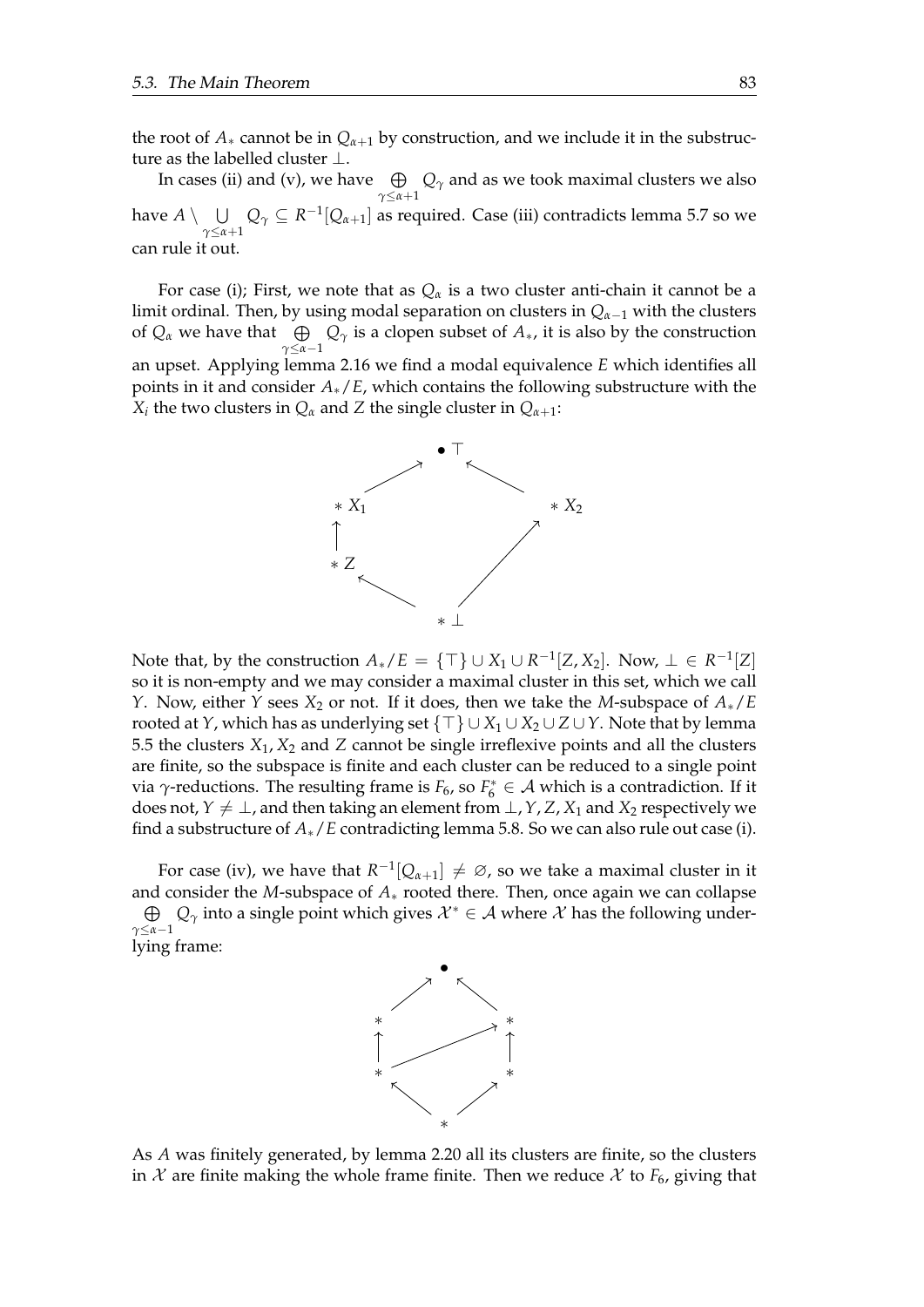the root of $A_*$ cannot be in $Q_{\alpha+1}$ by construction, and we include it in the substructure as the labelled cluster $\bot$.

In cases (ii) and (v), we have $\bigoplus_{\gamma \leq \alpha+1} Q_\gamma$ and as we took maximal clusters we also have $A \setminus \bigcup_{\gamma \leq \alpha+1} Q_\gamma \subseteq R^{-1}[Q_{\alpha+1}]$ as required. Case (iii) contradicts lemma 5.7 so we can rule it out.

For case (i); First, we note that as $Q_\alpha$ is a two cluster anti-chain it cannot be a limit ordinal. Then, by using modal separation on clusters in $Q_{\alpha-1}$ with the clusters of $Q_\alpha$ we have that $\bigoplus_{\gamma \leq \alpha-1} Q_\gamma$ is a clopen subset of $A_*$, it is also by the construction an upset. Applying lemma 2.16 we find a modal equivalence $E$ which identifies all points in it and consider $A_*/E$, which contains the following substructure with the $X_i$ the two clusters in $Q_\alpha$ and $Z$ the single cluster in $Q_{\alpha+1}$:

Note that, by the construction $A_*/E = \{\top\} \cup X_1 \cup R^{-1}[Z, X_2]$. Now, $\bot \in R^{-1}[Z]$ so it is non-empty and we may consider a maximal cluster in this set, which we call $Y$. Now, either $Y$ sees $X_2$ or not. If it does, then we take the $M$-subspace of $A_*/E$ rooted at $Y$, which has as underlying set $\{\top\} \cup X_1 \cup X_2 \cup Z \cup Y$. Note that by lemma 5.5 the clusters $X_1, X_2$ and $Z$ cannot be single irreflexive points and all the clusters are finite, so the subspace is finite and each cluster can be reduced to a single point via $\gamma$-reductions. The resulting frame is $F_6$, so $F_6^* \in \mathcal{A}$ which is a contradiction. If it does not, $Y \neq \bot$, and then taking an element from $\bot, Y, Z, X_1$ and $X_2$ respectively we find a substructure of $A_*/E$ contradicting lemma 5.8. So we can also rule out case (i).

For case (iv), we have that $R^{-1}[Q_{\alpha+1}] \neq \varnothing$, so we take a maximal cluster in it and consider the $M$-subspace of $A_*$ rooted there. Then, once again we can collapse $\bigoplus_{\gamma \leq \alpha-1} Q_\gamma$ into a single point which gives $\mathcal{X}^* \in \mathcal{A}$ where $\mathcal{X}$ has the following underlying frame:

As $A$ was finitely generated, by lemma 2.20 all its clusters are finite, so the clusters in $\mathcal{X}$ are finite making the whole frame finite. Then we reduce $\mathcal{X}$ to $F_6$, giving that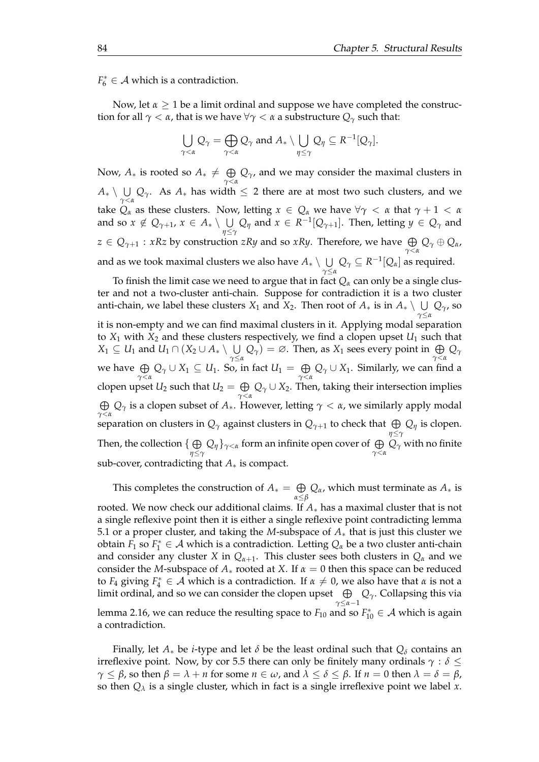$F_6^* \in \mathcal{A}$ which is a contradiction.

Now, let $\alpha \geq 1$ be a limit ordinal and suppose we have completed the construction for all $\gamma < \alpha$, that is we have $\forall \gamma < \alpha$ a substructure $Q_\gamma$ such that:

$$\bigcup_{\gamma<\alpha} Q_\gamma = \bigoplus_{\gamma<\alpha} Q_\gamma \text{ and } A_* \setminus \bigcup_{\eta \leq \gamma} Q_\eta \subseteq R^{-1}[Q_\gamma].$$

Now, $A_*$ is rooted so $A_* \neq \bigoplus_{\gamma<\alpha} Q_\gamma$, and we may consider the maximal clusters in $A_* \setminus \bigcup_{\gamma<\alpha} Q_\gamma$. As $A_*$ has width $\leq 2$ there are at most two such clusters, and we take $Q_\alpha$ as these clusters. Now, letting $x \in Q_\alpha$ we have $\forall \gamma < \alpha$ that $\gamma + 1 < \alpha$ and so $x \notin Q_{\gamma+1}$, $x \in A_* \setminus \bigcup_{\eta \leq \gamma} Q_\eta$ and $x \in R^{-1}[Q_{\gamma+1}]$. Then, letting $y \in Q_\gamma$ and $z \in Q_{\gamma+1} : xRz$ by construction $zRy$ and so $xRy$. Therefore, we have $\bigoplus_{\gamma<\alpha} Q_\gamma \oplus Q_\alpha$, and as we took maximal clusters we also have $A_* \setminus \bigcup_{\gamma \leq \alpha} Q_\gamma \subseteq R^{-1}[Q_\alpha]$ as required.

To finish the limit case we need to argue that in fact $Q_\alpha$ can only be a single cluster and not a two-cluster anti-chain. Suppose for contradiction it is a two cluster anti-chain, we label these clusters $X_1$ and $X_2$. Then root of $A_*$ is in $A_* \setminus \bigcup_{\gamma \leq \alpha} Q_\gamma$, so it is non-empty and we can find maximal clusters in it. Applying modal separation to $X_1$ with $X_2$ and these clusters respectively, we find a clopen upset $U_1$ such that $X_1 \subseteq U_1$ and $U_1 \cap (X_2 \cup A_* \setminus \bigcup_{\gamma \leq \alpha} Q_\gamma) = \varnothing$. Then, as $X_1$ sees every point in $\bigoplus_{\gamma<\alpha} Q_\gamma$ we have $\bigoplus_{\gamma<\alpha} Q_\gamma \cup X_1 \subseteq U_1$. So, in fact $U_1 = \bigoplus_{\gamma<\alpha} Q_\gamma \cup X_1$. Similarly, we can find a clopen upset $U_2$ such that $U_2 = \bigoplus_{\gamma<\alpha} Q_\gamma \cup X_2$. Then, taking their intersection implies $\bigoplus_{\gamma<\alpha} Q_\gamma$ is a clopen subset of $A_*$. However, letting $\gamma < \alpha$, we similarly apply modal separation on clusters in $Q_\gamma$ against clusters in $Q_{\gamma+1}$ to check that $\bigoplus_{\eta \leq \gamma} Q_\eta$ is clopen. Then, the collection $\{\bigoplus_{\eta \leq \gamma} Q_\eta\}_{\gamma<\alpha}$ form an infinite open cover of $\bigoplus_{\gamma<\alpha} Q_\gamma$ with no finite sub-cover, contradicting that $A_*$ is compact.

This completes the construction of $A_* = \bigoplus_{\alpha \leq \beta} Q_\alpha$, which must terminate as $A_*$ is rooted. We now check our additional claims. If $A_*$ has a maximal cluster that is not a single reflexive point then it is either a single reflexive point contradicting lemma 5.1 or a proper cluster, and taking the $M$-subspace of $A_*$ that is just this cluster we obtain $F_1$ so $F_1^* \in \mathcal{A}$ which is a contradiction. Letting $Q_\alpha$ be a two cluster anti-chain and consider any cluster $X$ in $Q_{\alpha+1}$. This cluster sees both clusters in $Q_\alpha$ and we consider the $M$-subspace of $A_*$ rooted at $X$. If $\alpha = 0$ then this space can be reduced to $F_4$ giving $F_4^* \in \mathcal{A}$ which is a contradiction. If $\alpha \neq 0$, we also have that $\alpha$ is not a limit ordinal, and so we can consider the clopen upset $\bigoplus_{\gamma \leq \alpha-1} Q_\gamma$. Collapsing this via lemma 2.16, we can reduce the resulting space to $F_{10}$ and so $F_{10}^* \in \mathcal{A}$ which is again a contradiction.

Finally, let $A_*$ be $i$-type and let $\delta$ be the least ordinal such that $Q_\delta$ contains an irreflexive point. Now, by cor 5.5 there can only be finitely many ordinals $\gamma : \delta \leq \gamma \leq \beta$, so then $\beta = \lambda + n$ for some $n \in \omega$, and $\lambda \leq \delta \leq \beta$. If $n = 0$ then $\lambda = \delta = \beta$, so then $Q_\lambda$ is a single cluster, which in fact is a single irreflexive point we label $x$.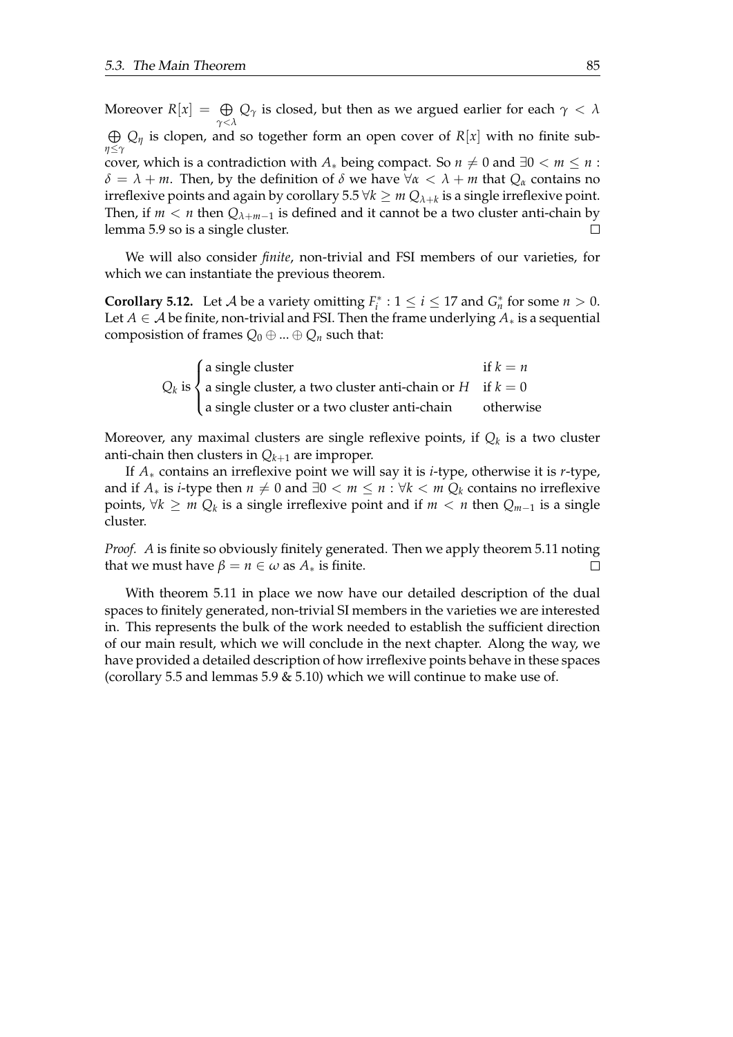Moreover $R[x] = \bigoplus_{\gamma<\lambda} Q_\gamma$ is closed, but then as we argued earlier for each $\gamma < \lambda$ $\bigoplus_{\eta\leq\gamma} Q_\eta$ is clopen, and so together form an open cover of $R[x]$ with no finite subcover, which is a contradiction with $A_*$ being compact. So $n \neq 0$ and $\exists 0 < m \leq n$ : $\delta = \lambda + m$. Then, by the definition of $\delta$ we have $\forall\alpha < \lambda + m$ that $Q_\alpha$ contains no irreflexive points and again by corollary 5.5 $\forall k \geq m$ $Q_{\lambda+k}$ is a single irreflexive point. Then, if $m < n$ then $Q_{\lambda+m-1}$ is defined and it cannot be a two cluster anti-chain by lemma 5.9 so is a single cluster. $\square$

We will also consider *finite*, non-trivial and FSI members of our varieties, for which we can instantiate the previous theorem.

**Corollary 5.12.** Let $\mathcal{A}$ be a variety omitting $F_i^* : 1 \leq i \leq 17$ and $G_n^*$ for some $n > 0$. Let $A \in \mathcal{A}$ be finite, non-trivial and FSI. Then the frame underlying $A_*$ is a sequential composistion of frames $Q_0 \oplus ... \oplus Q_n$ such that:

$$Q_k \text{ is } \begin{cases} \text{a single cluster} & \text{if } k = n \\ \text{a single cluster, a two cluster anti-chain or } H & \text{if } k = 0 \\ \text{a single cluster or a two cluster anti-chain} & \text{otherwise} \end{cases}$$

Moreover, any maximal clusters are single reflexive points, if $Q_k$ is a two cluster anti-chain then clusters in $Q_{k+1}$ are improper.

If $A_*$ contains an irreflexive point we will say it is *i*-type, otherwise it is *r*-type, and if $A_*$ is *i*-type then $n \neq 0$ and $\exists 0 < m \leq n : \forall k < m$ $Q_k$ contains no irreflexive points, $\forall k \geq m$ $Q_k$ is a single irreflexive point and if $m < n$ then $Q_{m-1}$ is a single cluster.

*Proof.* $A$ is finite so obviously finitely generated. Then we apply theorem 5.11 noting that we must have $\beta = n \in \omega$ as $A_*$ is finite. $\square$

With theorem 5.11 in place we now have our detailed description of the dual spaces to finitely generated, non-trivial SI members in the varieties we are interested in. This represents the bulk of the work needed to establish the sufficient direction of our main result, which we will conclude in the next chapter. Along the way, we have provided a detailed description of how irreflexive points behave in these spaces (corollary 5.5 and lemmas 5.9 & 5.10) which we will continue to make use of.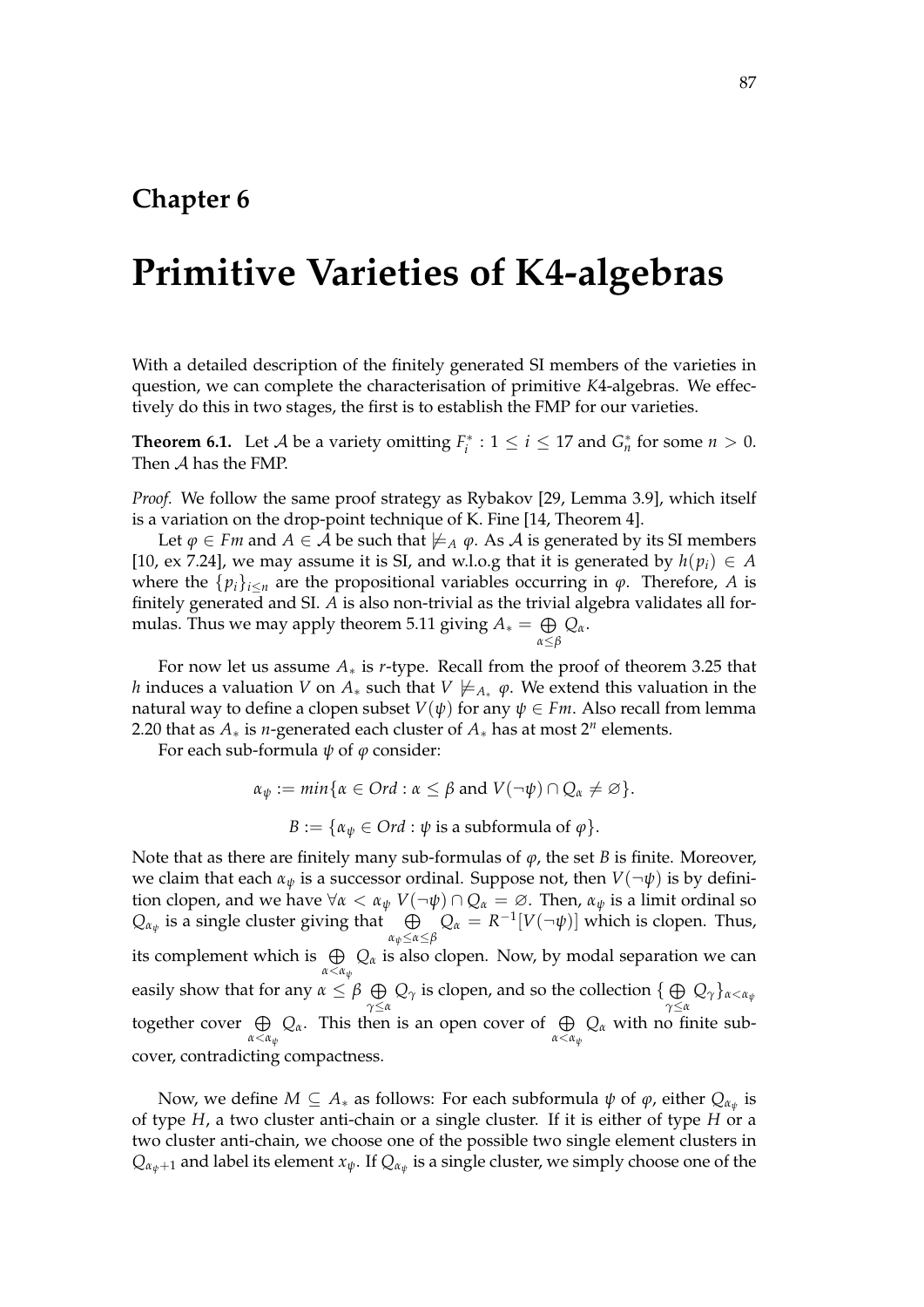# Chapter 6

# Primitive Varieties of K4-algebras

With a detailed description of the finitely generated SI members of the varieties in question, we can complete the characterisation of primitive $K4$-algebras. We effectively do this in two stages, the first is to establish the FMP for our varieties.

**Theorem 6.1.** Let $\mathcal{A}$ be a variety omitting $F_i^* : 1 \leq i \leq 17$ and $G_n^*$ for some $n > 0$. Then $\mathcal{A}$ has the FMP.

*Proof.* We follow the same proof strategy as Rybakov [29, Lemma 3.9], which itself is a variation on the drop-point technique of K. Fine [14, Theorem 4].

Let $\varphi \in Fm$ and $A \in \mathcal{A}$ be such that $\not\models_A \varphi$. As $\mathcal{A}$ is generated by its SI members [10, ex 7.24], we may assume it is SI, and w.l.o.g that it is generated by $h(p_i) \in A$ where the $\{p_i\}_{i \leq n}$ are the propositional variables occurring in $\varphi$. Therefore, $A$ is finitely generated and SI. $A$ is also non-trivial as the trivial algebra validates all formulas. Thus we may apply theorem 5.11 giving $A_* = \bigoplus_{\alpha \leq \beta} Q_\alpha$.

For now let us assume $A_*$ is $r$-type. Recall from the proof of theorem 3.25 that $h$ induces a valuation $V$ on $A_*$ such that $V \not\models_{A_*} \varphi$. We extend this valuation in the natural way to define a clopen subset $V(\psi)$ for any $\psi \in Fm$. Also recall from lemma 2.20 that as $A_*$ is $n$-generated each cluster of $A_*$ has at most $2^n$ elements.

For each sub-formula $\psi$ of $\varphi$ consider:

$$\alpha_\psi := min\{\alpha \in Ord : \alpha \leq \beta \text{ and } V(\neg\psi) \cap Q_\alpha \neq \varnothing\}.$$

$$B := \{\alpha_\psi \in Ord : \psi \text{ is a subformula of } \varphi\}.$$

Note that as there are finitely many sub-formulas of $\varphi$, the set $B$ is finite. Moreover, we claim that each $\alpha_\psi$ is a successor ordinal. Suppose not, then $V(\neg\psi)$ is by definition clopen, and we have $\forall \alpha < \alpha_\psi \; V(\neg\psi) \cap Q_\alpha = \varnothing$. Then, $\alpha_\psi$ is a limit ordinal so $Q_{\alpha_\psi}$ is a single cluster giving that $\bigoplus_{\alpha_\psi \leq \alpha \leq \beta} Q_\alpha = R^{-1}[V(\neg\psi)]$ which is clopen. Thus, its complement which is $\bigoplus_{\alpha < \alpha_\psi} Q_\alpha$ is also clopen. Now, by modal separation we can easily show that for any $\alpha \leq \beta$ $\bigoplus_{\gamma \leq \alpha} Q_\gamma$ is clopen, and so the collection $\{\bigoplus_{\gamma \leq \alpha} Q_\gamma\}_{\alpha < \alpha_\psi}$ together cover $\bigoplus_{\alpha < \alpha_\psi} Q_\alpha$. This then is an open cover of $\bigoplus_{\alpha < \alpha_\psi} Q_\alpha$ with no finite subcover, contradicting compactness.

Now, we define $M \subseteq A_*$ as follows: For each subformula $\psi$ of $\varphi$, either $Q_{\alpha_\psi}$ is of type $H$, a two cluster anti-chain or a single cluster. If it is either of type $H$ or a two cluster anti-chain, we choose one of the possible two single element clusters in $Q_{\alpha_\psi+1}$ and label its element $x_\psi$. If $Q_{\alpha_\psi}$ is a single cluster, we simply choose one of the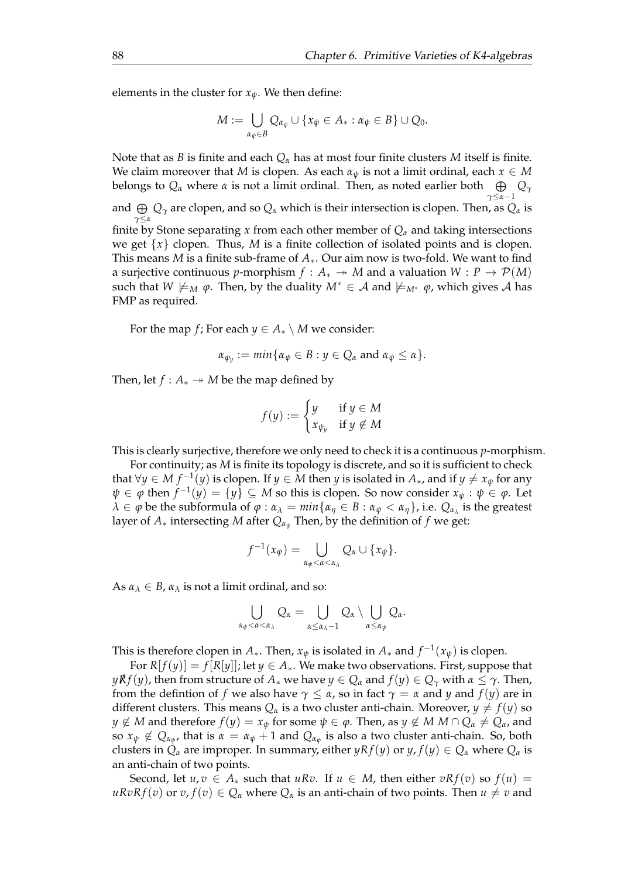elements in the cluster for $x_\psi$. We then define:

$$M := \bigcup_{\alpha_\psi \in B} Q_{\alpha_\psi} \cup \{x_\psi \in A_* : \alpha_\psi \in B\} \cup Q_0.$$

Note that as $B$ is finite and each $Q_\alpha$ has at most four finite clusters $M$ itself is finite. We claim moreover that $M$ is clopen. As each $\alpha_\psi$ is not a limit ordinal, each $x \in M$ belongs to $Q_\alpha$ where $\alpha$ is not a limit ordinal. Then, as noted earlier both $\bigoplus_{\gamma \leq \alpha - 1} Q_\gamma$ and $\bigoplus_{\gamma \leq \alpha} Q_\gamma$ are clopen, and so $Q_\alpha$ which is their intersection is clopen. Then, as $Q_\alpha$ is finite by Stone separating $x$ from each other member of $Q_\alpha$ and taking intersections we get $\{x\}$ clopen. Thus, $M$ is a finite collection of isolated points and is clopen. This means $M$ is a finite sub-frame of $A_*$. Our aim now is two-fold. We want to find a surjective continuous $p$-morphism $f : A_* \twoheadrightarrow M$ and a valuation $W : P \to \mathcal{P}(M)$ such that $W \not\models_M \varphi$. Then, by the duality $M^* \in \mathcal{A}$ and $\not\models_{M^*} \varphi$, which gives $\mathcal{A}$ has FMP as required.

For the map $f$; For each $y \in A_* \setminus M$ we consider:

$$\alpha_{\psi_y} := min\{\alpha_\psi \in B : y \in Q_\alpha \text{ and } \alpha_\psi \leq \alpha\}.$$

Then, let $f : A_* \twoheadrightarrow M$ be the map defined by

$$f(y) := \begin{cases} y & \text{if } y \in M \\ x_{\psi_y} & \text{if } y \notin M \end{cases}$$

This is clearly surjective, therefore we only need to check it is a continuous $p$-morphism.

For continuity; as $M$ is finite its topology is discrete, and so it is sufficient to check that $\forall y \in M$ $f^{-1}(y)$ is clopen. If $y \in M$ then $y$ is isolated in $A_*$, and if $y \neq x_\psi$ for any $\psi \in \varphi$ then $f^{-1}(y) = \{y\} \subseteq M$ so this is clopen. So now consider $x_\psi : \psi \in \varphi$. Let $\lambda \in \varphi$ be the subformula of $\varphi : \alpha_\lambda = min\{\alpha_\eta \in B : \alpha_\psi < \alpha_\eta\}$, i.e. $Q_{\alpha_\lambda}$ is the greatest layer of $A_*$ intersecting $M$ after $Q_{\alpha_\psi}$ Then, by the definition of $f$ we get:

$$f^{-1}(x_\psi) = \bigcup_{\alpha_\psi < \alpha < \alpha_\lambda} Q_\alpha \cup \{x_\psi\}.$$

As $\alpha_\lambda \in B$, $\alpha_\lambda$ is not a limit ordinal, and so:

$$\bigcup_{\alpha_\psi < \alpha < \alpha_\lambda} Q_\alpha = \bigcup_{\alpha \leq \alpha_\lambda - 1} Q_\alpha \setminus \bigcup_{\alpha \leq \alpha_\psi} Q_\alpha.$$

This is therefore clopen in $A_*$. Then, $x_\psi$ is isolated in $A_*$ and $f^{-1}(x_\psi)$ is clopen.

For $R[f(y)] = f[R[y]]$; let $y \in A_*$. We make two observations. First, suppose that $y \not R f(y)$, then from structure of $A_*$ we have $y \in Q_\alpha$ and $f(y) \in Q_\gamma$ with $\alpha \leq \gamma$. Then, from the defintion of $f$ we also have $\gamma \leq \alpha$, so in fact $\gamma = \alpha$ and $y$ and $f(y)$ are in different clusters. This means $Q_\alpha$ is a two cluster anti-chain. Moreover, $y \neq f(y)$ so $y \notin M$ and therefore $f(y) = x_\psi$ for some $\psi \in \varphi$. Then, as $y \notin M$ $M \cap Q_\alpha \neq Q_\alpha$, and so $x_\psi \notin Q_{\alpha_\psi}$, that is $\alpha = \alpha_\psi + 1$ and $Q_{\alpha_\psi}$ is also a two cluster anti-chain. So, both clusters in $Q_\alpha$ are improper. In summary, either $yRf(y)$ or $y, f(y) \in Q_\alpha$ where $Q_\alpha$ is an anti-chain of two points.

Second, let $u, v \in A_*$ such that $uRv$. If $u \in M$, then either $vRf(v)$ so $f(u) = uRvRf(v)$ or $v, f(v) \in Q_\alpha$ where $Q_\alpha$ is an anti-chain of two points. Then $u \neq v$ and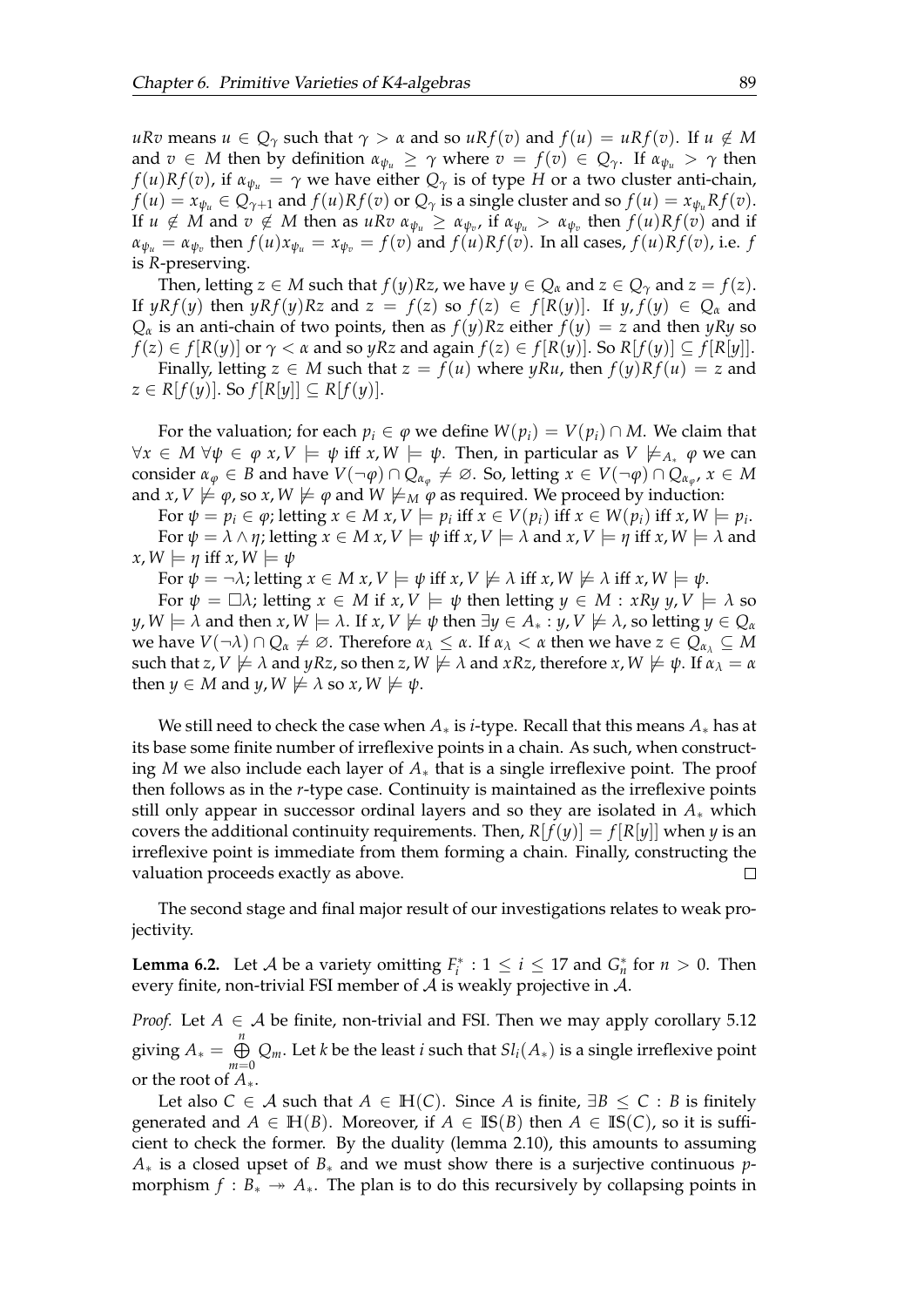$uRv$ means $u \in Q_\gamma$ such that $\gamma > \alpha$ and so $uRf(v)$ and $f(u) = uRf(v)$. If $u \notin M$ and $v \in M$ then by definition $\alpha_{\psi_u} \geq \gamma$ where $v = f(v) \in Q_\gamma$. If $\alpha_{\psi_u} > \gamma$ then $f(u)Rf(v)$, if $\alpha_{\psi_u} = \gamma$ we have either $Q_\gamma$ is of type $H$ or a two cluster anti-chain, $f(u) = x_{\psi_u} \in Q_{\gamma+1}$ and $f(u)Rf(v)$ or $Q_\gamma$ is a single cluster and so $f(u) = x_{\psi_u}Rf(v)$. If $u \notin M$ and $v \notin M$ then as $uRv$ $\alpha_{\psi_u} \geq \alpha_{\psi_v}$, if $\alpha_{\psi_u} > \alpha_{\psi_v}$ then $f(u)Rf(v)$ and if $\alpha_{\psi_u} = \alpha_{\psi_v}$ then $f(u)x_{\psi_u} = x_{\psi_v} = f(v)$ and $f(u)Rf(v)$. In all cases, $f(u)Rf(v)$, i.e. $f$ is $R$-preserving.

Then, letting $z \in M$ such that $f(y)Rz$, we have $y \in Q_\alpha$ and $z \in Q_\gamma$ and $z = f(z)$. If $yRf(y)$ then $yRf(y)Rz$ and $z = f(z)$ so $f(z) \in f[R(y)]$. If $y, f(y) \in Q_\alpha$ and $Q_\alpha$ is an anti-chain of two points, then as $f(y)Rz$ either $f(y) = z$ and then $yRy$ so $f(z) \in f[R(y)]$ or $\gamma < \alpha$ and so $yRz$ and again $f(z) \in f[R(y)]$. So $R[f(y)] \subseteq f[R[y]]$.

Finally, letting $z \in M$ such that $z = f(u)$ where $yRu$, then $f(y)Rf(u) = z$ and $z \in R[f(y)]$. So $f[R[y]] \subseteq R[f(y)]$.

For the valuation; for each $p_i \in \varphi$ we define $W(p_i) = V(p_i) \cap M$. We claim that $\forall x \in M\ \forall \psi \in \varphi\ x, V \models \psi$ iff $x, W \models \psi$. Then, in particular as $V \not\models_{A_*} \varphi$ we can consider $\alpha_\varphi \in B$ and have $V(\neg\varphi) \cap Q_{\alpha_\varphi} \neq \varnothing$. So, letting $x \in V(\neg\varphi) \cap Q_{\alpha_\varphi}$, $x \in M$ and $x, V \not\models \varphi$, so $x, W \not\models \varphi$ and $W \not\models_M \varphi$ as required. We proceed by induction:

For $\psi = p_i \in \varphi$; letting $x \in M$ $x, V \models p_i$ iff $x \in V(p_i)$ iff $x \in W(p_i)$ iff $x, W \models p_i$.

For $\psi = \lambda \wedge \eta$; letting $x \in M$ $x, V \models \psi$ iff $x, V \models \lambda$ and $x, V \models \eta$ iff $x, W \models \lambda$ and $x, W \models \eta$ iff $x, W \models \psi$

For $\psi = \neg\lambda$; letting $x \in M$ $x, V \models \psi$ iff $x, V \not\models \lambda$ iff $x, W \not\models \lambda$ iff $x, W \models \psi$.

For $\psi = \Box\lambda$; letting $x \in M$ if $x, V \models \psi$ then letting $y \in M : xRy$ $y, V \models \lambda$ so $y, W \models \lambda$ and then $x, W \models \lambda$. If $x, V \not\models \psi$ then $\exists y \in A_* : y, V \not\models \lambda$, so letting $y \in Q_\alpha$ we have $V(\neg\lambda) \cap Q_\alpha \neq \varnothing$. Therefore $\alpha_\lambda \leq \alpha$. If $\alpha_\lambda < \alpha$ then we have $z \in Q_{\alpha_\lambda} \subseteq M$ such that $z, V \not\models \lambda$ and $yRz$, so then $z, W \not\models \lambda$ and $xRz$, therefore $x, W \not\models \psi$. If $\alpha_\lambda = \alpha$ then $y \in M$ and $y, W \not\models \lambda$ so $x, W \not\models \psi$.

We still need to check the case when $A_*$ is $i$-type. Recall that this means $A_*$ has at its base some finite number of irreflexive points in a chain. As such, when constructing $M$ we also include each layer of $A_*$ that is a single irreflexive point. The proof then follows as in the $r$-type case. Continuity is maintained as the irreflexive points still only appear in successor ordinal layers and so they are isolated in $A_*$ which covers the additional continuity requirements. Then, $R[f(y)] = f[R[y]]$ when $y$ is an irreflexive point is immediate from them forming a chain. Finally, constructing the valuation proceeds exactly as above. □

The second stage and final major result of our investigations relates to weak projectivity.

**Lemma 6.2.** Let $\mathcal{A}$ be a variety omitting $F_i^* : 1 \leq i \leq 17$ and $G_n^*$ for $n > 0$. Then every finite, non-trivial FSI member of $\mathcal{A}$ is weakly projective in $\mathcal{A}$.

*Proof.* Let $A \in \mathcal{A}$ be finite, non-trivial and FSI. Then we may apply corollary 5.12 giving $A_* = \bigoplus_{m=0}^{n} Q_m$. Let $k$ be the least $i$ such that $Sl_i(A_*)$ is a single irreflexive point or the root of $A_*$.

Let also $C \in \mathcal{A}$ such that $A \in \mathbb{H}(C)$. Since $A$ is finite, $\exists B \leq C : B$ is finitely generated and $A \in \mathbb{H}(B)$. Moreover, if $A \in \mathbb{IS}(B)$ then $A \in \mathbb{IS}(C)$, so it is sufficient to check the former. By the duality (lemma 2.10), this amounts to assuming $A_*$ is a closed upset of $B_*$ and we must show there is a surjective continuous $p$-morphism $f : B_* \twoheadrightarrow A_*$. The plan is to do this recursively by collapsing points in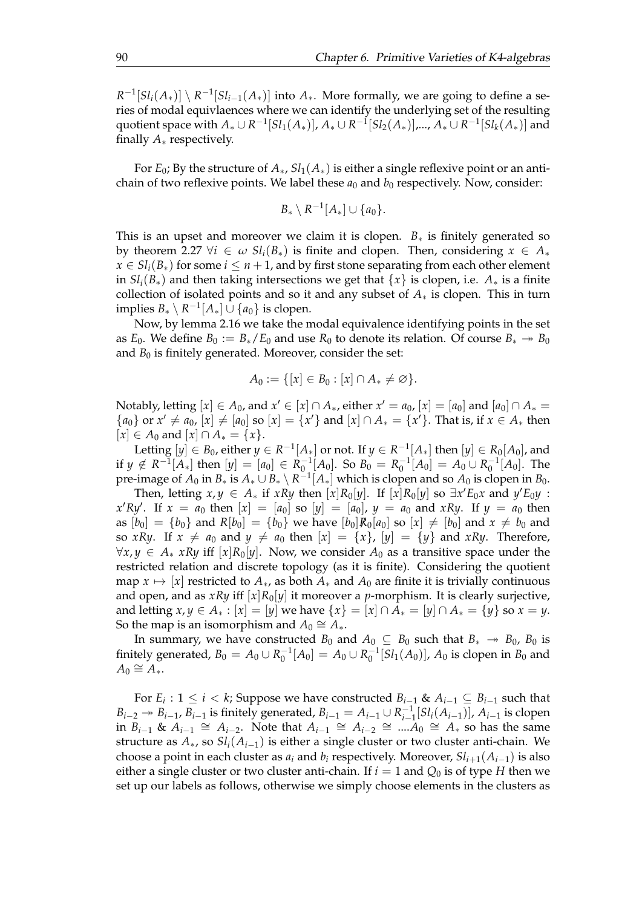$R^{-1}[Sl_i(A_*)] \setminus R^{-1}[Sl_{i-1}(A_*)]$ into $A_*$. More formally, we are going to define a series of modal equivlaences where we can identify the underlying set of the resulting quotient space with $A_* \cup R^{-1}[Sl_1(A_*)]$, $A_* \cup R^{-1}[Sl_2(A_*)]$,..., $A_* \cup R^{-1}[Sl_k(A_*)]$ and finally $A_*$ respectively.

For $E_0$; By the structure of $A_*$, $Sl_1(A_*)$ is either a single reflexive point or an anti-chain of two reflexive points. We label these $a_0$ and $b_0$ respectively. Now, consider:

$$B_* \setminus R^{-1}[A_*] \cup \{a_0\}.$$

This is an upset and moreover we claim it is clopen. $B_*$ is finitely generated so by theorem 2.27 $\forall i \in \omega$ $Sl_i(B_*)$ is finite and clopen. Then, considering $x \in A_*$ $x \in Sl_i(B_*)$ for some $i \leq n+1$, and by first stone separating from each other element in $Sl_i(B_*)$ and then taking intersections we get that $\{x\}$ is clopen, i.e. $A_*$ is a finite collection of isolated points and so it and any subset of $A_*$ is clopen. This in turn implies $B_* \setminus R^{-1}[A_*] \cup \{a_0\}$ is clopen.

Now, by lemma 2.16 we take the modal equivalence identifying points in the set as $E_0$. We define $B_0 := B_*/E_0$ and use $R_0$ to denote its relation. Of course $B_* \twoheadrightarrow B_0$ and $B_0$ is finitely generated. Moreover, consider the set:

$$A_0 := \{[x] \in B_0 : [x] \cap A_* \neq \varnothing\}.$$

Notably, letting $[x] \in A_0$, and $x' \in [x] \cap A_*$, either $x' = a_0$, $[x] = [a_0]$ and $[a_0] \cap A_* = \{a_0\}$ or $x' \neq a_0$, $[x] \neq [a_0]$ so $[x] = \{x'\}$ and $[x] \cap A_* = \{x'\}$. That is, if $x \in A_*$ then $[x] \in A_0$ and $[x] \cap A_* = \{x\}$.

Letting $[y] \in B_0$, either $y \in R^{-1}[A_*]$ or not. If $y \in R^{-1}[A_*]$ then $[y] \in R_0[A_0]$, and if $y \notin R^{-1}[A_*]$ then $[y] = [a_0] \in R_0^{-1}[A_0]$. So $B_0 = R_0^{-1}[A_0] = A_0 \cup R_0^{-1}[A_0]$. The pre-image of $A_0$ in $B_*$ is $A_* \cup B_* \setminus R^{-1}[A_*]$ which is clopen and so $A_0$ is clopen in $B_0$.

Then, letting $x, y \in A_*$ if $xRy$ then $[x]R_0[y]$. If $[x]R_0[y]$ so $\exists x' E_0 x$ and $y' E_0 y$ : $x'Ry'$. If $x = a_0$ then $[x] = [a_0]$ so $[y] = [a_0]$, $y = a_0$ and $xRy$. If $y = a_0$ then as $[b_0] = \{b_0\}$ and $R[b_0] = \{b_0\}$ we have $[b_0] \not R_0 [a_0]$ so $[x] \neq [b_0]$ and $x \neq b_0$ and so $xRy$. If $x \neq a_0$ and $y \neq a_0$ then $[x] = \{x\}$, $[y] = \{y\}$ and $xRy$. Therefore, $\forall x, y \in A_*$ $xRy$ iff $[x]R_0[y]$. Now, we consider $A_0$ as a transitive space under the restricted relation and discrete topology (as it is finite). Considering the quotient map $x \mapsto [x]$ restricted to $A_*$, as both $A_*$ and $A_0$ are finite it is trivially continuous and open, and as $xRy$ iff $[x]R_0[y]$ it moreover a $p$-morphism. It is clearly surjective, and letting $x, y \in A_* : [x] = [y]$ we have $\{x\} = [x] \cap A_* = [y] \cap A_* = \{y\}$ so $x = y$. So the map is an isomorphism and $A_0 \cong A_*$.

In summary, we have constructed $B_0$ and $A_0 \subseteq B_0$ such that $B_* \twoheadrightarrow B_0$, $B_0$ is finitely generated, $B_0 = A_0 \cup R_0^{-1}[A_0] = A_0 \cup R_0^{-1}[Sl_1(A_0)]$, $A_0$ is clopen in $B_0$ and $A_0 \cong A_*$.

For $E_i : 1 \leq i < k$; Suppose we have constructed $B_{i-1}$ & $A_{i-1} \subseteq B_{i-1}$ such that $B_{i-2} \twoheadrightarrow B_{i-1}$, $B_{i-1}$ is finitely generated, $B_{i-1} = A_{i-1} \cup R_{i-1}^{-1}[Sl_i(A_{i-1})]$, $A_{i-1}$ is clopen in $B_{i-1}$ & $A_{i-1} \cong A_{i-2}$. Note that $A_{i-1} \cong A_{i-2} \cong ....A_0 \cong A_*$ so has the same structure as $A_*$, so $Sl_i(A_{i-1})$ is either a single cluster or two cluster anti-chain. We choose a point in each cluster as $a_i$ and $b_i$ respectively. Moreover, $Sl_{i+1}(A_{i-1})$ is also either a single cluster or two cluster anti-chain. If $i = 1$ and $Q_0$ is of type $H$ then we set up our labels as follows, otherwise we simply choose elements in the clusters as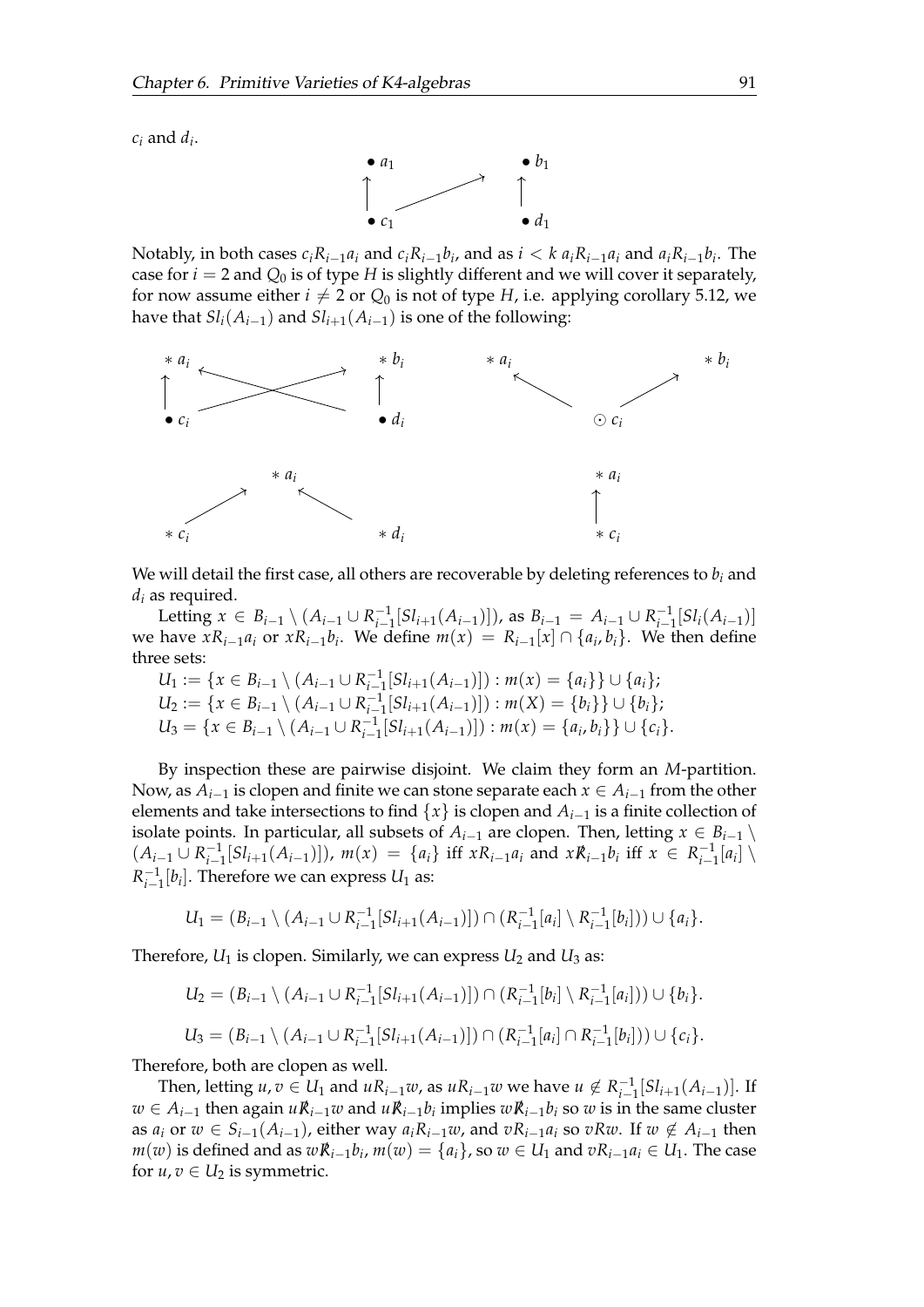$c_i$ and $d_i$.

Notably, in both cases $c_i R_{i-1} a_i$ and $c_i R_{i-1} b_i$, and as $i < k$ $a_i R_{i-1} a_i$ and $a_i R_{i-1} b_i$. The case for $i = 2$ and $Q_0$ is of type $H$ is slightly different and we will cover it separately, for now assume either $i \neq 2$ or $Q_0$ is not of type $H$, i.e. applying corollary 5.12, we have that $Sl_i(A_{i-1})$ and $Sl_{i+1}(A_{i-1})$ is one of the following:

We will detail the first case, all others are recoverable by deleting references to $b_i$ and $d_i$ as required.

Letting $x \in B_{i-1} \setminus (A_{i-1} \cup R_{i-1}^{-1}[Sl_{i+1}(A_{i-1})])$, as $B_{i-1} = A_{i-1} \cup R_{i-1}^{-1}[Sl_i(A_{i-1})]$ we have $x R_{i-1} a_i$ or $x R_{i-1} b_i$. We define $m(x) = R_{i-1}[x] \cap \{a_i, b_i\}$. We then define three sets:

$U_1 := \{x \in B_{i-1} \setminus (A_{i-1} \cup R_{i-1}^{-1}[Sl_{i+1}(A_{i-1})]) : m(x) = \{a_i\}\} \cup \{a_i\}$;
$U_2 := \{x \in B_{i-1} \setminus (A_{i-1} \cup R_{i-1}^{-1}[Sl_{i+1}(A_{i-1})]) : m(X) = \{b_i\}\} \cup \{b_i\}$;
$U_3 = \{x \in B_{i-1} \setminus (A_{i-1} \cup R_{i-1}^{-1}[Sl_{i+1}(A_{i-1})]) : m(x) = \{a_i, b_i\}\} \cup \{c_i\}$.

By inspection these are pairwise disjoint. We claim they form an $M$-partition. Now, as $A_{i-1}$ is clopen and finite we can stone separate each $x \in A_{i-1}$ from the other elements and take intersections to find $\{x\}$ is clopen and $A_{i-1}$ is a finite collection of isolate points. In particular, all subsets of $A_{i-1}$ are clopen. Then, letting $x \in B_{i-1} \setminus (A_{i-1} \cup R_{i-1}^{-1}[Sl_{i+1}(A_{i-1})])$, $m(x) = \{a_i\}$ iff $x R_{i-1} a_i$ and $x \not R_{i-1} b_i$ iff $x \in R_{i-1}^{-1}[a_i] \setminus R_{i-1}^{-1}[b_i]$. Therefore we can express $U_1$ as:

$$U_1 = (B_{i-1} \setminus (A_{i-1} \cup R_{i-1}^{-1}[Sl_{i+1}(A_{i-1})]) \cap (R_{i-1}^{-1}[a_i] \setminus R_{i-1}^{-1}[b_i])) \cup \{a_i\}.$$

Therefore, $U_1$ is clopen. Similarly, we can express $U_2$ and $U_3$ as:

$$U_2 = (B_{i-1} \setminus (A_{i-1} \cup R_{i-1}^{-1}[Sl_{i+1}(A_{i-1})]) \cap (R_{i-1}^{-1}[b_i] \setminus R_{i-1}^{-1}[a_i])) \cup \{b_i\}.$$

$$U_3 = (B_{i-1} \setminus (A_{i-1} \cup R_{i-1}^{-1}[Sl_{i+1}(A_{i-1})]) \cap (R_{i-1}^{-1}[a_i] \cap R_{i-1}^{-1}[b_i])) \cup \{c_i\}.$$

Therefore, both are clopen as well.

Then, letting $u, v \in U_1$ and $u R_{i-1} w$, as $u R_{i-1} w$ we have $u \notin R_{i-1}^{-1}[Sl_{i+1}(A_{i-1})]$. If $w \in A_{i-1}$ then again $u \not R_{i-1} w$ and $u \not R_{i-1} b_i$ implies $w \not R_{i-1} b_i$ so $w$ is in the same cluster as $a_i$ or $w \in S_{i-1}(A_{i-1})$, either way $a_i R_{i-1} w$, and $v R_{i-1} a_i$ so $v R w$. If $w \notin A_{i-1}$ then $m(w)$ is defined and as $w \not R_{i-1} b_i$, $m(w) = \{a_i\}$, so $w \in U_1$ and $v R_{i-1} a_i \in U_1$. The case for $u, v \in U_2$ is symmetric.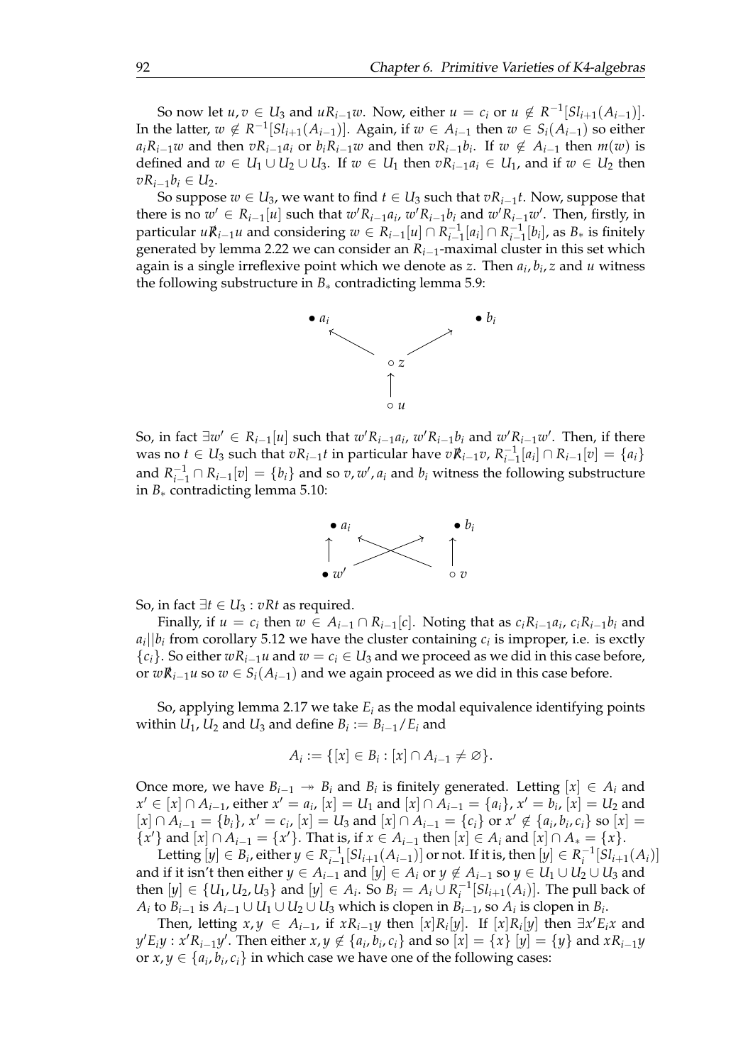So now let $u, v \in U_3$ and $uR_{i-1}w$. Now, either $u = c_i$ or $u \notin R^{-1}[Sl_{i+1}(A_{i-1})]$. In the latter, $w \notin R^{-1}[Sl_{i+1}(A_{i-1})]$. Again, if $w \in A_{i-1}$ then $w \in S_i(A_{i-1})$ so either $a_i R_{i-1} w$ and then $vR_{i-1}a_i$ or $b_i R_{i-1} w$ and then $vR_{i-1}b_i$. If $w \notin A_{i-1}$ then $m(w)$ is defined and $w \in U_1 \cup U_2 \cup U_3$. If $w \in U_1$ then $vR_{i-1}a_i \in U_1$, and if $w \in U_2$ then $vR_{i-1}b_i \in U_2$.

So suppose $w \in U_3$, we want to find $t \in U_3$ such that $vR_{i-1}t$. Now, suppose that there is no $w' \in R_{i-1}[u]$ such that $w'R_{i-1}a_i$, $w'R_{i-1}b_i$ and $w'R_{i-1}w'$. Then, firstly, in particular $u\not{R}_{i-1}u$ and considering $w \in R_{i-1}[u] \cap R_{i-1}^{-1}[a_i] \cap R_{i-1}^{-1}[b_i]$, as $B_*$ is finitely generated by lemma 2.22 we can consider an $R_{i-1}$-maximal cluster in this set which again is a single irreflexive point which we denote as $z$. Then $a_i, b_i, z$ and $u$ witness the following substructure in $B_*$ contradicting lemma 5.9:

So, in fact $\exists w' \in R_{i-1}[u]$ such that $w'R_{i-1}a_i$, $w'R_{i-1}b_i$ and $w'R_{i-1}w'$. Then, if there was no $t \in U_3$ such that $vR_{i-1}t$ in particular have $v\not{R}_{i-1}v$, $R_{i-1}^{-1}[a_i] \cap R_{i-1}[v] = \{a_i\}$ and $R_{i-1}^{-1} \cap R_{i-1}[v] = \{b_i\}$ and so $v, w', a_i$ and $b_i$ witness the following substructure in $B_*$ contradicting lemma 5.10:

So, in fact $\exists t \in U_3 : vRt$ as required.

Finally, if $u = c_i$ then $w \in A_{i-1} \cap R_{i-1}[c]$. Noting that as $c_i R_{i-1} a_i$, $c_i R_{i-1} b_i$ and $a_i || b_i$ from corollary 5.12 we have the cluster containing $c_i$ is improper, i.e. is exctly $\{c_i\}$. So either $wR_{i-1}u$ and $w = c_i \in U_3$ and we proceed as we did in this case before, or $w\not{R}_{i-1}u$ so $w \in S_i(A_{i-1})$ and we again proceed as we did in this case before.

So, applying lemma 2.17 we take $E_i$ as the modal equivalence identifying points within $U_1$, $U_2$ and $U_3$ and define $B_i := B_{i-1}/E_i$ and

$$A_i := \{[x] \in B_i : [x] \cap A_{i-1} \neq \varnothing\}.$$

Once more, we have $B_{i-1} \twoheadrightarrow B_i$ and $B_i$ is finitely generated. Letting $[x] \in A_i$ and $x' \in [x] \cap A_{i-1}$, either $x' = a_i$, $[x] = U_1$ and $[x] \cap A_{i-1} = \{a_i\}$, $x' = b_i$, $[x] = U_2$ and $[x] \cap A_{i-1} = \{b_i\}$, $x' = c_i$, $[x] = U_3$ and $[x] \cap A_{i-1} = \{c_i\}$ or $x' \notin \{a_i, b_i, c_i\}$ so $[x] = \{x'\}$ and $[x] \cap A_{i-1} = \{x'\}$. That is, if $x \in A_{i-1}$ then $[x] \in A_i$ and $[x] \cap A_* = \{x\}$.

Letting $[y] \in B_i$, either $y \in R_{i-1}^{-1}[Sl_{i+1}(A_{i-1})]$ or not. If it is, then $[y] \in R_i^{-1}[Sl_{i+1}(A_i)]$ and if it isn't then either $y \in A_{i-1}$ and $[y] \in A_i$ or $y \notin A_{i-1}$ so $y \in U_1 \cup U_2 \cup U_3$ and then $[y] \in \{U_1, U_2, U_3\}$ and $[y] \in A_i$. So $B_i = A_i \cup R_i^{-1}[Sl_{i+1}(A_i)]$. The pull back of $A_i$ to $B_{i-1}$ is $A_{i-1} \cup U_1 \cup U_2 \cup U_3$ which is clopen in $B_{i-1}$, so $A_i$ is clopen in $B_i$.

Then, letting $x, y \in A_{i-1}$, if $xR_{i-1}y$ then $[x]R_i[y]$. If $[x]R_i[y]$ then $\exists x'E_i x$ and $y'E_i y : x'R_{i-1}y'$. Then either $x, y \notin \{a_i, b_i, c_i\}$ and so $[x] = \{x\}$ $[y] = \{y\}$ and $xR_{i-1}y$ or $x, y \in \{a_i, b_i, c_i\}$ in which case we have one of the following cases: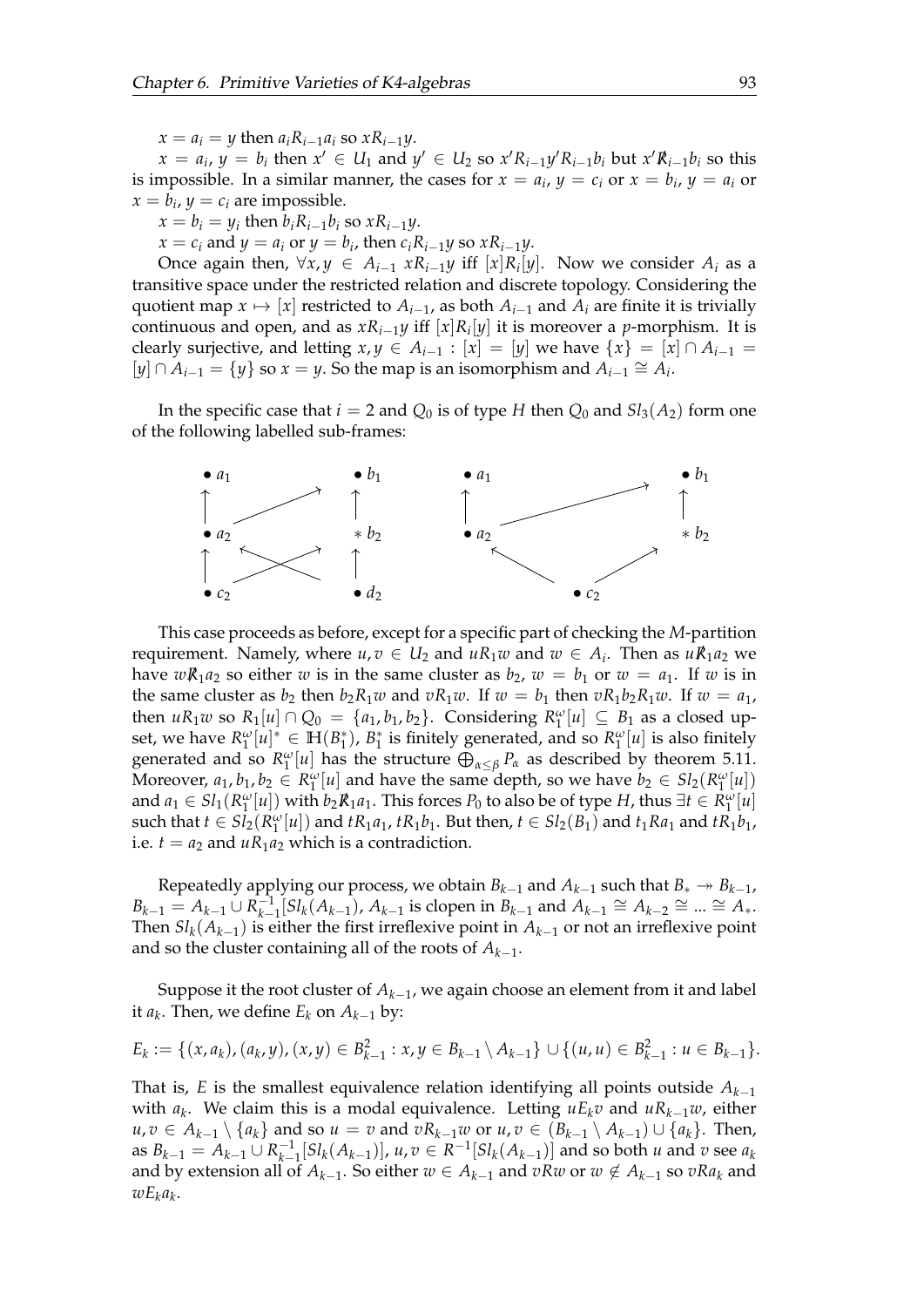$x = a_i = y$ then $a_i R_{i-1} a_i$ so $x R_{i-1} y$.

$x = a_i$, $y = b_i$ then $x' \in U_1$ and $y' \in U_2$ so $x' R_{i-1} y' R_{i-1} b_i$ but $x' \not R_{i-1} b_i$ so this is impossible. In a similar manner, the cases for $x = a_i$, $y = c_i$ or $x = b_i$, $y = a_i$ or $x = b_i$, $y = c_i$ are impossible.

$x = b_i = y_i$ then $b_i R_{i-1} b_i$ so $x R_{i-1} y$.

$x = c_i$ and $y = a_i$ or $y = b_i$, then $c_i R_{i-1} y$ so $x R_{i-1} y$.

Once again then, $\forall x, y \in A_{i-1}$ $x R_{i-1} y$ iff $[x] R_i [y]$. Now we consider $A_i$ as a transitive space under the restricted relation and discrete topology. Considering the quotient map $x \mapsto [x]$ restricted to $A_{i-1}$, as both $A_{i-1}$ and $A_i$ are finite it is trivially continuous and open, and as $x R_{i-1} y$ iff $[x] R_i [y]$ it is moreover a $p$-morphism. It is clearly surjective, and letting $x, y \in A_{i-1} : [x] = [y]$ we have $\{x\} = [x] \cap A_{i-1} = [y] \cap A_{i-1} = \{y\}$ so $x = y$. So the map is an isomorphism and $A_{i-1} \cong A_i$.

In the specific case that $i = 2$ and $Q_0$ is of type $H$ then $Q_0$ and $Sl_3(A_2)$ form one of the following labelled sub-frames:

This case proceeds as before, except for a specific part of checking the $M$-partition requirement. Namely, where $u, v \in U_2$ and $u R_1 w$ and $w \in A_i$. Then as $u \not R_1 a_2$ we have $w \not R_1 a_2$ so either $w$ is in the same cluster as $b_2$, $w = b_1$ or $w = a_1$. If $w$ is in the same cluster as $b_2$ then $b_2 R_1 w$ and $v R_1 w$. If $w = b_1$ then $v R_1 b_2 R_1 w$. If $w = a_1$, then $u R_1 w$ so $R_1[u] \cap Q_0 = \{a_1, b_1, b_2\}$. Considering $R_1^{\omega}[u] \subseteq B_1$ as a closed upset, we have $R_1^{\omega}[u]^* \in \mathbb{H}(B_1^*)$, $B_1^*$ is finitely generated, and so $R_1^{\omega}[u]$ is also finitely generated and so $R_1^{\omega}[u]$ has the structure $\bigoplus_{\alpha \leq \beta} P_\alpha$ as described by theorem 5.11. Moreover, $a_1, b_1, b_2 \in R_1^{\omega}[u]$ and have the same depth, so we have $b_2 \in Sl_2(R_1^{\omega}[u])$ and $a_1 \in Sl_1(R_1^{\omega}[u])$ with $b_2 \not R_1 a_1$. This forces $P_0$ to also be of type $H$, thus $\exists t \in R_1^{\omega}[u]$ such that $t \in Sl_2(R_1^{\omega}[u])$ and $t R_1 a_1$, $t R_1 b_1$. But then, $t \in Sl_2(B_1)$ and $t_1 R a_1$ and $t R_1 b_1$, i.e. $t = a_2$ and $u R_1 a_2$ which is a contradiction.

Repeatedly applying our process, we obtain $B_{k-1}$ and $A_{k-1}$ such that $B_* \twoheadrightarrow B_{k-1}$, $B_{k-1} = A_{k-1} \cup R_{k-1}^{-1}[Sl_k(A_{k-1})$, $A_{k-1}$ is clopen in $B_{k-1}$ and $A_{k-1} \cong A_{k-2} \cong ... \cong A_*$. Then $Sl_k(A_{k-1})$ is either the first irreflexive point in $A_{k-1}$ or not an irreflexive point and so the cluster containing all of the roots of $A_{k-1}$.

Suppose it the root cluster of $A_{k-1}$, we again choose an element from it and label it $a_k$. Then, we define $E_k$ on $A_{k-1}$ by:

$$E_k := \{(x, a_k), (a_k, y), (x, y) \in B_{k-1}^2 : x, y \in B_{k-1} \setminus A_{k-1}\} \cup \{(u, u) \in B_{k-1}^2 : u \in B_{k-1}\}.$$

That is, $E$ is the smallest equivalence relation identifying all points outside $A_{k-1}$ with $a_k$. We claim this is a modal equivalence. Letting $u E_k v$ and $u R_{k-1} w$, either $u, v \in A_{k-1} \setminus \{a_k\}$ and so $u = v$ and $v R_{k-1} w$ or $u, v \in (B_{k-1} \setminus A_{k-1}) \cup \{a_k\}$. Then, as $B_{k-1} = A_{k-1} \cup R_{k-1}^{-1}[Sl_k(A_{k-1})]$, $u, v \in R^{-1}[Sl_k(A_{k-1})]$ and so both $u$ and $v$ see $a_k$ and by extension all of $A_{k-1}$. So either $w \in A_{k-1}$ and $v R w$ or $w \notin A_{k-1}$ so $v R a_k$ and $w E_k a_k$.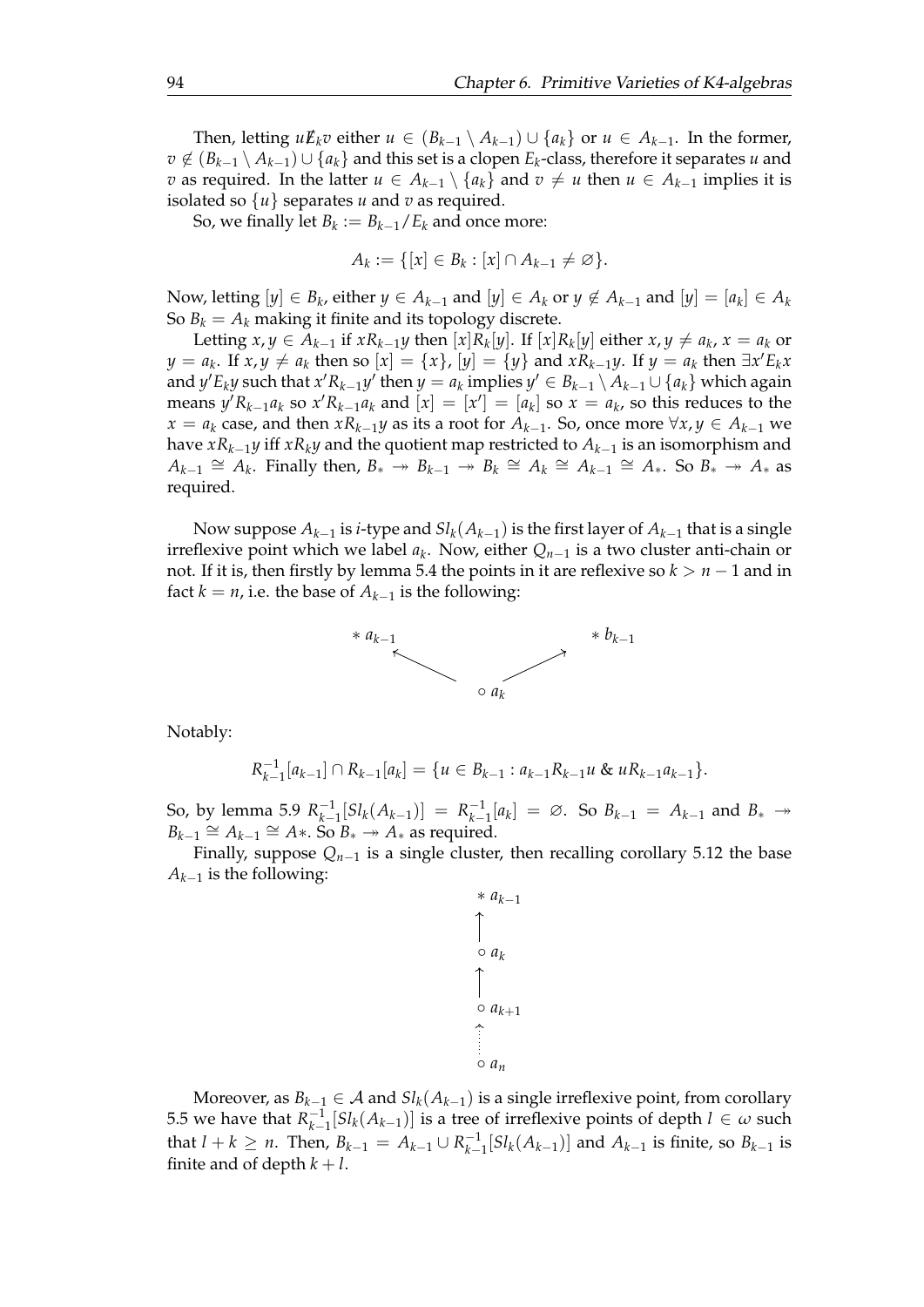Then, letting $u \not{E}_k v$ either $u \in (B_{k-1} \setminus A_{k-1}) \cup \{a_k\}$ or $u \in A_{k-1}$. In the former, $v \notin (B_{k-1} \setminus A_{k-1}) \cup \{a_k\}$ and this set is a clopen $E_k$-class, therefore it separates $u$ and $v$ as required. In the latter $u \in A_{k-1} \setminus \{a_k\}$ and $v \neq u$ then $u \in A_{k-1}$ implies it is isolated so $\{u\}$ separates $u$ and $v$ as required.

So, we finally let $B_k := B_{k-1}/E_k$ and once more:

$$A_k := \{[x] \in B_k : [x] \cap A_{k-1} \neq \varnothing\}.$$

Now, letting $[y] \in B_k$, either $y \in A_{k-1}$ and $[y] \in A_k$ or $y \notin A_{k-1}$ and $[y] = [a_k] \in A_k$ So $B_k = A_k$ making it finite and its topology discrete.

Letting $x, y \in A_{k-1}$ if $xR_{k-1}y$ then $[x]R_k[y]$. If $[x]R_k[y]$ either $x, y \neq a_k$, $x = a_k$ or $y = a_k$. If $x, y \neq a_k$ then so $[x] = \{x\}$, $[y] = \{y\}$ and $xR_{k-1}y$. If $y = a_k$ then $\exists x' E_k x$ and $y' E_k y$ such that $x' R_{k-1} y'$ then $y = a_k$ implies $y' \in B_{k-1} \setminus A_{k-1} \cup \{a_k\}$ which again means $y' R_{k-1} a_k$ so $x' R_{k-1} a_k$ and $[x] = [x'] = [a_k]$ so $x = a_k$, so this reduces to the $x = a_k$ case, and then $xR_{k-1}y$ as its a root for $A_{k-1}$. So, once more $\forall x, y \in A_{k-1}$ we have $xR_{k-1}y$ iff $xR_k y$ and the quotient map restricted to $A_{k-1}$ is an isomorphism and $A_{k-1} \cong A_k$. Finally then, $B_* \twoheadrightarrow B_{k-1} \twoheadrightarrow B_k \cong A_k \cong A_{k-1} \cong A_*$. So $B_* \twoheadrightarrow A_*$ as required.

Now suppose $A_{k-1}$ is $i$-type and $Sl_k(A_{k-1})$ is the first layer of $A_{k-1}$ that is a single irreflexive point which we label $a_k$. Now, either $Q_{n-1}$ is a two cluster anti-chain or not. If it is, then firstly by lemma 5.4 the points in it are reflexive so $k > n-1$ and in fact $k = n$, i.e. the base of $A_{k-1}$ is the following:

$$\begin{array}{ccc} * \, a_{k-1} & & * \, b_{k-1} \\ \nwarrow & & \nearrow \\ & \circ \, a_k & \end{array}$$

Notably:

$$R_{k-1}^{-1}[a_{k-1}] \cap R_{k-1}[a_k] = \{u \in B_{k-1} : a_{k-1}R_{k-1}u \;\&\; uR_{k-1}a_{k-1}\}.$$

So, by lemma 5.9 $R_{k-1}^{-1}[Sl_k(A_{k-1})] = R_{k-1}^{-1}[a_k] = \varnothing$. So $B_{k-1} = A_{k-1}$ and $B_* \twoheadrightarrow B_{k-1} \cong A_{k-1} \cong A*$. So $B_* \twoheadrightarrow A_*$ as required.

Finally, suppose $Q_{n-1}$ is a single cluster, then recalling corollary 5.12 the base $A_{k-1}$ is the following:

$$\begin{array}{c} * \, a_{k-1} \\ \uparrow \\ \circ \, a_k \\ \uparrow \\ \circ \, a_{k+1} \\ \vdots \\ \circ \, a_n \end{array}$$

Moreover, as $B_{k-1} \in \mathcal{A}$ and $Sl_k(A_{k-1})$ is a single irreflexive point, from corollary 5.5 we have that $R_{k-1}^{-1}[Sl_k(A_{k-1})]$ is a tree of irreflexive points of depth $l \in \omega$ such that $l + k \geq n$. Then, $B_{k-1} = A_{k-1} \cup R_{k-1}^{-1}[Sl_k(A_{k-1})]$ and $A_{k-1}$ is finite, so $B_{k-1}$ is finite and of depth $k + l$.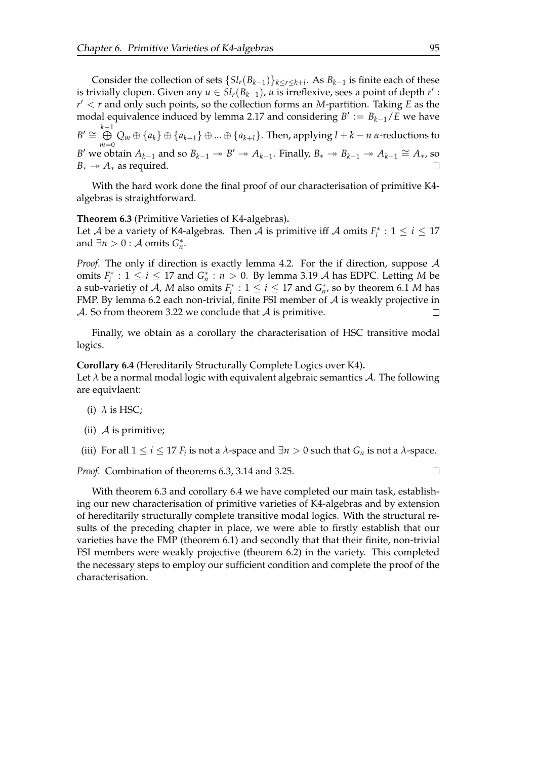Consider the collection of sets $\{Sl_r(B_{k-1})\}_{k \le r \le k+l}$. As $B_{k-1}$ is finite each of these is trivially clopen. Given any $u \in Sl_r(B_{k-1})$, $u$ is irreflexive, sees a point of depth $r'$ : $r' < r$ and only such points, so the collection forms an $M$-partition. Taking $E$ as the modal equivalence induced by lemma 2.17 and considering $B' := B_{k-1}/E$ we have $B' \cong \bigoplus_{m=0}^{k-1} Q_m \oplus \{a_k\} \oplus \{a_{k+1}\} \oplus ... \oplus \{a_{k+l}\}$. Then, applying $l + k - n$ $\alpha$-reductions to $B'$ we obtain $A_{k-1}$ and so $B_{k-1} \twoheadrightarrow B' \twoheadrightarrow A_{k-1}$. Finally, $B_* \twoheadrightarrow B_{k-1} \twoheadrightarrow A_{k-1} \cong A_*$, so $B_* \twoheadrightarrow A_*$ as required. □

With the hard work done the final proof of our characterisation of primitive K4-algebras is straightforward.

**Theorem 6.3** (Primitive Varieties of K4-algebras)**.**
Let $\mathcal{A}$ be a variety of K4-algebras. Then $\mathcal{A}$ is primitive iff $\mathcal{A}$ omits $F_i^* : 1 \le i \le 17$ and $\exists n > 0 : \mathcal{A}$ omits $G_n^*$.

*Proof.* The only if direction is exactly lemma 4.2. For the if direction, suppose $\mathcal{A}$ omits $F_i^* : 1 \le i \le 17$ and $G_n^* : n > 0$. By lemma 3.19 $\mathcal{A}$ has EDPC. Letting $M$ be a sub-varietiy of $\mathcal{A}$, $M$ also omits $F_i^* : 1 \le i \le 17$ and $G_n^*$, so by theorem 6.1 $M$ has FMP. By lemma 6.2 each non-trivial, finite FSI member of $\mathcal{A}$ is weakly projective in $\mathcal{A}$. So from theorem 3.22 we conclude that $\mathcal{A}$ is primitive. □

Finally, we obtain as a corollary the characterisation of HSC transitive modal logics.

**Corollary 6.4** (Hereditarily Structurally Complete Logics over K4)**.**
Let $\lambda$ be a normal modal logic with equivalent algebraic semantics $\mathcal{A}$. The following are equivlaent:

(i) $\lambda$ is HSC;

(ii) $\mathcal{A}$ is primitive;

(iii) For all $1 \le i \le 17$ $F_i$ is not a $\lambda$-space and $\exists n > 0$ such that $G_n$ is not a $\lambda$-space.

*Proof.* Combination of theorems 6.3, 3.14 and 3.25. □

With theorem 6.3 and corollary 6.4 we have completed our main task, establishing our new characterisation of primitive varieties of K4-algebras and by extension of hereditarily structurally complete transitive modal logics. With the structural results of the preceding chapter in place, we were able to firstly establish that our varieties have the FMP (theorem 6.1) and secondly that that their finite, non-trivial FSI members were weakly projective (theorem 6.2) in the variety. This completed the necessary steps to employ our sufficient condition and complete the proof of the characterisation.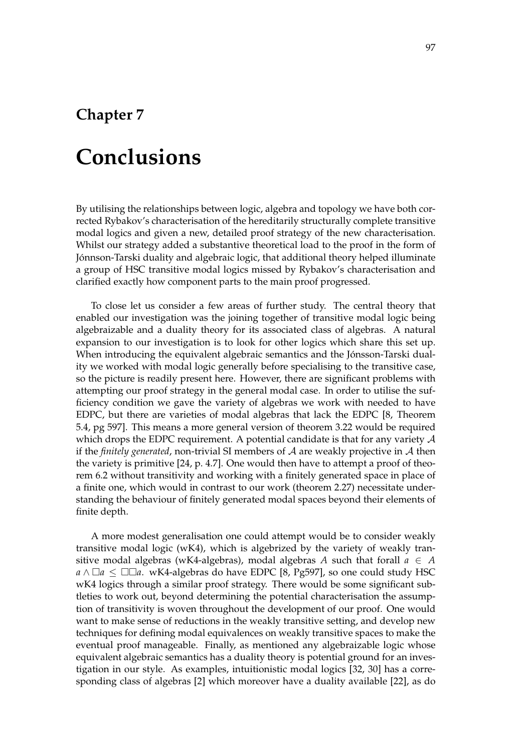# Chapter 7

# Conclusions

By utilising the relationships between logic, algebra and topology we have both corrected Rybakov's characterisation of the hereditarily structurally complete transitive modal logics and given a new, detailed proof strategy of the new characterisation. Whilst our strategy added a substantive theoretical load to the proof in the form of Jónnson-Tarski duality and algebraic logic, that additional theory helped illuminate a group of HSC transitive modal logics missed by Rybakov's characterisation and clarified exactly how component parts to the main proof progressed.

To close let us consider a few areas of further study. The central theory that enabled our investigation was the joining together of transitive modal logic being algebraizable and a duality theory for its associated class of algebras. A natural expansion to our investigation is to look for other logics which share this set up. When introducing the equivalent algebraic semantics and the Jónsson-Tarski duality we worked with modal logic generally before specialising to the transitive case, so the picture is readily present here. However, there are significant problems with attempting our proof strategy in the general modal case. In order to utilise the sufficiency condition we gave the variety of algebras we work with needed to have EDPC, but there are varieties of modal algebras that lack the EDPC [8, Theorem 5.4, pg 597]. This means a more general version of theorem 3.22 would be required which drops the EDPC requirement. A potential candidate is that for any variety $\mathcal{A}$ if the *finitely generated*, non-trivial SI members of $\mathcal{A}$ are weakly projective in $\mathcal{A}$ then the variety is primitive [24, p. 4.7]. One would then have to attempt a proof of theorem 6.2 without transitivity and working with a finitely generated space in place of a finite one, which would in contrast to our work (theorem 2.27) necessitate understanding the behaviour of finitely generated modal spaces beyond their elements of finite depth.

A more modest generalisation one could attempt would be to consider weakly transitive modal logic (wK4), which is algebrized by the variety of weakly transitive modal algebras (wK4-algebras), modal algebras $A$ such that forall $a \in A$ $a \wedge \Box a \leq \Box\Box a$. wK4-algebras do have EDPC [8, Pg597], so one could study HSC wK4 logics through a similar proof strategy. There would be some significant subtleties to work out, beyond determining the potential characterisation the assumption of transitivity is woven throughout the development of our proof. One would want to make sense of reductions in the weakly transitive setting, and develop new techniques for defining modal equivalences on weakly transitive spaces to make the eventual proof manageable. Finally, as mentioned any algebraizable logic whose equivalent algebraic semantics has a duality theory is potential ground for an investigation in our style. As examples, intuitionistic modal logics [32, 30] has a corresponding class of algebras [2] which moreover have a duality available [22], as do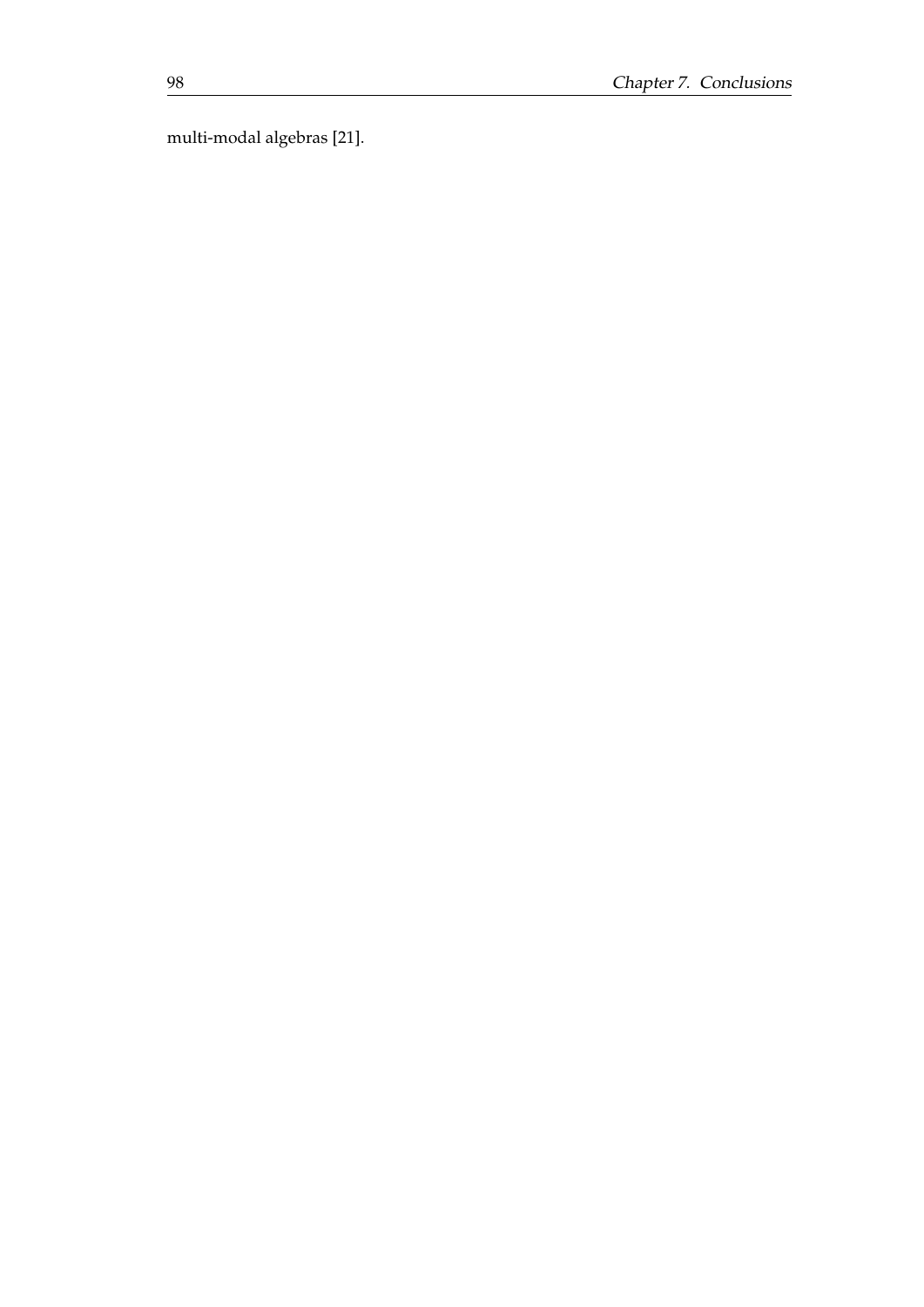multi-modal algebras [21].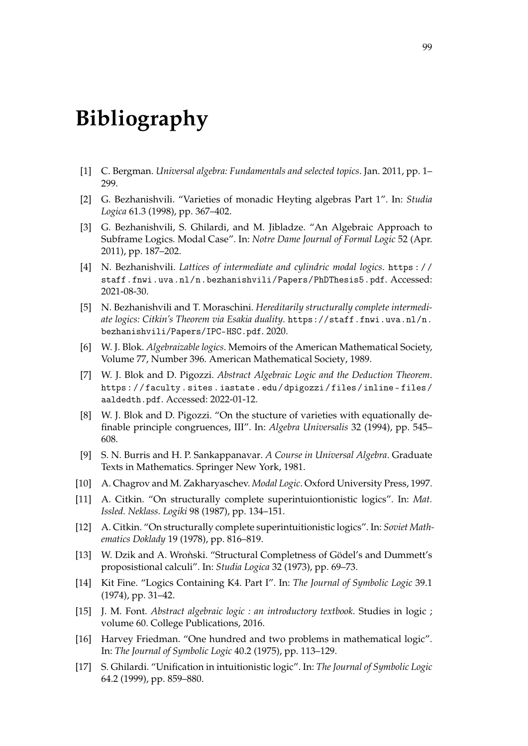# Bibliography

[1] C. Bergman. *Universal algebra: Fundamentals and selected topics*. Jan. 2011, pp. 1–299.

[2] G. Bezhanishvili. "Varieties of monadic Heyting algebras Part 1". In: *Studia Logica* 61.3 (1998), pp. 367–402.

[3] G. Bezhanishvili, S. Ghilardi, and M. Jibladze. "An Algebraic Approach to Subframe Logics. Modal Case". In: *Notre Dame Journal of Formal Logic* 52 (Apr. 2011), pp. 187–202.

[4] N. Bezhanishvili. *Lattices of intermediate and cylindric modal logics*. `https://staff.fnwi.uva.nl/n.bezhanishvili/Papers/PhDThesis5.pdf`. Accessed: 2021-08-30.

[5] N. Bezhanishvili and T. Moraschini. *Hereditarily structurally complete intermediate logics: Citkin's Theorem via Esakia duality*. `https://staff.fnwi.uva.nl/n.bezhanishvili/Papers/IPC-HSC.pdf`. 2020.

[6] W. J. Blok. *Algebraizable logics*. Memoirs of the American Mathematical Society, Volume 77, Number 396. American Mathematical Society, 1989.

[7] W. J. Blok and D. Pigozzi. *Abstract Algebraic Logic and the Deduction Theorem*. `https://faculty.sites.iastate.edu/dpigozzi/files/inline-files/aaldedth.pdf`. Accessed: 2022-01-12.

[8] W. J. Blok and D. Pigozzi. "On the stucture of varieties with equationally definable principle congruences, III". In: *Algebra Universalis* 32 (1994), pp. 545–608.

[9] S. N. Burris and H. P. Sankappanavar. *A Course in Universal Algebra*. Graduate Texts in Mathematics. Springer New York, 1981.

[10] A. Chagrov and M. Zakharyaschev. *Modal Logic*. Oxford University Press, 1997.

[11] A. Citkin. "On structurally complete superintuiontionistic logics". In: *Mat. Issled. Neklass. Logiki* 98 (1987), pp. 134–151.

[12] A. Citkin. "On structurally complete superintuitionistic logics". In: *Soviet Mathematics Doklady* 19 (1978), pp. 816–819.

[13] W. Dzik and A. Wroǹski. "Structural Completness of Gödel's and Dummett's proposistional calculi". In: *Studia Logica* 32 (1973), pp. 69–73.

[14] Kit Fine. "Logics Containing K4. Part I". In: *The Journal of Symbolic Logic* 39.1 (1974), pp. 31–42.

[15] J. M. Font. *Abstract algebraic logic : an introductory textbook*. Studies in logic ; volume 60. College Publications, 2016.

[16] Harvey Friedman. "One hundred and two problems in mathematical logic". In: *The Journal of Symbolic Logic* 40.2 (1975), pp. 113–129.

[17] S. Ghilardi. "Unification in intuitionistic logic". In: *The Journal of Symbolic Logic* 64.2 (1999), pp. 859–880.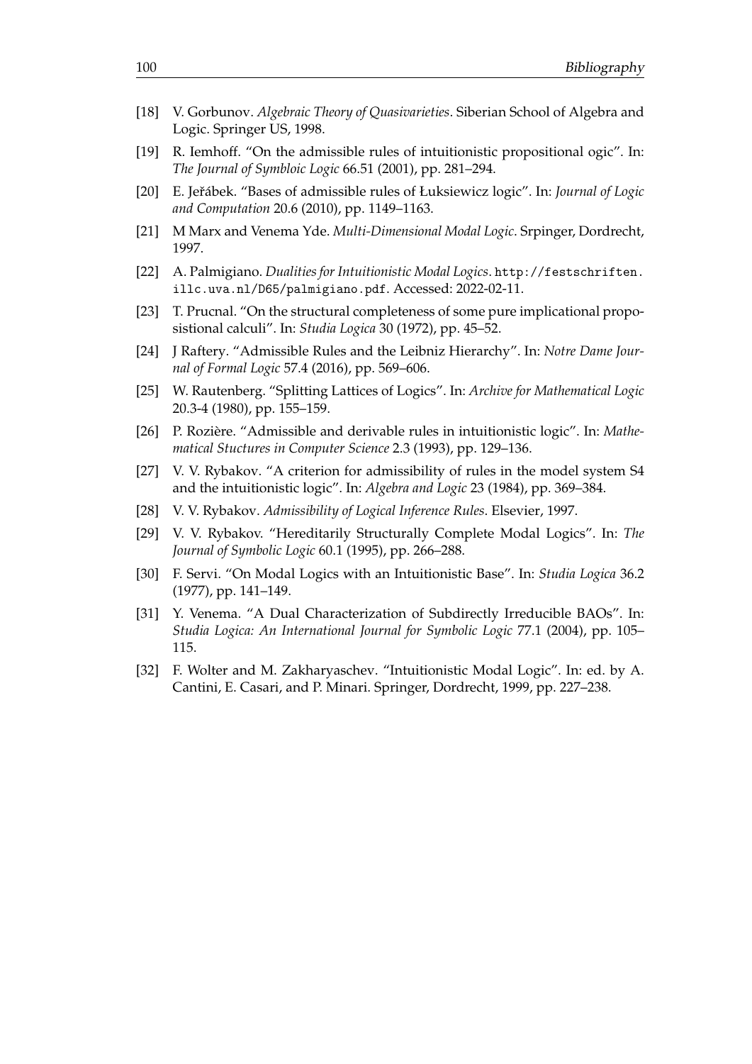[18] V. Gorbunov. *Algebraic Theory of Quasivarieties*. Siberian School of Algebra and Logic. Springer US, 1998.

[19] R. Iemhoff. “On the admissible rules of intuitionistic propositional ogic”. In: *The Journal of Symbloic Logic* 66.51 (2001), pp. 281–294.

[20] E. Jeřábek. “Bases of admissible rules of Łuksiewicz logic”. In: *Journal of Logic and Computation* 20.6 (2010), pp. 1149–1163.

[21] M Marx and Venema Yde. *Multi-Dimensional Modal Logic*. Srpinger, Dordrecht, 1997.

[22] A. Palmigiano. *Dualities for Intuitionistic Modal Logics*. `http://festschriften.illc.uva.nl/D65/palmigiano.pdf`. Accessed: 2022-02-11.

[23] T. Prucnal. “On the structural completeness of some pure implicational propositional calculi”. In: *Studia Logica* 30 (1972), pp. 45–52.

[24] J Raftery. “Admissible Rules and the Leibniz Hierarchy”. In: *Notre Dame Journal of Formal Logic* 57.4 (2016), pp. 569–606.

[25] W. Rautenberg. “Splitting Lattices of Logics”. In: *Archive for Mathematical Logic* 20.3-4 (1980), pp. 155–159.

[26] P. Rozière. “Admissible and derivable rules in intuitionistic logic”. In: *Mathematical Stuctures in Computer Science* 2.3 (1993), pp. 129–136.

[27] V. V. Rybakov. “A criterion for admissibility of rules in the model system S4 and the intuitionistic logic”. In: *Algebra and Logic* 23 (1984), pp. 369–384.

[28] V. V. Rybakov. *Admissibility of Logical Inference Rules*. Elsevier, 1997.

[29] V. V. Rybakov. “Hereditarily Structurally Complete Modal Logics”. In: *The Journal of Symbolic Logic* 60.1 (1995), pp. 266–288.

[30] F. Servi. “On Modal Logics with an Intuitionistic Base”. In: *Studia Logica* 36.2 (1977), pp. 141–149.

[31] Y. Venema. “A Dual Characterization of Subdirectly Irreducible BAOs”. In: *Studia Logica: An International Journal for Symbolic Logic* 77.1 (2004), pp. 105–115.

[32] F. Wolter and M. Zakharyaschev. “Intuitionistic Modal Logic”. In: ed. by A. Cantini, E. Casari, and P. Minari. Springer, Dordrecht, 1999, pp. 227–238.